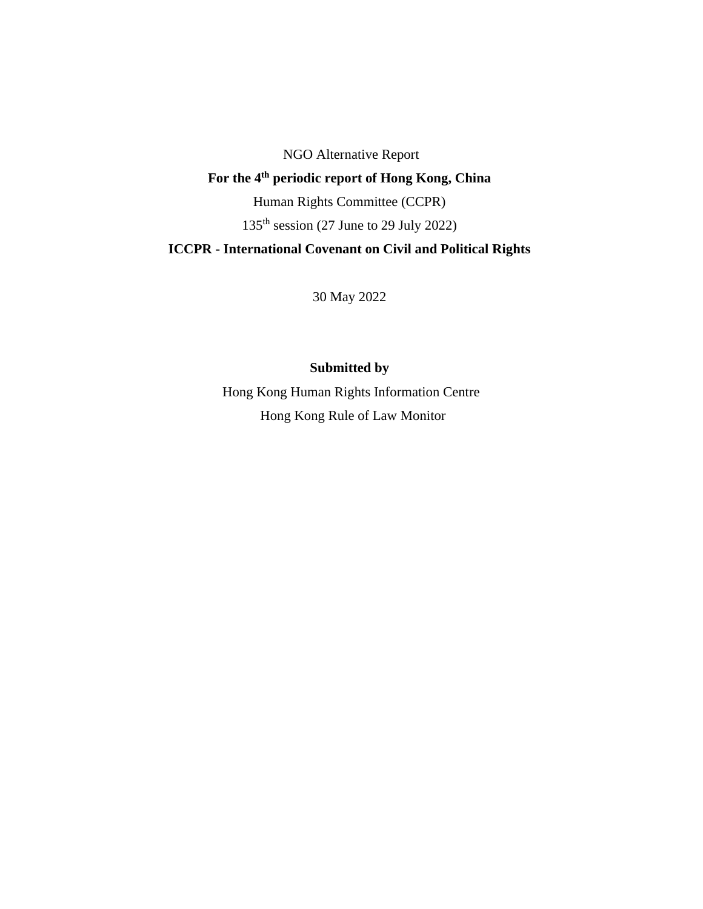NGO Alternative Report

**For the 4th periodic report of Hong Kong, China**

Human Rights Committee (CCPR)

135th session (27 June to 29 July 2022)

**ICCPR - International Covenant on Civil and Political Rights**

30 May 2022

**Submitted by**

Hong Kong Human Rights Information Centre

Hong Kong Rule of Law Monitor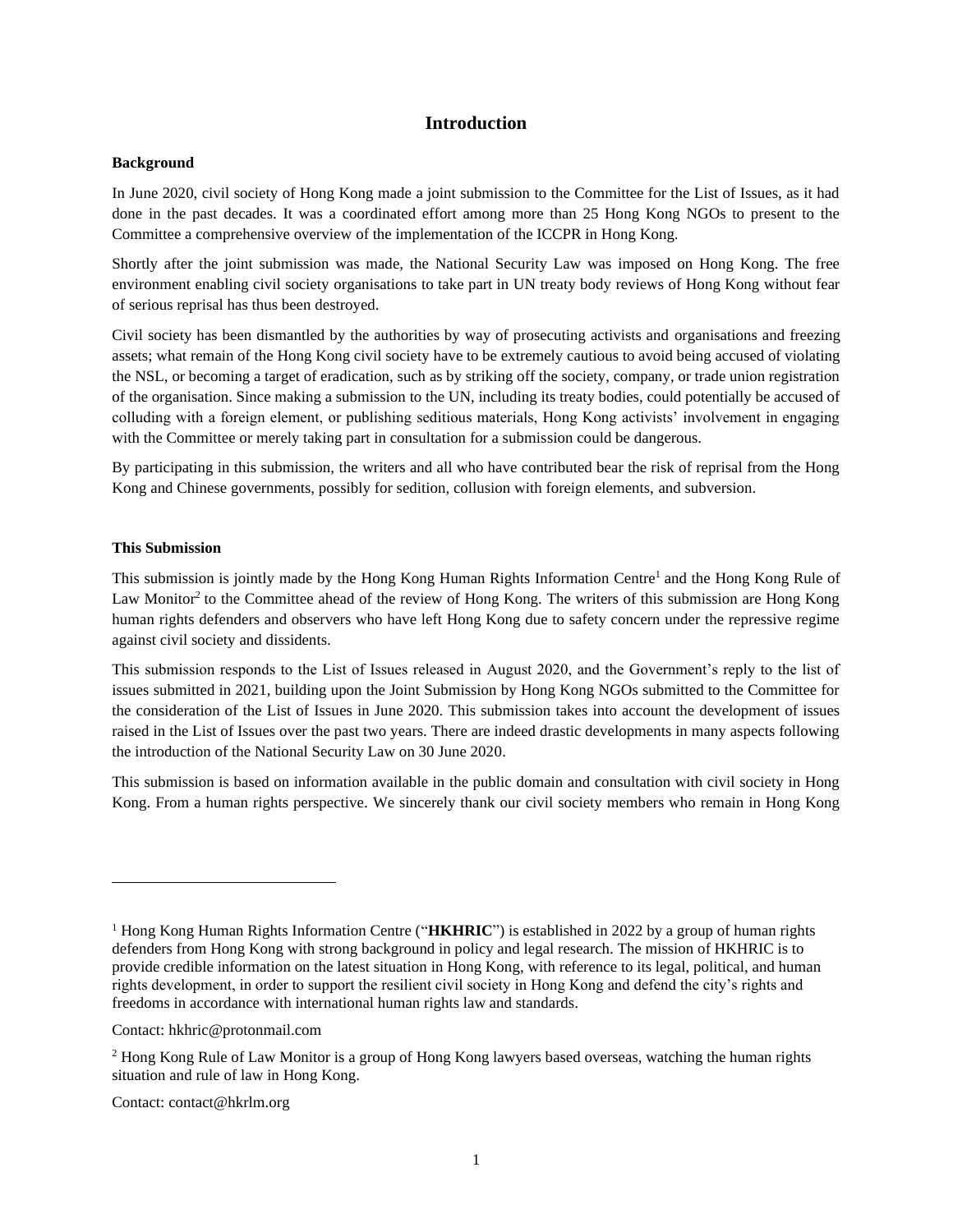# Introduction

**Background**

In June 2020, civil society of Hong Kong made a joint submission to the Committee for the List of Issues, as it had done in the past decades. It was a coordinated effort among more than 25 Hong Kong NGOs to present to the Committee a comprehensive overview of the implementation of the ICCPR in Hong Kong.

Shortly after the joint submission was made, the National Security Law was imposed on Hong Kong. The free environment enabling civil society organisations to take part in UN treaty body reviews of Hong Kong without fear of serious reprisal has thus been destroyed.

Civil society has been dismantled by the authorities by way of prosecuting activists and organisations and freezing assets; what remain of the Hong Kong civil society have to be extremely cautious to avoid being accused of violating the NSL, or becoming a target of eradication, such as by striking off the society, company, or trade union registration of the organisation. Since making a submission to the UN, including its treaty bodies, could potentially be accused of colluding with a foreign element, or publishing seditious materials, Hong Kong activists' involvement in engaging with the Committee or merely taking part in consultation for a submission could be dangerous.

By participating in this submission, the writers and all who have contributed bear the risk of reprisal from the Hong Kong and Chinese governments, possibly for sedition, collusion with foreign elements, and subversion.

**This Submission**

This submission is jointly made by the Hong Kong Human Rights Information Centre[1] and the Hong Kong Rule of Law Monitor[2] to the Committee ahead of the review of Hong Kong. The writers of this submission are Hong Kong human rights defenders and observers who have left Hong Kong due to safety concern under the repressive regime against civil society and dissidents.

This submission responds to the List of Issues released in August 2020, and the Government's reply to the list of issues submitted in 2021, building upon the Joint Submission by Hong Kong NGOs submitted to the Committee for the consideration of the List of Issues in June 2020. This submission takes into account the development of issues raised in the List of Issues over the past two years. There are indeed drastic developments in many aspects following the introduction of the National Security Law on 30 June 2020.

This submission is based on information available in the public domain and consultation with civil society in Hong Kong. From a human rights perspective. We sincerely thank our civil society members who remain in Hong Kong

---

[1] Hong Kong Human Rights Information Centre ("**HKHRIC**") is established in 2022 by a group of human rights defenders from Hong Kong with strong background in policy and legal research. The mission of HKHRIC is to provide credible information on the latest situation in Hong Kong, with reference to its legal, political, and human rights development, in order to support the resilient civil society in Hong Kong and defend the city's rights and freedoms in accordance with international human rights law and standards.

Contact: hkhric@protonmail.com

[2] Hong Kong Rule of Law Monitor is a group of Hong Kong lawyers based overseas, watching the human rights situation and rule of law in Hong Kong.

Contact: contact@hkrlm.org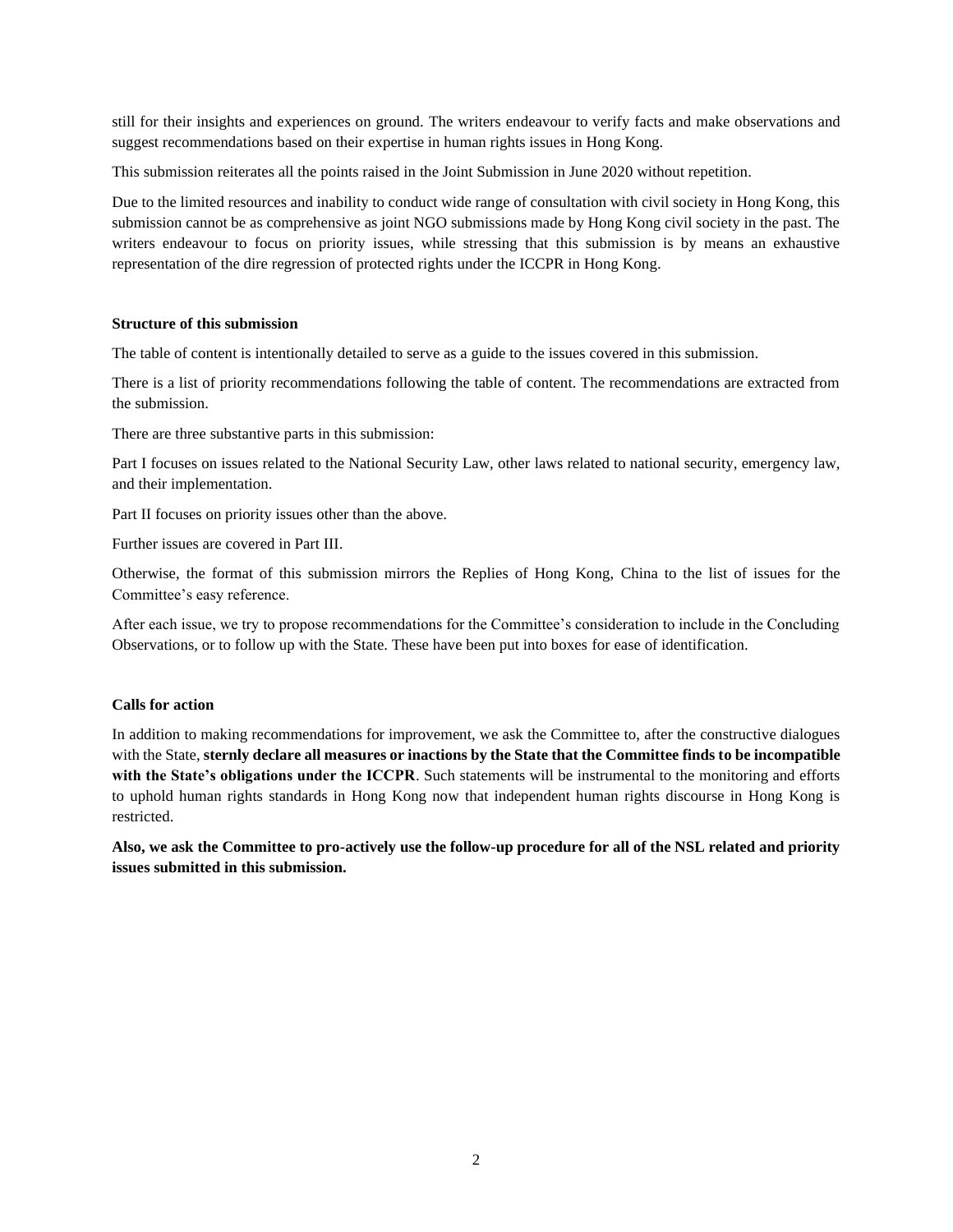still for their insights and experiences on ground. The writers endeavour to verify facts and make observations and suggest recommendations based on their expertise in human rights issues in Hong Kong.

This submission reiterates all the points raised in the Joint Submission in June 2020 without repetition.

Due to the limited resources and inability to conduct wide range of consultation with civil society in Hong Kong, this submission cannot be as comprehensive as joint NGO submissions made by Hong Kong civil society in the past. The writers endeavour to focus on priority issues, while stressing that this submission is by means an exhaustive representation of the dire regression of protected rights under the ICCPR in Hong Kong.

**Structure of this submission**

The table of content is intentionally detailed to serve as a guide to the issues covered in this submission.

There is a list of priority recommendations following the table of content. The recommendations are extracted from the submission.

There are three substantive parts in this submission:

Part I focuses on issues related to the National Security Law, other laws related to national security, emergency law, and their implementation.

Part II focuses on priority issues other than the above.

Further issues are covered in Part III.

Otherwise, the format of this submission mirrors the Replies of Hong Kong, China to the list of issues for the Committee's easy reference.

After each issue, we try to propose recommendations for the Committee's consideration to include in the Concluding Observations, or to follow up with the State. These have been put into boxes for ease of identification.

**Calls for action**

In addition to making recommendations for improvement, we ask the Committee to, after the constructive dialogues with the State, **sternly declare all measures or inactions by the State that the Committee finds to be incompatible with the State's obligations under the ICCPR**. Such statements will be instrumental to the monitoring and efforts to uphold human rights standards in Hong Kong now that independent human rights discourse in Hong Kong is restricted.

**Also, we ask the Committee to pro-actively use the follow-up procedure for all of the NSL related and priority issues submitted in this submission.**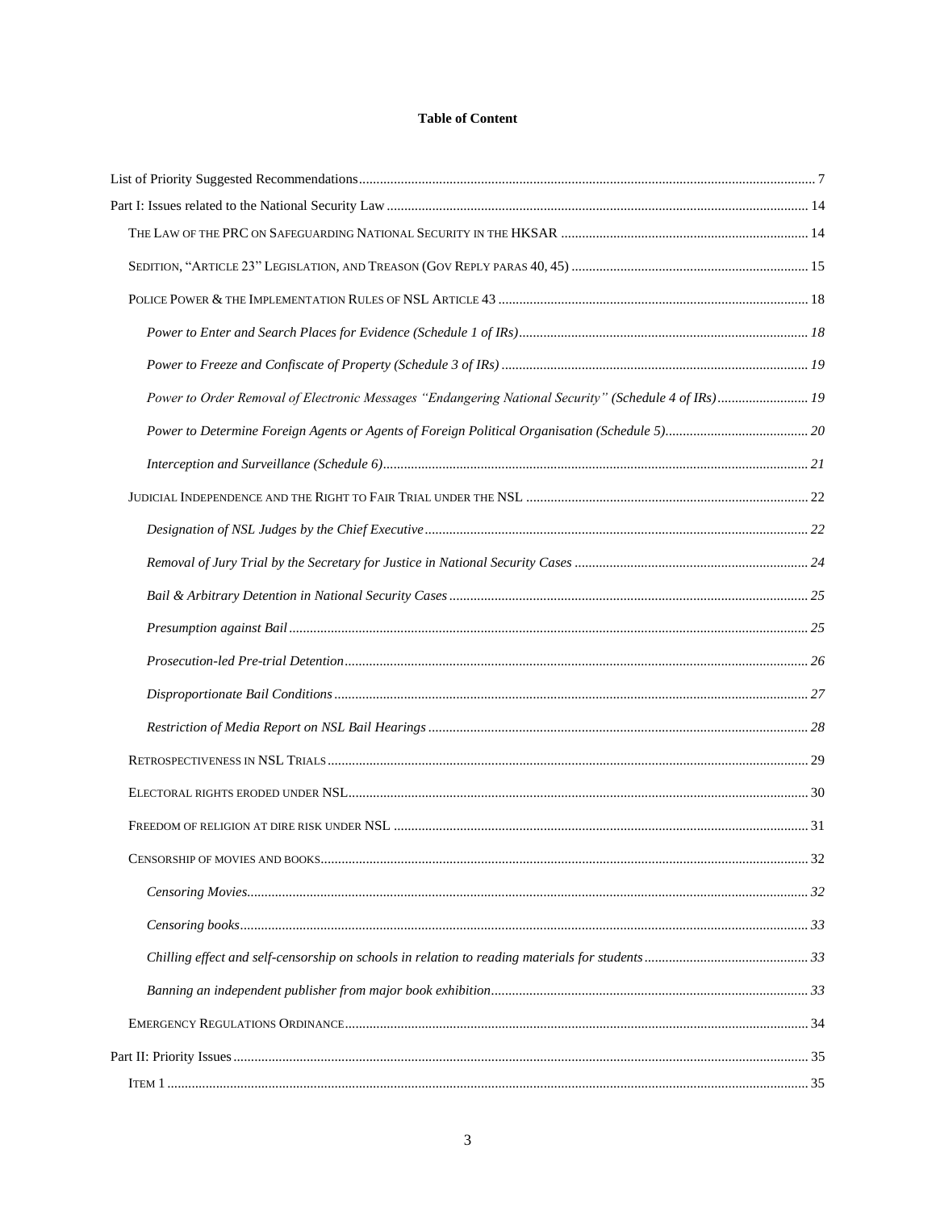**Table of Content**

List of Priority Suggested Recommendations ... 7

Part I: Issues related to the National Security Law ... 14

- The Law of the PRC on Safeguarding National Security in the HKSAR ... 14
- Sedition, "Article 23" Legislation, and Treason (Gov Reply paras 40, 45) ... 15
- Police Power & the Implementation Rules of NSL Article 43 ... 18
  - *Power to Enter and Search Places for Evidence (Schedule 1 of IRs)* ... 18
  - *Power to Freeze and Confiscate of Property (Schedule 3 of IRs)* ... 19
  - *Power to Order Removal of Electronic Messages "Endangering National Security" (Schedule 4 of IRs)* ... 19
  - *Power to Determine Foreign Agents or Agents of Foreign Political Organisation (Schedule 5)* ... 20
  - *Interception and Surveillance (Schedule 6)* ... 21
- Judicial Independence and the Right to Fair Trial under the NSL ... 22
  - *Designation of NSL Judges by the Chief Executive* ... 22
  - *Removal of Jury Trial by the Secretary for Justice in National Security Cases* ... 24
  - *Bail & Arbitrary Detention in National Security Cases* ... 25
  - *Presumption against Bail* ... 25
  - *Prosecution-led Pre-trial Detention* ... 26
  - *Disproportionate Bail Conditions* ... 27
  - *Restriction of Media Report on NSL Bail Hearings* ... 28
- Retrospectiveness in NSL Trials ... 29
- Electoral rights eroded under NSL ... 30
- Freedom of religion at dire risk under NSL ... 31
- Censorship of movies and books ... 32
  - *Censoring Movies* ... 32
  - *Censoring books* ... 33
  - *Chilling effect and self-censorship on schools in relation to reading materials for students* ... 33
  - *Banning an independent publisher from major book exhibition* ... 33
- Emergency Regulations Ordinance ... 34

Part II: Priority Issues ... 35

- Item 1 ... 35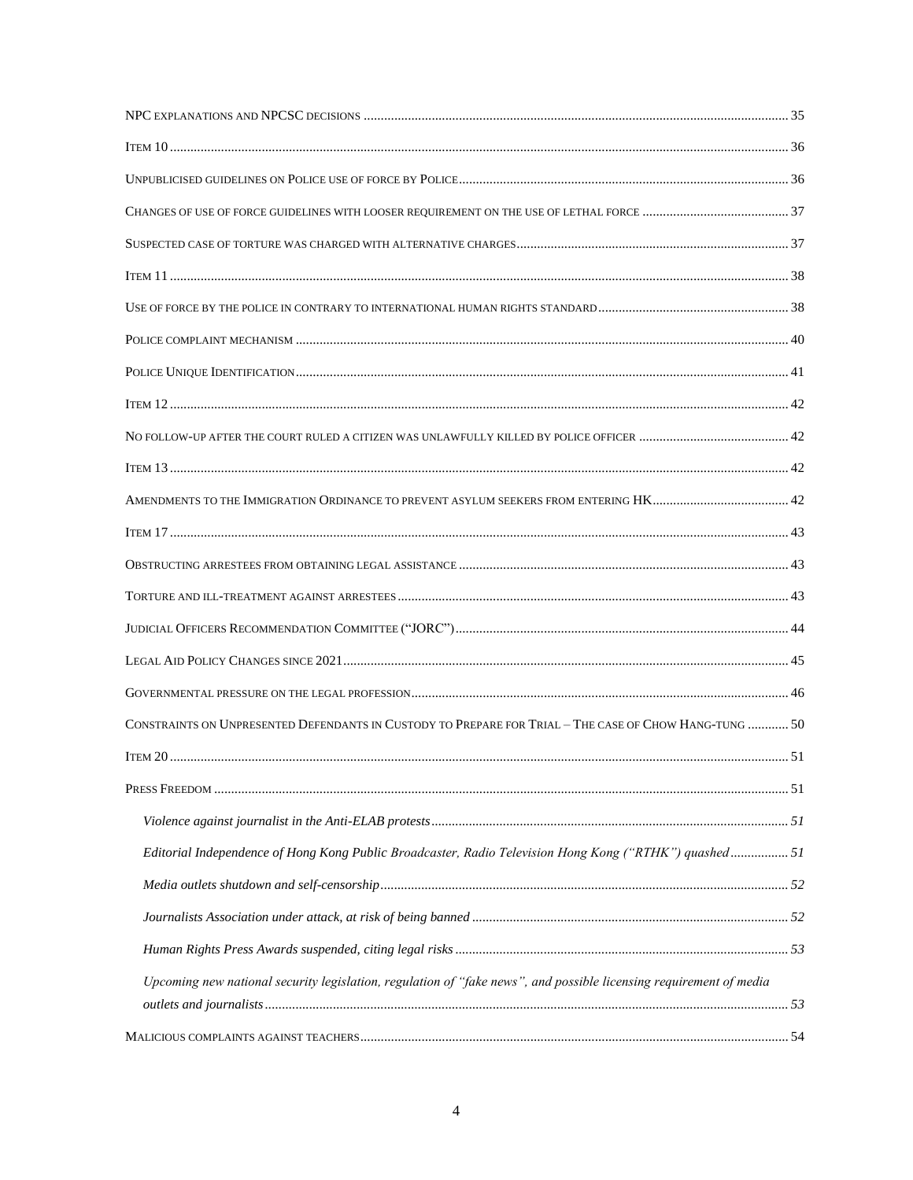NPC EXPLANATIONS AND NPCSC DECISIONS ............................................................................................................................ 35

ITEM 10 ................................................................................................................................................................... 36

UNPUBLICISED GUIDELINES ON POLICE USE OF FORCE BY POLICE ................................................................................. 36

CHANGES OF USE OF FORCE GUIDELINES WITH LOOSER REQUIREMENT ON THE USE OF LETHAL FORCE ........................................... 37

SUSPECTED CASE OF TORTURE WAS CHARGED WITH ALTERNATIVE CHARGES ................................................................................ 37

ITEM 11 ................................................................................................................................................................... 38

USE OF FORCE BY THE POLICE IN CONTRARY TO INTERNATIONAL HUMAN RIGHTS STANDARD ........................................................ 38

POLICE COMPLAINT MECHANISM ................................................................................................................................ 40

POLICE UNIQUE IDENTIFICATION ................................................................................................................................ 41

ITEM 12 ................................................................................................................................................................... 42

NO FOLLOW-UP AFTER THE COURT RULED A CITIZEN WAS UNLAWFULLY KILLED BY POLICE OFFICER ............................................ 42

ITEM 13 ................................................................................................................................................................... 42

AMENDMENTS TO THE IMMIGRATION ORDINANCE TO PREVENT ASYLUM SEEKERS FROM ENTERING HK ........................................ 42

ITEM 17 ................................................................................................................................................................... 43

OBSTRUCTING ARRESTEES FROM OBTAINING LEGAL ASSISTANCE ................................................................................................ 43

TORTURE AND ILL-TREATMENT AGAINST ARRESTEES .................................................................................................................. 43

JUDICIAL OFFICERS RECOMMENDATION COMMITTEE ("JORC") ................................................................................................. 44

LEGAL AID POLICY CHANGES SINCE 2021 .................................................................................................................. 45

GOVERNMENTAL PRESSURE ON THE LEGAL PROFESSION .............................................................................................................. 46

CONSTRAINTS ON UNPRESENTED DEFENDANTS IN CUSTODY TO PREPARE FOR TRIAL – THE CASE OF CHOW HANG-TUNG ............ 50

ITEM 20 ................................................................................................................................................................... 51

PRESS FREEDOM ....................................................................................................................................................... 51

*Violence against journalist in the Anti-ELAB protests* ........................................................................................................ 51

*Editorial Independence of Hong Kong Public Broadcaster, Radio Television Hong Kong ("RTHK") quashed* ................. 51

*Media outlets shutdown and self-censorship* ........................................................................................................ 52

*Journalists Association under attack, at risk of being banned* ............................................................................................ 52

*Human Rights Press Awards suspended, citing legal risks* ................................................................................................. 53

*Upcoming new national security legislation, regulation of "fake news", and possible licensing requirement of media outlets and journalists* ......................................................................................................................................... 53

MALICIOUS COMPLAINTS AGAINST TEACHERS ............................................................................................................................. 54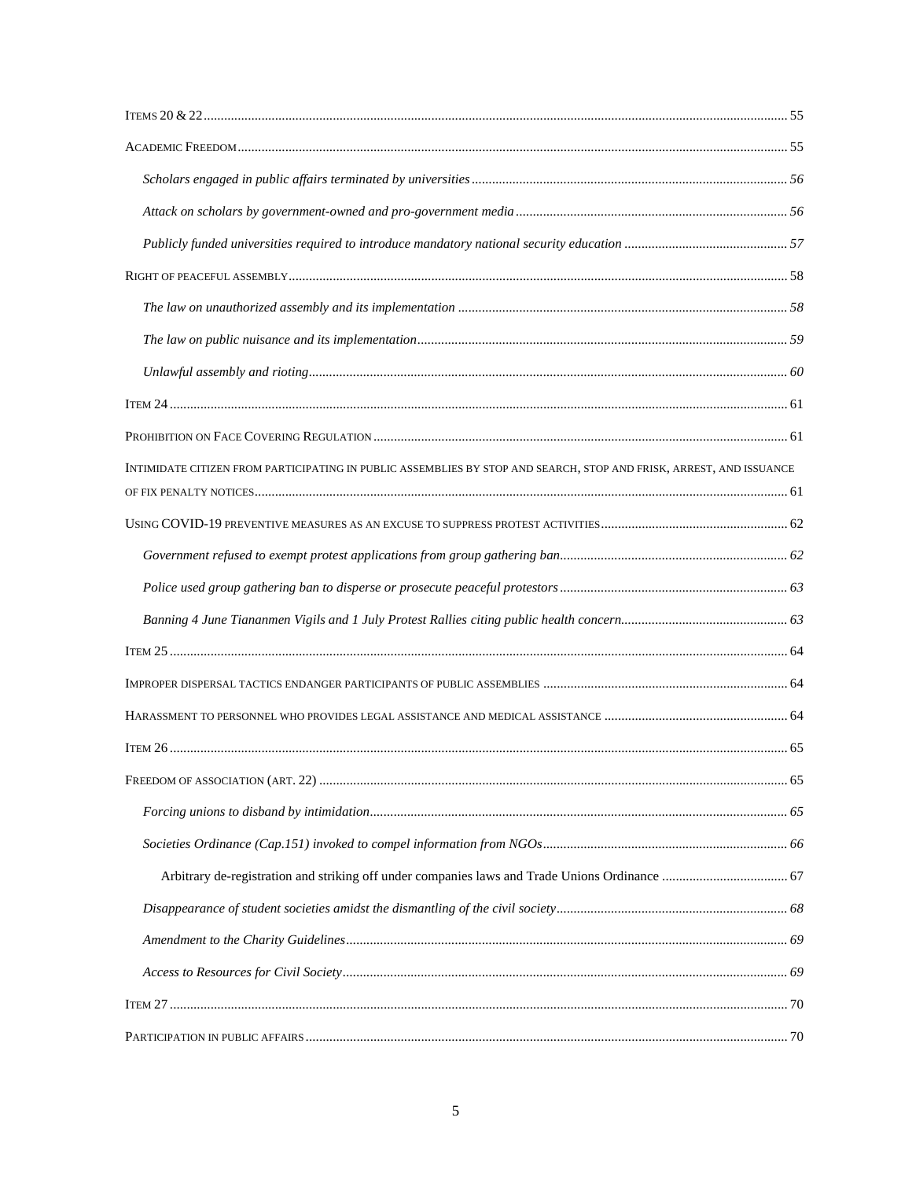Items 20 & 22 .......... 55

Academic Freedom .......... 55

*Scholars engaged in public affairs terminated by universities* .......... *56*

*Attack on scholars by government-owned and pro-government media* .......... *56*

*Publicly funded universities required to introduce mandatory national security education* .......... *57*

Right of peaceful assembly .......... 58

*The law on unauthorized assembly and its implementation* .......... *58*

*The law on public nuisance and its implementation* .......... *59*

*Unlawful assembly and rioting* .......... *60*

Item 24 .......... 61

Prohibition on Face Covering Regulation .......... 61

Intimidate citizen from participating in public assemblies by stop and search, stop and frisk, arrest, and issuance of fix penalty notices .......... 61

Using COVID-19 preventive measures as an excuse to suppress protest activities .......... 62

*Government refused to exempt protest applications from group gathering ban* .......... *62*

*Police used group gathering ban to disperse or prosecute peaceful protestors* .......... *63*

*Banning 4 June Tiananmen Vigils and 1 July Protest Rallies citing public health concern* .......... *63*

Item 25 .......... 64

Improper dispersal tactics endanger participants of public assemblies .......... 64

Harassment to personnel who provides legal assistance and medical assistance .......... 64

Item 26 .......... 65

Freedom of association (Art. 22) .......... 65

*Forcing unions to disband by intimidation* .......... *65*

*Societies Ordinance (Cap.151) invoked to compel information from NGOs* .......... *66*

Arbitrary de-registration and striking off under companies laws and Trade Unions Ordinance .......... 67

*Disappearance of student societies amidst the dismantling of the civil society* .......... *68*

*Amendment to the Charity Guidelines* .......... *69*

*Access to Resources for Civil Society* .......... *69*

Item 27 .......... 70

Participation in public affairs .......... 70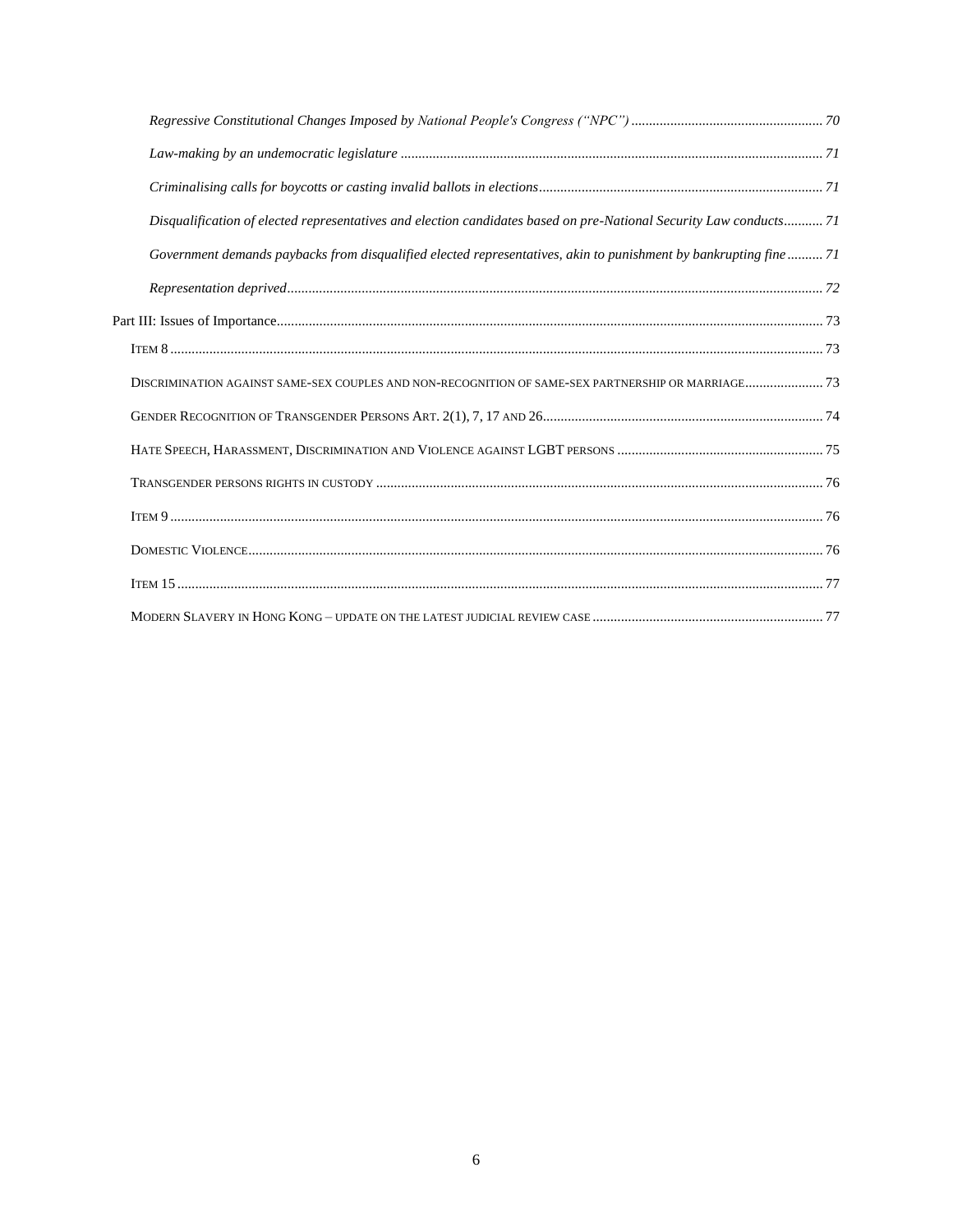*Regressive Constitutional Changes Imposed by National People's Congress ("NPC")* ..................................................... 70

*Law-making by an undemocratic legislature* ..................................................................................................... 71

*Criminalising calls for boycotts or casting invalid ballots in elections*.............................................................................. 71

*Disqualification of elected representatives and election candidates based on pre-National Security Law conducts*........... 71

*Government demands paybacks from disqualified elected representatives, akin to punishment by bankrupting fine* .......... 71

*Representation deprived*...................................................................................................................................... 72

Part III: Issues of Importance.......................................................................................................................................... 73

ITEM 8 ..................................................................................................................................................................... 73

DISCRIMINATION AGAINST SAME-SEX COUPLES AND NON-RECOGNITION OF SAME-SEX PARTNERSHIP OR MARRIAGE...................... 73

GENDER RECOGNITION OF TRANSGENDER PERSONS ART. 2(1), 7, 17 AND 26............................................................................. 74

HATE SPEECH, HARASSMENT, DISCRIMINATION AND VIOLENCE AGAINST LGBT PERSONS .......................................................... 75

TRANSGENDER PERSONS RIGHTS IN CUSTODY ............................................................................................................. 76

ITEM 9 ..................................................................................................................................................................... 76

DOMESTIC VIOLENCE................................................................................................................................................ 76

ITEM 15 ................................................................................................................................................................... 77

MODERN SLAVERY IN HONG KONG – UPDATE ON THE LATEST JUDICIAL REVIEW CASE ................................................................. 77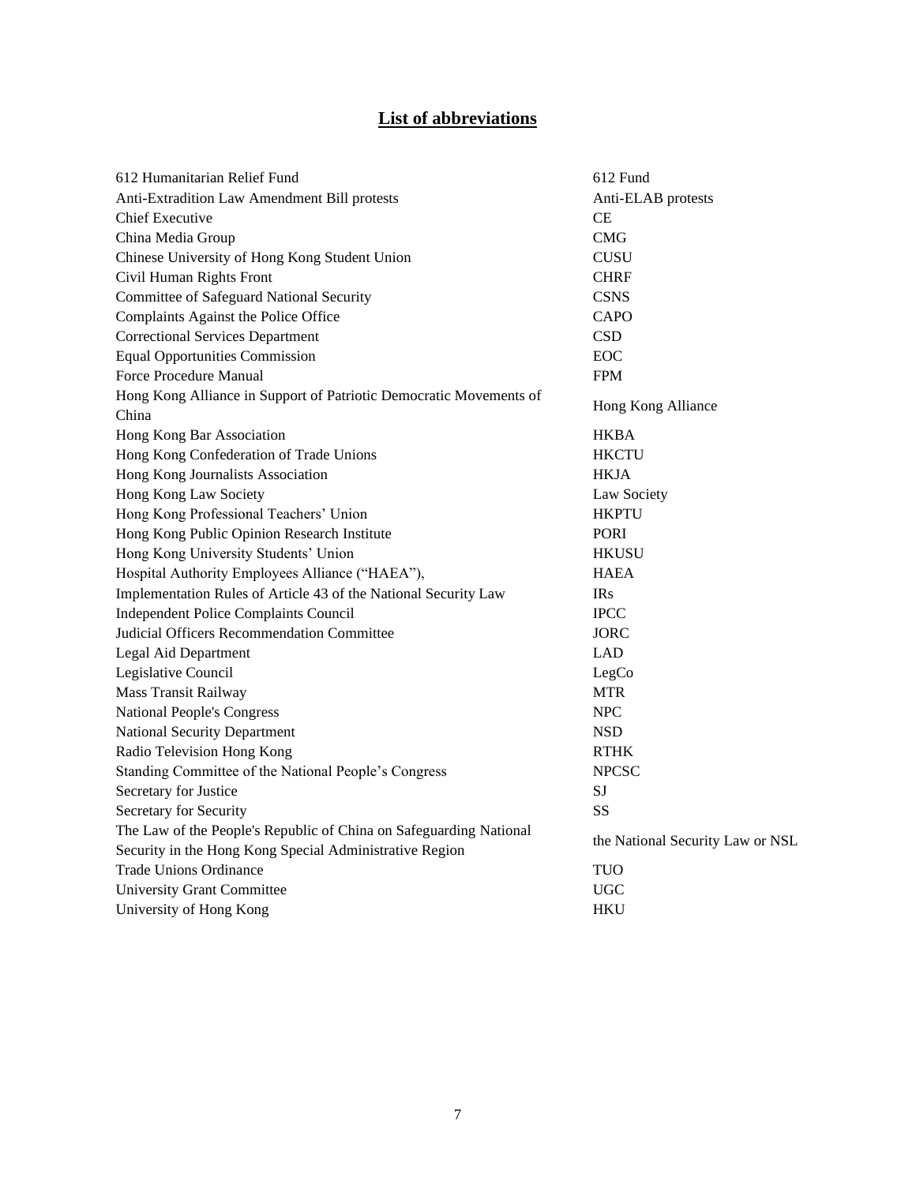## List of abbreviations

| | |
|---|---|
| 612 Humanitarian Relief Fund | 612 Fund |
| Anti-Extradition Law Amendment Bill protests | Anti-ELAB protests |
| Chief Executive | CE |
| China Media Group | CMG |
| Chinese University of Hong Kong Student Union | CUSU |
| Civil Human Rights Front | CHRF |
| Committee of Safeguard National Security | CSNS |
| Complaints Against the Police Office | CAPO |
| Correctional Services Department | CSD |
| Equal Opportunities Commission | EOC |
| Force Procedure Manual | FPM |
| Hong Kong Alliance in Support of Patriotic Democratic Movements of China | Hong Kong Alliance |
| Hong Kong Bar Association | HKBA |
| Hong Kong Confederation of Trade Unions | HKCTU |
| Hong Kong Journalists Association | HKJA |
| Hong Kong Law Society | Law Society |
| Hong Kong Professional Teachers' Union | HKPTU |
| Hong Kong Public Opinion Research Institute | PORI |
| Hong Kong University Students' Union | HKUSU |
| Hospital Authority Employees Alliance ("HAEA"), | HAEA |
| Implementation Rules of Article 43 of the National Security Law | IRs |
| Independent Police Complaints Council | IPCC |
| Judicial Officers Recommendation Committee | JORC |
| Legal Aid Department | LAD |
| Legislative Council | LegCo |
| Mass Transit Railway | MTR |
| National People's Congress | NPC |
| National Security Department | NSD |
| Radio Television Hong Kong | RTHK |
| Standing Committee of the National People's Congress | NPCSC |
| Secretary for Justice | SJ |
| Secretary for Security | SS |
| The Law of the People's Republic of China on Safeguarding National Security in the Hong Kong Special Administrative Region | the National Security Law or NSL |
| Trade Unions Ordinance | TUO |
| University Grant Committee | UGC |
| University of Hong Kong | HKU |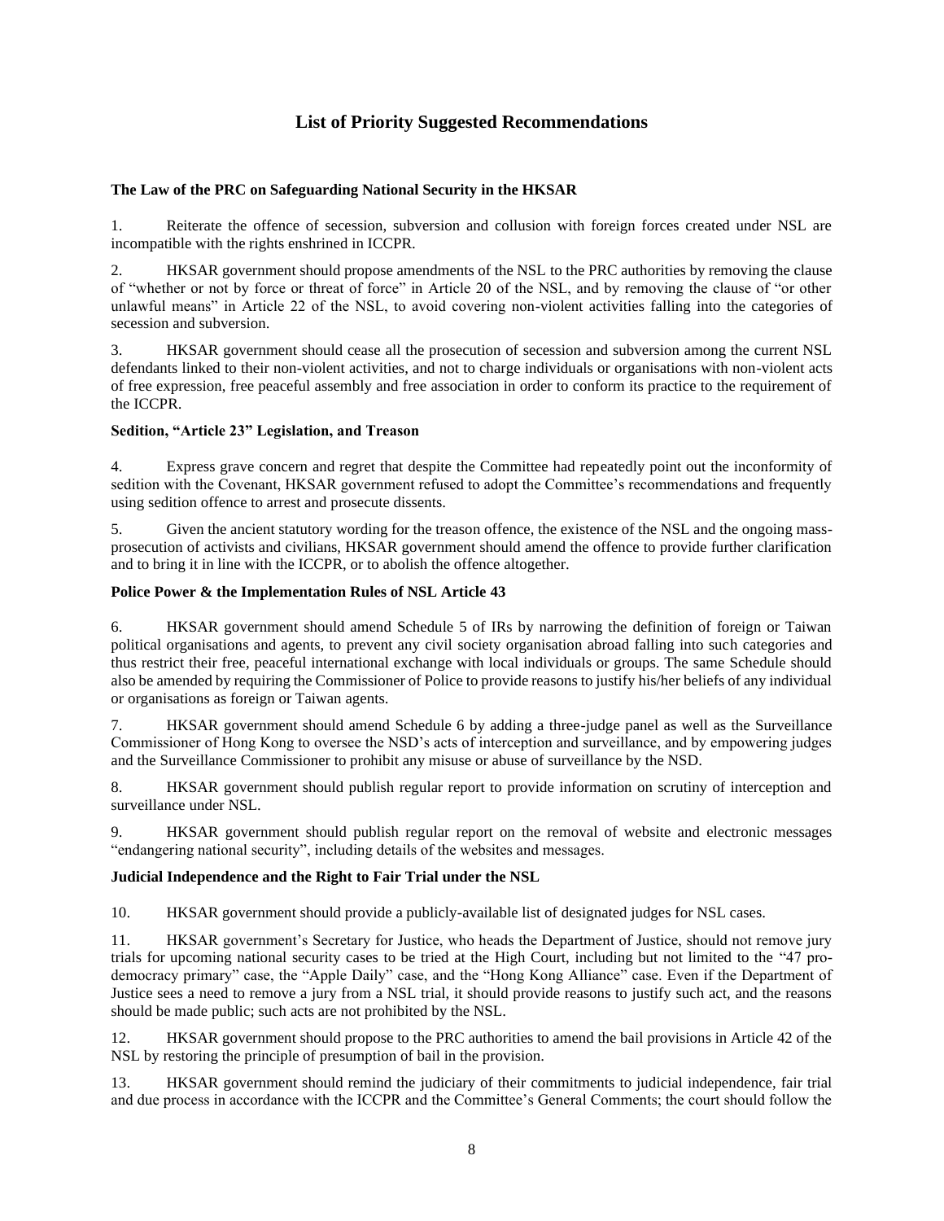## List of Priority Suggested Recommendations

### The Law of the PRC on Safeguarding National Security in the HKSAR

1. Reiterate the offence of secession, subversion and collusion with foreign forces created under NSL are incompatible with the rights enshrined in ICCPR.

2. HKSAR government should propose amendments of the NSL to the PRC authorities by removing the clause of "whether or not by force or threat of force" in Article 20 of the NSL, and by removing the clause of "or other unlawful means" in Article 22 of the NSL, to avoid covering non-violent activities falling into the categories of secession and subversion.

3. HKSAR government should cease all the prosecution of secession and subversion among the current NSL defendants linked to their non-violent activities, and not to charge individuals or organisations with non-violent acts of free expression, free peaceful assembly and free association in order to conform its practice to the requirement of the ICCPR.

### Sedition, "Article 23" Legislation, and Treason

4. Express grave concern and regret that despite the Committee had repeatedly point out the inconformity of sedition with the Covenant, HKSAR government refused to adopt the Committee's recommendations and frequently using sedition offence to arrest and prosecute dissents.

5. Given the ancient statutory wording for the treason offence, the existence of the NSL and the ongoing mass-prosecution of activists and civilians, HKSAR government should amend the offence to provide further clarification and to bring it in line with the ICCPR, or to abolish the offence altogether.

### Police Power & the Implementation Rules of NSL Article 43

6. HKSAR government should amend Schedule 5 of IRs by narrowing the definition of foreign or Taiwan political organisations and agents, to prevent any civil society organisation abroad falling into such categories and thus restrict their free, peaceful international exchange with local individuals or groups. The same Schedule should also be amended by requiring the Commissioner of Police to provide reasons to justify his/her beliefs of any individual or organisations as foreign or Taiwan agents.

7. HKSAR government should amend Schedule 6 by adding a three-judge panel as well as the Surveillance Commissioner of Hong Kong to oversee the NSD's acts of interception and surveillance, and by empowering judges and the Surveillance Commissioner to prohibit any misuse or abuse of surveillance by the NSD.

8. HKSAR government should publish regular report to provide information on scrutiny of interception and surveillance under NSL.

9. HKSAR government should publish regular report on the removal of website and electronic messages "endangering national security", including details of the websites and messages.

### Judicial Independence and the Right to Fair Trial under the NSL

10. HKSAR government should provide a publicly-available list of designated judges for NSL cases.

11. HKSAR government's Secretary for Justice, who heads the Department of Justice, should not remove jury trials for upcoming national security cases to be tried at the High Court, including but not limited to the "47 pro-democracy primary" case, the "Apple Daily" case, and the "Hong Kong Alliance" case. Even if the Department of Justice sees a need to remove a jury from a NSL trial, it should provide reasons to justify such act, and the reasons should be made public; such acts are not prohibited by the NSL.

12. HKSAR government should propose to the PRC authorities to amend the bail provisions in Article 42 of the NSL by restoring the principle of presumption of bail in the provision.

13. HKSAR government should remind the judiciary of their commitments to judicial independence, fair trial and due process in accordance with the ICCPR and the Committee's General Comments; the court should follow the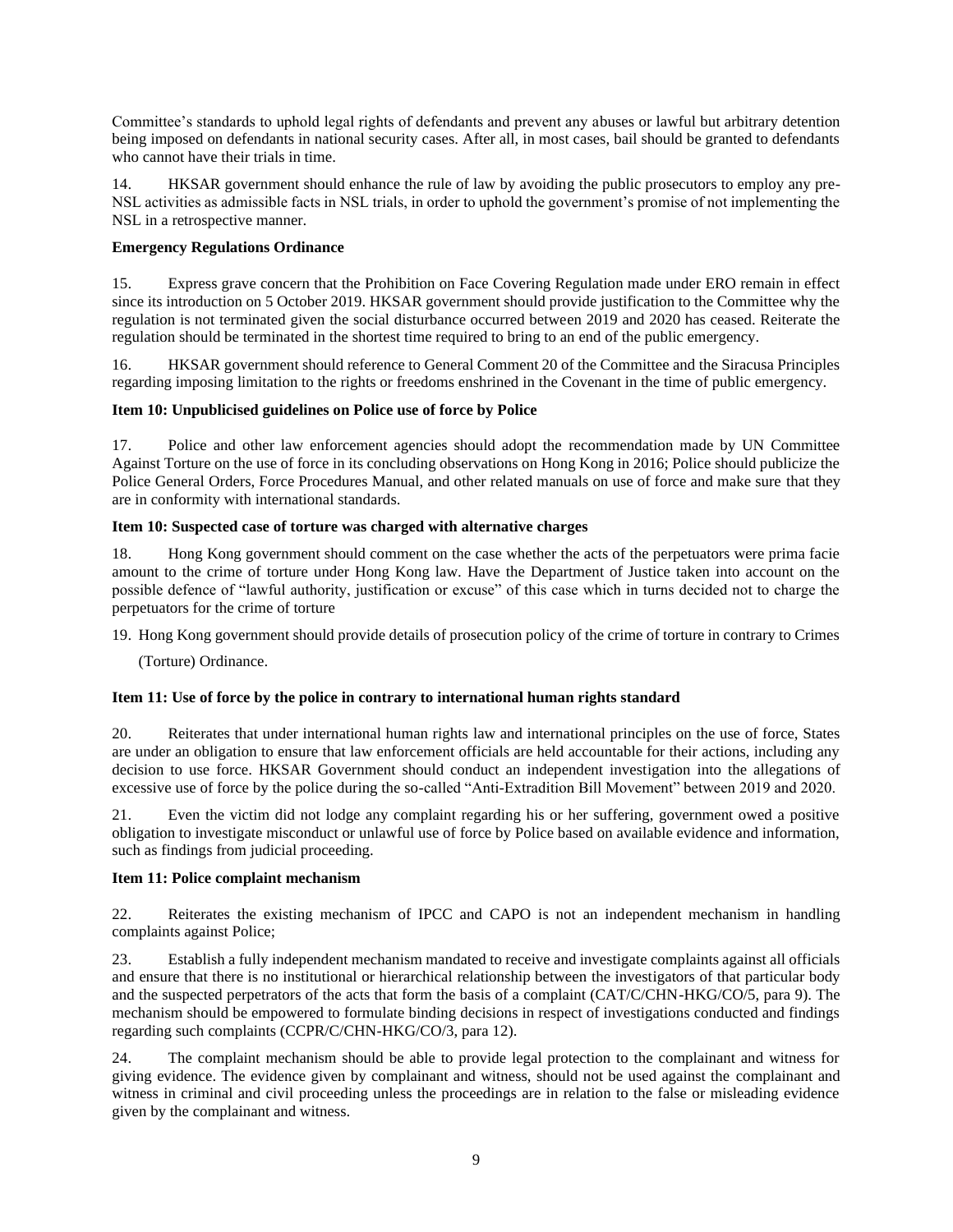Committee's standards to uphold legal rights of defendants and prevent any abuses or lawful but arbitrary detention being imposed on defendants in national security cases. After all, in most cases, bail should be granted to defendants who cannot have their trials in time.

14. HKSAR government should enhance the rule of law by avoiding the public prosecutors to employ any pre-NSL activities as admissible facts in NSL trials, in order to uphold the government's promise of not implementing the NSL in a retrospective manner.

**Emergency Regulations Ordinance**

15. Express grave concern that the Prohibition on Face Covering Regulation made under ERO remain in effect since its introduction on 5 October 2019. HKSAR government should provide justification to the Committee why the regulation is not terminated given the social disturbance occurred between 2019 and 2020 has ceased. Reiterate the regulation should be terminated in the shortest time required to bring to an end of the public emergency.

16. HKSAR government should reference to General Comment 20 of the Committee and the Siracusa Principles regarding imposing limitation to the rights or freedoms enshrined in the Covenant in the time of public emergency.

**Item 10: Unpublicised guidelines on Police use of force by Police**

17. Police and other law enforcement agencies should adopt the recommendation made by UN Committee Against Torture on the use of force in its concluding observations on Hong Kong in 2016; Police should publicize the Police General Orders, Force Procedures Manual, and other related manuals on use of force and make sure that they are in conformity with international standards.

**Item 10: Suspected case of torture was charged with alternative charges**

18. Hong Kong government should comment on the case whether the acts of the perpetuators were prima facie amount to the crime of torture under Hong Kong law. Have the Department of Justice taken into account on the possible defence of "lawful authority, justification or excuse" of this case which in turns decided not to charge the perpetuators for the crime of torture

19. Hong Kong government should provide details of prosecution policy of the crime of torture in contrary to Crimes (Torture) Ordinance.

**Item 11: Use of force by the police in contrary to international human rights standard**

20. Reiterates that under international human rights law and international principles on the use of force, States are under an obligation to ensure that law enforcement officials are held accountable for their actions, including any decision to use force. HKSAR Government should conduct an independent investigation into the allegations of excessive use of force by the police during the so-called "Anti-Extradition Bill Movement" between 2019 and 2020.

21. Even the victim did not lodge any complaint regarding his or her suffering, government owed a positive obligation to investigate misconduct or unlawful use of force by Police based on available evidence and information, such as findings from judicial proceeding.

**Item 11: Police complaint mechanism**

22. Reiterates the existing mechanism of IPCC and CAPO is not an independent mechanism in handling complaints against Police;

23. Establish a fully independent mechanism mandated to receive and investigate complaints against all officials and ensure that there is no institutional or hierarchical relationship between the investigators of that particular body and the suspected perpetrators of the acts that form the basis of a complaint (CAT/C/CHN-HKG/CO/5, para 9). The mechanism should be empowered to formulate binding decisions in respect of investigations conducted and findings regarding such complaints (CCPR/C/CHN-HKG/CO/3, para 12).

24. The complaint mechanism should be able to provide legal protection to the complainant and witness for giving evidence. The evidence given by complainant and witness, should not be used against the complainant and witness in criminal and civil proceeding unless the proceedings are in relation to the false or misleading evidence given by the complainant and witness.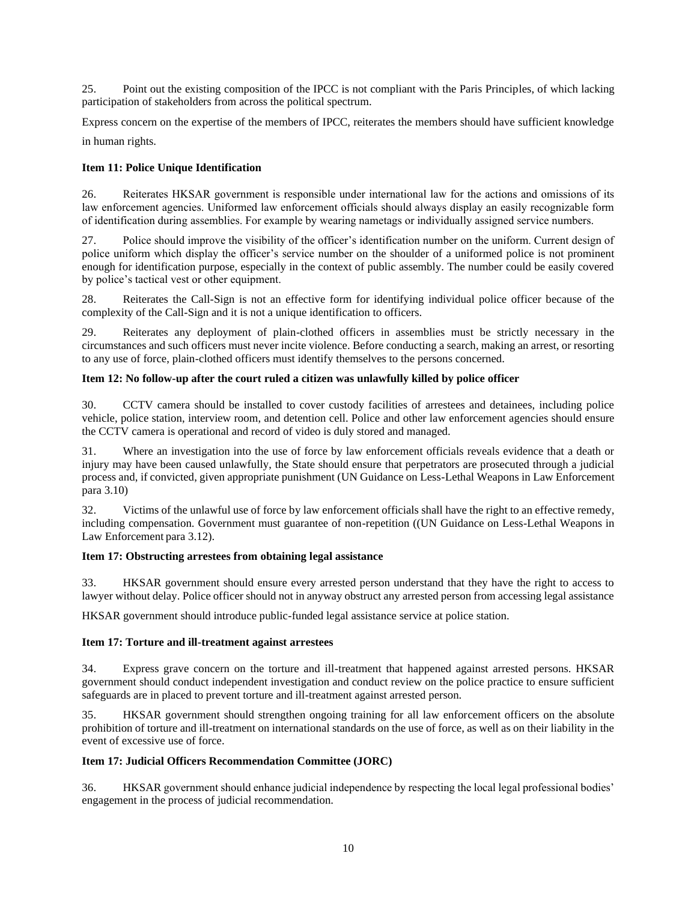25. Point out the existing composition of the IPCC is not compliant with the Paris Principles, of which lacking participation of stakeholders from across the political spectrum.

Express concern on the expertise of the members of IPCC, reiterates the members should have sufficient knowledge in human rights.

**Item 11: Police Unique Identification**

26. Reiterates HKSAR government is responsible under international law for the actions and omissions of its law enforcement agencies. Uniformed law enforcement officials should always display an easily recognizable form of identification during assemblies. For example by wearing nametags or individually assigned service numbers.

27. Police should improve the visibility of the officer's identification number on the uniform. Current design of police uniform which display the officer's service number on the shoulder of a uniformed police is not prominent enough for identification purpose, especially in the context of public assembly. The number could be easily covered by police's tactical vest or other equipment.

28. Reiterates the Call-Sign is not an effective form for identifying individual police officer because of the complexity of the Call-Sign and it is not a unique identification to officers.

29. Reiterates any deployment of plain-clothed officers in assemblies must be strictly necessary in the circumstances and such officers must never incite violence. Before conducting a search, making an arrest, or resorting to any use of force, plain-clothed officers must identify themselves to the persons concerned.

**Item 12: No follow-up after the court ruled a citizen was unlawfully killed by police officer**

30. CCTV camera should be installed to cover custody facilities of arrestees and detainees, including police vehicle, police station, interview room, and detention cell. Police and other law enforcement agencies should ensure the CCTV camera is operational and record of video is duly stored and managed.

31. Where an investigation into the use of force by law enforcement officials reveals evidence that a death or injury may have been caused unlawfully, the State should ensure that perpetrators are prosecuted through a judicial process and, if convicted, given appropriate punishment (UN Guidance on Less-Lethal Weapons in Law Enforcement para 3.10)

32. Victims of the unlawful use of force by law enforcement officials shall have the right to an effective remedy, including compensation. Government must guarantee of non-repetition ((UN Guidance on Less-Lethal Weapons in Law Enforcement para 3.12).

**Item 17: Obstructing arrestees from obtaining legal assistance**

33. HKSAR government should ensure every arrested person understand that they have the right to access to lawyer without delay. Police officer should not in anyway obstruct any arrested person from accessing legal assistance

HKSAR government should introduce public-funded legal assistance service at police station.

**Item 17: Torture and ill-treatment against arrestees**

34. Express grave concern on the torture and ill-treatment that happened against arrested persons. HKSAR government should conduct independent investigation and conduct review on the police practice to ensure sufficient safeguards are in placed to prevent torture and ill-treatment against arrested person.

35. HKSAR government should strengthen ongoing training for all law enforcement officers on the absolute prohibition of torture and ill-treatment on international standards on the use of force, as well as on their liability in the event of excessive use of force.

**Item 17: Judicial Officers Recommendation Committee (JORC)**

36. HKSAR government should enhance judicial independence by respecting the local legal professional bodies' engagement in the process of judicial recommendation.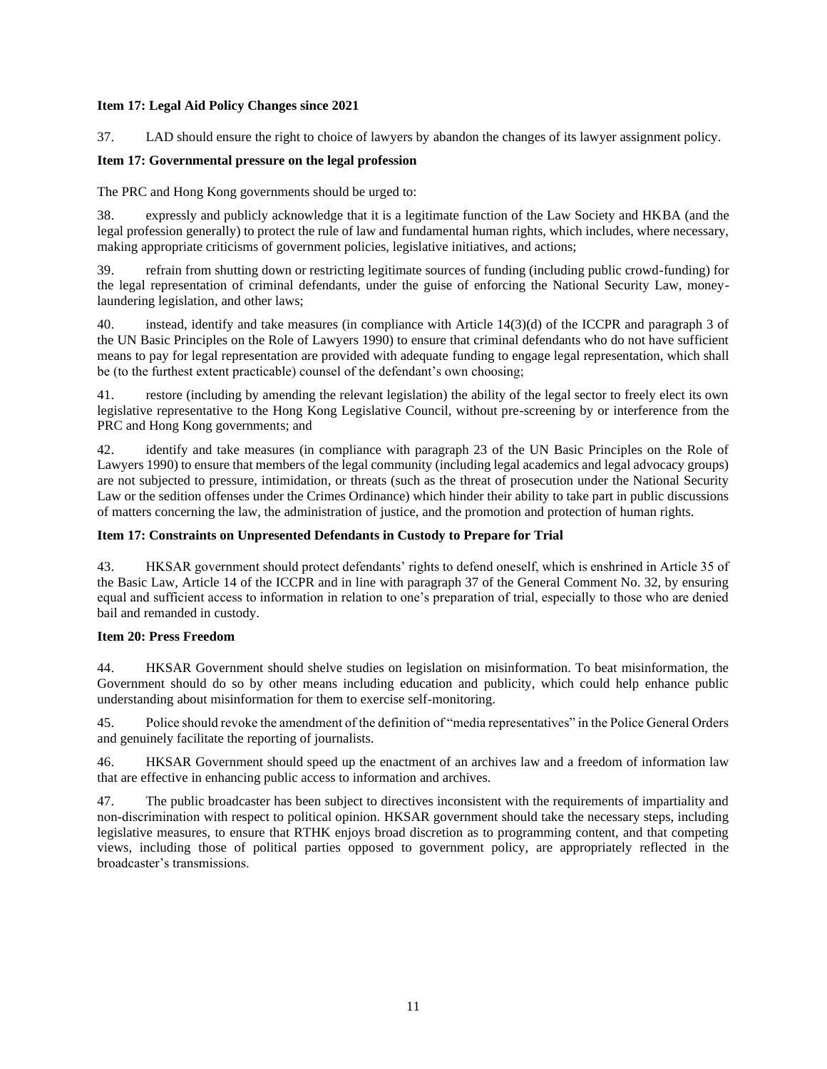**Item 17: Legal Aid Policy Changes since 2021**

37. LAD should ensure the right to choice of lawyers by abandon the changes of its lawyer assignment policy.

**Item 17: Governmental pressure on the legal profession**

The PRC and Hong Kong governments should be urged to:

38. expressly and publicly acknowledge that it is a legitimate function of the Law Society and HKBA (and the legal profession generally) to protect the rule of law and fundamental human rights, which includes, where necessary, making appropriate criticisms of government policies, legislative initiatives, and actions;

39. refrain from shutting down or restricting legitimate sources of funding (including public crowd-funding) for the legal representation of criminal defendants, under the guise of enforcing the National Security Law, money-laundering legislation, and other laws;

40. instead, identify and take measures (in compliance with Article 14(3)(d) of the ICCPR and paragraph 3 of the UN Basic Principles on the Role of Lawyers 1990) to ensure that criminal defendants who do not have sufficient means to pay for legal representation are provided with adequate funding to engage legal representation, which shall be (to the furthest extent practicable) counsel of the defendant's own choosing;

41. restore (including by amending the relevant legislation) the ability of the legal sector to freely elect its own legislative representative to the Hong Kong Legislative Council, without pre-screening by or interference from the PRC and Hong Kong governments; and

42. identify and take measures (in compliance with paragraph 23 of the UN Basic Principles on the Role of Lawyers 1990) to ensure that members of the legal community (including legal academics and legal advocacy groups) are not subjected to pressure, intimidation, or threats (such as the threat of prosecution under the National Security Law or the sedition offenses under the Crimes Ordinance) which hinder their ability to take part in public discussions of matters concerning the law, the administration of justice, and the promotion and protection of human rights.

**Item 17: Constraints on Unpresented Defendants in Custody to Prepare for Trial**

43. HKSAR government should protect defendants' rights to defend oneself, which is enshrined in Article 35 of the Basic Law, Article 14 of the ICCPR and in line with paragraph 37 of the General Comment No. 32, by ensuring equal and sufficient access to information in relation to one's preparation of trial, especially to those who are denied bail and remanded in custody.

**Item 20: Press Freedom**

44. HKSAR Government should shelve studies on legislation on misinformation. To beat misinformation, the Government should do so by other means including education and publicity, which could help enhance public understanding about misinformation for them to exercise self-monitoring.

45. Police should revoke the amendment of the definition of "media representatives" in the Police General Orders and genuinely facilitate the reporting of journalists.

46. HKSAR Government should speed up the enactment of an archives law and a freedom of information law that are effective in enhancing public access to information and archives.

47. The public broadcaster has been subject to directives inconsistent with the requirements of impartiality and non-discrimination with respect to political opinion. HKSAR government should take the necessary steps, including legislative measures, to ensure that RTHK enjoys broad discretion as to programming content, and that competing views, including those of political parties opposed to government policy, are appropriately reflected in the broadcaster's transmissions.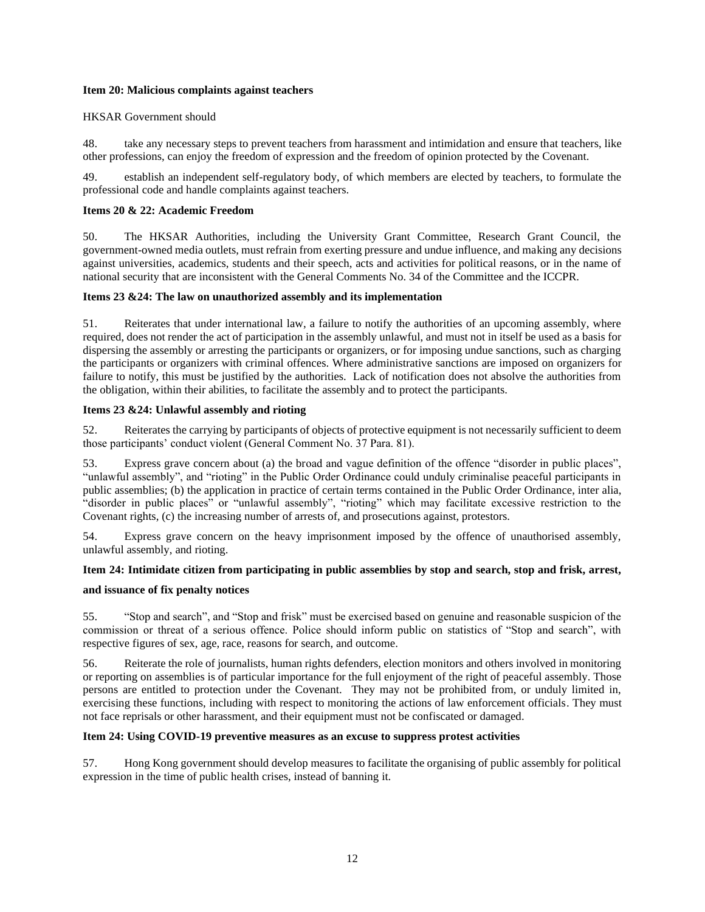**Item 20: Malicious complaints against teachers**

HKSAR Government should

48. take any necessary steps to prevent teachers from harassment and intimidation and ensure that teachers, like other professions, can enjoy the freedom of expression and the freedom of opinion protected by the Covenant.

49. establish an independent self-regulatory body, of which members are elected by teachers, to formulate the professional code and handle complaints against teachers.

**Items 20 & 22: Academic Freedom**

50. The HKSAR Authorities, including the University Grant Committee, Research Grant Council, the government-owned media outlets, must refrain from exerting pressure and undue influence, and making any decisions against universities, academics, students and their speech, acts and activities for political reasons, or in the name of national security that are inconsistent with the General Comments No. 34 of the Committee and the ICCPR.

**Items 23 &24: The law on unauthorized assembly and its implementation**

51. Reiterates that under international law, a failure to notify the authorities of an upcoming assembly, where required, does not render the act of participation in the assembly unlawful, and must not in itself be used as a basis for dispersing the assembly or arresting the participants or organizers, or for imposing undue sanctions, such as charging the participants or organizers with criminal offences. Where administrative sanctions are imposed on organizers for failure to notify, this must be justified by the authorities. Lack of notification does not absolve the authorities from the obligation, within their abilities, to facilitate the assembly and to protect the participants.

**Items 23 &24: Unlawful assembly and rioting**

52. Reiterates the carrying by participants of objects of protective equipment is not necessarily sufficient to deem those participants' conduct violent (General Comment No. 37 Para. 81).

53. Express grave concern about (a) the broad and vague definition of the offence "disorder in public places", "unlawful assembly", and "rioting" in the Public Order Ordinance could unduly criminalise peaceful participants in public assemblies; (b) the application in practice of certain terms contained in the Public Order Ordinance, inter alia, "disorder in public places" or "unlawful assembly", "rioting" which may facilitate excessive restriction to the Covenant rights, (c) the increasing number of arrests of, and prosecutions against, protestors.

54. Express grave concern on the heavy imprisonment imposed by the offence of unauthorised assembly, unlawful assembly, and rioting.

**Item 24: Intimidate citizen from participating in public assemblies by stop and search, stop and frisk, arrest, and issuance of fix penalty notices**

55. "Stop and search", and "Stop and frisk" must be exercised based on genuine and reasonable suspicion of the commission or threat of a serious offence. Police should inform public on statistics of "Stop and search", with respective figures of sex, age, race, reasons for search, and outcome.

56. Reiterate the role of journalists, human rights defenders, election monitors and others involved in monitoring or reporting on assemblies is of particular importance for the full enjoyment of the right of peaceful assembly. Those persons are entitled to protection under the Covenant. They may not be prohibited from, or unduly limited in, exercising these functions, including with respect to monitoring the actions of law enforcement officials. They must not face reprisals or other harassment, and their equipment must not be confiscated or damaged.

**Item 24: Using COVID-19 preventive measures as an excuse to suppress protest activities**

57. Hong Kong government should develop measures to facilitate the organising of public assembly for political expression in the time of public health crises, instead of banning it.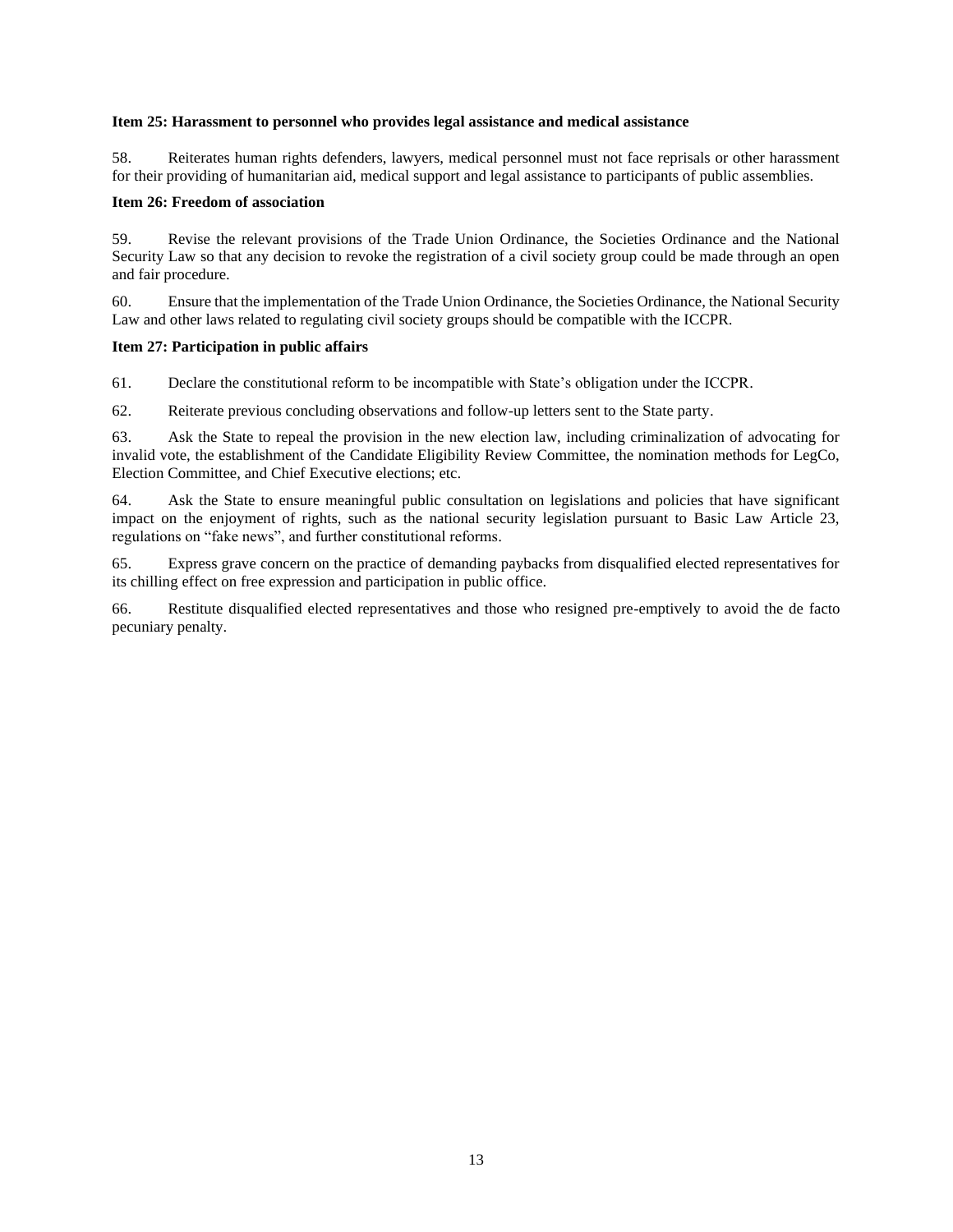**Item 25: Harassment to personnel who provides legal assistance and medical assistance**

58. Reiterates human rights defenders, lawyers, medical personnel must not face reprisals or other harassment for their providing of humanitarian aid, medical support and legal assistance to participants of public assemblies.

**Item 26: Freedom of association**

59. Revise the relevant provisions of the Trade Union Ordinance, the Societies Ordinance and the National Security Law so that any decision to revoke the registration of a civil society group could be made through an open and fair procedure.

60. Ensure that the implementation of the Trade Union Ordinance, the Societies Ordinance, the National Security Law and other laws related to regulating civil society groups should be compatible with the ICCPR.

**Item 27: Participation in public affairs**

61. Declare the constitutional reform to be incompatible with State's obligation under the ICCPR.

62. Reiterate previous concluding observations and follow-up letters sent to the State party.

63. Ask the State to repeal the provision in the new election law, including criminalization of advocating for invalid vote, the establishment of the Candidate Eligibility Review Committee, the nomination methods for LegCo, Election Committee, and Chief Executive elections; etc.

64. Ask the State to ensure meaningful public consultation on legislations and policies that have significant impact on the enjoyment of rights, such as the national security legislation pursuant to Basic Law Article 23, regulations on "fake news", and further constitutional reforms.

65. Express grave concern on the practice of demanding paybacks from disqualified elected representatives for its chilling effect on free expression and participation in public office.

66. Restitute disqualified elected representatives and those who resigned pre-emptively to avoid the de facto pecuniary penalty.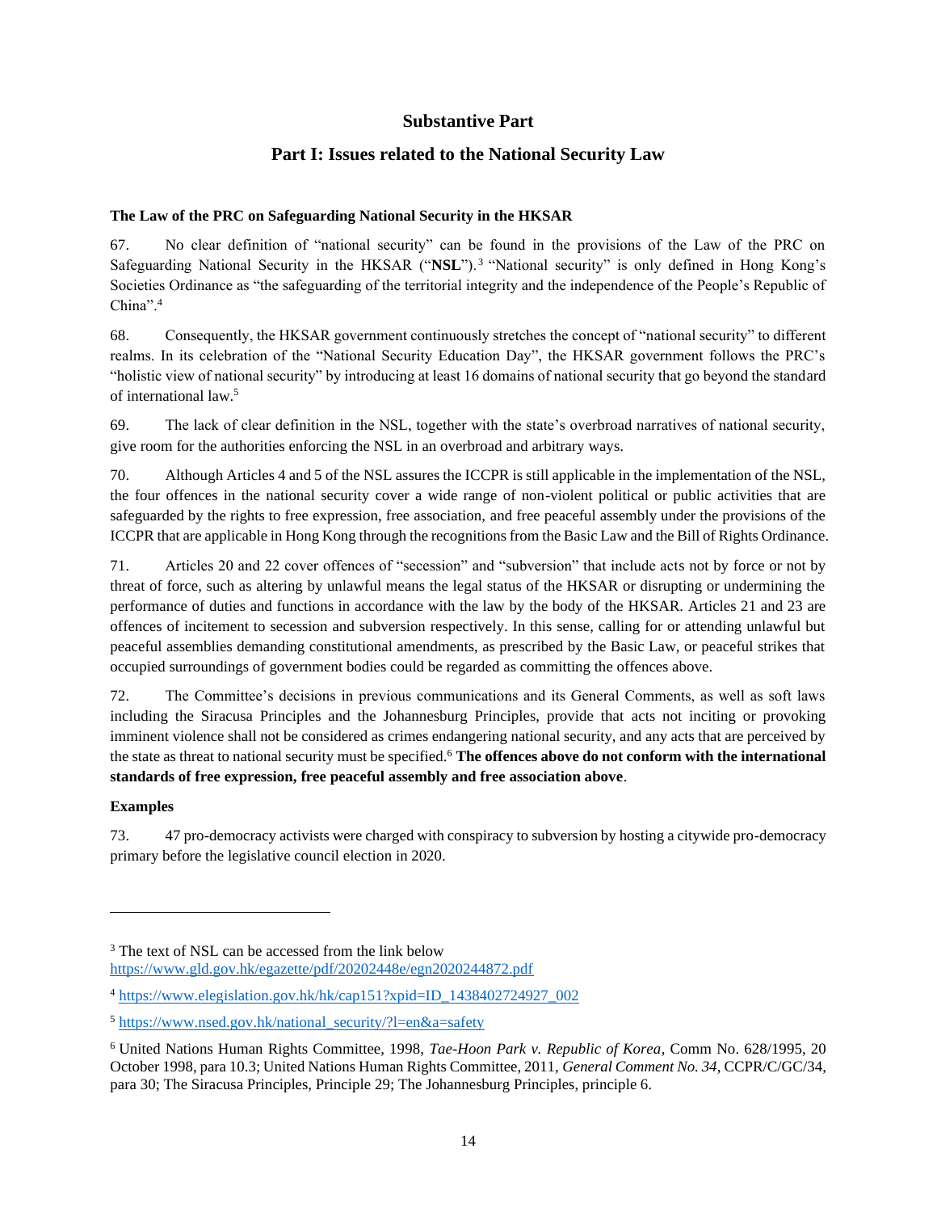## Substantive Part

## Part I: Issues related to the National Security Law

**The Law of the PRC on Safeguarding National Security in the HKSAR**

67. No clear definition of "national security" can be found in the provisions of the Law of the PRC on Safeguarding National Security in the HKSAR ("**NSL**").[3] "National security" is only defined in Hong Kong's Societies Ordinance as "the safeguarding of the territorial integrity and the independence of the People's Republic of China".[4]

68. Consequently, the HKSAR government continuously stretches the concept of "national security" to different realms. In its celebration of the "National Security Education Day", the HKSAR government follows the PRC's "holistic view of national security" by introducing at least 16 domains of national security that go beyond the standard of international law.[5]

69. The lack of clear definition in the NSL, together with the state's overbroad narratives of national security, give room for the authorities enforcing the NSL in an overbroad and arbitrary ways.

70. Although Articles 4 and 5 of the NSL assures the ICCPR is still applicable in the implementation of the NSL, the four offences in the national security cover a wide range of non-violent political or public activities that are safeguarded by the rights to free expression, free association, and free peaceful assembly under the provisions of the ICCPR that are applicable in Hong Kong through the recognitions from the Basic Law and the Bill of Rights Ordinance.

71. Articles 20 and 22 cover offences of "secession" and "subversion" that include acts not by force or not by threat of force, such as altering by unlawful means the legal status of the HKSAR or disrupting or undermining the performance of duties and functions in accordance with the law by the body of the HKSAR. Articles 21 and 23 are offences of incitement to secession and subversion respectively. In this sense, calling for or attending unlawful but peaceful assemblies demanding constitutional amendments, as prescribed by the Basic Law, or peaceful strikes that occupied surroundings of government bodies could be regarded as committing the offences above.

72. The Committee's decisions in previous communications and its General Comments, as well as soft laws including the Siracusa Principles and the Johannesburg Principles, provide that acts not inciting or provoking imminent violence shall not be considered as crimes endangering national security, and any acts that are perceived by the state as threat to national security must be specified.[6] **The offences above do not conform with the international standards of free expression, free peaceful assembly and free association above**.

**Examples**

73. 47 pro-democracy activists were charged with conspiracy to subversion by hosting a citywide pro-democracy primary before the legislative council election in 2020.

---

[3] The text of NSL can be accessed from the link below https://www.gld.gov.hk/egazette/pdf/20202448e/egn2020244872.pdf

[4] https://www.elegislation.gov.hk/hk/cap151?xpid=ID_1438402724927_002

[5] https://www.nsed.gov.hk/national_security/?l=en&a=safety

[6] United Nations Human Rights Committee, 1998, *Tae-Hoon Park v. Republic of Korea*, Comm No. 628/1995, 20 October 1998, para 10.3; United Nations Human Rights Committee, 2011, *General Comment No. 34*, CCPR/C/GC/34, para 30; The Siracusa Principles, Principle 29; The Johannesburg Principles, principle 6.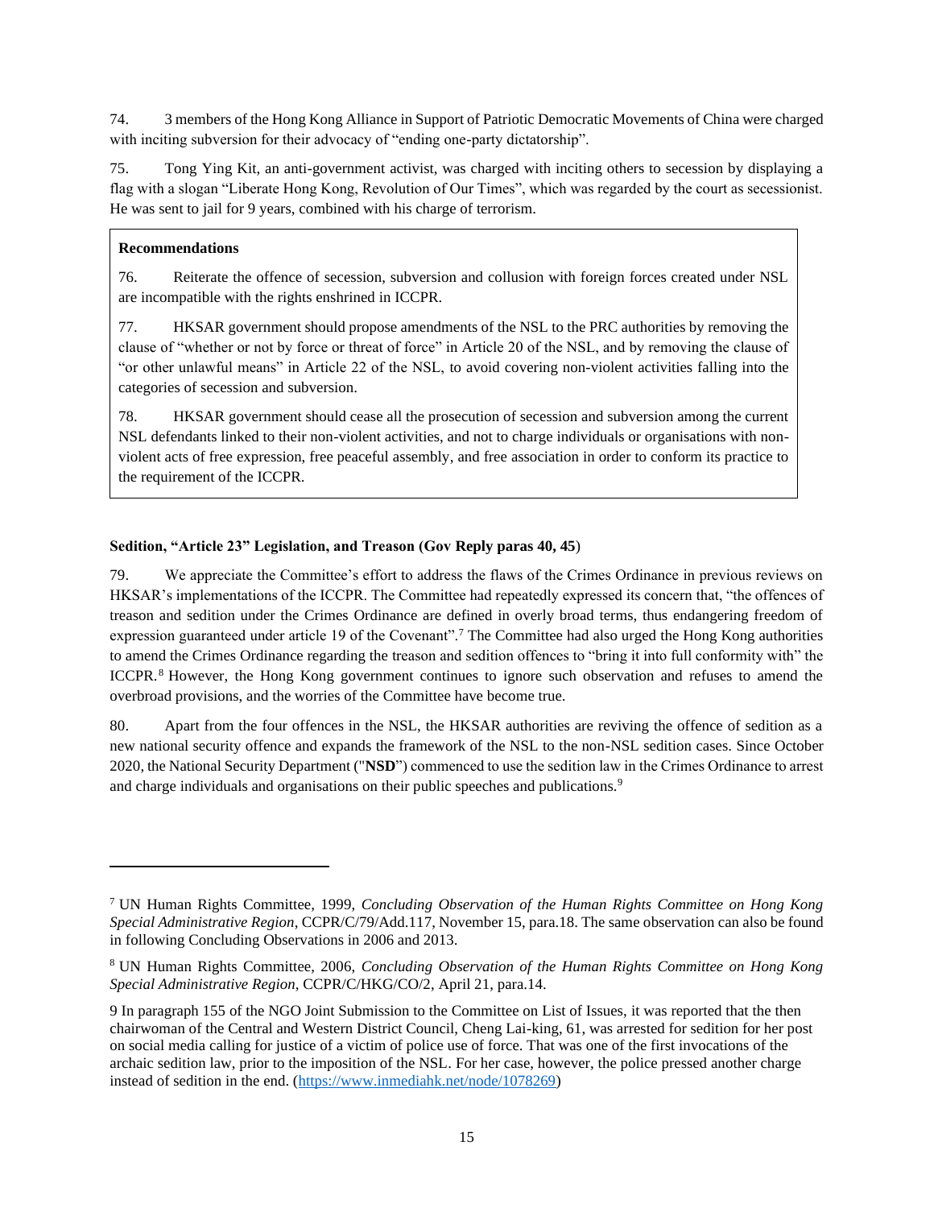74. 3 members of the Hong Kong Alliance in Support of Patriotic Democratic Movements of China were charged with inciting subversion for their advocacy of "ending one-party dictatorship".

75. Tong Ying Kit, an anti-government activist, was charged with inciting others to secession by displaying a flag with a slogan "Liberate Hong Kong, Revolution of Our Times", which was regarded by the court as secessionist. He was sent to jail for 9 years, combined with his charge of terrorism.

> **Recommendations**
>
> 76. Reiterate the offence of secession, subversion and collusion with foreign forces created under NSL are incompatible with the rights enshrined in ICCPR.
>
> 77. HKSAR government should propose amendments of the NSL to the PRC authorities by removing the clause of "whether or not by force or threat of force" in Article 20 of the NSL, and by removing the clause of "or other unlawful means" in Article 22 of the NSL, to avoid covering non-violent activities falling into the categories of secession and subversion.
>
> 78. HKSAR government should cease all the prosecution of secession and subversion among the current NSL defendants linked to their non-violent activities, and not to charge individuals or organisations with non-violent acts of free expression, free peaceful assembly, and free association in order to conform its practice to the requirement of the ICCPR.

**Sedition, "Article 23" Legislation, and Treason (Gov Reply paras 40, 45)**

79. We appreciate the Committee's effort to address the flaws of the Crimes Ordinance in previous reviews on HKSAR's implementations of the ICCPR. The Committee had repeatedly expressed its concern that, "the offences of treason and sedition under the Crimes Ordinance are defined in overly broad terms, thus endangering freedom of expression guaranteed under article 19 of the Covenant".[7] The Committee had also urged the Hong Kong authorities to amend the Crimes Ordinance regarding the treason and sedition offences to "bring it into full conformity with" the ICCPR.[8] However, the Hong Kong government continues to ignore such observation and refuses to amend the overbroad provisions, and the worries of the Committee have become true.

80. Apart from the four offences in the NSL, the HKSAR authorities are reviving the offence of sedition as a new national security offence and expands the framework of the NSL to the non-NSL sedition cases. Since October 2020, the National Security Department ("**NSD**") commenced to use the sedition law in the Crimes Ordinance to arrest and charge individuals and organisations on their public speeches and publications.[9]

---

[7] UN Human Rights Committee, 1999, *Concluding Observation of the Human Rights Committee on Hong Kong Special Administrative Region*, CCPR/C/79/Add.117, November 15, para.18. The same observation can also be found in following Concluding Observations in 2006 and 2013.

[8] UN Human Rights Committee, 2006, *Concluding Observation of the Human Rights Committee on Hong Kong Special Administrative Region*, CCPR/C/HKG/CO/2, April 21, para.14.

9 In paragraph 155 of the NGO Joint Submission to the Committee on List of Issues, it was reported that the then chairwoman of the Central and Western District Council, Cheng Lai-king, 61, was arrested for sedition for her post on social media calling for justice of a victim of police use of force. That was one of the first invocations of the archaic sedition law, prior to the imposition of the NSL. For her case, however, the police pressed another charge instead of sedition in the end. (https://www.inmediahk.net/node/1078269)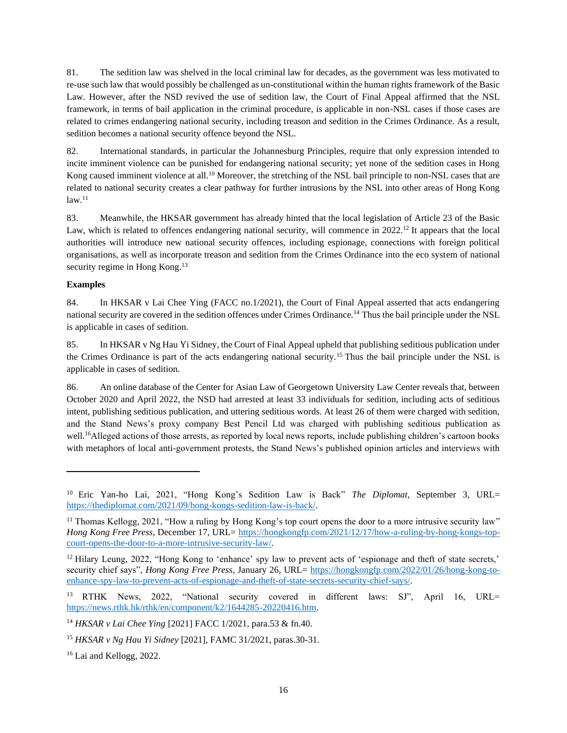81. The sedition law was shelved in the local criminal law for decades, as the government was less motivated to re-use such law that would possibly be challenged as un-constitutional within the human rights framework of the Basic Law. However, after the NSD revived the use of sedition law, the Court of Final Appeal affirmed that the NSL framework, in terms of bail application in the criminal procedure, is applicable in non-NSL cases if those cases are related to crimes endangering national security, including treason and sedition in the Crimes Ordinance. As a result, sedition becomes a national security offence beyond the NSL.

82. International standards, in particular the Johannesburg Principles, require that only expression intended to incite imminent violence can be punished for endangering national security; yet none of the sedition cases in Hong Kong caused imminent violence at all.[10] Moreover, the stretching of the NSL bail principle to non-NSL cases that are related to national security creates a clear pathway for further intrusions by the NSL into other areas of Hong Kong law.[11]

83. Meanwhile, the HKSAR government has already hinted that the local legislation of Article 23 of the Basic Law, which is related to offences endangering national security, will commence in 2022.[12] It appears that the local authorities will introduce new national security offences, including espionage, connections with foreign political organisations, as well as incorporate treason and sedition from the Crimes Ordinance into the eco system of national security regime in Hong Kong.[13]

**Examples**

84. In HKSAR v Lai Chee Ying (FACC no.1/2021), the Court of Final Appeal asserted that acts endangering national security are covered in the sedition offences under Crimes Ordinance.[14] Thus the bail principle under the NSL is applicable in cases of sedition.

85. In HKSAR v Ng Hau Yi Sidney, the Court of Final Appeal upheld that publishing seditious publication under the Crimes Ordinance is part of the acts endangering national security.[15] Thus the bail principle under the NSL is applicable in cases of sedition.

86. An online database of the Center for Asian Law of Georgetown University Law Center reveals that, between October 2020 and April 2022, the NSD had arrested at least 33 individuals for sedition, including acts of seditious intent, publishing seditious publication, and uttering seditious words. At least 26 of them were charged with sedition, and the Stand News's proxy company Best Pencil Ltd was charged with publishing seditious publication as well.[16] Alleged actions of those arrests, as reported by local news reports, include publishing children's cartoon books with metaphors of local anti-government protests, the Stand News's published opinion articles and interviews with

---

[10] Eric Yan-ho Lai, 2021, "Hong Kong's Sedition Law is Back" *The Diplomat*, September 3, URL= https://thediplomat.com/2021/09/hong-kongs-sedition-law-is-back/.

[11] Thomas Kellogg, 2021, "How a ruling by Hong Kong's top court opens the door to a more intrusive security law" *Hong Kong Free Press*, December 17, URL= https://hongkongfp.com/2021/12/17/how-a-ruling-by-hong-kongs-top-court-opens-the-door-to-a-more-intrusive-security-law/.

[12] Hilary Leung, 2022, "Hong Kong to 'enhance' spy law to prevent acts of 'espionage and theft of state secrets,' security chief says", *Hong Kong Free Press*, January 26, URL= https://hongkongfp.com/2022/01/26/hong-kong-to-enhance-spy-law-to-prevent-acts-of-espionage-and-theft-of-state-secrets-security-chief-says/.

[13] RTHK News, 2022, "National security covered in different laws: SJ", April 16, URL= https://news.rthk.hk/rthk/en/component/k2/1644285-20220416.htm.

[14] *HKSAR v Lai Chee Ying* [2021] FACC 1/2021, para.53 & fn.40.

[15] *HKSAR v Ng Hau Yi Sidney* [2021], FAMC 31/2021, paras.30-31.

[16] Lai and Kellogg, 2022.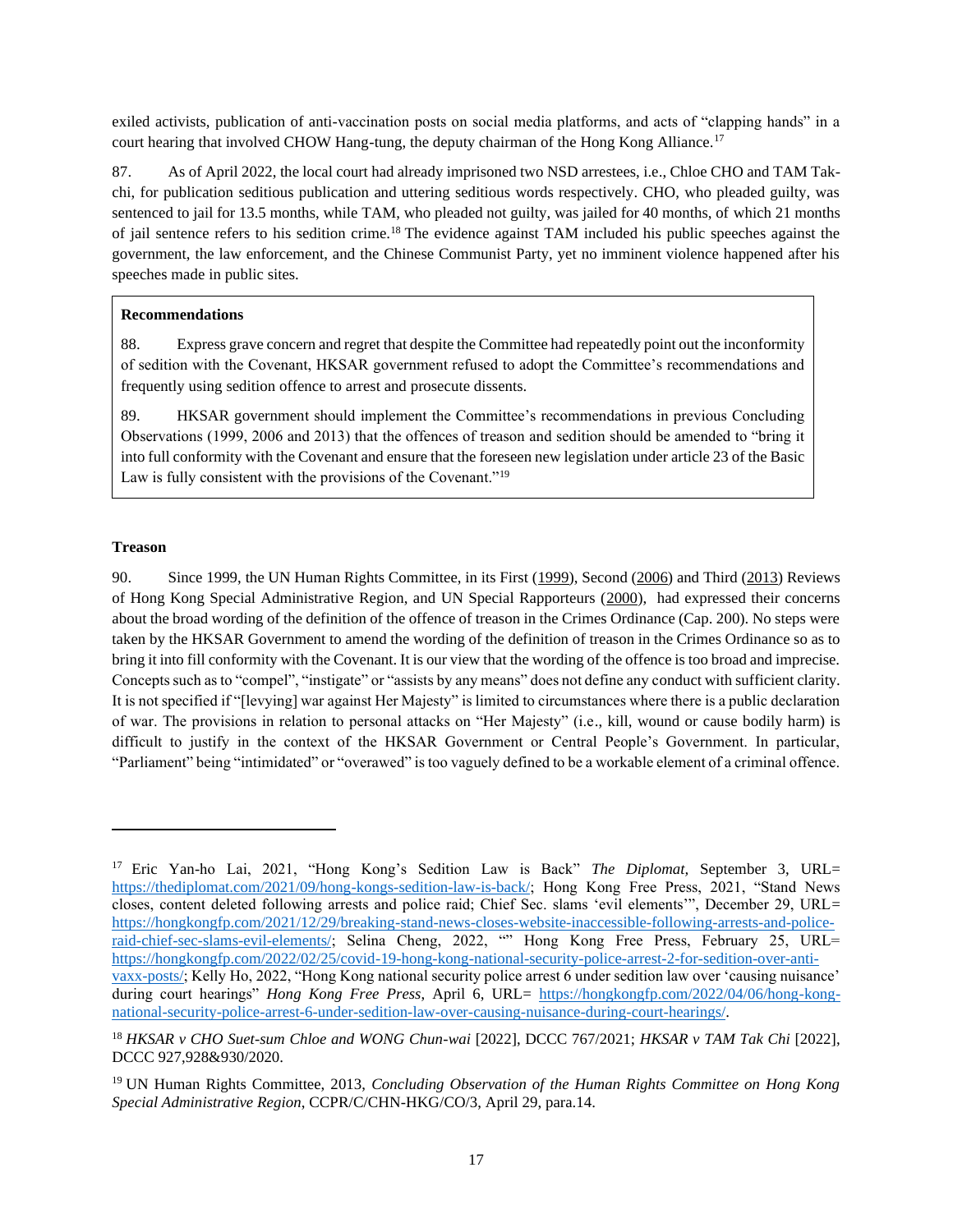exiled activists, publication of anti-vaccination posts on social media platforms, and acts of "clapping hands" in a court hearing that involved CHOW Hang-tung, the deputy chairman of the Hong Kong Alliance.[17]

87. As of April 2022, the local court had already imprisoned two NSD arrestees, i.e., Chloe CHO and TAM Tak-chi, for publication seditious publication and uttering seditious words respectively. CHO, who pleaded guilty, was sentenced to jail for 13.5 months, while TAM, who pleaded not guilty, was jailed for 40 months, of which 21 months of jail sentence refers to his sedition crime.[18] The evidence against TAM included his public speeches against the government, the law enforcement, and the Chinese Communist Party, yet no imminent violence happened after his speeches made in public sites.

> **Recommendations**
>
> 88. Express grave concern and regret that despite the Committee had repeatedly point out the inconformity of sedition with the Covenant, HKSAR government refused to adopt the Committee's recommendations and frequently using sedition offence to arrest and prosecute dissents.
>
> 89. HKSAR government should implement the Committee's recommendations in previous Concluding Observations (1999, 2006 and 2013) that the offences of treason and sedition should be amended to "bring it into full conformity with the Covenant and ensure that the foreseen new legislation under article 23 of the Basic Law is fully consistent with the provisions of the Covenant."[19]

**Treason**

90. Since 1999, the UN Human Rights Committee, in its First (1999), Second (2006) and Third (2013) Reviews of Hong Kong Special Administrative Region, and UN Special Rapporteurs (2000), had expressed their concerns about the broad wording of the definition of the offence of treason in the Crimes Ordinance (Cap. 200). No steps were taken by the HKSAR Government to amend the wording of the definition of treason in the Crimes Ordinance so as to bring it into fill conformity with the Covenant. It is our view that the wording of the offence is too broad and imprecise. Concepts such as to "compel", "instigate" or "assists by any means" does not define any conduct with sufficient clarity. It is not specified if "[levying] war against Her Majesty" is limited to circumstances where there is a public declaration of war. The provisions in relation to personal attacks on "Her Majesty" (i.e., kill, wound or cause bodily harm) is difficult to justify in the context of the HKSAR Government or Central People's Government. In particular, "Parliament" being "intimidated" or "overawed" is too vaguely defined to be a workable element of a criminal offence.

---

[17] Eric Yan-ho Lai, 2021, "Hong Kong's Sedition Law is Back" *The Diplomat*, September 3, URL= https://thediplomat.com/2021/09/hong-kongs-sedition-law-is-back/; Hong Kong Free Press, 2021, "Stand News closes, content deleted following arrests and police raid; Chief Sec. slams 'evil elements'", December 29, URL= https://hongkongfp.com/2021/12/29/breaking-stand-news-closes-website-inaccessible-following-arrests-and-police-raid-chief-sec-slams-evil-elements/; Selina Cheng, 2022, "" Hong Kong Free Press, February 25, URL= https://hongkongfp.com/2022/02/25/covid-19-hong-kong-national-security-police-arrest-2-for-sedition-over-anti-vaxx-posts/; Kelly Ho, 2022, "Hong Kong national security police arrest 6 under sedition law over 'causing nuisance' during court hearings" *Hong Kong Free Press*, April 6, URL= https://hongkongfp.com/2022/04/06/hong-kong-national-security-police-arrest-6-under-sedition-law-over-causing-nuisance-during-court-hearings/.

[18] *HKSAR v CHO Suet-sum Chloe and WONG Chun-wai* [2022], DCCC 767/2021; *HKSAR v TAM Tak Chi* [2022], DCCC 927,928&930/2020.

[19] UN Human Rights Committee, 2013, *Concluding Observation of the Human Rights Committee on Hong Kong Special Administrative Region*, CCPR/C/CHN-HKG/CO/3, April 29, para.14.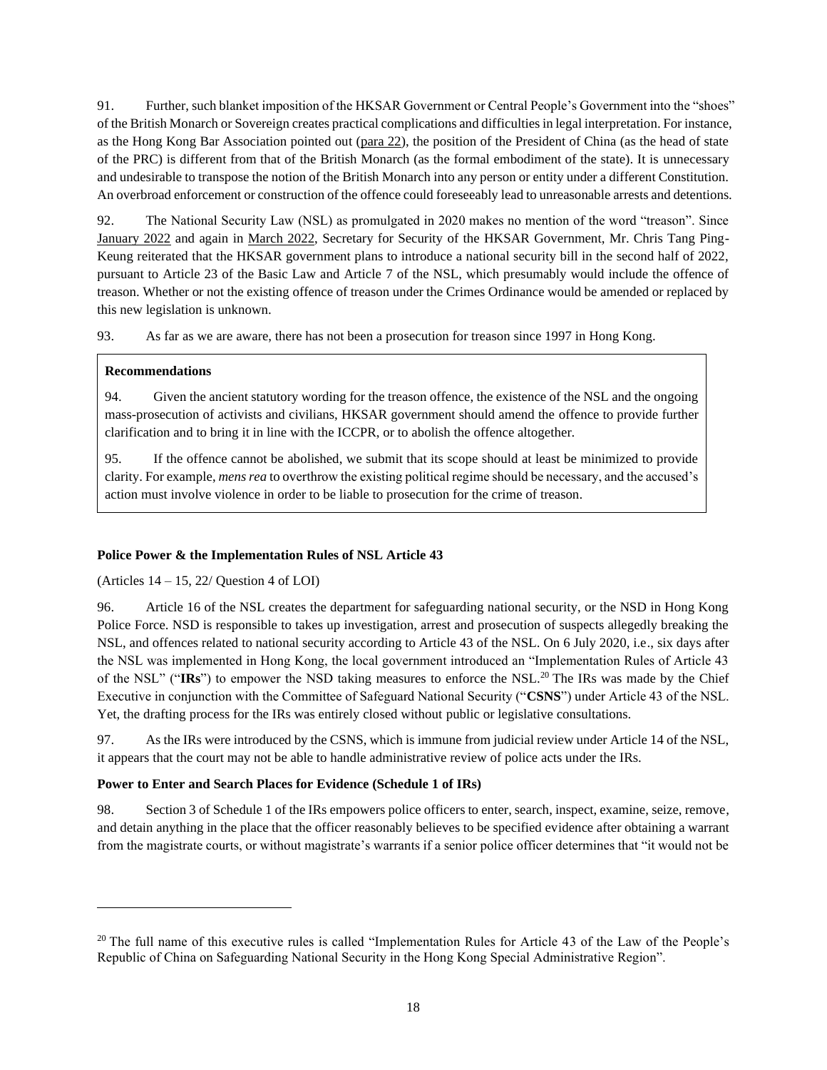91. Further, such blanket imposition of the HKSAR Government or Central People's Government into the "shoes" of the British Monarch or Sovereign creates practical complications and difficulties in legal interpretation. For instance, as the Hong Kong Bar Association pointed out (para 22), the position of the President of China (as the head of state of the PRC) is different from that of the British Monarch (as the formal embodiment of the state). It is unnecessary and undesirable to transpose the notion of the British Monarch into any person or entity under a different Constitution. An overbroad enforcement or construction of the offence could foreseeably lead to unreasonable arrests and detentions.

92. The National Security Law (NSL) as promulgated in 2020 makes no mention of the word "treason". Since January 2022 and again in March 2022, Secretary for Security of the HKSAR Government, Mr. Chris Tang Ping-Keung reiterated that the HKSAR government plans to introduce a national security bill in the second half of 2022, pursuant to Article 23 of the Basic Law and Article 7 of the NSL, which presumably would include the offence of treason. Whether or not the existing offence of treason under the Crimes Ordinance would be amended or replaced by this new legislation is unknown.

93. As far as we are aware, there has not been a prosecution for treason since 1997 in Hong Kong.

> **Recommendations**
>
> 94. Given the ancient statutory wording for the treason offence, the existence of the NSL and the ongoing mass-prosecution of activists and civilians, HKSAR government should amend the offence to provide further clarification and to bring it in line with the ICCPR, or to abolish the offence altogether.
>
> 95. If the offence cannot be abolished, we submit that its scope should at least be minimized to provide clarity. For example, *mens rea* to overthrow the existing political regime should be necessary, and the accused's action must involve violence in order to be liable to prosecution for the crime of treason.

**Police Power & the Implementation Rules of NSL Article 43**

(Articles 14 – 15, 22/ Question 4 of LOI)

96. Article 16 of the NSL creates the department for safeguarding national security, or the NSD in Hong Kong Police Force. NSD is responsible to takes up investigation, arrest and prosecution of suspects allegedly breaking the NSL, and offences related to national security according to Article 43 of the NSL. On 6 July 2020, i.e., six days after the NSL was implemented in Hong Kong, the local government introduced an "Implementation Rules of Article 43 of the NSL" ("**IRs**") to empower the NSD taking measures to enforce the NSL.[20] The IRs was made by the Chief Executive in conjunction with the Committee of Safeguard National Security ("**CSNS**") under Article 43 of the NSL. Yet, the drafting process for the IRs was entirely closed without public or legislative consultations.

97. As the IRs were introduced by the CSNS, which is immune from judicial review under Article 14 of the NSL, it appears that the court may not be able to handle administrative review of police acts under the IRs.

**Power to Enter and Search Places for Evidence (Schedule 1 of IRs)**

98. Section 3 of Schedule 1 of the IRs empowers police officers to enter, search, inspect, examine, seize, remove, and detain anything in the place that the officer reasonably believes to be specified evidence after obtaining a warrant from the magistrate courts, or without magistrate's warrants if a senior police officer determines that "it would not be

---

[20] The full name of this executive rules is called "Implementation Rules for Article 43 of the Law of the People's Republic of China on Safeguarding National Security in the Hong Kong Special Administrative Region".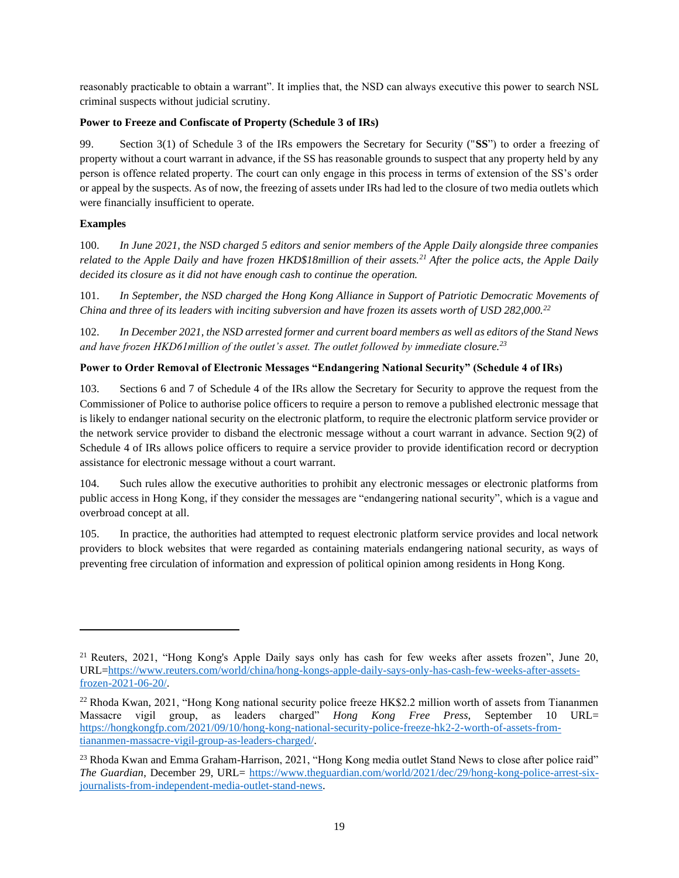reasonably practicable to obtain a warrant". It implies that, the NSD can always executive this power to search NSL criminal suspects without judicial scrutiny.

**Power to Freeze and Confiscate of Property (Schedule 3 of IRs)**

99. Section 3(1) of Schedule 3 of the IRs empowers the Secretary for Security ("**SS**") to order a freezing of property without a court warrant in advance, if the SS has reasonable grounds to suspect that any property held by any person is offence related property. The court can only engage in this process in terms of extension of the SS's order or appeal by the suspects. As of now, the freezing of assets under IRs had led to the closure of two media outlets which were financially insufficient to operate.

**Examples**

100. *In June 2021, the NSD charged 5 editors and senior members of the Apple Daily alongside three companies related to the Apple Daily and have frozen HKD$18million of their assets.*[21] *After the police acts, the Apple Daily decided its closure as it did not have enough cash to continue the operation.*

101. *In September, the NSD charged the Hong Kong Alliance in Support of Patriotic Democratic Movements of China and three of its leaders with inciting subversion and have frozen its assets worth of USD 282,000.*[22]

102. *In December 2021, the NSD arrested former and current board members as well as editors of the Stand News and have frozen HKD61million of the outlet's asset. The outlet followed by immediate closure.*[23]

**Power to Order Removal of Electronic Messages "Endangering National Security" (Schedule 4 of IRs)**

103. Sections 6 and 7 of Schedule 4 of the IRs allow the Secretary for Security to approve the request from the Commissioner of Police to authorise police officers to require a person to remove a published electronic message that is likely to endanger national security on the electronic platform, to require the electronic platform service provider or the network service provider to disband the electronic message without a court warrant in advance. Section 9(2) of Schedule 4 of IRs allows police officers to require a service provider to provide identification record or decryption assistance for electronic message without a court warrant.

104. Such rules allow the executive authorities to prohibit any electronic messages or electronic platforms from public access in Hong Kong, if they consider the messages are "endangering national security", which is a vague and overbroad concept at all.

105. In practice, the authorities had attempted to request electronic platform service provides and local network providers to block websites that were regarded as containing materials endangering national security, as ways of preventing free circulation of information and expression of political opinion among residents in Hong Kong.

---

[21] Reuters, 2021, "Hong Kong's Apple Daily says only has cash for few weeks after assets frozen", June 20, URL=https://www.reuters.com/world/china/hong-kongs-apple-daily-says-only-has-cash-few-weeks-after-assets-frozen-2021-06-20/.

[22] Rhoda Kwan, 2021, "Hong Kong national security police freeze HK$2.2 million worth of assets from Tiananmen Massacre vigil group, as leaders charged" *Hong Kong Free Press*, September 10 URL= https://hongkongfp.com/2021/09/10/hong-kong-national-security-police-freeze-hk2-2-worth-of-assets-from-tiananmen-massacre-vigil-group-as-leaders-charged/.

[23] Rhoda Kwan and Emma Graham-Harrison, 2021, "Hong Kong media outlet Stand News to close after police raid" *The Guardian*, December 29, URL= https://www.theguardian.com/world/2021/dec/29/hong-kong-police-arrest-six-journalists-from-independent-media-outlet-stand-news.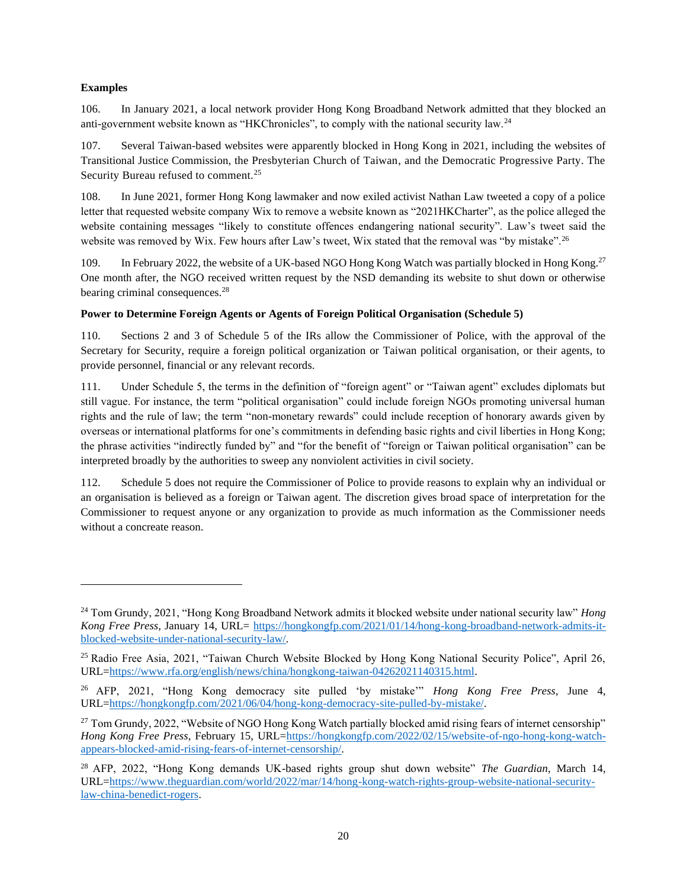**Examples**

106. In January 2021, a local network provider Hong Kong Broadband Network admitted that they blocked an anti-government website known as "HKChronicles", to comply with the national security law.[24]

107. Several Taiwan-based websites were apparently blocked in Hong Kong in 2021, including the websites of Transitional Justice Commission, the Presbyterian Church of Taiwan, and the Democratic Progressive Party. The Security Bureau refused to comment.[25]

108. In June 2021, former Hong Kong lawmaker and now exiled activist Nathan Law tweeted a copy of a police letter that requested website company Wix to remove a website known as "2021HKCharter", as the police alleged the website containing messages "likely to constitute offences endangering national security". Law's tweet said the website was removed by Wix. Few hours after Law's tweet, Wix stated that the removal was "by mistake".[26]

109. In February 2022, the website of a UK-based NGO Hong Kong Watch was partially blocked in Hong Kong.[27] One month after, the NGO received written request by the NSD demanding its website to shut down or otherwise bearing criminal consequences.[28]

**Power to Determine Foreign Agents or Agents of Foreign Political Organisation (Schedule 5)**

110. Sections 2 and 3 of Schedule 5 of the IRs allow the Commissioner of Police, with the approval of the Secretary for Security, require a foreign political organization or Taiwan political organisation, or their agents, to provide personnel, financial or any relevant records.

111. Under Schedule 5, the terms in the definition of "foreign agent" or "Taiwan agent" excludes diplomats but still vague. For instance, the term "political organisation" could include foreign NGOs promoting universal human rights and the rule of law; the term "non-monetary rewards" could include reception of honorary awards given by overseas or international platforms for one's commitments in defending basic rights and civil liberties in Hong Kong; the phrase activities "indirectly funded by" and "for the benefit of "foreign or Taiwan political organisation" can be interpreted broadly by the authorities to sweep any nonviolent activities in civil society.

112. Schedule 5 does not require the Commissioner of Police to provide reasons to explain why an individual or an organisation is believed as a foreign or Taiwan agent. The discretion gives broad space of interpretation for the Commissioner to request anyone or any organization to provide as much information as the Commissioner needs without a concreate reason.

---

[24] Tom Grundy, 2021, "Hong Kong Broadband Network admits it blocked website under national security law" *Hong Kong Free Press*, January 14, URL= https://hongkongfp.com/2021/01/14/hong-kong-broadband-network-admits-it-blocked-website-under-national-security-law/.

[25] Radio Free Asia, 2021, "Taiwan Church Website Blocked by Hong Kong National Security Police", April 26, URL=https://www.rfa.org/english/news/china/hongkong-taiwan-04262021140315.html.

[26] AFP, 2021, "Hong Kong democracy site pulled 'by mistake'" *Hong Kong Free Press*, June 4, URL=https://hongkongfp.com/2021/06/04/hong-kong-democracy-site-pulled-by-mistake/.

[27] Tom Grundy, 2022, "Website of NGO Hong Kong Watch partially blocked amid rising fears of internet censorship" *Hong Kong Free Press*, February 15, URL=https://hongkongfp.com/2022/02/15/website-of-ngo-hong-kong-watch-appears-blocked-amid-rising-fears-of-internet-censorship/.

[28] AFP, 2022, "Hong Kong demands UK-based rights group shut down website" *The Guardian*, March 14, URL=https://www.theguardian.com/world/2022/mar/14/hong-kong-watch-rights-group-website-national-security-law-china-benedict-rogers.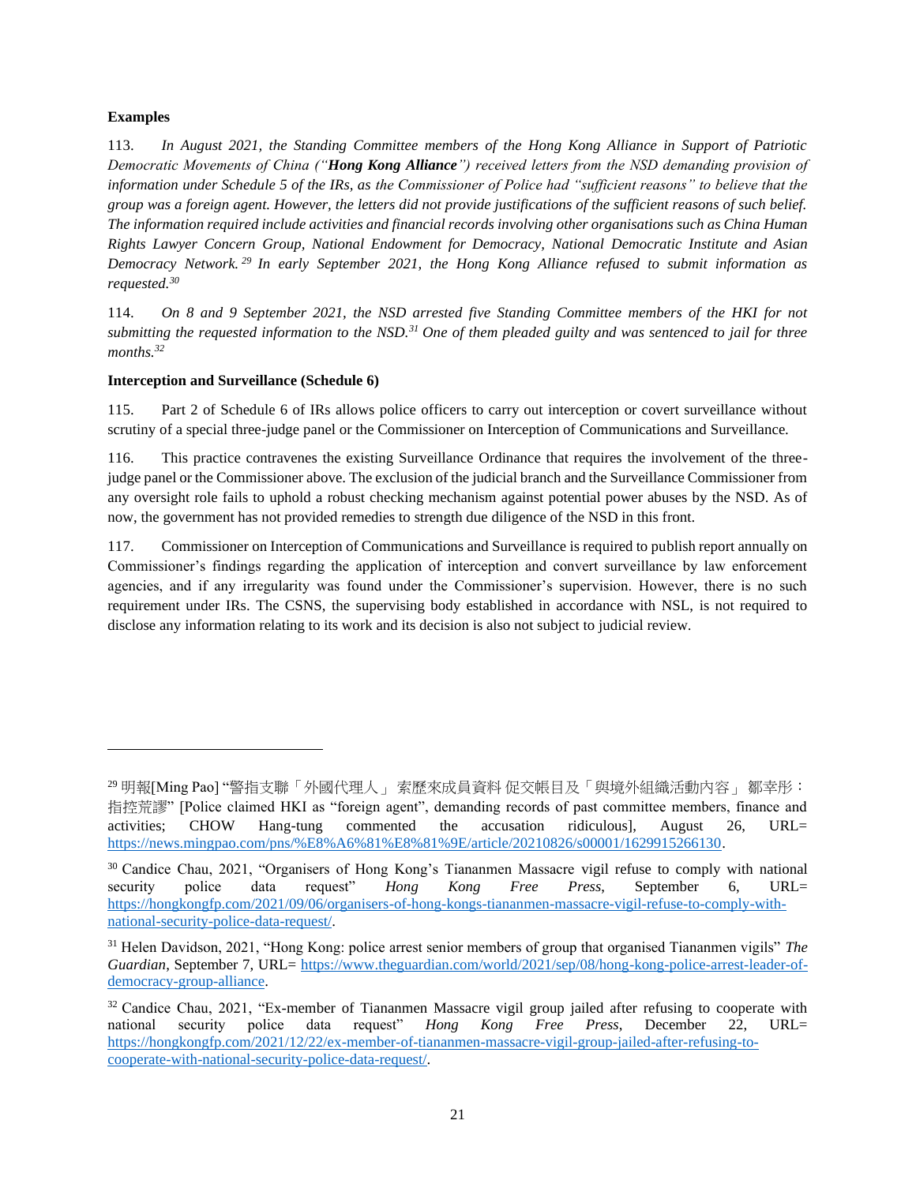**Examples**

113. *In August 2021, the Standing Committee members of the Hong Kong Alliance in Support of Patriotic Democratic Movements of China ("**Hong Kong Alliance**") received letters from the NSD demanding provision of information under Schedule 5 of the IRs, as the Commissioner of Police had "sufficient reasons" to believe that the group was a foreign agent. However, the letters did not provide justifications of the sufficient reasons of such belief. The information required include activities and financial records involving other organisations such as China Human Rights Lawyer Concern Group, National Endowment for Democracy, National Democratic Institute and Asian Democracy Network.*[29] *In early September 2021, the Hong Kong Alliance refused to submit information as requested.*[30]

114. *On 8 and 9 September 2021, the NSD arrested five Standing Committee members of the HKI for not submitting the requested information to the NSD.*[31] *One of them pleaded guilty and was sentenced to jail for three months.*[32]

**Interception and Surveillance (Schedule 6)**

115. Part 2 of Schedule 6 of IRs allows police officers to carry out interception or covert surveillance without scrutiny of a special three-judge panel or the Commissioner on Interception of Communications and Surveillance.

116. This practice contravenes the existing Surveillance Ordinance that requires the involvement of the three-judge panel or the Commissioner above. The exclusion of the judicial branch and the Surveillance Commissioner from any oversight role fails to uphold a robust checking mechanism against potential power abuses by the NSD. As of now, the government has not provided remedies to strength due diligence of the NSD in this front.

117. Commissioner on Interception of Communications and Surveillance is required to publish report annually on Commissioner's findings regarding the application of interception and convert surveillance by law enforcement agencies, and if any irregularity was found under the Commissioner's supervision. However, there is no such requirement under IRs. The CSNS, the supervising body established in accordance with NSL, is not required to disclose any information relating to its work and its decision is also not subject to judicial review.

---

[29] 明報[Ming Pao] "警指支聯「外國代理人」 索歷來成員資料 促交帳目及「與境外組織活動內容」 鄒幸彤：指控荒謬" [Police claimed HKI as "foreign agent", demanding records of past committee members, finance and activities; CHOW Hang-tung commented the accusation ridiculous], August 26, URL= https://news.mingpao.com/pns/%E8%A6%81%E8%81%9E/article/20210826/s00001/1629915266130.

[30] Candice Chau, 2021, "Organisers of Hong Kong's Tiananmen Massacre vigil refuse to comply with national security police data request" *Hong Kong Free Press*, September 6, URL= https://hongkongfp.com/2021/09/06/organisers-of-hong-kongs-tiananmen-massacre-vigil-refuse-to-comply-with-national-security-police-data-request/.

[31] Helen Davidson, 2021, "Hong Kong: police arrest senior members of group that organised Tiananmen vigils" *The Guardian*, September 7, URL= https://www.theguardian.com/world/2021/sep/08/hong-kong-police-arrest-leader-of-democracy-group-alliance.

[32] Candice Chau, 2021, "Ex-member of Tiananmen Massacre vigil group jailed after refusing to cooperate with national security police data request" *Hong Kong Free Press*, December 22, URL= https://hongkongfp.com/2021/12/22/ex-member-of-tiananmen-massacre-vigil-group-jailed-after-refusing-to-cooperate-with-national-security-police-data-request/.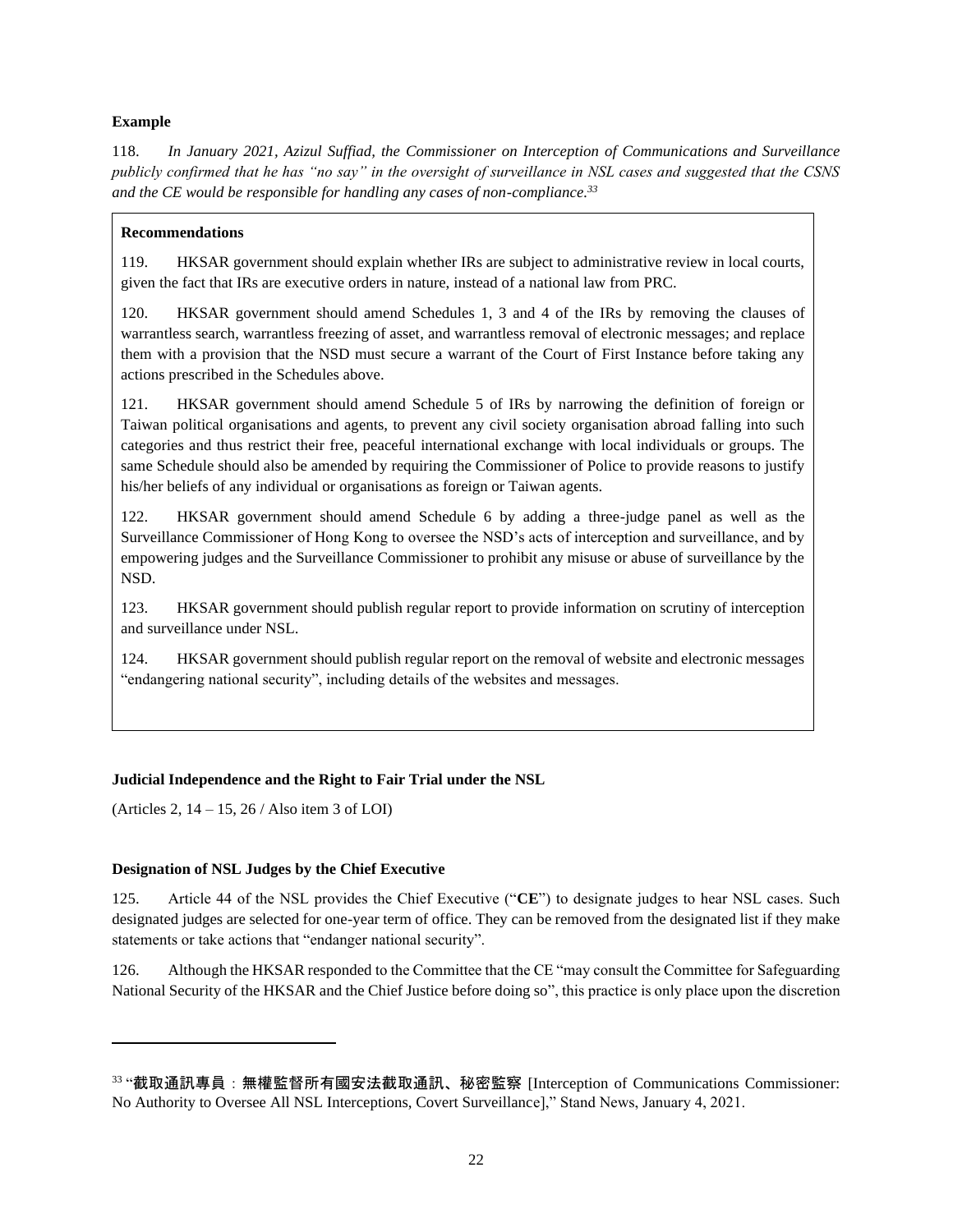**Example**

118. *In January 2021, Azizul Suffiad, the Commissioner on Interception of Communications and Surveillance publicly confirmed that he has "no say" in the oversight of surveillance in NSL cases and suggested that the CSNS and the CE would be responsible for handling any cases of non-compliance.*[33]

**Recommendations**

119. HKSAR government should explain whether IRs are subject to administrative review in local courts, given the fact that IRs are executive orders in nature, instead of a national law from PRC.

120. HKSAR government should amend Schedules 1, 3 and 4 of the IRs by removing the clauses of warrantless search, warrantless freezing of asset, and warrantless removal of electronic messages; and replace them with a provision that the NSD must secure a warrant of the Court of First Instance before taking any actions prescribed in the Schedules above.

121. HKSAR government should amend Schedule 5 of IRs by narrowing the definition of foreign or Taiwan political organisations and agents, to prevent any civil society organisation abroad falling into such categories and thus restrict their free, peaceful international exchange with local individuals or groups. The same Schedule should also be amended by requiring the Commissioner of Police to provide reasons to justify his/her beliefs of any individual or organisations as foreign or Taiwan agents.

122. HKSAR government should amend Schedule 6 by adding a three-judge panel as well as the Surveillance Commissioner of Hong Kong to oversee the NSD's acts of interception and surveillance, and by empowering judges and the Surveillance Commissioner to prohibit any misuse or abuse of surveillance by the NSD.

123. HKSAR government should publish regular report to provide information on scrutiny of interception and surveillance under NSL.

124. HKSAR government should publish regular report on the removal of website and electronic messages "endangering national security", including details of the websites and messages.

**Judicial Independence and the Right to Fair Trial under the NSL**

(Articles 2, 14 – 15, 26 / Also item 3 of LOI)

**Designation of NSL Judges by the Chief Executive**

125. Article 44 of the NSL provides the Chief Executive ("**CE**") to designate judges to hear NSL cases. Such designated judges are selected for one-year term of office. They can be removed from the designated list if they make statements or take actions that "endanger national security".

126. Although the HKSAR responded to the Committee that the CE "may consult the Committee for Safeguarding National Security of the HKSAR and the Chief Justice before doing so", this practice is only place upon the discretion

---

[33] "截取通訊專員：無權監督所有國安法截取通訊、秘密監察 [Interception of Communications Commissioner: No Authority to Oversee All NSL Interceptions, Covert Surveillance]," Stand News, January 4, 2021.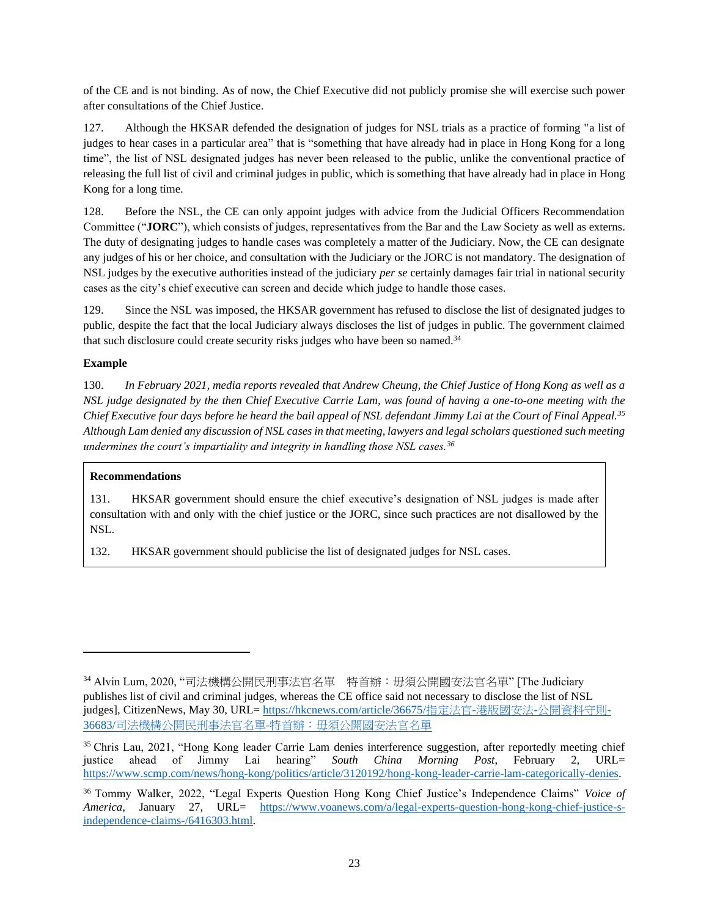of the CE and is not binding. As of now, the Chief Executive did not publicly promise she will exercise such power after consultations of the Chief Justice.

127. Although the HKSAR defended the designation of judges for NSL trials as a practice of forming "a list of judges to hear cases in a particular area" that is “something that have already had in place in Hong Kong for a long time”, the list of NSL designated judges has never been released to the public, unlike the conventional practice of releasing the full list of civil and criminal judges in public, which is something that have already had in place in Hong Kong for a long time.

128. Before the NSL, the CE can only appoint judges with advice from the Judicial Officers Recommendation Committee (“**JORC**”), which consists of judges, representatives from the Bar and the Law Society as well as externs. The duty of designating judges to handle cases was completely a matter of the Judiciary. Now, the CE can designate any judges of his or her choice, and consultation with the Judiciary or the JORC is not mandatory. The designation of NSL judges by the executive authorities instead of the judiciary *per se* certainly damages fair trial in national security cases as the city’s chief executive can screen and decide which judge to handle those cases.

129. Since the NSL was imposed, the HKSAR government has refused to disclose the list of designated judges to public, despite the fact that the local Judiciary always discloses the list of judges in public. The government claimed that such disclosure could create security risks judges who have been so named.[34]

**Example**

130. *In February 2021, media reports revealed that Andrew Cheung, the Chief Justice of Hong Kong as well as a NSL judge designated by the then Chief Executive Carrie Lam, was found of having a one-to-one meeting with the Chief Executive four days before he heard the bail appeal of NSL defendant Jimmy Lai at the Court of Final Appeal.*[35] *Although Lam denied any discussion of NSL cases in that meeting, lawyers and legal scholars questioned such meeting undermines the court’s impartiality and integrity in handling those NSL cases.*[36]

**Recommendations**

131. HKSAR government should ensure the chief executive’s designation of NSL judges is made after consultation with and only with the chief justice or the JORC, since such practices are not disallowed by the NSL.

132. HKSAR government should publicise the list of designated judges for NSL cases.

---

[34] Alvin Lum, 2020, “司法機構公開民刑事法官名單　特首辦：毋須公開國安法官名單” [The Judiciary publishes list of civil and criminal judges, whereas the CE office said not necessary to disclose the list of NSL judges], CitizenNews, May 30, URL= https://hkcnews.com/article/36675/指定法官-港版國安法-公開資料守則-36683/司法機構公開民刑事法官名單-特首辦：毋須公開國安法官名單

[35] Chris Lau, 2021, “Hong Kong leader Carrie Lam denies interference suggestion, after reportedly meeting chief justice ahead of Jimmy Lai hearing” *South China Morning Post*, February 2, URL= https://www.scmp.com/news/hong-kong/politics/article/3120192/hong-kong-leader-carrie-lam-categorically-denies.

[36] Tommy Walker, 2022, “Legal Experts Question Hong Kong Chief Justice’s Independence Claims” *Voice of America*, January 27, URL= https://www.voanews.com/a/legal-experts-question-hong-kong-chief-justice-s-independence-claims-/6416303.html.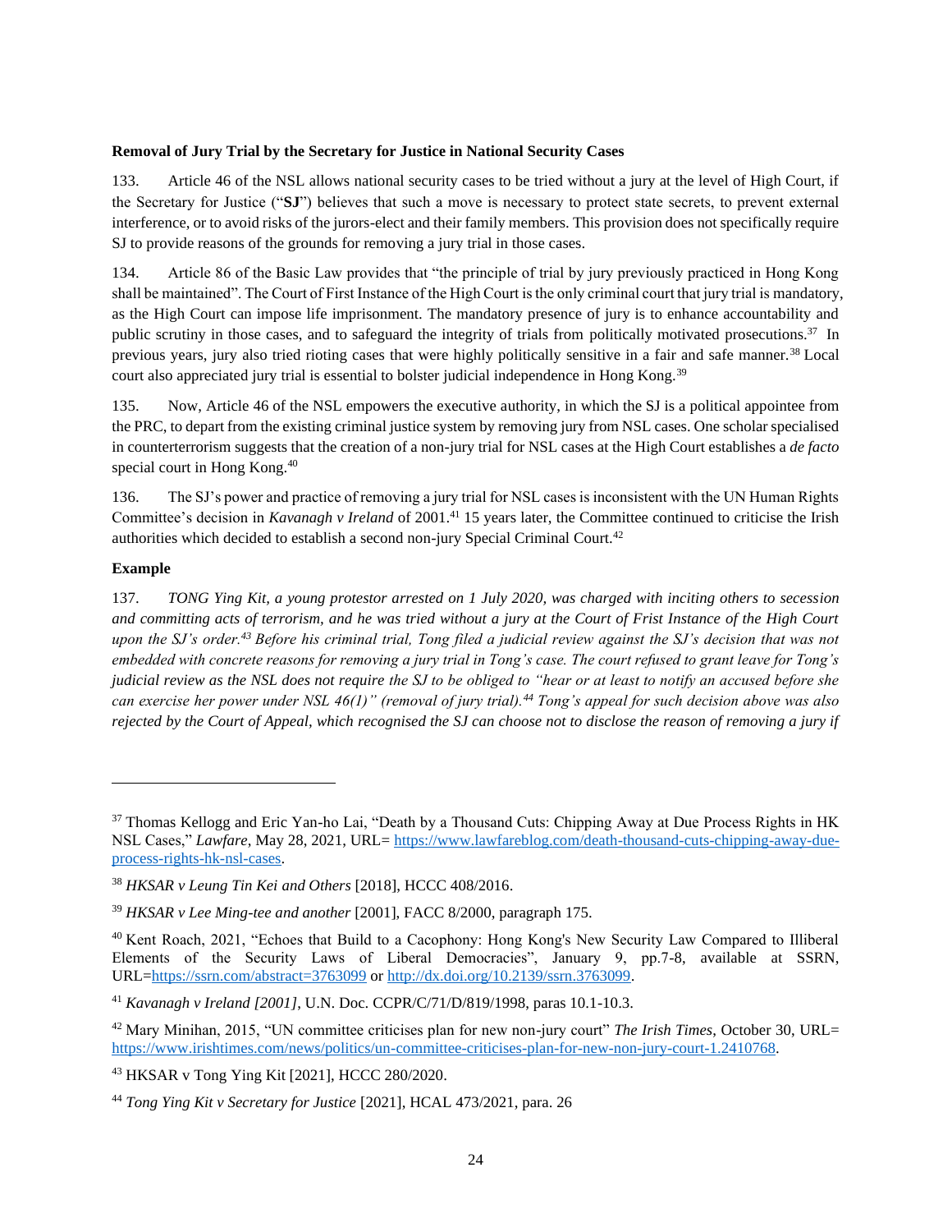**Removal of Jury Trial by the Secretary for Justice in National Security Cases**

133. Article 46 of the NSL allows national security cases to be tried without a jury at the level of High Court, if the Secretary for Justice ("**SJ**") believes that such a move is necessary to protect state secrets, to prevent external interference, or to avoid risks of the jurors-elect and their family members. This provision does not specifically require SJ to provide reasons of the grounds for removing a jury trial in those cases.

134. Article 86 of the Basic Law provides that "the principle of trial by jury previously practiced in Hong Kong shall be maintained". The Court of First Instance of the High Court is the only criminal court that jury trial is mandatory, as the High Court can impose life imprisonment. The mandatory presence of jury is to enhance accountability and public scrutiny in those cases, and to safeguard the integrity of trials from politically motivated prosecutions.[37] In previous years, jury also tried rioting cases that were highly politically sensitive in a fair and safe manner.[38] Local court also appreciated jury trial is essential to bolster judicial independence in Hong Kong.[39]

135. Now, Article 46 of the NSL empowers the executive authority, in which the SJ is a political appointee from the PRC, to depart from the existing criminal justice system by removing jury from NSL cases. One scholar specialised in counterterrorism suggests that the creation of a non-jury trial for NSL cases at the High Court establishes a *de facto* special court in Hong Kong.[40]

136. The SJ's power and practice of removing a jury trial for NSL cases is inconsistent with the UN Human Rights Committee's decision in *Kavanagh v Ireland* of 2001.[41] 15 years later, the Committee continued to criticise the Irish authorities which decided to establish a second non-jury Special Criminal Court.[42]

**Example**

137. *TONG Ying Kit, a young protestor arrested on 1 July 2020, was charged with inciting others to secession and committing acts of terrorism, and he was tried without a jury at the Court of Frist Instance of the High Court upon the SJ's order.[43] Before his criminal trial, Tong filed a judicial review against the SJ's decision that was not embedded with concrete reasons for removing a jury trial in Tong's case. The court refused to grant leave for Tong's judicial review as the NSL does not require the SJ to be obliged to "hear or at least to notify an accused before she can exercise her power under NSL 46(1)" (removal of jury trial).[44] Tong's appeal for such decision above was also rejected by the Court of Appeal, which recognised the SJ can choose not to disclose the reason of removing a jury if*

---

[37] Thomas Kellogg and Eric Yan-ho Lai, "Death by a Thousand Cuts: Chipping Away at Due Process Rights in HK NSL Cases," *Lawfare*, May 28, 2021, URL= https://www.lawfareblog.com/death-thousand-cuts-chipping-away-due-process-rights-hk-nsl-cases.

[38] *HKSAR v Leung Tin Kei and Others* [2018], HCCC 408/2016.

[39] *HKSAR v Lee Ming-tee and another* [2001], FACC 8/2000, paragraph 175.

[40] Kent Roach, 2021, "Echoes that Build to a Cacophony: Hong Kong's New Security Law Compared to Illiberal Elements of the Security Laws of Liberal Democracies", January 9, pp.7-8, available at SSRN, URL=https://ssrn.com/abstract=3763099 or http://dx.doi.org/10.2139/ssrn.3763099.

[41] *Kavanagh v Ireland [2001]*, U.N. Doc. CCPR/C/71/D/819/1998, paras 10.1-10.3.

[42] Mary Minihan, 2015, "UN committee criticises plan for new non-jury court" *The Irish Times*, October 30, URL= https://www.irishtimes.com/news/politics/un-committee-criticises-plan-for-new-non-jury-court-1.2410768.

[43] HKSAR v Tong Ying Kit [2021], HCCC 280/2020.

[44] *Tong Ying Kit v Secretary for Justice* [2021], HCAL 473/2021, para. 26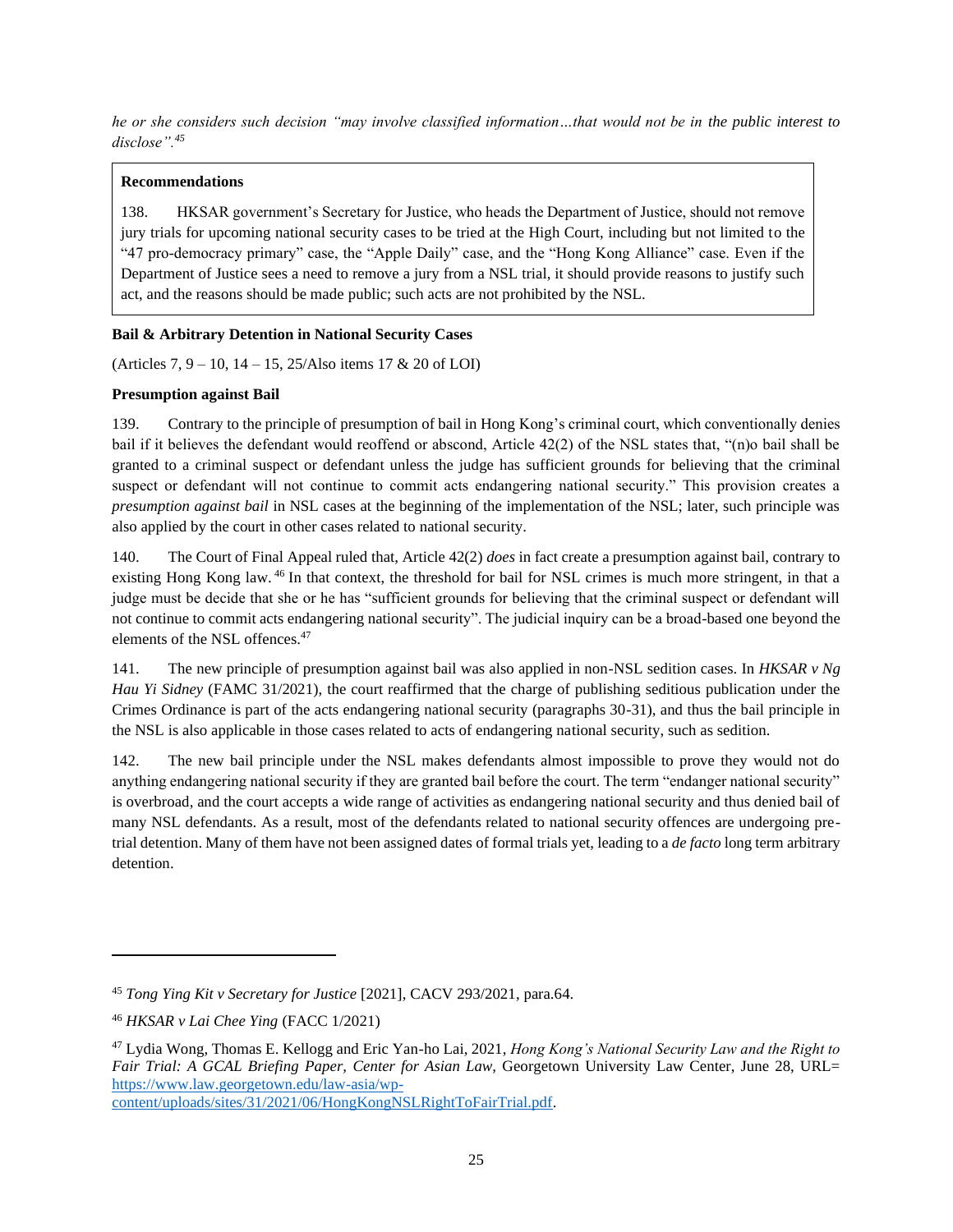*he or she considers such decision "may involve classified information…that would not be in the public interest to disclose".*[45]

> **Recommendations**
>
> 138. HKSAR government's Secretary for Justice, who heads the Department of Justice, should not remove jury trials for upcoming national security cases to be tried at the High Court, including but not limited to the "47 pro-democracy primary" case, the "Apple Daily" case, and the "Hong Kong Alliance" case. Even if the Department of Justice sees a need to remove a jury from a NSL trial, it should provide reasons to justify such act, and the reasons should be made public; such acts are not prohibited by the NSL.

**Bail & Arbitrary Detention in National Security Cases**

(Articles 7, 9 – 10, 14 – 15, 25/Also items 17 & 20 of LOI)

**Presumption against Bail**

139. Contrary to the principle of presumption of bail in Hong Kong's criminal court, which conventionally denies bail if it believes the defendant would reoffend or abscond, Article 42(2) of the NSL states that, "(n)o bail shall be granted to a criminal suspect or defendant unless the judge has sufficient grounds for believing that the criminal suspect or defendant will not continue to commit acts endangering national security." This provision creates a *presumption against bail* in NSL cases at the beginning of the implementation of the NSL; later, such principle was also applied by the court in other cases related to national security.

140. The Court of Final Appeal ruled that, Article 42(2) *does* in fact create a presumption against bail, contrary to existing Hong Kong law.[46] In that context, the threshold for bail for NSL crimes is much more stringent, in that a judge must be decide that she or he has "sufficient grounds for believing that the criminal suspect or defendant will not continue to commit acts endangering national security". The judicial inquiry can be a broad-based one beyond the elements of the NSL offences.[47]

141. The new principle of presumption against bail was also applied in non-NSL sedition cases. In *HKSAR v Ng Hau Yi Sidney* (FAMC 31/2021), the court reaffirmed that the charge of publishing seditious publication under the Crimes Ordinance is part of the acts endangering national security (paragraphs 30-31), and thus the bail principle in the NSL is also applicable in those cases related to acts of endangering national security, such as sedition.

142. The new bail principle under the NSL makes defendants almost impossible to prove they would not do anything endangering national security if they are granted bail before the court. The term "endanger national security" is overbroad, and the court accepts a wide range of activities as endangering national security and thus denied bail of many NSL defendants. As a result, most of the defendants related to national security offences are undergoing pre-trial detention. Many of them have not been assigned dates of formal trials yet, leading to a *de facto* long term arbitrary detention.

---

[45] *Tong Ying Kit v Secretary for Justice* [2021], CACV 293/2021, para.64.

[46] *HKSAR v Lai Chee Ying* (FACC 1/2021)

[47] Lydia Wong, Thomas E. Kellogg and Eric Yan-ho Lai, 2021, *Hong Kong's National Security Law and the Right to Fair Trial: A GCAL Briefing Paper, Center for Asian Law*, Georgetown University Law Center, June 28, URL= https://www.law.georgetown.edu/law-asia/wp-content/uploads/sites/31/2021/06/HongKongNSLRightToFairTrial.pdf.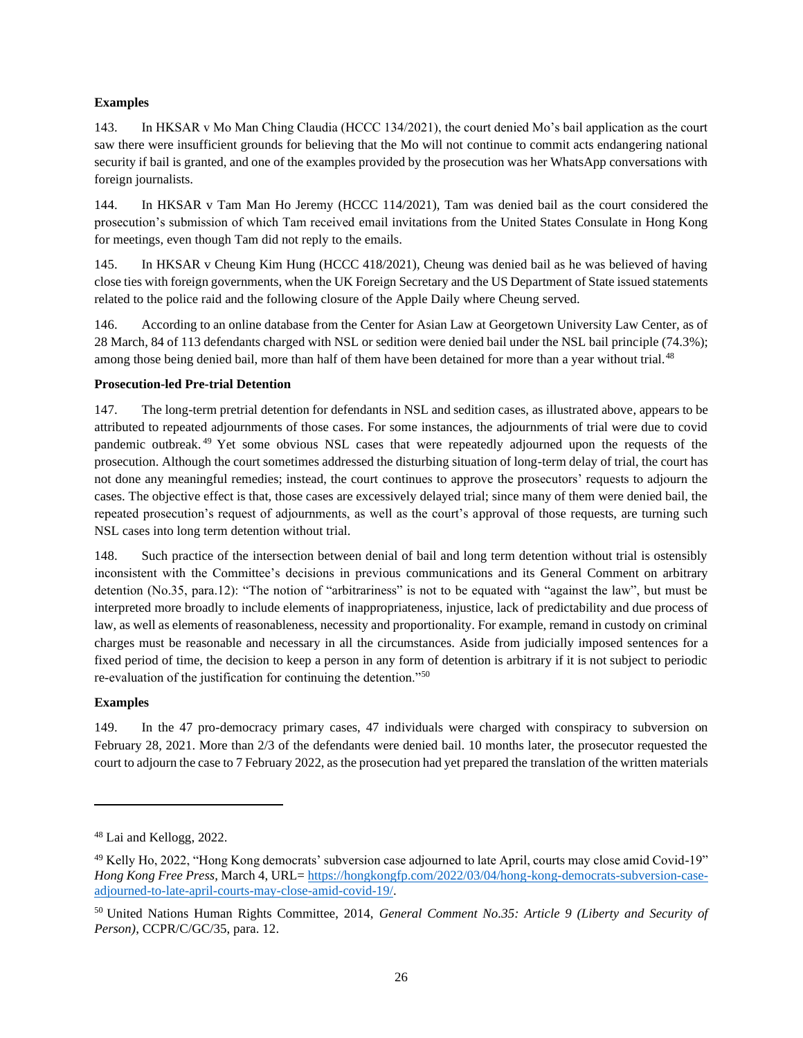**Examples**

143. In HKSAR v Mo Man Ching Claudia (HCCC 134/2021), the court denied Mo's bail application as the court saw there were insufficient grounds for believing that the Mo will not continue to commit acts endangering national security if bail is granted, and one of the examples provided by the prosecution was her WhatsApp conversations with foreign journalists.

144. In HKSAR v Tam Man Ho Jeremy (HCCC 114/2021), Tam was denied bail as the court considered the prosecution's submission of which Tam received email invitations from the United States Consulate in Hong Kong for meetings, even though Tam did not reply to the emails.

145. In HKSAR v Cheung Kim Hung (HCCC 418/2021), Cheung was denied bail as he was believed of having close ties with foreign governments, when the UK Foreign Secretary and the US Department of State issued statements related to the police raid and the following closure of the Apple Daily where Cheung served.

146. According to an online database from the Center for Asian Law at Georgetown University Law Center, as of 28 March, 84 of 113 defendants charged with NSL or sedition were denied bail under the NSL bail principle (74.3%); among those being denied bail, more than half of them have been detained for more than a year without trial.[48]

**Prosecution-led Pre-trial Detention**

147. The long-term pretrial detention for defendants in NSL and sedition cases, as illustrated above, appears to be attributed to repeated adjournments of those cases. For some instances, the adjournments of trial were due to covid pandemic outbreak.[49] Yet some obvious NSL cases that were repeatedly adjourned upon the requests of the prosecution. Although the court sometimes addressed the disturbing situation of long-term delay of trial, the court has not done any meaningful remedies; instead, the court continues to approve the prosecutors' requests to adjourn the cases. The objective effect is that, those cases are excessively delayed trial; since many of them were denied bail, the repeated prosecution's request of adjournments, as well as the court's approval of those requests, are turning such NSL cases into long term detention without trial.

148. Such practice of the intersection between denial of bail and long term detention without trial is ostensibly inconsistent with the Committee's decisions in previous communications and its General Comment on arbitrary detention (No.35, para.12): "The notion of "arbitrariness" is not to be equated with "against the law", but must be interpreted more broadly to include elements of inappropriateness, injustice, lack of predictability and due process of law, as well as elements of reasonableness, necessity and proportionality. For example, remand in custody on criminal charges must be reasonable and necessary in all the circumstances. Aside from judicially imposed sentences for a fixed period of time, the decision to keep a person in any form of detention is arbitrary if it is not subject to periodic re-evaluation of the justification for continuing the detention."[50]

**Examples**

149. In the 47 pro-democracy primary cases, 47 individuals were charged with conspiracy to subversion on February 28, 2021. More than 2/3 of the defendants were denied bail. 10 months later, the prosecutor requested the court to adjourn the case to 7 February 2022, as the prosecution had yet prepared the translation of the written materials

---

[48] Lai and Kellogg, 2022.

[49] Kelly Ho, 2022, "Hong Kong democrats' subversion case adjourned to late April, courts may close amid Covid-19" *Hong Kong Free Press*, March 4, URL= https://hongkongfp.com/2022/03/04/hong-kong-democrats-subversion-case-adjourned-to-late-april-courts-may-close-amid-covid-19/.

[50] United Nations Human Rights Committee, 2014, *General Comment No.35: Article 9 (Liberty and Security of Person)*, CCPR/C/GC/35, para. 12.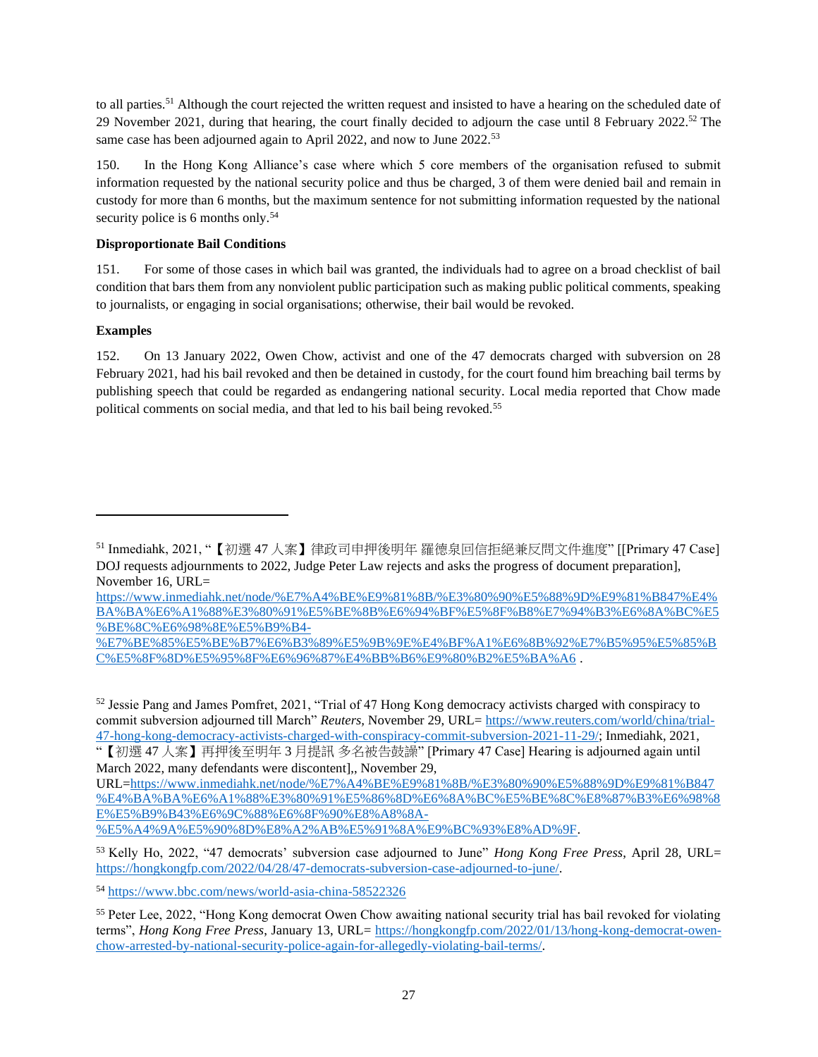to all parties.[51] Although the court rejected the written request and insisted to have a hearing on the scheduled date of 29 November 2021, during that hearing, the court finally decided to adjourn the case until 8 February 2022.[52] The same case has been adjourned again to April 2022, and now to June 2022.[53]

150. In the Hong Kong Alliance's case where which 5 core members of the organisation refused to submit information requested by the national security police and thus be charged, 3 of them were denied bail and remain in custody for more than 6 months, but the maximum sentence for not submitting information requested by the national security police is 6 months only.[54]

**Disproportionate Bail Conditions**

151. For some of those cases in which bail was granted, the individuals had to agree on a broad checklist of bail condition that bars them from any nonviolent public participation such as making public political comments, speaking to journalists, or engaging in social organisations; otherwise, their bail would be revoked.

**Examples**

152. On 13 January 2022, Owen Chow, activist and one of the 47 democrats charged with subversion on 28 February 2021, had his bail revoked and then be detained in custody, for the court found him breaching bail terms by publishing speech that could be regarded as endangering national security. Local media reported that Chow made political comments on social media, and that led to his bail being revoked.[55]

---

[51] Inmediahk, 2021, "【初選 47 人案】律政司申押後明年 羅德泉回信拒絕兼反問文件進度" [[Primary 47 Case] DOJ requests adjournments to 2022, Judge Peter Law rejects and asks the progress of document preparation], November 16, URL= https://www.inmediahk.net/node/%E7%A4%BE%E9%81%8B/%E3%80%90%E5%88%9D%E9%81%B847%E4%BA%BA%E6%A1%88%E3%80%91%E5%BE%8B%E6%94%BF%E5%8F%B8%E7%94%B3%E6%8A%BC%E5%BE%8C%E6%98%8E%E5%B9%B4-%E7%BE%85%E5%BE%B7%E6%B3%89%E5%9B%9E%E4%BF%A1%E6%8B%92%E7%B5%95%E5%85%BC%E5%8F%8D%E5%95%8F%E6%96%87%E4%BB%B6%E9%80%B2%E5%BA%A6 .

[52] Jessie Pang and James Pomfret, 2021, "Trial of 47 Hong Kong democracy activists charged with conspiracy to commit subversion adjourned till March" *Reuters*, November 29, URL= https://www.reuters.com/world/china/trial-47-hong-kong-democracy-activists-charged-with-conspiracy-commit-subversion-2021-11-29/; Inmediahk, 2021, "【初選 47 人案】再押後至明年 3 月提訊 多名被告鼓譟" [Primary 47 Case] Hearing is adjourned again until March 2022, many defendants were discontent],, November 29, URL=https://www.inmediahk.net/node/%E7%A4%BE%E9%81%8B/%E3%80%90%E5%88%9D%E9%81%B847%E4%BA%BA%E6%A1%88%E3%80%91%E5%86%8D%E6%8A%BC%E5%BE%8C%E8%87%B3%E6%98%8E%E5%B9%B43%E6%9C%88%E6%8F%90%E8%A8%8A-%E5%A4%9A%E5%90%8D%E8%A2%AB%E5%91%8A%E9%BC%93%E8%AD%9F.

[53] Kelly Ho, 2022, "47 democrats' subversion case adjourned to June" *Hong Kong Free Press*, April 28, URL= https://hongkongfp.com/2022/04/28/47-democrats-subversion-case-adjourned-to-june/.

[54] https://www.bbc.com/news/world-asia-china-58522326

[55] Peter Lee, 2022, "Hong Kong democrat Owen Chow awaiting national security trial has bail revoked for violating terms", *Hong Kong Free Press*, January 13, URL= https://hongkongfp.com/2022/01/13/hong-kong-democrat-owen-chow-arrested-by-national-security-police-again-for-allegedly-violating-bail-terms/.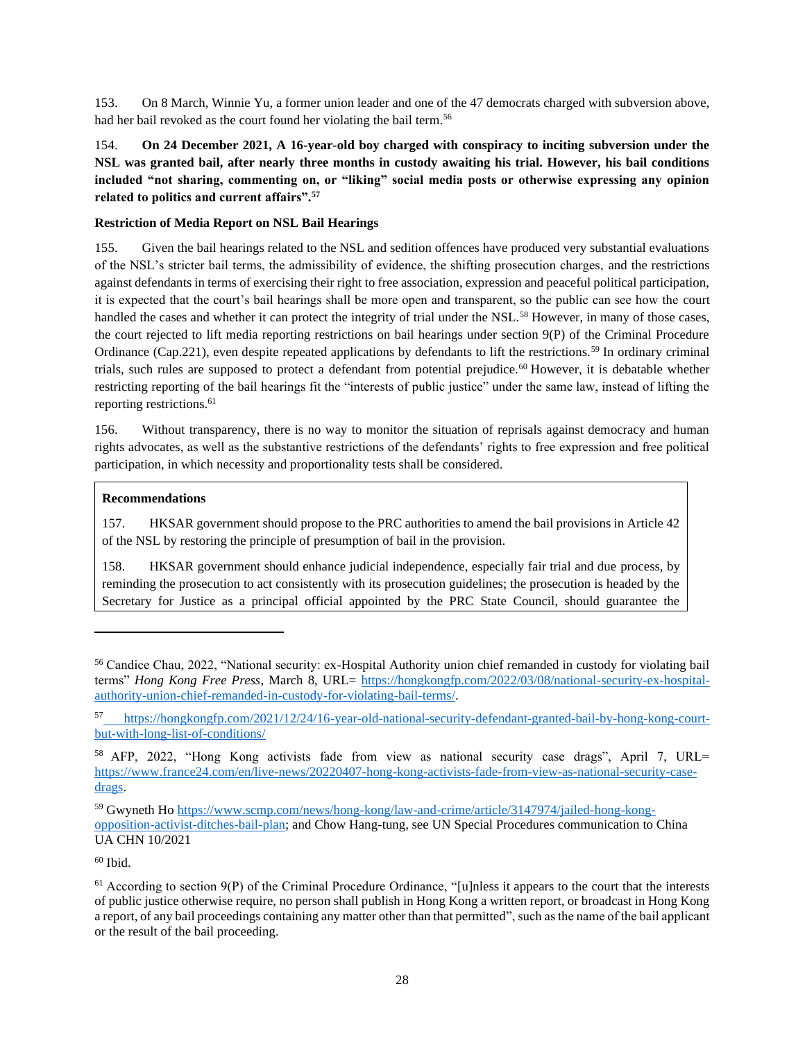153. On 8 March, Winnie Yu, a former union leader and one of the 47 democrats charged with subversion above, had her bail revoked as the court found her violating the bail term.[56]

154. **On 24 December 2021, A 16-year-old boy charged with conspiracy to inciting subversion under the NSL was granted bail, after nearly three months in custody awaiting his trial. However, his bail conditions included "not sharing, commenting on, or "liking" social media posts or otherwise expressing any opinion related to politics and current affairs".[57]**

**Restriction of Media Report on NSL Bail Hearings**

155. Given the bail hearings related to the NSL and sedition offences have produced very substantial evaluations of the NSL's stricter bail terms, the admissibility of evidence, the shifting prosecution charges, and the restrictions against defendants in terms of exercising their right to free association, expression and peaceful political participation, it is expected that the court's bail hearings shall be more open and transparent, so the public can see how the court handled the cases and whether it can protect the integrity of trial under the NSL.[58] However, in many of those cases, the court rejected to lift media reporting restrictions on bail hearings under section 9(P) of the Criminal Procedure Ordinance (Cap.221), even despite repeated applications by defendants to lift the restrictions.[59] In ordinary criminal trials, such rules are supposed to protect a defendant from potential prejudice.[60] However, it is debatable whether restricting reporting of the bail hearings fit the "interests of public justice" under the same law, instead of lifting the reporting restrictions.[61]

156. Without transparency, there is no way to monitor the situation of reprisals against democracy and human rights advocates, as well as the substantive restrictions of the defendants' rights to free expression and free political participation, in which necessity and proportionality tests shall be considered.

**Recommendations**

157. HKSAR government should propose to the PRC authorities to amend the bail provisions in Article 42 of the NSL by restoring the principle of presumption of bail in the provision.

158. HKSAR government should enhance judicial independence, especially fair trial and due process, by reminding the prosecution to act consistently with its prosecution guidelines; the prosecution is headed by the Secretary for Justice as a principal official appointed by the PRC State Council, should guarantee the

---

[56] Candice Chau, 2022, "National security: ex-Hospital Authority union chief remanded in custody for violating bail terms" *Hong Kong Free Press*, March 8, URL= https://hongkongfp.com/2022/03/08/national-security-ex-hospital-authority-union-chief-remanded-in-custody-for-violating-bail-terms/.

[57] https://hongkongfp.com/2021/12/24/16-year-old-national-security-defendant-granted-bail-by-hong-kong-court-but-with-long-list-of-conditions/

[58] AFP, 2022, "Hong Kong activists fade from view as national security case drags", April 7, URL= https://www.france24.com/en/live-news/20220407-hong-kong-activists-fade-from-view-as-national-security-case-drags.

[59] Gwyneth Ho https://www.scmp.com/news/hong-kong/law-and-crime/article/3147974/jailed-hong-kong-opposition-activist-ditches-bail-plan; and Chow Hang-tung, see UN Special Procedures communication to China UA CHN 10/2021

[60] Ibid.

[61] According to section 9(P) of the Criminal Procedure Ordinance, "[u]nless it appears to the court that the interests of public justice otherwise require, no person shall publish in Hong Kong a written report, or broadcast in Hong Kong a report, of any bail proceedings containing any matter other than that permitted", such as the name of the bail applicant or the result of the bail proceeding.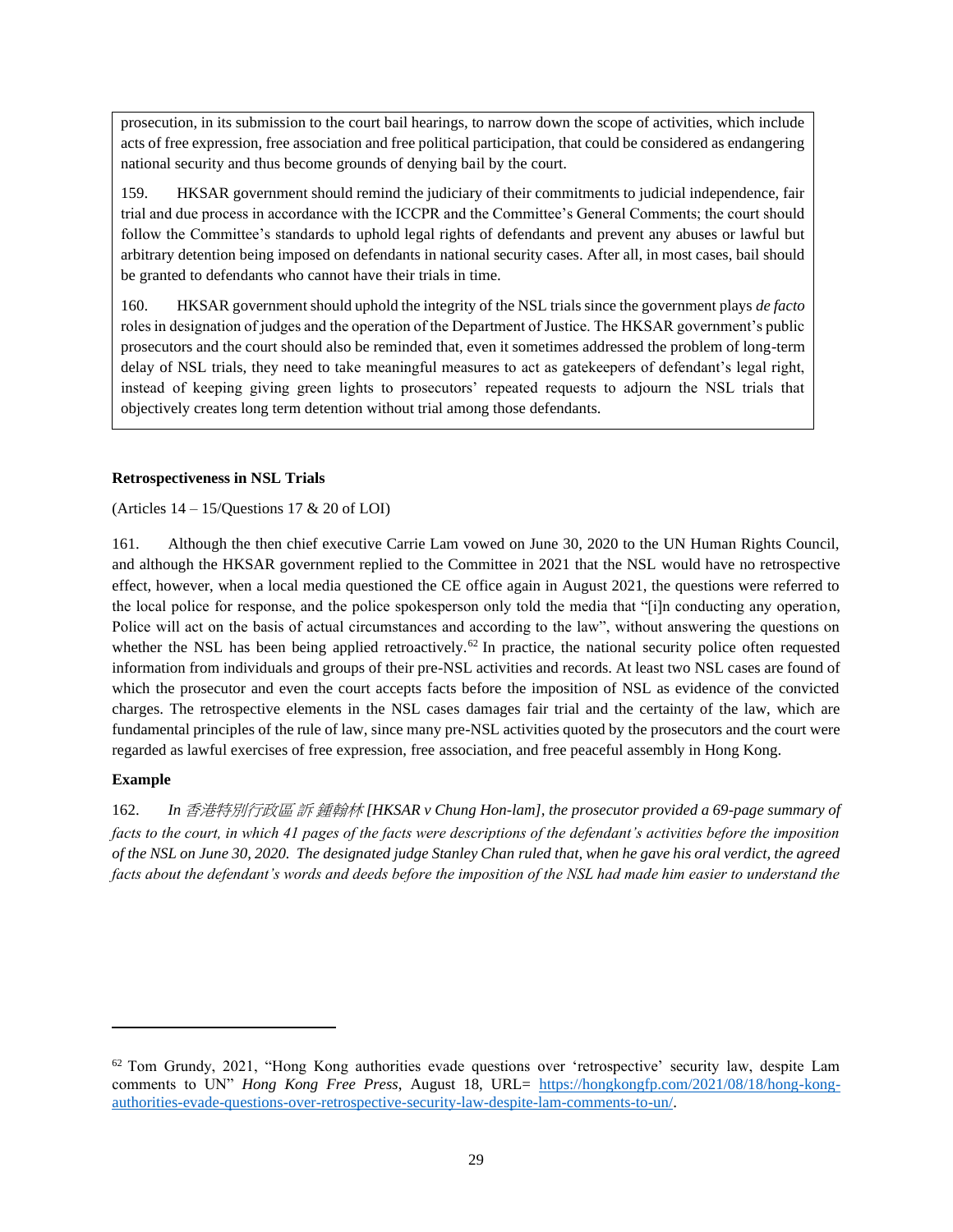prosecution, in its submission to the court bail hearings, to narrow down the scope of activities, which include acts of free expression, free association and free political participation, that could be considered as endangering national security and thus become grounds of denying bail by the court.

159. HKSAR government should remind the judiciary of their commitments to judicial independence, fair trial and due process in accordance with the ICCPR and the Committee's General Comments; the court should follow the Committee's standards to uphold legal rights of defendants and prevent any abuses or lawful but arbitrary detention being imposed on defendants in national security cases. After all, in most cases, bail should be granted to defendants who cannot have their trials in time.

160. HKSAR government should uphold the integrity of the NSL trials since the government plays *de facto* roles in designation of judges and the operation of the Department of Justice. The HKSAR government's public prosecutors and the court should also be reminded that, even it sometimes addressed the problem of long-term delay of NSL trials, they need to take meaningful measures to act as gatekeepers of defendant's legal right, instead of keeping giving green lights to prosecutors' repeated requests to adjourn the NSL trials that objectively creates long term detention without trial among those defendants.

**Retrospectiveness in NSL Trials**

(Articles 14 – 15/Questions 17 & 20 of LOI)

161. Although the then chief executive Carrie Lam vowed on June 30, 2020 to the UN Human Rights Council, and although the HKSAR government replied to the Committee in 2021 that the NSL would have no retrospective effect, however, when a local media questioned the CE office again in August 2021, the questions were referred to the local police for response, and the police spokesperson only told the media that "[i]n conducting any operation, Police will act on the basis of actual circumstances and according to the law", without answering the questions on whether the NSL has been being applied retroactively.[62] In practice, the national security police often requested information from individuals and groups of their pre-NSL activities and records. At least two NSL cases are found of which the prosecutor and even the court accepts facts before the imposition of NSL as evidence of the convicted charges. The retrospective elements in the NSL cases damages fair trial and the certainty of the law, which are fundamental principles of the rule of law, since many pre-NSL activities quoted by the prosecutors and the court were regarded as lawful exercises of free expression, free association, and free peaceful assembly in Hong Kong.

**Example**

162. *In 香港特別行政區 訴 鍾翰林 [HKSAR v Chung Hon-lam], the prosecutor provided a 69-page summary of facts to the court, in which 41 pages of the facts were descriptions of the defendant's activities before the imposition of the NSL on June 30, 2020. The designated judge Stanley Chan ruled that, when he gave his oral verdict, the agreed facts about the defendant's words and deeds before the imposition of the NSL had made him easier to understand the*

---

[62] Tom Grundy, 2021, "Hong Kong authorities evade questions over 'retrospective' security law, despite Lam comments to UN" *Hong Kong Free Press*, August 18, URL= https://hongkongfp.com/2021/08/18/hong-kong-authorities-evade-questions-over-retrospective-security-law-despite-lam-comments-to-un/.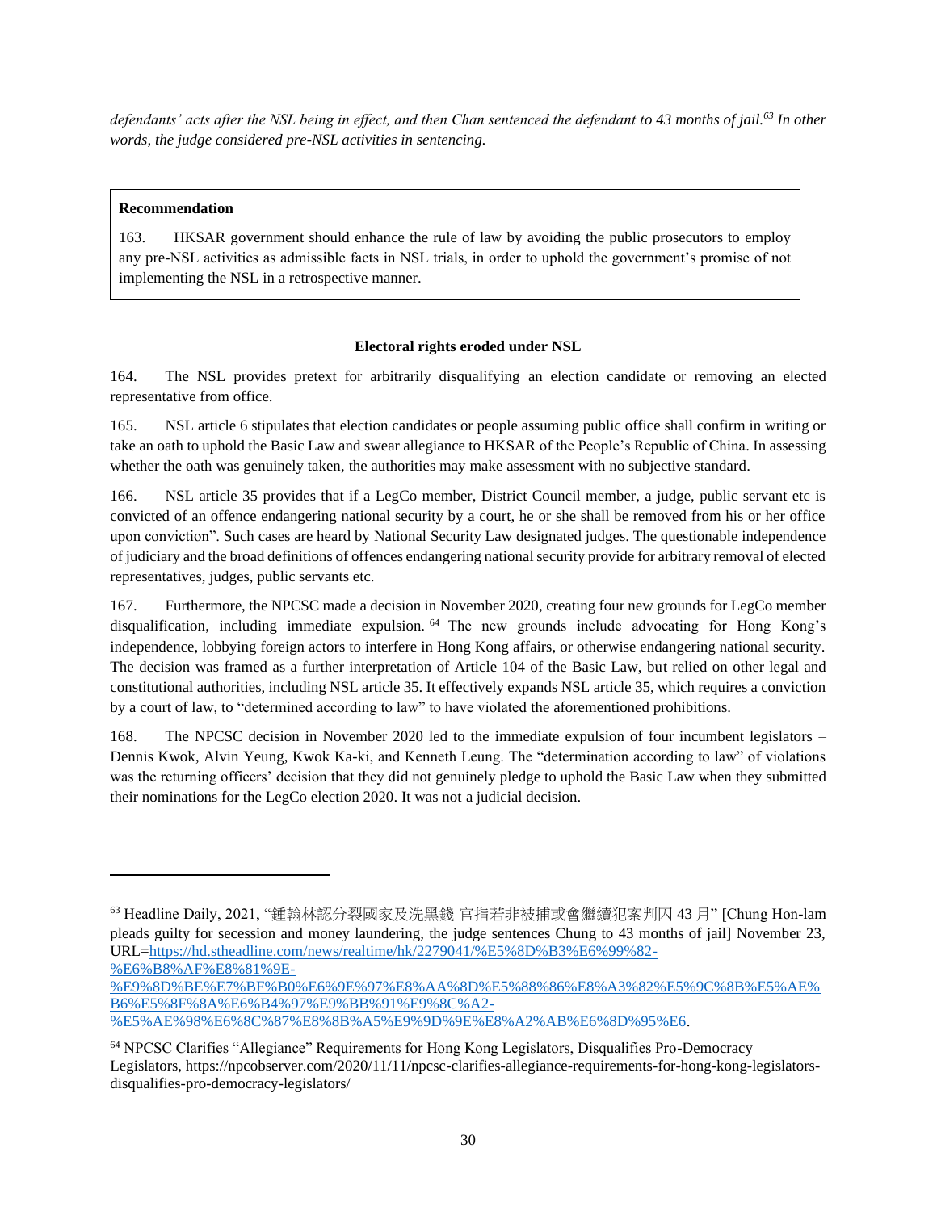*defendants' acts after the NSL being in effect, and then Chan sentenced the defendant to 43 months of jail.[63] In other words, the judge considered pre-NSL activities in sentencing.*

> **Recommendation**
>
> 163. HKSAR government should enhance the rule of law by avoiding the public prosecutors to employ any pre-NSL activities as admissible facts in NSL trials, in order to uphold the government's promise of not implementing the NSL in a retrospective manner.

### Electoral rights eroded under NSL

164. The NSL provides pretext for arbitrarily disqualifying an election candidate or removing an elected representative from office.

165. NSL article 6 stipulates that election candidates or people assuming public office shall confirm in writing or take an oath to uphold the Basic Law and swear allegiance to HKSAR of the People's Republic of China. In assessing whether the oath was genuinely taken, the authorities may make assessment with no subjective standard.

166. NSL article 35 provides that if a LegCo member, District Council member, a judge, public servant etc is convicted of an offence endangering national security by a court, he or she shall be removed from his or her office upon conviction". Such cases are heard by National Security Law designated judges. The questionable independence of judiciary and the broad definitions of offences endangering national security provide for arbitrary removal of elected representatives, judges, public servants etc.

167. Furthermore, the NPCSC made a decision in November 2020, creating four new grounds for LegCo member disqualification, including immediate expulsion.[64] The new grounds include advocating for Hong Kong's independence, lobbying foreign actors to interfere in Hong Kong affairs, or otherwise endangering national security. The decision was framed as a further interpretation of Article 104 of the Basic Law, but relied on other legal and constitutional authorities, including NSL article 35. It effectively expands NSL article 35, which requires a conviction by a court of law, to "determined according to law" to have violated the aforementioned prohibitions.

168. The NPCSC decision in November 2020 led to the immediate expulsion of four incumbent legislators – Dennis Kwok, Alvin Yeung, Kwok Ka-ki, and Kenneth Leung. The "determination according to law" of violations was the returning officers' decision that they did not genuinely pledge to uphold the Basic Law when they submitted their nominations for the LegCo election 2020. It was not a judicial decision.

---

[63] Headline Daily, 2021, "鍾翰林認分裂國家及洗黑錢 官指若非被捕或會繼續犯案判囚 43 月" [Chung Hon-lam pleads guilty for secession and money laundering, the judge sentences Chung to 43 months of jail] November 23, URL=https://hd.stheadline.com/news/realtime/hk/2279041/%E5%8D%B3%E6%99%82-%E6%B8%AF%E8%81%9E-%E9%8D%BE%E7%BF%B0%E6%9E%97%E8%AA%8D%E5%88%86%E8%A3%82%E5%9C%8B%E5%AE%B6%E5%8F%8A%E6%B4%97%E9%BB%91%E9%8C%A2-%E5%AE%98%E6%8C%87%E8%8B%A5%E9%9D%9E%E8%A2%AB%E6%8D%95%E6.

[64] NPCSC Clarifies "Allegiance" Requirements for Hong Kong Legislators, Disqualifies Pro-Democracy Legislators, https://npcobserver.com/2020/11/11/npcsc-clarifies-allegiance-requirements-for-hong-kong-legislators-disqualifies-pro-democracy-legislators/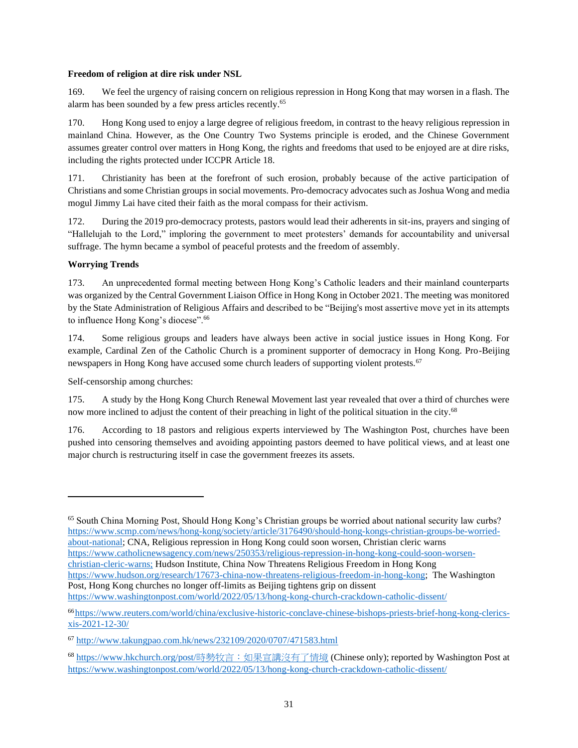**Freedom of religion at dire risk under NSL**

169. We feel the urgency of raising concern on religious repression in Hong Kong that may worsen in a flash. The alarm has been sounded by a few press articles recently.[65]

170. Hong Kong used to enjoy a large degree of religious freedom, in contrast to the heavy religious repression in mainland China. However, as the One Country Two Systems principle is eroded, and the Chinese Government assumes greater control over matters in Hong Kong, the rights and freedoms that used to be enjoyed are at dire risks, including the rights protected under ICCPR Article 18.

171. Christianity has been at the forefront of such erosion, probably because of the active participation of Christians and some Christian groups in social movements. Pro-democracy advocates such as Joshua Wong and media mogul Jimmy Lai have cited their faith as the moral compass for their activism.

172. During the 2019 pro-democracy protests, pastors would lead their adherents in sit-ins, prayers and singing of "Hallelujah to the Lord," imploring the government to meet protesters' demands for accountability and universal suffrage. The hymn became a symbol of peaceful protests and the freedom of assembly.

**Worrying Trends**

173. An unprecedented formal meeting between Hong Kong's Catholic leaders and their mainland counterparts was organized by the Central Government Liaison Office in Hong Kong in October 2021. The meeting was monitored by the State Administration of Religious Affairs and described to be "Beijing's most assertive move yet in its attempts to influence Hong Kong's diocese".[66]

174. Some religious groups and leaders have always been active in social justice issues in Hong Kong. For example, Cardinal Zen of the Catholic Church is a prominent supporter of democracy in Hong Kong. Pro-Beijing newspapers in Hong Kong have accused some church leaders of supporting violent protests.[67]

Self-censorship among churches:

175. A study by the Hong Kong Church Renewal Movement last year revealed that over a third of churches were now more inclined to adjust the content of their preaching in light of the political situation in the city.[68]

176. According to 18 pastors and religious experts interviewed by The Washington Post, churches have been pushed into censoring themselves and avoiding appointing pastors deemed to have political views, and at least one major church is restructuring itself in case the government freezes its assets.

---

[65] South China Morning Post, Should Hong Kong's Christian groups be worried about national security law curbs? https://www.scmp.com/news/hong-kong/society/article/3176490/should-hong-kongs-christian-groups-be-worried-about-national; CNA, Religious repression in Hong Kong could soon worsen, Christian cleric warns https://www.catholicnewsagency.com/news/250353/religious-repression-in-hong-kong-could-soon-worsen-christian-cleric-warns; Hudson Institute, China Now Threatens Religious Freedom in Hong Kong https://www.hudson.org/research/17673-china-now-threatens-religious-freedom-in-hong-kong; The Washington Post, Hong Kong churches no longer off-limits as Beijing tightens grip on dissent https://www.washingtonpost.com/world/2022/05/13/hong-kong-church-crackdown-catholic-dissent/

[66] https://www.reuters.com/world/china/exclusive-historic-conclave-chinese-bishops-priests-brief-hong-kong-clerics-xis-2021-12-30/

[67] http://www.takungpao.com.hk/news/232109/2020/0707/471583.html

[68] https://www.hkchurch.org/post/時勢牧言：如果宣講沒有了情境 (Chinese only); reported by Washington Post at https://www.washingtonpost.com/world/2022/05/13/hong-kong-church-crackdown-catholic-dissent/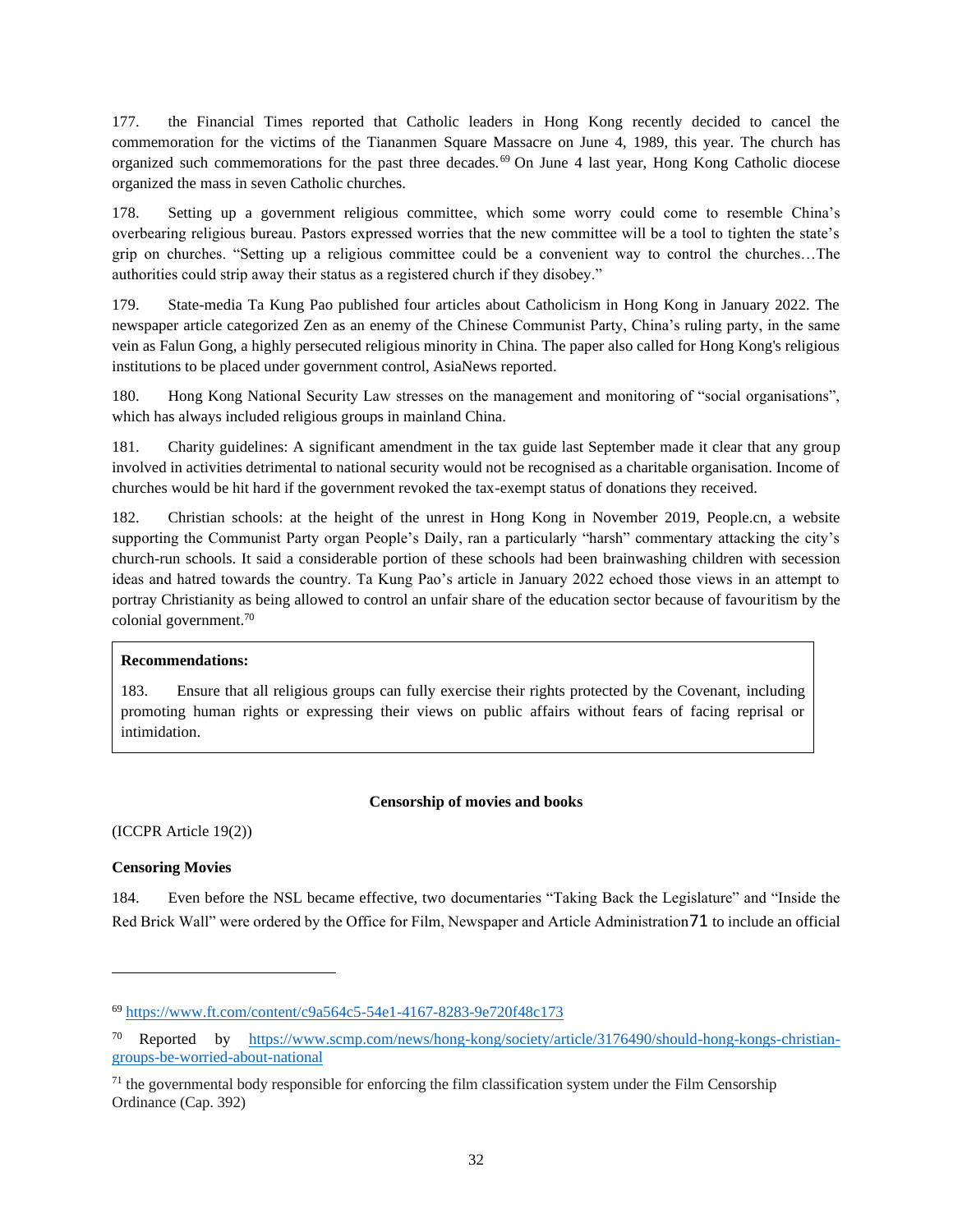177. the Financial Times reported that Catholic leaders in Hong Kong recently decided to cancel the commemoration for the victims of the Tiananmen Square Massacre on June 4, 1989, this year. The church has organized such commemorations for the past three decades.[69] On June 4 last year, Hong Kong Catholic diocese organized the mass in seven Catholic churches.

178. Setting up a government religious committee, which some worry could come to resemble China's overbearing religious bureau. Pastors expressed worries that the new committee will be a tool to tighten the state's grip on churches. "Setting up a religious committee could be a convenient way to control the churches…The authorities could strip away their status as a registered church if they disobey."

179. State-media Ta Kung Pao published four articles about Catholicism in Hong Kong in January 2022. The newspaper article categorized Zen as an enemy of the Chinese Communist Party, China's ruling party, in the same vein as Falun Gong, a highly persecuted religious minority in China. The paper also called for Hong Kong's religious institutions to be placed under government control, AsiaNews reported.

180. Hong Kong National Security Law stresses on the management and monitoring of "social organisations", which has always included religious groups in mainland China.

181. Charity guidelines: A significant amendment in the tax guide last September made it clear that any group involved in activities detrimental to national security would not be recognised as a charitable organisation. Income of churches would be hit hard if the government revoked the tax-exempt status of donations they received.

182. Christian schools: at the height of the unrest in Hong Kong in November 2019, People.cn, a website supporting the Communist Party organ People's Daily, ran a particularly "harsh" commentary attacking the city's church-run schools. It said a considerable portion of these schools had been brainwashing children with secession ideas and hatred towards the country. Ta Kung Pao's article in January 2022 echoed those views in an attempt to portray Christianity as being allowed to control an unfair share of the education sector because of favouritism by the colonial government.[70]

**Recommendations:**

183. Ensure that all religious groups can fully exercise their rights protected by the Covenant, including promoting human rights or expressing their views on public affairs without fears of facing reprisal or intimidation.

## Censorship of movies and books

(ICCPR Article 19(2))

### Censoring Movies

184. Even before the NSL became effective, two documentaries "Taking Back the Legislature" and "Inside the Red Brick Wall" were ordered by the Office for Film, Newspaper and Article Administration[71] to include an official

---

[69] https://www.ft.com/content/c9a564c5-54e1-4167-8283-9e720f48c173

[70] Reported by https://www.scmp.com/news/hong-kong/society/article/3176490/should-hong-kongs-christian-groups-be-worried-about-national

[71] the governmental body responsible for enforcing the film classification system under the Film Censorship Ordinance (Cap. 392)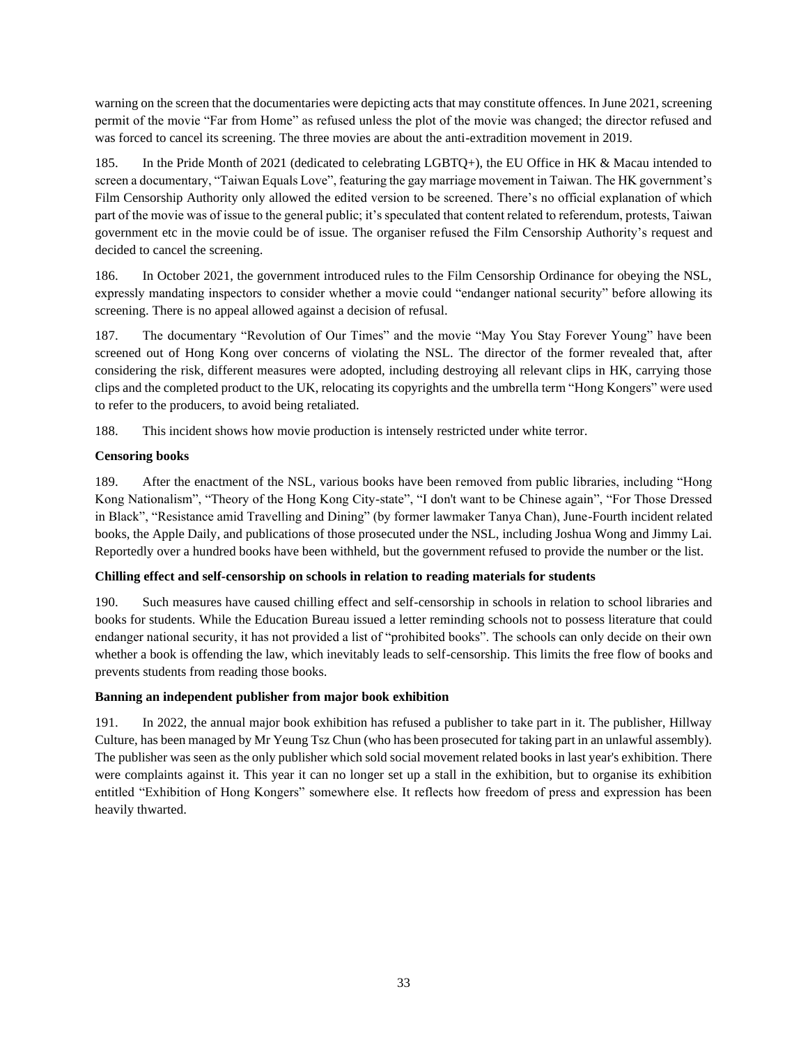warning on the screen that the documentaries were depicting acts that may constitute offences. In June 2021, screening permit of the movie "Far from Home" as refused unless the plot of the movie was changed; the director refused and was forced to cancel its screening. The three movies are about the anti-extradition movement in 2019.

185. In the Pride Month of 2021 (dedicated to celebrating LGBTQ+), the EU Office in HK & Macau intended to screen a documentary, "Taiwan Equals Love", featuring the gay marriage movement in Taiwan. The HK government's Film Censorship Authority only allowed the edited version to be screened. There's no official explanation of which part of the movie was of issue to the general public; it's speculated that content related to referendum, protests, Taiwan government etc in the movie could be of issue. The organiser refused the Film Censorship Authority's request and decided to cancel the screening.

186. In October 2021, the government introduced rules to the Film Censorship Ordinance for obeying the NSL, expressly mandating inspectors to consider whether a movie could "endanger national security" before allowing its screening. There is no appeal allowed against a decision of refusal.

187. The documentary "Revolution of Our Times" and the movie "May You Stay Forever Young" have been screened out of Hong Kong over concerns of violating the NSL. The director of the former revealed that, after considering the risk, different measures were adopted, including destroying all relevant clips in HK, carrying those clips and the completed product to the UK, relocating its copyrights and the umbrella term "Hong Kongers" were used to refer to the producers, to avoid being retaliated.

188. This incident shows how movie production is intensely restricted under white terror.

**Censoring books**

189. After the enactment of the NSL, various books have been removed from public libraries, including "Hong Kong Nationalism", "Theory of the Hong Kong City-state", "I don't want to be Chinese again", "For Those Dressed in Black", "Resistance amid Travelling and Dining" (by former lawmaker Tanya Chan), June-Fourth incident related books, the Apple Daily, and publications of those prosecuted under the NSL, including Joshua Wong and Jimmy Lai. Reportedly over a hundred books have been withheld, but the government refused to provide the number or the list.

**Chilling effect and self-censorship on schools in relation to reading materials for students**

190. Such measures have caused chilling effect and self-censorship in schools in relation to school libraries and books for students. While the Education Bureau issued a letter reminding schools not to possess literature that could endanger national security, it has not provided a list of "prohibited books". The schools can only decide on their own whether a book is offending the law, which inevitably leads to self-censorship. This limits the free flow of books and prevents students from reading those books.

**Banning an independent publisher from major book exhibition**

191. In 2022, the annual major book exhibition has refused a publisher to take part in it. The publisher, Hillway Culture, has been managed by Mr Yeung Tsz Chun (who has been prosecuted for taking part in an unlawful assembly). The publisher was seen as the only publisher which sold social movement related books in last year's exhibition. There were complaints against it. This year it can no longer set up a stall in the exhibition, but to organise its exhibition entitled "Exhibition of Hong Kongers" somewhere else. It reflects how freedom of press and expression has been heavily thwarted.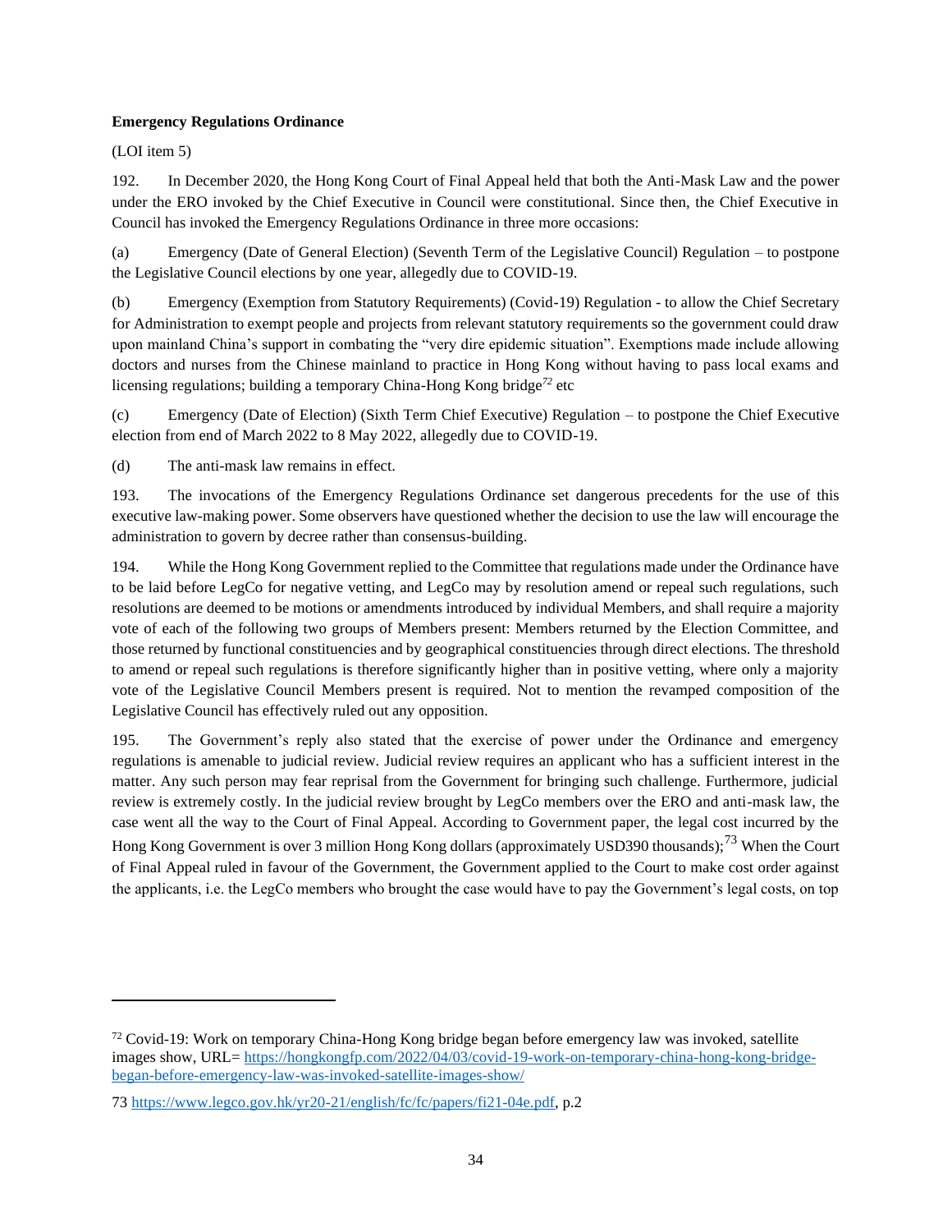**Emergency Regulations Ordinance**

(LOI item 5)

192. In December 2020, the Hong Kong Court of Final Appeal held that both the Anti-Mask Law and the power under the ERO invoked by the Chief Executive in Council were constitutional. Since then, the Chief Executive in Council has invoked the Emergency Regulations Ordinance in three more occasions:

(a) Emergency (Date of General Election) (Seventh Term of the Legislative Council) Regulation – to postpone the Legislative Council elections by one year, allegedly due to COVID-19.

(b) Emergency (Exemption from Statutory Requirements) (Covid-19) Regulation - to allow the Chief Secretary for Administration to exempt people and projects from relevant statutory requirements so the government could draw upon mainland China's support in combating the "very dire epidemic situation". Exemptions made include allowing doctors and nurses from the Chinese mainland to practice in Hong Kong without having to pass local exams and licensing regulations; building a temporary China-Hong Kong bridge[72] etc

(c) Emergency (Date of Election) (Sixth Term Chief Executive) Regulation – to postpone the Chief Executive election from end of March 2022 to 8 May 2022, allegedly due to COVID-19.

(d) The anti-mask law remains in effect.

193. The invocations of the Emergency Regulations Ordinance set dangerous precedents for the use of this executive law-making power. Some observers have questioned whether the decision to use the law will encourage the administration to govern by decree rather than consensus-building.

194. While the Hong Kong Government replied to the Committee that regulations made under the Ordinance have to be laid before LegCo for negative vetting, and LegCo may by resolution amend or repeal such regulations, such resolutions are deemed to be motions or amendments introduced by individual Members, and shall require a majority vote of each of the following two groups of Members present: Members returned by the Election Committee, and those returned by functional constituencies and by geographical constituencies through direct elections. The threshold to amend or repeal such regulations is therefore significantly higher than in positive vetting, where only a majority vote of the Legislative Council Members present is required. Not to mention the revamped composition of the Legislative Council has effectively ruled out any opposition.

195. The Government's reply also stated that the exercise of power under the Ordinance and emergency regulations is amenable to judicial review. Judicial review requires an applicant who has a sufficient interest in the matter. Any such person may fear reprisal from the Government for bringing such challenge. Furthermore, judicial review is extremely costly. In the judicial review brought by LegCo members over the ERO and anti-mask law, the case went all the way to the Court of Final Appeal. According to Government paper, the legal cost incurred by the Hong Kong Government is over 3 million Hong Kong dollars (approximately USD390 thousands);[73] When the Court of Final Appeal ruled in favour of the Government, the Government applied to the Court to make cost order against the applicants, i.e. the LegCo members who brought the case would have to pay the Government's legal costs, on top

---

[72] Covid-19: Work on temporary China-Hong Kong bridge began before emergency law was invoked, satellite images show, URL= https://hongkongfp.com/2022/04/03/covid-19-work-on-temporary-china-hong-kong-bridge-began-before-emergency-law-was-invoked-satellite-images-show/

73 https://www.legco.gov.hk/yr20-21/english/fc/fc/papers/fi21-04e.pdf, p.2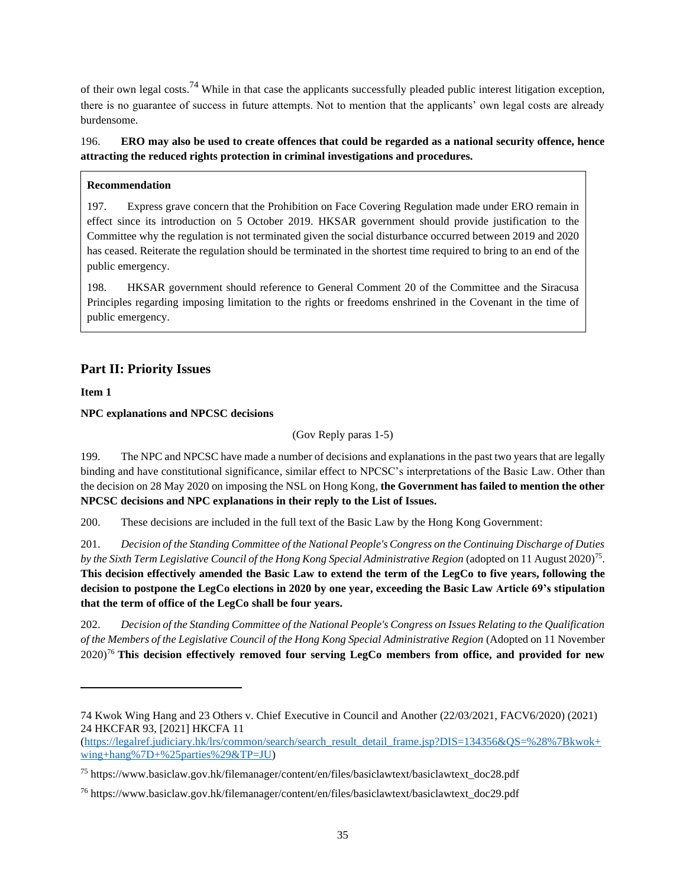of their own legal costs.[74] While in that case the applicants successfully pleaded public interest litigation exception, there is no guarantee of success in future attempts. Not to mention that the applicants' own legal costs are already burdensome.

196. **ERO may also be used to create offences that could be regarded as a national security offence, hence attracting the reduced rights protection in criminal investigations and procedures.**

> **Recommendation**
>
> 197. Express grave concern that the Prohibition on Face Covering Regulation made under ERO remain in effect since its introduction on 5 October 2019. HKSAR government should provide justification to the Committee why the regulation is not terminated given the social disturbance occurred between 2019 and 2020 has ceased. Reiterate the regulation should be terminated in the shortest time required to bring to an end of the public emergency.
>
> 198. HKSAR government should reference to General Comment 20 of the Committee and the Siracusa Principles regarding imposing limitation to the rights or freedoms enshrined in the Covenant in the time of public emergency.

## Part II: Priority Issues

**Item 1**

**NPC explanations and NPCSC decisions**

(Gov Reply paras 1-5)

199. The NPC and NPCSC have made a number of decisions and explanations in the past two years that are legally binding and have constitutional significance, similar effect to NPCSC's interpretations of the Basic Law. Other than the decision on 28 May 2020 on imposing the NSL on Hong Kong, **the Government has failed to mention the other NPCSC decisions and NPC explanations in their reply to the List of Issues.**

200. These decisions are included in the full text of the Basic Law by the Hong Kong Government:

201. *Decision of the Standing Committee of the National People's Congress on the Continuing Discharge of Duties by the Sixth Term Legislative Council of the Hong Kong Special Administrative Region* (adopted on 11 August 2020)[75]. **This decision effectively amended the Basic Law to extend the term of the LegCo to five years, following the decision to postpone the LegCo elections in 2020 by one year, exceeding the Basic Law Article 69's stipulation that the term of office of the LegCo shall be four years.**

202. *Decision of the Standing Committee of the National People's Congress on Issues Relating to the Qualification of the Members of the Legislative Council of the Hong Kong Special Administrative Region* (Adopted on 11 November 2020)[76] **This decision effectively removed four serving LegCo members from office, and provided for new**

---

74 Kwok Wing Hang and 23 Others v. Chief Executive in Council and Another (22/03/2021, FACV6/2020) (2021) 24 HKCFAR 93, [2021] HKCFA 11 (https://legalref.judiciary.hk/lrs/common/search/search_result_detail_frame.jsp?DIS=134356&QS=%28%7Bkwok+wing+hang%7D+%25parties%29&TP=JU)

75 https://www.basiclaw.gov.hk/filemanager/content/en/files/basiclawtext/basiclawtext_doc28.pdf

76 https://www.basiclaw.gov.hk/filemanager/content/en/files/basiclawtext/basiclawtext_doc29.pdf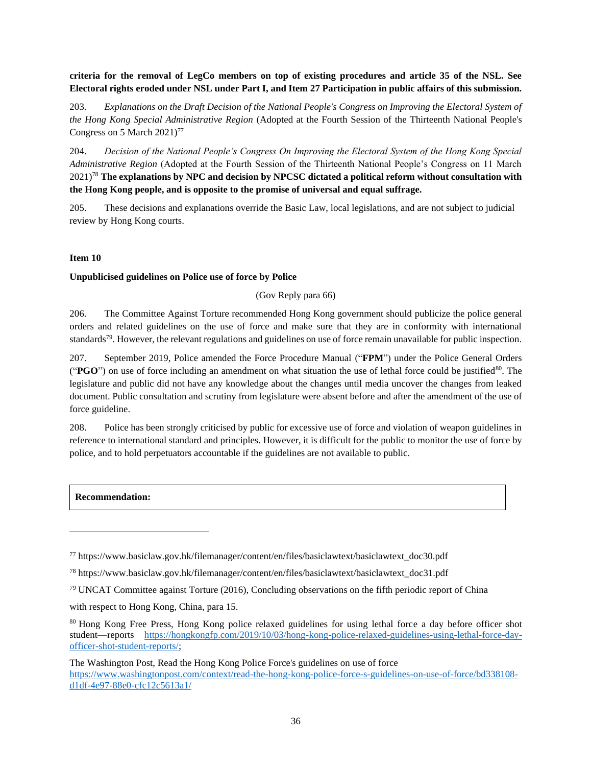**criteria for the removal of LegCo members on top of existing procedures and article 35 of the NSL. See Electoral rights eroded under NSL under Part I, and Item 27 Participation in public affairs of this submission.**

203. *Explanations on the Draft Decision of the National People's Congress on Improving the Electoral System of the Hong Kong Special Administrative Region* (Adopted at the Fourth Session of the Thirteenth National People's Congress on 5 March 2021)[77]

204. *Decision of the National People's Congress On Improving the Electoral System of the Hong Kong Special Administrative Region* (Adopted at the Fourth Session of the Thirteenth National People's Congress on 11 March 2021)[78] **The explanations by NPC and decision by NPCSC dictated a political reform without consultation with the Hong Kong people, and is opposite to the promise of universal and equal suffrage.**

205. These decisions and explanations override the Basic Law, local legislations, and are not subject to judicial review by Hong Kong courts.

**Item 10**

**Unpublicised guidelines on Police use of force by Police**

(Gov Reply para 66)

206. The Committee Against Torture recommended Hong Kong government should publicize the police general orders and related guidelines on the use of force and make sure that they are in conformity with international standards[79]. However, the relevant regulations and guidelines on use of force remain unavailable for public inspection.

207. September 2019, Police amended the Force Procedure Manual ("**FPM**") under the Police General Orders ("**PGO**") on use of force including an amendment on what situation the use of lethal force could be justified[80]. The legislature and public did not have any knowledge about the changes until media uncover the changes from leaked document. Public consultation and scrutiny from legislature were absent before and after the amendment of the use of force guideline.

208. Police has been strongly criticised by public for excessive use of force and violation of weapon guidelines in reference to international standard and principles. However, it is difficult for the public to monitor the use of force by police, and to hold perpetuators accountable if the guidelines are not available to public.

**Recommendation:**

---

[77] https://www.basiclaw.gov.hk/filemanager/content/en/files/basiclawtext/basiclawtext_doc30.pdf

[78] https://www.basiclaw.gov.hk/filemanager/content/en/files/basiclawtext/basiclawtext_doc31.pdf

[79] UNCAT Committee against Torture (2016), Concluding observations on the fifth periodic report of China with respect to Hong Kong, China, para 15.

[80] Hong Kong Free Press, Hong Kong police relaxed guidelines for using lethal force a day before officer shot student—reports https://hongkongfp.com/2019/10/03/hong-kong-police-relaxed-guidelines-using-lethal-force-day-officer-shot-student-reports/;

The Washington Post, Read the Hong Kong Police Force's guidelines on use of force https://www.washingtonpost.com/context/read-the-hong-kong-police-force-s-guidelines-on-use-of-force/bd338108-d1df-4e97-88e0-cfc12c5613a1/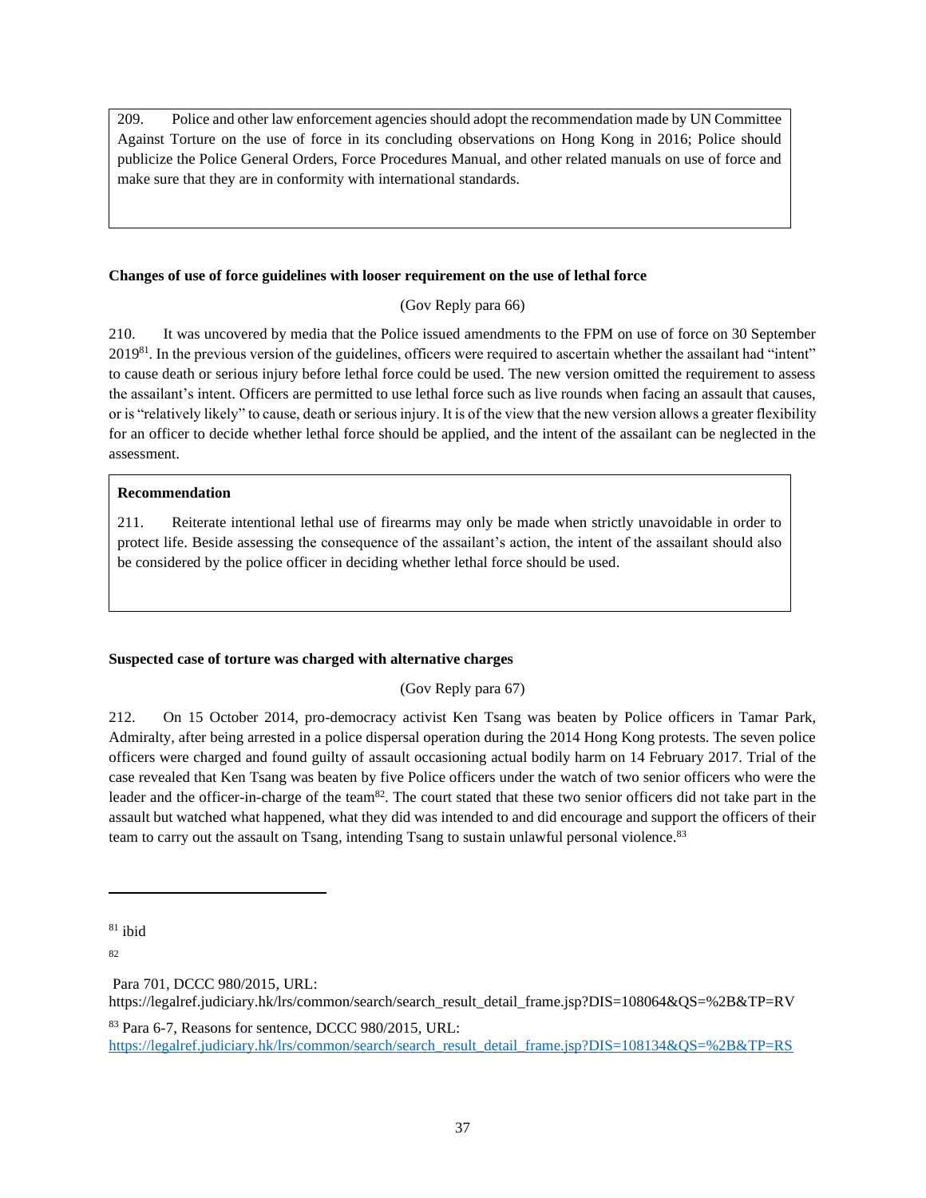209. Police and other law enforcement agencies should adopt the recommendation made by UN Committee Against Torture on the use of force in its concluding observations on Hong Kong in 2016; Police should publicize the Police General Orders, Force Procedures Manual, and other related manuals on use of force and make sure that they are in conformity with international standards.

**Changes of use of force guidelines with looser requirement on the use of lethal force**

(Gov Reply para 66)

210. It was uncovered by media that the Police issued amendments to the FPM on use of force on 30 September 2019[81]. In the previous version of the guidelines, officers were required to ascertain whether the assailant had "intent" to cause death or serious injury before lethal force could be used. The new version omitted the requirement to assess the assailant's intent. Officers are permitted to use lethal force such as live rounds when facing an assault that causes, or is "relatively likely" to cause, death or serious injury. It is of the view that the new version allows a greater flexibility for an officer to decide whether lethal force should be applied, and the intent of the assailant can be neglected in the assessment.

**Recommendation**

211. Reiterate intentional lethal use of firearms may only be made when strictly unavoidable in order to protect life. Beside assessing the consequence of the assailant's action, the intent of the assailant should also be considered by the police officer in deciding whether lethal force should be used.

**Suspected case of torture was charged with alternative charges**

(Gov Reply para 67)

212. On 15 October 2014, pro-democracy activist Ken Tsang was beaten by Police officers in Tamar Park, Admiralty, after being arrested in a police dispersal operation during the 2014 Hong Kong protests. The seven police officers were charged and found guilty of assault occasioning actual bodily harm on 14 February 2017. Trial of the case revealed that Ken Tsang was beaten by five Police officers under the watch of two senior officers who were the leader and the officer-in-charge of the team[82]. The court stated that these two senior officers did not take part in the assault but watched what happened, what they did was intended to and did encourage and support the officers of their team to carry out the assault on Tsang, intending Tsang to sustain unlawful personal violence.[83]

---

[81] ibid

[82] Para 701, DCCC 980/2015, URL: https://legalref.judiciary.hk/lrs/common/search/search_result_detail_frame.jsp?DIS=108064&QS=%2B&TP=RV

[83] Para 6-7, Reasons for sentence, DCCC 980/2015, URL: https://legalref.judiciary.hk/lrs/common/search/search_result_detail_frame.jsp?DIS=108134&QS=%2B&TP=RS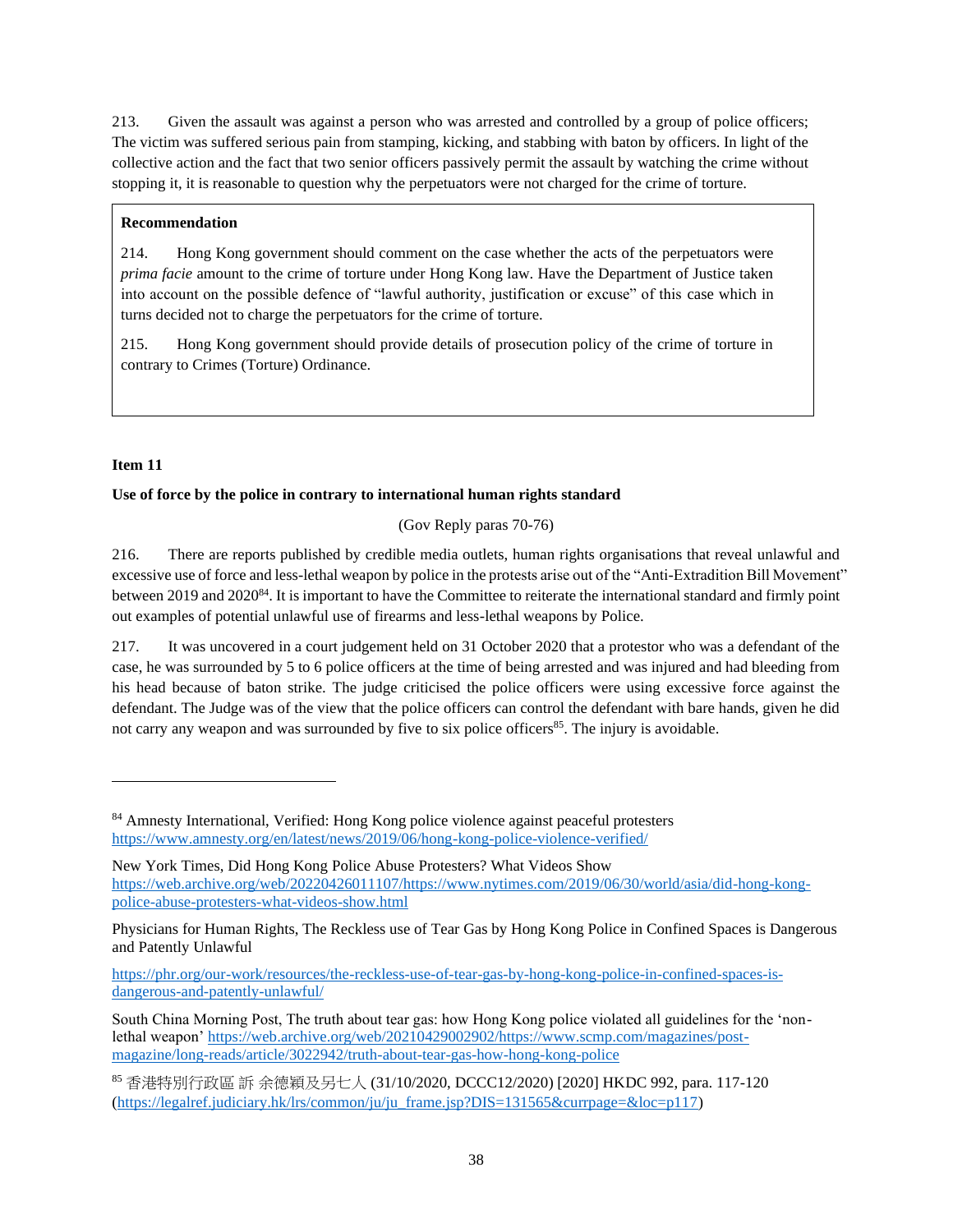213. Given the assault was against a person who was arrested and controlled by a group of police officers; The victim was suffered serious pain from stamping, kicking, and stabbing with baton by officers. In light of the collective action and the fact that two senior officers passively permit the assault by watching the crime without stopping it, it is reasonable to question why the perpetuators were not charged for the crime of torture.

> **Recommendation**
>
> 214. Hong Kong government should comment on the case whether the acts of the perpetuators were *prima facie* amount to the crime of torture under Hong Kong law. Have the Department of Justice taken into account on the possible defence of "lawful authority, justification or excuse" of this case which in turns decided not to charge the perpetuators for the crime of torture.
>
> 215. Hong Kong government should provide details of prosecution policy of the crime of torture in contrary to Crimes (Torture) Ordinance.

**Item 11**

**Use of force by the police in contrary to international human rights standard**

(Gov Reply paras 70-76)

216. There are reports published by credible media outlets, human rights organisations that reveal unlawful and excessive use of force and less-lethal weapon by police in the protests arise out of the "Anti-Extradition Bill Movement" between 2019 and 2020[84]. It is important to have the Committee to reiterate the international standard and firmly point out examples of potential unlawful use of firearms and less-lethal weapons by Police.

217. It was uncovered in a court judgement held on 31 October 2020 that a protestor who was a defendant of the case, he was surrounded by 5 to 6 police officers at the time of being arrested and was injured and had bleeding from his head because of baton strike. The judge criticised the police officers were using excessive force against the defendant. The Judge was of the view that the police officers can control the defendant with bare hands, given he did not carry any weapon and was surrounded by five to six police officers[85]. The injury is avoidable.

---

[84] Amnesty International, Verified: Hong Kong police violence against peaceful protesters https://www.amnesty.org/en/latest/news/2019/06/hong-kong-police-violence-verified/

New York Times, Did Hong Kong Police Abuse Protesters? What Videos Show https://web.archive.org/web/20220426011107/https://www.nytimes.com/2019/06/30/world/asia/did-hong-kong-police-abuse-protesters-what-videos-show.html

Physicians for Human Rights, The Reckless use of Tear Gas by Hong Kong Police in Confined Spaces is Dangerous and Patently Unlawful

https://phr.org/our-work/resources/the-reckless-use-of-tear-gas-by-hong-kong-police-in-confined-spaces-is-dangerous-and-patently-unlawful/

South China Morning Post, The truth about tear gas: how Hong Kong police violated all guidelines for the 'non-lethal weapon' https://web.archive.org/web/20210429002902/https://www.scmp.com/magazines/post-magazine/long-reads/article/3022942/truth-about-tear-gas-how-hong-kong-police

[85] 香港特別行政區 訴 余德穎及另七人 (31/10/2020, DCCC12/2020) [2020] HKDC 992, para. 117-120 (https://legalref.judiciary.hk/lrs/common/ju/ju_frame.jsp?DIS=131565&currpage=&loc=p117)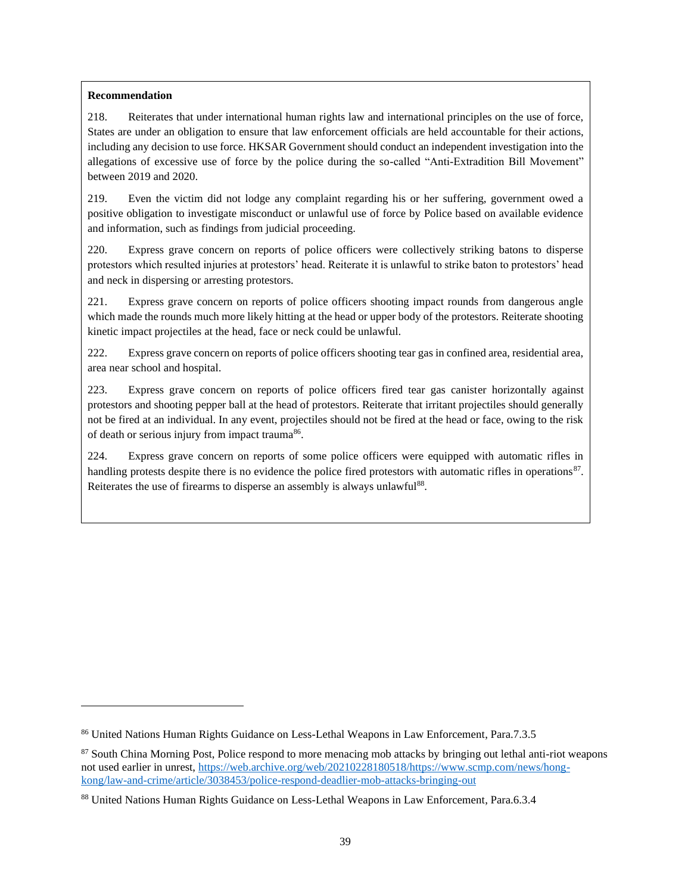**Recommendation**

218. Reiterates that under international human rights law and international principles on the use of force, States are under an obligation to ensure that law enforcement officials are held accountable for their actions, including any decision to use force. HKSAR Government should conduct an independent investigation into the allegations of excessive use of force by the police during the so-called "Anti-Extradition Bill Movement" between 2019 and 2020.

219. Even the victim did not lodge any complaint regarding his or her suffering, government owed a positive obligation to investigate misconduct or unlawful use of force by Police based on available evidence and information, such as findings from judicial proceeding.

220. Express grave concern on reports of police officers were collectively striking batons to disperse protestors which resulted injuries at protestors' head. Reiterate it is unlawful to strike baton to protestors' head and neck in dispersing or arresting protestors.

221. Express grave concern on reports of police officers shooting impact rounds from dangerous angle which made the rounds much more likely hitting at the head or upper body of the protestors. Reiterate shooting kinetic impact projectiles at the head, face or neck could be unlawful.

222. Express grave concern on reports of police officers shooting tear gas in confined area, residential area, area near school and hospital.

223. Express grave concern on reports of police officers fired tear gas canister horizontally against protestors and shooting pepper ball at the head of protestors. Reiterate that irritant projectiles should generally not be fired at an individual. In any event, projectiles should not be fired at the head or face, owing to the risk of death or serious injury from impact trauma[86].

224. Express grave concern on reports of some police officers were equipped with automatic rifles in handling protests despite there is no evidence the police fired protestors with automatic rifles in operations[87]. Reiterates the use of firearms to disperse an assembly is always unlawful[88].

---

[86] United Nations Human Rights Guidance on Less-Lethal Weapons in Law Enforcement, Para.7.3.5

[87] South China Morning Post, Police respond to more menacing mob attacks by bringing out lethal anti-riot weapons not used earlier in unrest, https://web.archive.org/web/20210228180518/https://www.scmp.com/news/hong-kong/law-and-crime/article/3038453/police-respond-deadlier-mob-attacks-bringing-out

[88] United Nations Human Rights Guidance on Less-Lethal Weapons in Law Enforcement, Para.6.3.4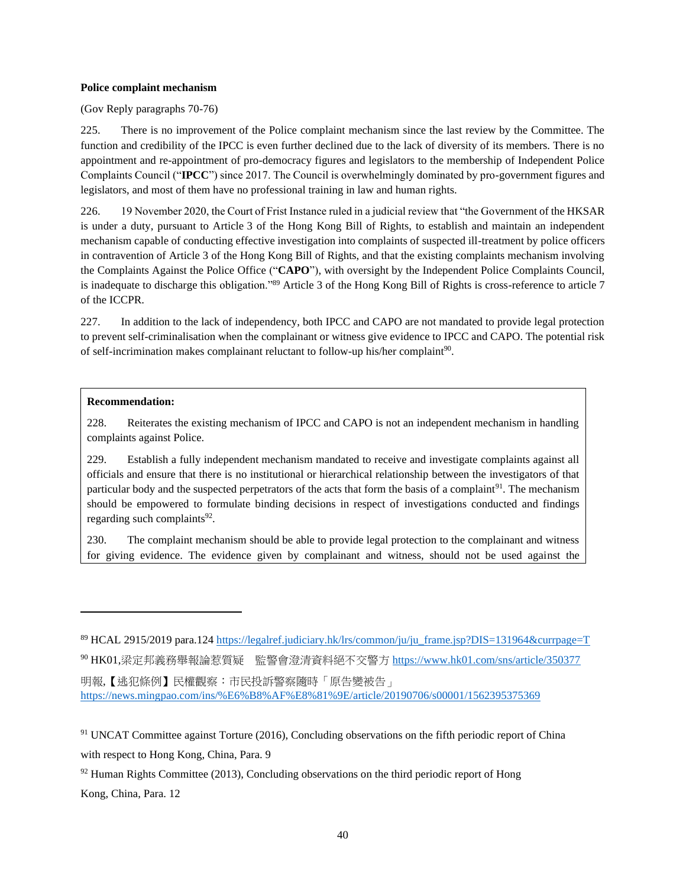**Police complaint mechanism**

(Gov Reply paragraphs 70-76)

225. There is no improvement of the Police complaint mechanism since the last review by the Committee. The function and credibility of the IPCC is even further declined due to the lack of diversity of its members. There is no appointment and re-appointment of pro-democracy figures and legislators to the membership of Independent Police Complaints Council ("**IPCC**") since 2017. The Council is overwhelmingly dominated by pro-government figures and legislators, and most of them have no professional training in law and human rights.

226. 19 November 2020, the Court of Frist Instance ruled in a judicial review that "the Government of the HKSAR is under a duty, pursuant to Article 3 of the Hong Kong Bill of Rights, to establish and maintain an independent mechanism capable of conducting effective investigation into complaints of suspected ill-treatment by police officers in contravention of Article 3 of the Hong Kong Bill of Rights, and that the existing complaints mechanism involving the Complaints Against the Police Office ("**CAPO**"), with oversight by the Independent Police Complaints Council, is inadequate to discharge this obligation."[89] Article 3 of the Hong Kong Bill of Rights is cross-reference to article 7 of the ICCPR.

227. In addition to the lack of independency, both IPCC and CAPO are not mandated to provide legal protection to prevent self-criminalisation when the complainant or witness give evidence to IPCC and CAPO. The potential risk of self-incrimination makes complainant reluctant to follow-up his/her complaint[90].

**Recommendation:**

228. Reiterates the existing mechanism of IPCC and CAPO is not an independent mechanism in handling complaints against Police.

229. Establish a fully independent mechanism mandated to receive and investigate complaints against all officials and ensure that there is no institutional or hierarchical relationship between the investigators of that particular body and the suspected perpetrators of the acts that form the basis of a complaint[91]. The mechanism should be empowered to formulate binding decisions in respect of investigations conducted and findings regarding such complaints[92].

230. The complaint mechanism should be able to provide legal protection to the complainant and witness for giving evidence. The evidence given by complainant and witness, should not be used against the

---

[89] HCAL 2915/2019 para.124 https://legalref.judiciary.hk/lrs/common/ju/ju_frame.jsp?DIS=131964&currpage=T

[90] HK01,梁定邦義務舉報論惹質疑　監警會澄清資料絕不交警方 https://www.hk01.com/sns/article/350377

明報,【逃犯條例】民權觀察：市民投訴警察隨時「原告變被告」 https://news.mingpao.com/ins/%E6%B8%AF%E8%81%9E/article/20190706/s00001/1562395375369

[91] UNCAT Committee against Torture (2016), Concluding observations on the fifth periodic report of China with respect to Hong Kong, China, Para. 9

[92] Human Rights Committee (2013), Concluding observations on the third periodic report of Hong Kong, China, Para. 12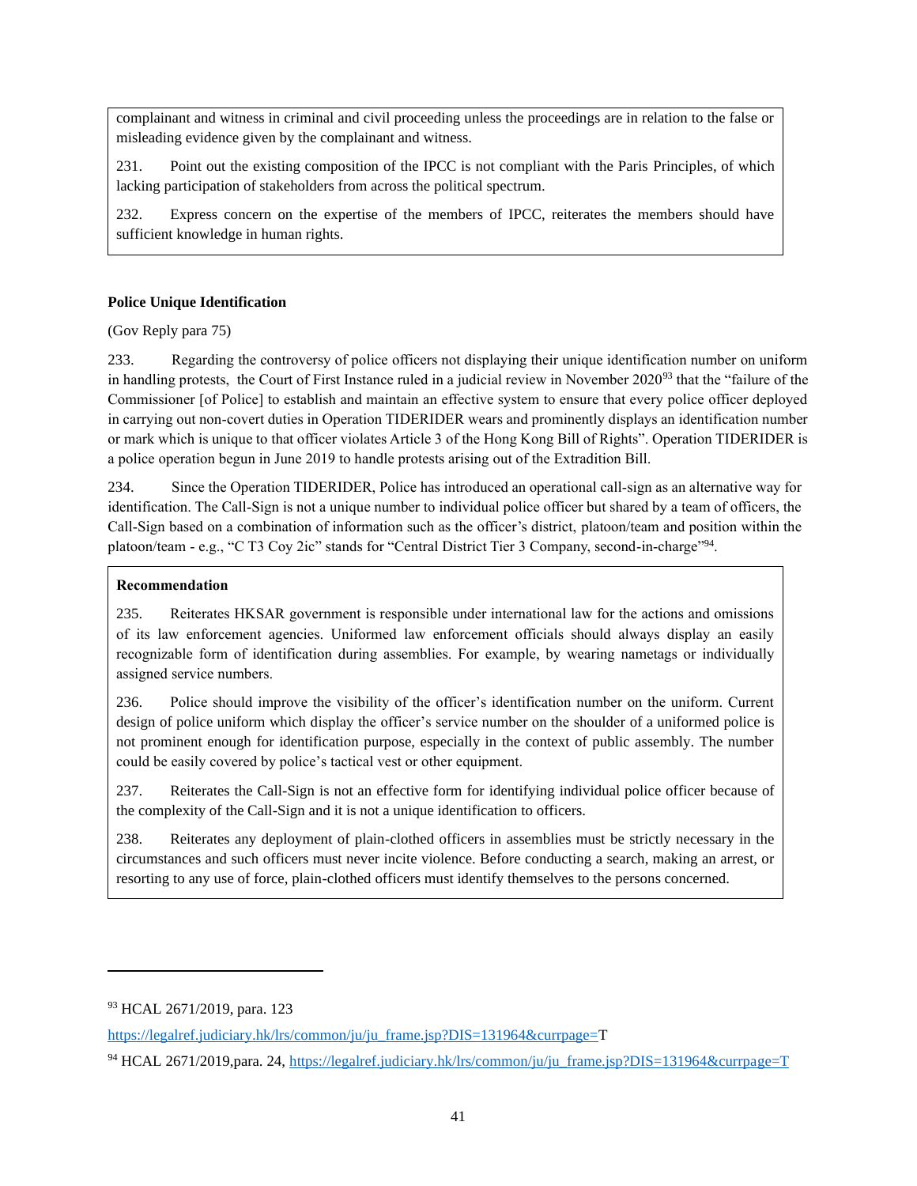complainant and witness in criminal and civil proceeding unless the proceedings are in relation to the false or misleading evidence given by the complainant and witness.

231. Point out the existing composition of the IPCC is not compliant with the Paris Principles, of which lacking participation of stakeholders from across the political spectrum.

232. Express concern on the expertise of the members of IPCC, reiterates the members should have sufficient knowledge in human rights.

**Police Unique Identification**

(Gov Reply para 75)

233. Regarding the controversy of police officers not displaying their unique identification number on uniform in handling protests, the Court of First Instance ruled in a judicial review in November 2020[93] that the "failure of the Commissioner [of Police] to establish and maintain an effective system to ensure that every police officer deployed in carrying out non-covert duties in Operation TIDERIDER wears and prominently displays an identification number or mark which is unique to that officer violates Article 3 of the Hong Kong Bill of Rights". Operation TIDERIDER is a police operation begun in June 2019 to handle protests arising out of the Extradition Bill.

234. Since the Operation TIDERIDER, Police has introduced an operational call-sign as an alternative way for identification. The Call-Sign is not a unique number to individual police officer but shared by a team of officers, the Call-Sign based on a combination of information such as the officer's district, platoon/team and position within the platoon/team - e.g., "C T3 Coy 2ic" stands for "Central District Tier 3 Company, second-in-charge"[94].

**Recommendation**

235. Reiterates HKSAR government is responsible under international law for the actions and omissions of its law enforcement agencies. Uniformed law enforcement officials should always display an easily recognizable form of identification during assemblies. For example, by wearing nametags or individually assigned service numbers.

236. Police should improve the visibility of the officer's identification number on the uniform. Current design of police uniform which display the officer's service number on the shoulder of a uniformed police is not prominent enough for identification purpose, especially in the context of public assembly. The number could be easily covered by police's tactical vest or other equipment.

237. Reiterates the Call-Sign is not an effective form for identifying individual police officer because of the complexity of the Call-Sign and it is not a unique identification to officers.

238. Reiterates any deployment of plain-clothed officers in assemblies must be strictly necessary in the circumstances and such officers must never incite violence. Before conducting a search, making an arrest, or resorting to any use of force, plain-clothed officers must identify themselves to the persons concerned.

---

[93] HCAL 2671/2019, para. 123
https://legalref.judiciary.hk/lrs/common/ju/ju_frame.jsp?DIS=131964&currpage=T

[94] HCAL 2671/2019,para. 24, https://legalref.judiciary.hk/lrs/common/ju/ju_frame.jsp?DIS=131964&currpage=T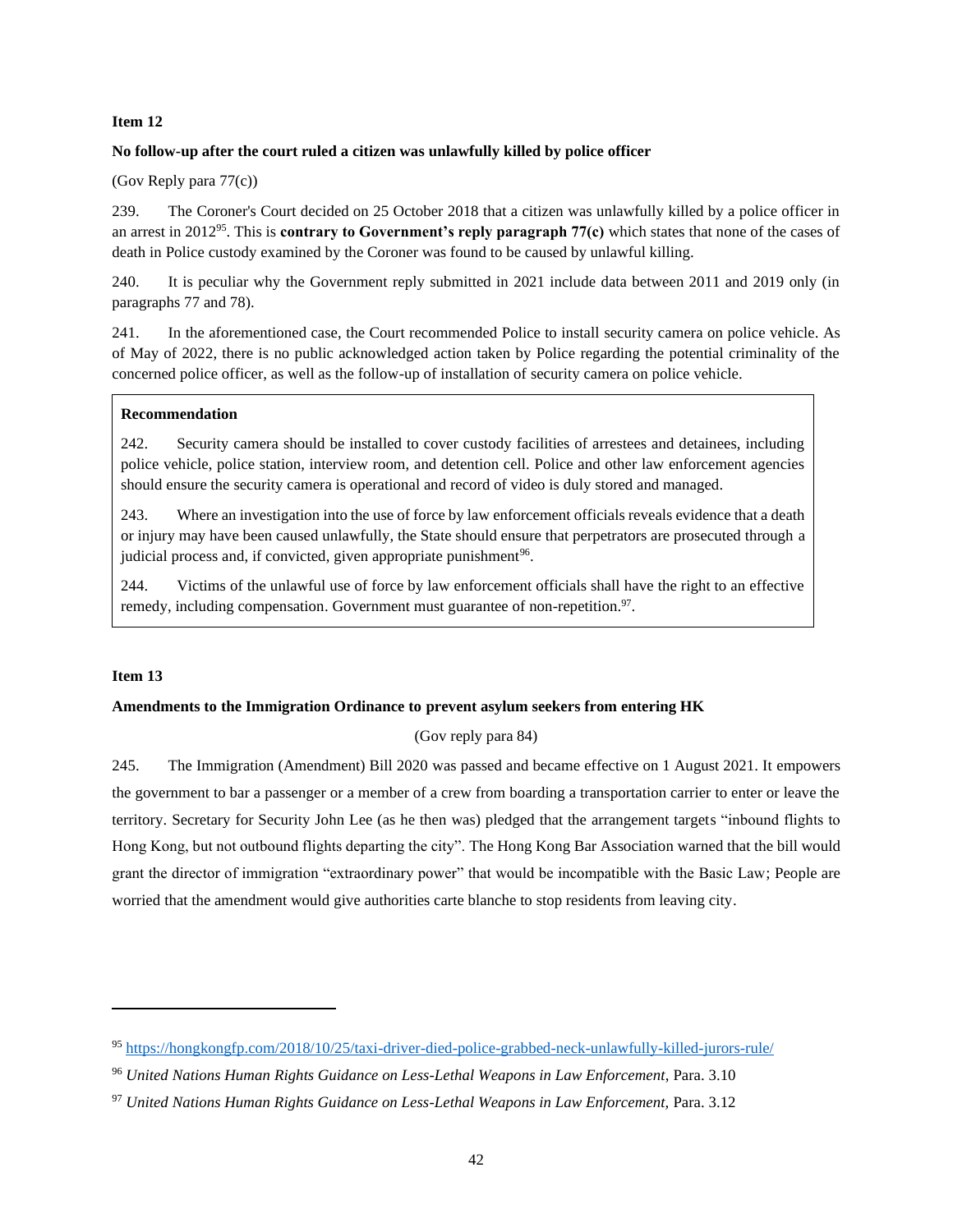**Item 12**

**No follow-up after the court ruled a citizen was unlawfully killed by police officer**

(Gov Reply para 77(c))

239. The Coroner's Court decided on 25 October 2018 that a citizen was unlawfully killed by a police officer in an arrest in 2012[95]. This is **contrary to Government's reply paragraph 77(c)** which states that none of the cases of death in Police custody examined by the Coroner was found to be caused by unlawful killing.

240. It is peculiar why the Government reply submitted in 2021 include data between 2011 and 2019 only (in paragraphs 77 and 78).

241. In the aforementioned case, the Court recommended Police to install security camera on police vehicle. As of May of 2022, there is no public acknowledged action taken by Police regarding the potential criminality of the concerned police officer, as well as the follow-up of installation of security camera on police vehicle.

> **Recommendation**
>
> 242. Security camera should be installed to cover custody facilities of arrestees and detainees, including police vehicle, police station, interview room, and detention cell. Police and other law enforcement agencies should ensure the security camera is operational and record of video is duly stored and managed.
>
> 243. Where an investigation into the use of force by law enforcement officials reveals evidence that a death or injury may have been caused unlawfully, the State should ensure that perpetrators are prosecuted through a judicial process and, if convicted, given appropriate punishment[96].
>
> 244. Victims of the unlawful use of force by law enforcement officials shall have the right to an effective remedy, including compensation. Government must guarantee of non-repetition.[97].

**Item 13**

**Amendments to the Immigration Ordinance to prevent asylum seekers from entering HK**

(Gov reply para 84)

245. The Immigration (Amendment) Bill 2020 was passed and became effective on 1 August 2021. It empowers the government to bar a passenger or a member of a crew from boarding a transportation carrier to enter or leave the territory. Secretary for Security John Lee (as he then was) pledged that the arrangement targets "inbound flights to Hong Kong, but not outbound flights departing the city". The Hong Kong Bar Association warned that the bill would grant the director of immigration "extraordinary power" that would be incompatible with the Basic Law; People are worried that the amendment would give authorities carte blanche to stop residents from leaving city.

---

[95] https://hongkongfp.com/2018/10/25/taxi-driver-died-police-grabbed-neck-unlawfully-killed-jurors-rule/

[96] *United Nations Human Rights Guidance on Less-Lethal Weapons in Law Enforcement*, Para. 3.10

[97] *United Nations Human Rights Guidance on Less-Lethal Weapons in Law Enforcement*, Para. 3.12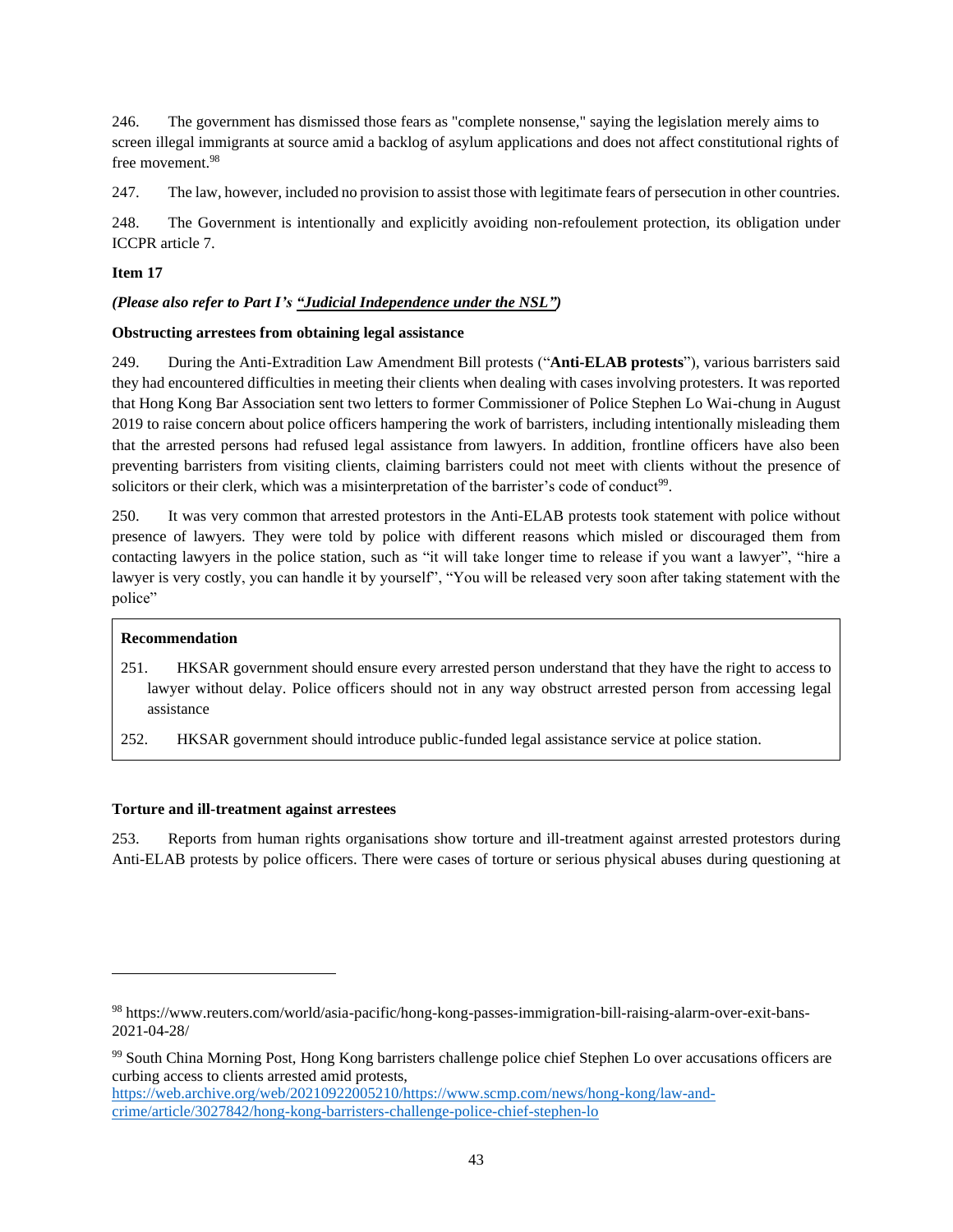246. The government has dismissed those fears as "complete nonsense," saying the legislation merely aims to screen illegal immigrants at source amid a backlog of asylum applications and does not affect constitutional rights of free movement.[98]

247. The law, however, included no provision to assist those with legitimate fears of persecution in other countries.

248. The Government is intentionally and explicitly avoiding non-refoulement protection, its obligation under ICCPR article 7.

**Item 17**

***(Please also refer to Part I's "Judicial Independence under the NSL")***

**Obstructing arrestees from obtaining legal assistance**

249. During the Anti-Extradition Law Amendment Bill protests ("**Anti-ELAB protests**"), various barristers said they had encountered difficulties in meeting their clients when dealing with cases involving protesters. It was reported that Hong Kong Bar Association sent two letters to former Commissioner of Police Stephen Lo Wai-chung in August 2019 to raise concern about police officers hampering the work of barristers, including intentionally misleading them that the arrested persons had refused legal assistance from lawyers. In addition, frontline officers have also been preventing barristers from visiting clients, claiming barristers could not meet with clients without the presence of solicitors or their clerk, which was a misinterpretation of the barrister's code of conduct[99].

250. It was very common that arrested protestors in the Anti-ELAB protests took statement with police without presence of lawyers. They were told by police with different reasons which misled or discouraged them from contacting lawyers in the police station, such as "it will take longer time to release if you want a lawyer", "hire a lawyer is very costly, you can handle it by yourself", "You will be released very soon after taking statement with the police"

> **Recommendation**
>
> 251. HKSAR government should ensure every arrested person understand that they have the right to access to lawyer without delay. Police officers should not in any way obstruct arrested person from accessing legal assistance
>
> 252. HKSAR government should introduce public-funded legal assistance service at police station.

**Torture and ill-treatment against arrestees**

253. Reports from human rights organisations show torture and ill-treatment against arrested protestors during Anti-ELAB protests by police officers. There were cases of torture or serious physical abuses during questioning at

---

[98] https://www.reuters.com/world/asia-pacific/hong-kong-passes-immigration-bill-raising-alarm-over-exit-bans-2021-04-28/

[99] South China Morning Post, Hong Kong barristers challenge police chief Stephen Lo over accusations officers are curbing access to clients arrested amid protests, https://web.archive.org/web/20210922005210/https://www.scmp.com/news/hong-kong/law-and-crime/article/3027842/hong-kong-barristers-challenge-police-chief-stephen-lo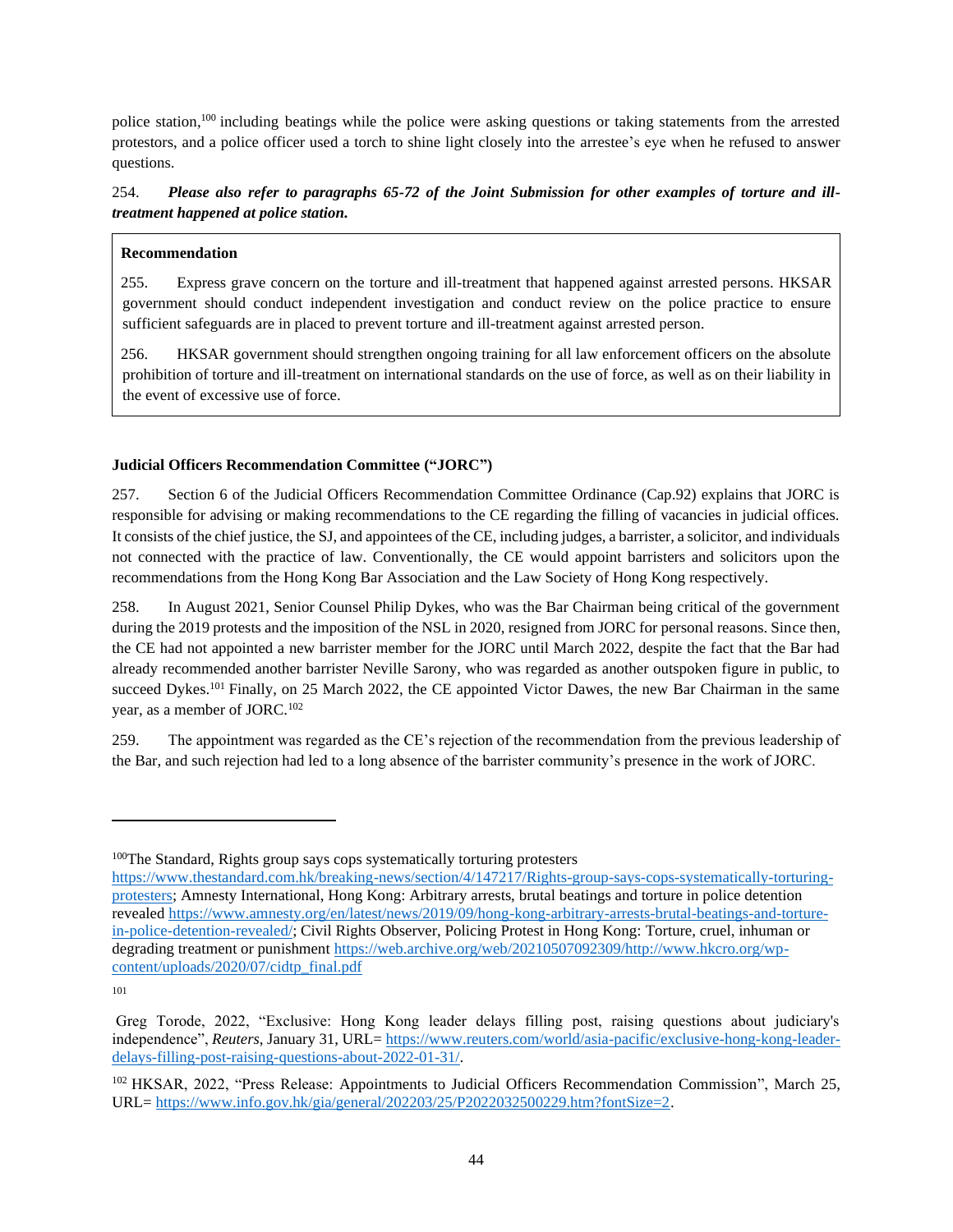police station,[100] including beatings while the police were asking questions or taking statements from the arrested protestors, and a police officer used a torch to shine light closely into the arrestee's eye when he refused to answer questions.

254. ***Please also refer to paragraphs 65-72 of the Joint Submission for other examples of torture and ill-treatment happened at police station.***

> **Recommendation**
>
> 255. Express grave concern on the torture and ill-treatment that happened against arrested persons. HKSAR government should conduct independent investigation and conduct review on the police practice to ensure sufficient safeguards are in placed to prevent torture and ill-treatment against arrested person.
>
> 256. HKSAR government should strengthen ongoing training for all law enforcement officers on the absolute prohibition of torture and ill-treatment on international standards on the use of force, as well as on their liability in the event of excessive use of force.

**Judicial Officers Recommendation Committee ("JORC")**

257. Section 6 of the Judicial Officers Recommendation Committee Ordinance (Cap.92) explains that JORC is responsible for advising or making recommendations to the CE regarding the filling of vacancies in judicial offices. It consists of the chief justice, the SJ, and appointees of the CE, including judges, a barrister, a solicitor, and individuals not connected with the practice of law. Conventionally, the CE would appoint barristers and solicitors upon the recommendations from the Hong Kong Bar Association and the Law Society of Hong Kong respectively.

258. In August 2021, Senior Counsel Philip Dykes, who was the Bar Chairman being critical of the government during the 2019 protests and the imposition of the NSL in 2020, resigned from JORC for personal reasons. Since then, the CE had not appointed a new barrister member for the JORC until March 2022, despite the fact that the Bar had already recommended another barrister Neville Sarony, who was regarded as another outspoken figure in public, to succeed Dykes.[101] Finally, on 25 March 2022, the CE appointed Victor Dawes, the new Bar Chairman in the same year, as a member of JORC.[102]

259. The appointment was regarded as the CE's rejection of the recommendation from the previous leadership of the Bar, and such rejection had led to a long absence of the barrister community's presence in the work of JORC.

---

[100] The Standard, Rights group says cops systematically torturing protesters https://www.thestandard.com.hk/breaking-news/section/4/147217/Rights-group-says-cops-systematically-torturing-protesters; Amnesty International, Hong Kong: Arbitrary arrests, brutal beatings and torture in police detention revealed https://www.amnesty.org/en/latest/news/2019/09/hong-kong-arbitrary-arrests-brutal-beatings-and-torture-in-police-detention-revealed/; Civil Rights Observer, Policing Protest in Hong Kong: Torture, cruel, inhuman or degrading treatment or punishment https://web.archive.org/web/20210507092309/http://www.hkcro.org/wp-content/uploads/2020/07/cidtp_final.pdf

[101] Greg Torode, 2022, "Exclusive: Hong Kong leader delays filling post, raising questions about judiciary's independence", *Reuters*, January 31, URL= https://www.reuters.com/world/asia-pacific/exclusive-hong-kong-leader-delays-filling-post-raising-questions-about-2022-01-31/.

[102] HKSAR, 2022, "Press Release: Appointments to Judicial Officers Recommendation Commission", March 25, URL= https://www.info.gov.hk/gia/general/202203/25/P2022032500229.htm?fontSize=2.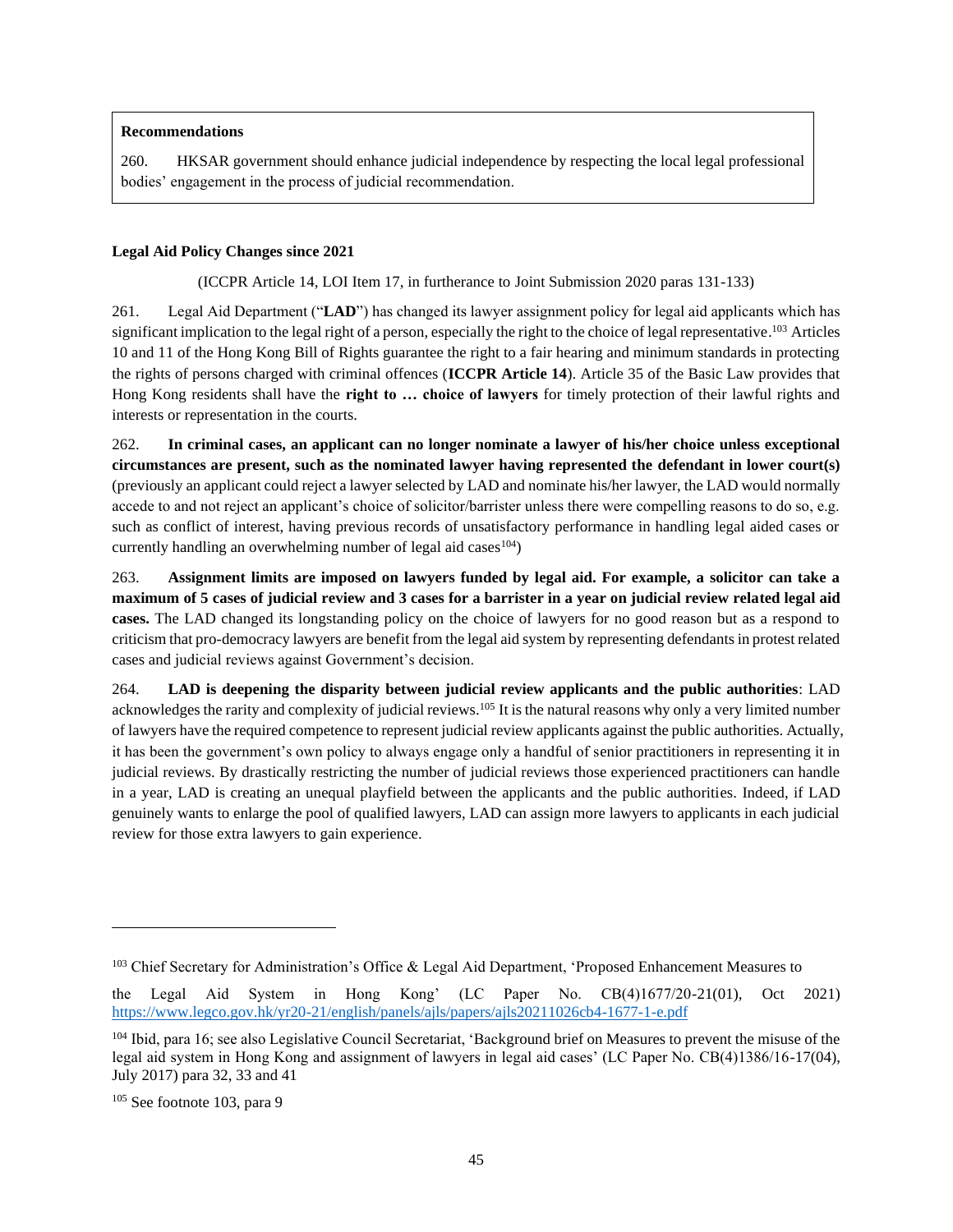**Recommendations**

260. HKSAR government should enhance judicial independence by respecting the local legal professional bodies' engagement in the process of judicial recommendation.

**Legal Aid Policy Changes since 2021**

(ICCPR Article 14, LOI Item 17, in furtherance to Joint Submission 2020 paras 131-133)

261. Legal Aid Department ("**LAD**") has changed its lawyer assignment policy for legal aid applicants which has significant implication to the legal right of a person, especially the right to the choice of legal representative.[103] Articles 10 and 11 of the Hong Kong Bill of Rights guarantee the right to a fair hearing and minimum standards in protecting the rights of persons charged with criminal offences (**ICCPR Article 14**). Article 35 of the Basic Law provides that Hong Kong residents shall have the **right to … choice of lawyers** for timely protection of their lawful rights and interests or representation in the courts.

262. **In criminal cases, an applicant can no longer nominate a lawyer of his/her choice unless exceptional circumstances are present, such as the nominated lawyer having represented the defendant in lower court(s)** (previously an applicant could reject a lawyer selected by LAD and nominate his/her lawyer, the LAD would normally accede to and not reject an applicant's choice of solicitor/barrister unless there were compelling reasons to do so, e.g. such as conflict of interest, having previous records of unsatisfactory performance in handling legal aided cases or currently handling an overwhelming number of legal aid cases[104])

263. **Assignment limits are imposed on lawyers funded by legal aid. For example, a solicitor can take a maximum of 5 cases of judicial review and 3 cases for a barrister in a year on judicial review related legal aid cases.** The LAD changed its longstanding policy on the choice of lawyers for no good reason but as a respond to criticism that pro-democracy lawyers are benefit from the legal aid system by representing defendants in protest related cases and judicial reviews against Government's decision.

264. **LAD is deepening the disparity between judicial review applicants and the public authorities**: LAD acknowledges the rarity and complexity of judicial reviews.[105] It is the natural reasons why only a very limited number of lawyers have the required competence to represent judicial review applicants against the public authorities. Actually, it has been the government's own policy to always engage only a handful of senior practitioners in representing it in judicial reviews. By drastically restricting the number of judicial reviews those experienced practitioners can handle in a year, LAD is creating an unequal playfield between the applicants and the public authorities. Indeed, if LAD genuinely wants to enlarge the pool of qualified lawyers, LAD can assign more lawyers to applicants in each judicial review for those extra lawyers to gain experience.

---

[103] Chief Secretary for Administration's Office & Legal Aid Department, 'Proposed Enhancement Measures to the Legal Aid System in Hong Kong' (LC Paper No. CB(4)1677/20-21(01), Oct 2021) https://www.legco.gov.hk/yr20-21/english/panels/ajls/papers/ajls20211026cb4-1677-1-e.pdf

[104] Ibid, para 16; see also Legislative Council Secretariat, 'Background brief on Measures to prevent the misuse of the legal aid system in Hong Kong and assignment of lawyers in legal aid cases' (LC Paper No. CB(4)1386/16-17(04), July 2017) para 32, 33 and 41

[105] See footnote 103, para 9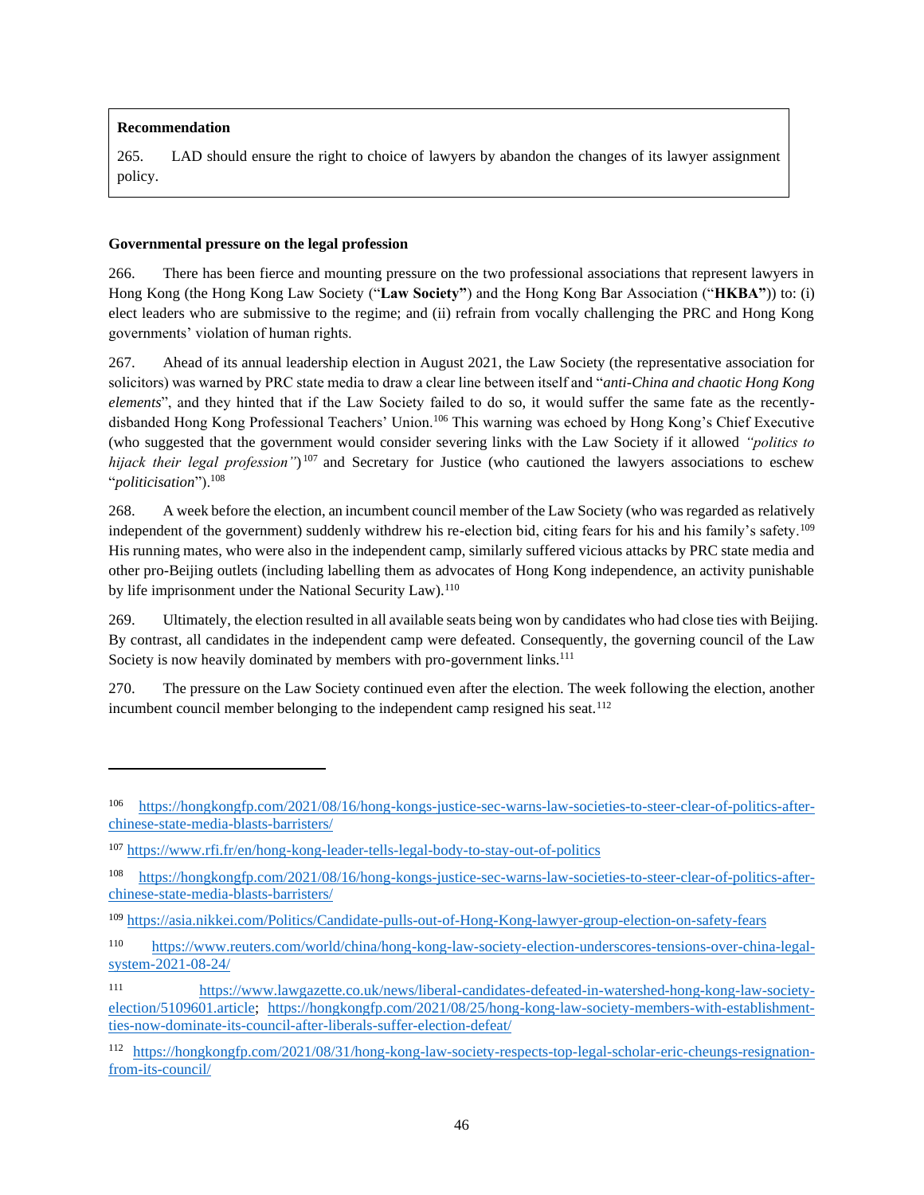**Recommendation**

265. LAD should ensure the right to choice of lawyers by abandon the changes of its lawyer assignment policy.

**Governmental pressure on the legal profession**

266. There has been fierce and mounting pressure on the two professional associations that represent lawyers in Hong Kong (the Hong Kong Law Society ("**Law Society"**) and the Hong Kong Bar Association ("**HKBA"**)) to: (i) elect leaders who are submissive to the regime; and (ii) refrain from vocally challenging the PRC and Hong Kong governments' violation of human rights.

267. Ahead of its annual leadership election in August 2021, the Law Society (the representative association for solicitors) was warned by PRC state media to draw a clear line between itself and "*anti-China and chaotic Hong Kong elements*", and they hinted that if the Law Society failed to do so, it would suffer the same fate as the recently-disbanded Hong Kong Professional Teachers' Union.[106] This warning was echoed by Hong Kong's Chief Executive (who suggested that the government would consider severing links with the Law Society if it allowed *"politics to hijack their legal profession"*)[107] and Secretary for Justice (who cautioned the lawyers associations to eschew "*politicisation*").[108]

268. A week before the election, an incumbent council member of the Law Society (who was regarded as relatively independent of the government) suddenly withdrew his re-election bid, citing fears for his and his family's safety.[109] His running mates, who were also in the independent camp, similarly suffered vicious attacks by PRC state media and other pro-Beijing outlets (including labelling them as advocates of Hong Kong independence, an activity punishable by life imprisonment under the National Security Law).[110]

269. Ultimately, the election resulted in all available seats being won by candidates who had close ties with Beijing. By contrast, all candidates in the independent camp were defeated. Consequently, the governing council of the Law Society is now heavily dominated by members with pro-government links.[111]

270. The pressure on the Law Society continued even after the election. The week following the election, another incumbent council member belonging to the independent camp resigned his seat.[112]

---

[106] https://hongkongfp.com/2021/08/16/hong-kongs-justice-sec-warns-law-societies-to-steer-clear-of-politics-after-chinese-state-media-blasts-barristers/

[107] https://www.rfi.fr/en/hong-kong-leader-tells-legal-body-to-stay-out-of-politics

[108] https://hongkongfp.com/2021/08/16/hong-kongs-justice-sec-warns-law-societies-to-steer-clear-of-politics-after-chinese-state-media-blasts-barristers/

[109] https://asia.nikkei.com/Politics/Candidate-pulls-out-of-Hong-Kong-lawyer-group-election-on-safety-fears

[110] https://www.reuters.com/world/china/hong-kong-law-society-election-underscores-tensions-over-china-legal-system-2021-08-24/

[111] https://www.lawgazette.co.uk/news/liberal-candidates-defeated-in-watershed-hong-kong-law-society-election/5109601.article; https://hongkongfp.com/2021/08/25/hong-kong-law-society-members-with-establishment-ties-now-dominate-its-council-after-liberals-suffer-election-defeat/

[112] https://hongkongfp.com/2021/08/31/hong-kong-law-society-respects-top-legal-scholar-eric-cheungs-resignation-from-its-council/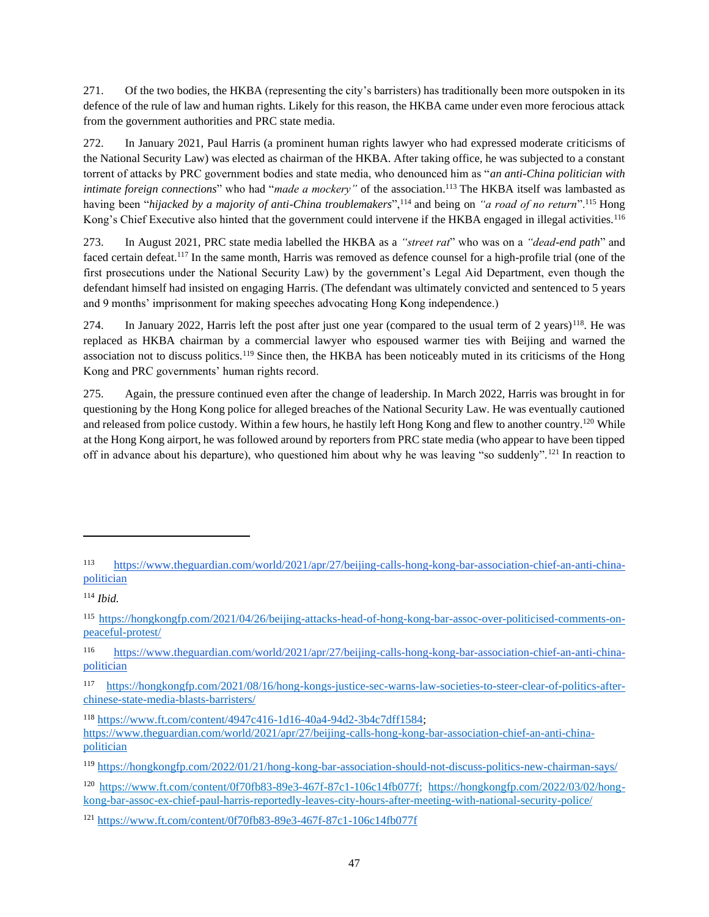271. Of the two bodies, the HKBA (representing the city's barristers) has traditionally been more outspoken in its defence of the rule of law and human rights. Likely for this reason, the HKBA came under even more ferocious attack from the government authorities and PRC state media.

272. In January 2021, Paul Harris (a prominent human rights lawyer who had expressed moderate criticisms of the National Security Law) was elected as chairman of the HKBA. After taking office, he was subjected to a constant torrent of attacks by PRC government bodies and state media, who denounced him as "*an anti-China politician with intimate foreign connections*" who had "*made a mockery"* of the association.[113] The HKBA itself was lambasted as having been "*hijacked by a majority of anti-China troublemakers*",[114] and being on *"a road of no return*".[115] Hong Kong's Chief Executive also hinted that the government could intervene if the HKBA engaged in illegal activities.[116]

273. In August 2021, PRC state media labelled the HKBA as a *"street rat*" who was on a *"dead-end path*" and faced certain defeat.[117] In the same month, Harris was removed as defence counsel for a high-profile trial (one of the first prosecutions under the National Security Law) by the government's Legal Aid Department, even though the defendant himself had insisted on engaging Harris. (The defendant was ultimately convicted and sentenced to 5 years and 9 months' imprisonment for making speeches advocating Hong Kong independence.)

274. In January 2022, Harris left the post after just one year (compared to the usual term of 2 years)[118]. He was replaced as HKBA chairman by a commercial lawyer who espoused warmer ties with Beijing and warned the association not to discuss politics.[119] Since then, the HKBA has been noticeably muted in its criticisms of the Hong Kong and PRC governments' human rights record.

275. Again, the pressure continued even after the change of leadership. In March 2022, Harris was brought in for questioning by the Hong Kong police for alleged breaches of the National Security Law. He was eventually cautioned and released from police custody. Within a few hours, he hastily left Hong Kong and flew to another country.[120] While at the Hong Kong airport, he was followed around by reporters from PRC state media (who appear to have been tipped off in advance about his departure), who questioned him about why he was leaving "so suddenly".[121] In reaction to

---

[113] https://www.theguardian.com/world/2021/apr/27/beijing-calls-hong-kong-bar-association-chief-an-anti-china-politician

[114] *Ibid.*

[115] https://hongkongfp.com/2021/04/26/beijing-attacks-head-of-hong-kong-bar-assoc-over-politicised-comments-on-peaceful-protest/

[116] https://www.theguardian.com/world/2021/apr/27/beijing-calls-hong-kong-bar-association-chief-an-anti-china-politician

[117] https://hongkongfp.com/2021/08/16/hong-kongs-justice-sec-warns-law-societies-to-steer-clear-of-politics-after-chinese-state-media-blasts-barristers/

[118] https://www.ft.com/content/4947c416-1d16-40a4-94d2-3b4c7dff1584; https://www.theguardian.com/world/2021/apr/27/beijing-calls-hong-kong-bar-association-chief-an-anti-china-politician

[119] https://hongkongfp.com/2022/01/21/hong-kong-bar-association-should-not-discuss-politics-new-chairman-says/

[120] https://www.ft.com/content/0f70fb83-89e3-467f-87c1-106c14fb077f; https://hongkongfp.com/2022/03/02/hong-kong-bar-assoc-ex-chief-paul-harris-reportedly-leaves-city-hours-after-meeting-with-national-security-police/

[121] https://www.ft.com/content/0f70fb83-89e3-467f-87c1-106c14fb077f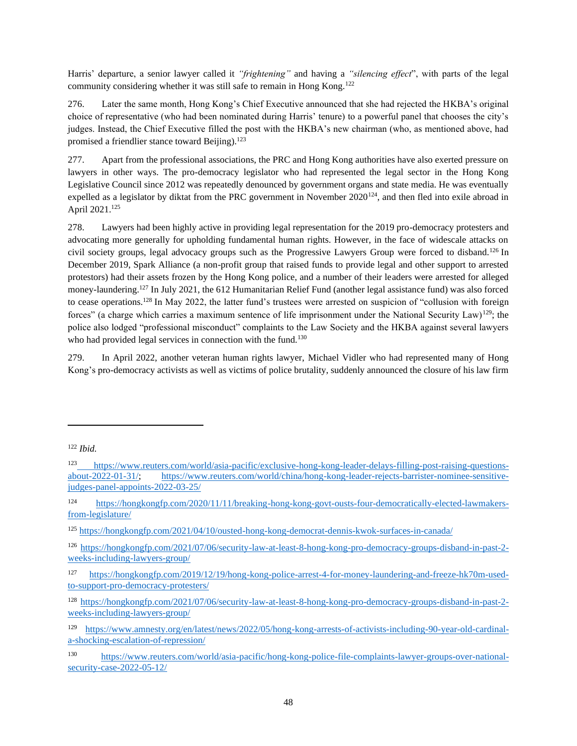Harris' departure, a senior lawyer called it *"frightening"* and having a *"silencing effect*", with parts of the legal community considering whether it was still safe to remain in Hong Kong.[122]

276. Later the same month, Hong Kong's Chief Executive announced that she had rejected the HKBA's original choice of representative (who had been nominated during Harris' tenure) to a powerful panel that chooses the city's judges. Instead, the Chief Executive filled the post with the HKBA's new chairman (who, as mentioned above, had promised a friendlier stance toward Beijing).[123]

277. Apart from the professional associations, the PRC and Hong Kong authorities have also exerted pressure on lawyers in other ways. The pro-democracy legislator who had represented the legal sector in the Hong Kong Legislative Council since 2012 was repeatedly denounced by government organs and state media. He was eventually expelled as a legislator by diktat from the PRC government in November 2020[124], and then fled into exile abroad in April 2021.[125]

278. Lawyers had been highly active in providing legal representation for the 2019 pro-democracy protesters and advocating more generally for upholding fundamental human rights. However, in the face of widescale attacks on civil society groups, legal advocacy groups such as the Progressive Lawyers Group were forced to disband.[126] In December 2019, Spark Alliance (a non-profit group that raised funds to provide legal and other support to arrested protestors) had their assets frozen by the Hong Kong police, and a number of their leaders were arrested for alleged money-laundering.[127] In July 2021, the 612 Humanitarian Relief Fund (another legal assistance fund) was also forced to cease operations.[128] In May 2022, the latter fund's trustees were arrested on suspicion of "collusion with foreign forces" (a charge which carries a maximum sentence of life imprisonment under the National Security Law)[129]; the police also lodged "professional misconduct" complaints to the Law Society and the HKBA against several lawyers who had provided legal services in connection with the fund.[130]

279. In April 2022, another veteran human rights lawyer, Michael Vidler who had represented many of Hong Kong's pro-democracy activists as well as victims of police brutality, suddenly announced the closure of his law firm

---

[122] *Ibid.*

[123] https://www.reuters.com/world/asia-pacific/exclusive-hong-kong-leader-delays-filling-post-raising-questions-about-2022-01-31/; https://www.reuters.com/world/china/hong-kong-leader-rejects-barrister-nominee-sensitive-judges-panel-appoints-2022-03-25/

[124] https://hongkongfp.com/2020/11/11/breaking-hong-kong-govt-ousts-four-democratically-elected-lawmakers-from-legislature/

[125] https://hongkongfp.com/2021/04/10/ousted-hong-kong-democrat-dennis-kwok-surfaces-in-canada/

[126] https://hongkongfp.com/2021/07/06/security-law-at-least-8-hong-kong-pro-democracy-groups-disband-in-past-2-weeks-including-lawyers-group/

[127] https://hongkongfp.com/2019/12/19/hong-kong-police-arrest-4-for-money-laundering-and-freeze-hk70m-used-to-support-pro-democracy-protesters/

[128] https://hongkongfp.com/2021/07/06/security-law-at-least-8-hong-kong-pro-democracy-groups-disband-in-past-2-weeks-including-lawyers-group/

[129] https://www.amnesty.org/en/latest/news/2022/05/hong-kong-arrests-of-activists-including-90-year-old-cardinal-a-shocking-escalation-of-repression/

[130] https://www.reuters.com/world/asia-pacific/hong-kong-police-file-complaints-lawyer-groups-over-national-security-case-2022-05-12/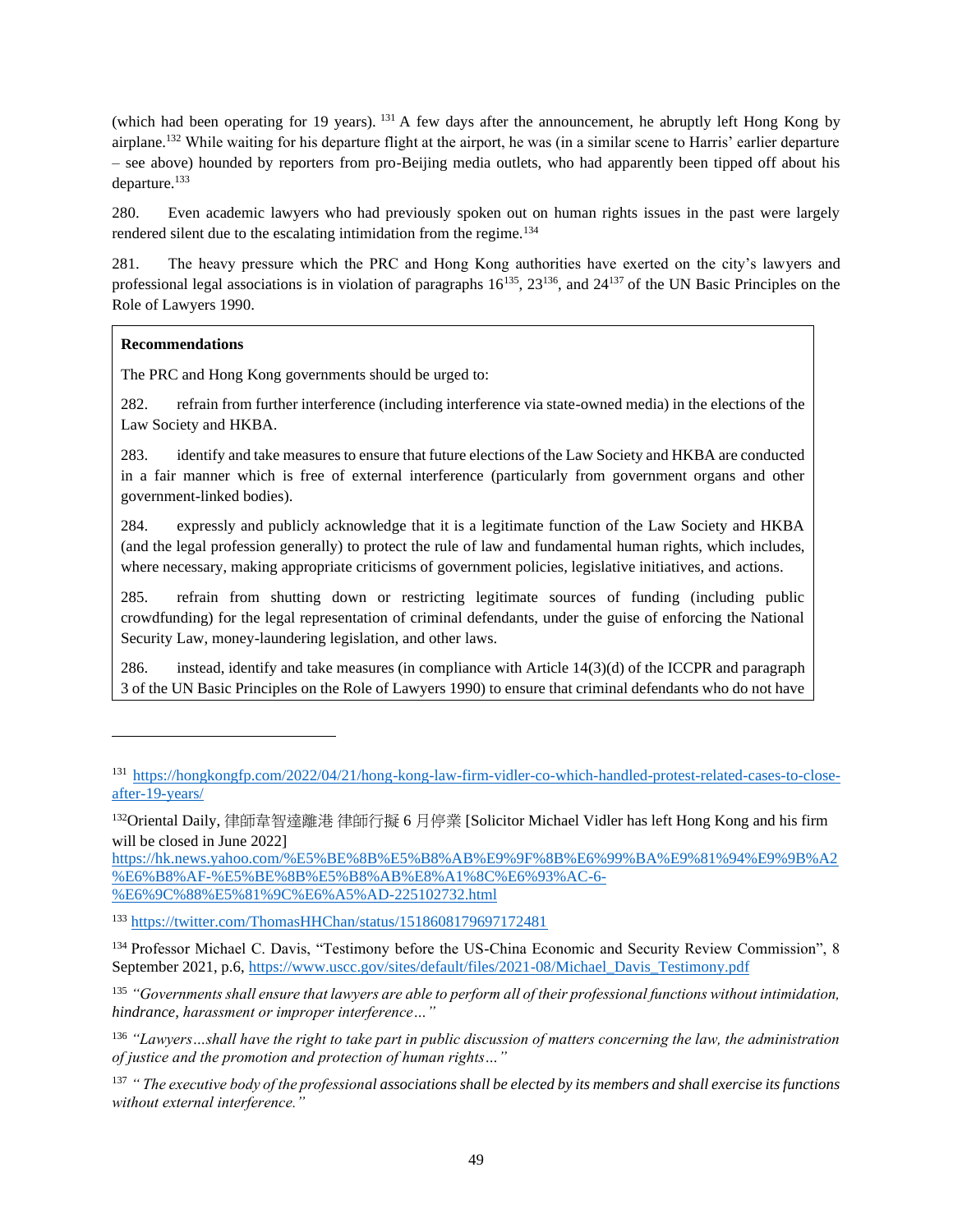(which had been operating for 19 years). [131] A few days after the announcement, he abruptly left Hong Kong by airplane.[132] While waiting for his departure flight at the airport, he was (in a similar scene to Harris' earlier departure – see above) hounded by reporters from pro-Beijing media outlets, who had apparently been tipped off about his departure.[133]

280. Even academic lawyers who had previously spoken out on human rights issues in the past were largely rendered silent due to the escalating intimidation from the regime.[134]

281. The heavy pressure which the PRC and Hong Kong authorities have exerted on the city's lawyers and professional legal associations is in violation of paragraphs 16[135], 23[136], and 24[137] of the UN Basic Principles on the Role of Lawyers 1990.

> **Recommendations**
>
> The PRC and Hong Kong governments should be urged to:
>
> 282. refrain from further interference (including interference via state-owned media) in the elections of the Law Society and HKBA.
>
> 283. identify and take measures to ensure that future elections of the Law Society and HKBA are conducted in a fair manner which is free of external interference (particularly from government organs and other government-linked bodies).
>
> 284. expressly and publicly acknowledge that it is a legitimate function of the Law Society and HKBA (and the legal profession generally) to protect the rule of law and fundamental human rights, which includes, where necessary, making appropriate criticisms of government policies, legislative initiatives, and actions.
>
> 285. refrain from shutting down or restricting legitimate sources of funding (including public crowdfunding) for the legal representation of criminal defendants, under the guise of enforcing the National Security Law, money-laundering legislation, and other laws.
>
> 286. instead, identify and take measures (in compliance with Article 14(3)(d) of the ICCPR and paragraph 3 of the UN Basic Principles on the Role of Lawyers 1990) to ensure that criminal defendants who do not have

---

[131] https://hongkongfp.com/2022/04/21/hong-kong-law-firm-vidler-co-which-handled-protest-related-cases-to-close-after-19-years/

[132] Oriental Daily, 律師韋智達離港 律師行擬 6 月停業 [Solicitor Michael Vidler has left Hong Kong and his firm will be closed in June 2022] https://hk.news.yahoo.com/%E5%BE%8B%E5%B8%AB%E9%9F%8B%E6%99%BA%E9%81%94%E9%9B%A2%E6%B8%AF-%E5%BE%8B%E5%B8%AB%E8%A1%8C%E6%93%AC-6-%E6%9C%88%E5%81%9C%E6%A5%AD-225102732.html

[133] https://twitter.com/ThomasHHChan/status/1518608179697172481

[134] Professor Michael C. Davis, "Testimony before the US-China Economic and Security Review Commission", 8 September 2021, p.6, https://www.uscc.gov/sites/default/files/2021-08/Michael_Davis_Testimony.pdf

[135] *"Governments shall ensure that lawyers are able to perform all of their professional functions without intimidation, hindrance, harassment or improper interference…"*

[136] *"Lawyers…shall have the right to take part in public discussion of matters concerning the law, the administration of justice and the promotion and protection of human rights…"*

[137] *" The executive body of the professional associations shall be elected by its members and shall exercise its functions without external interference."*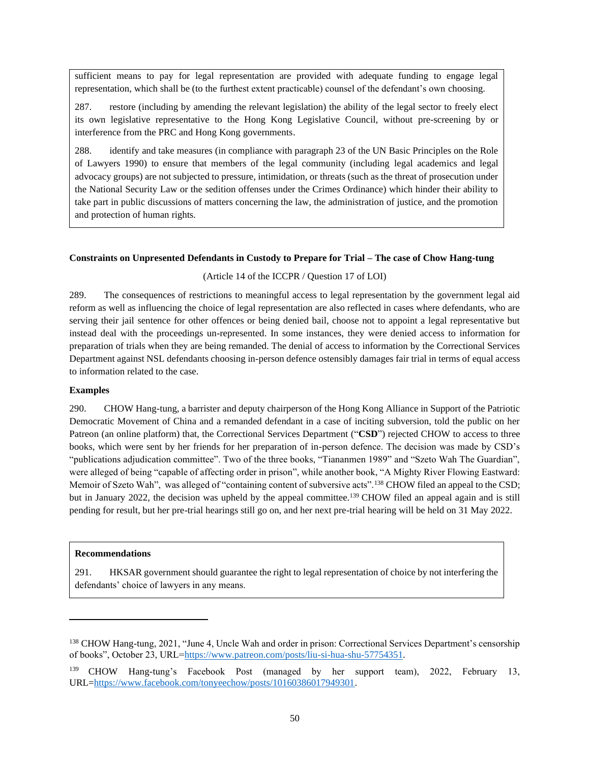sufficient means to pay for legal representation are provided with adequate funding to engage legal representation, which shall be (to the furthest extent practicable) counsel of the defendant's own choosing.

287. restore (including by amending the relevant legislation) the ability of the legal sector to freely elect its own legislative representative to the Hong Kong Legislative Council, without pre-screening by or interference from the PRC and Hong Kong governments.

288. identify and take measures (in compliance with paragraph 23 of the UN Basic Principles on the Role of Lawyers 1990) to ensure that members of the legal community (including legal academics and legal advocacy groups) are not subjected to pressure, intimidation, or threats (such as the threat of prosecution under the National Security Law or the sedition offenses under the Crimes Ordinance) which hinder their ability to take part in public discussions of matters concerning the law, the administration of justice, and the promotion and protection of human rights.

**Constraints on Unpresented Defendants in Custody to Prepare for Trial – The case of Chow Hang-tung**

(Article 14 of the ICCPR / Question 17 of LOI)

289. The consequences of restrictions to meaningful access to legal representation by the government legal aid reform as well as influencing the choice of legal representation are also reflected in cases where defendants, who are serving their jail sentence for other offences or being denied bail, choose not to appoint a legal representative but instead deal with the proceedings un-represented. In some instances, they were denied access to information for preparation of trials when they are being remanded. The denial of access to information by the Correctional Services Department against NSL defendants choosing in-person defence ostensibly damages fair trial in terms of equal access to information related to the case.

**Examples**

290. CHOW Hang-tung, a barrister and deputy chairperson of the Hong Kong Alliance in Support of the Patriotic Democratic Movement of China and a remanded defendant in a case of inciting subversion, told the public on her Patreon (an online platform) that, the Correctional Services Department ("**CSD**") rejected CHOW to access to three books, which were sent by her friends for her preparation of in-person defence. The decision was made by CSD's "publications adjudication committee". Two of the three books, "Tiananmen 1989" and "Szeto Wah The Guardian", were alleged of being "capable of affecting order in prison", while another book, "A Mighty River Flowing Eastward: Memoir of Szeto Wah", was alleged of "containing content of subversive acts".[138] CHOW filed an appeal to the CSD; but in January 2022, the decision was upheld by the appeal committee.[139] CHOW filed an appeal again and is still pending for result, but her pre-trial hearings still go on, and her next pre-trial hearing will be held on 31 May 2022.

**Recommendations**

291. HKSAR government should guarantee the right to legal representation of choice by not interfering the defendants' choice of lawyers in any means.

---

[138] CHOW Hang-tung, 2021, "June 4, Uncle Wah and order in prison: Correctional Services Department's censorship of books", October 23, URL=https://www.patreon.com/posts/liu-si-hua-shu-57754351.

[139] CHOW Hang-tung's Facebook Post (managed by her support team), 2022, February 13, URL=https://www.facebook.com/tonyeechow/posts/10160386017949301.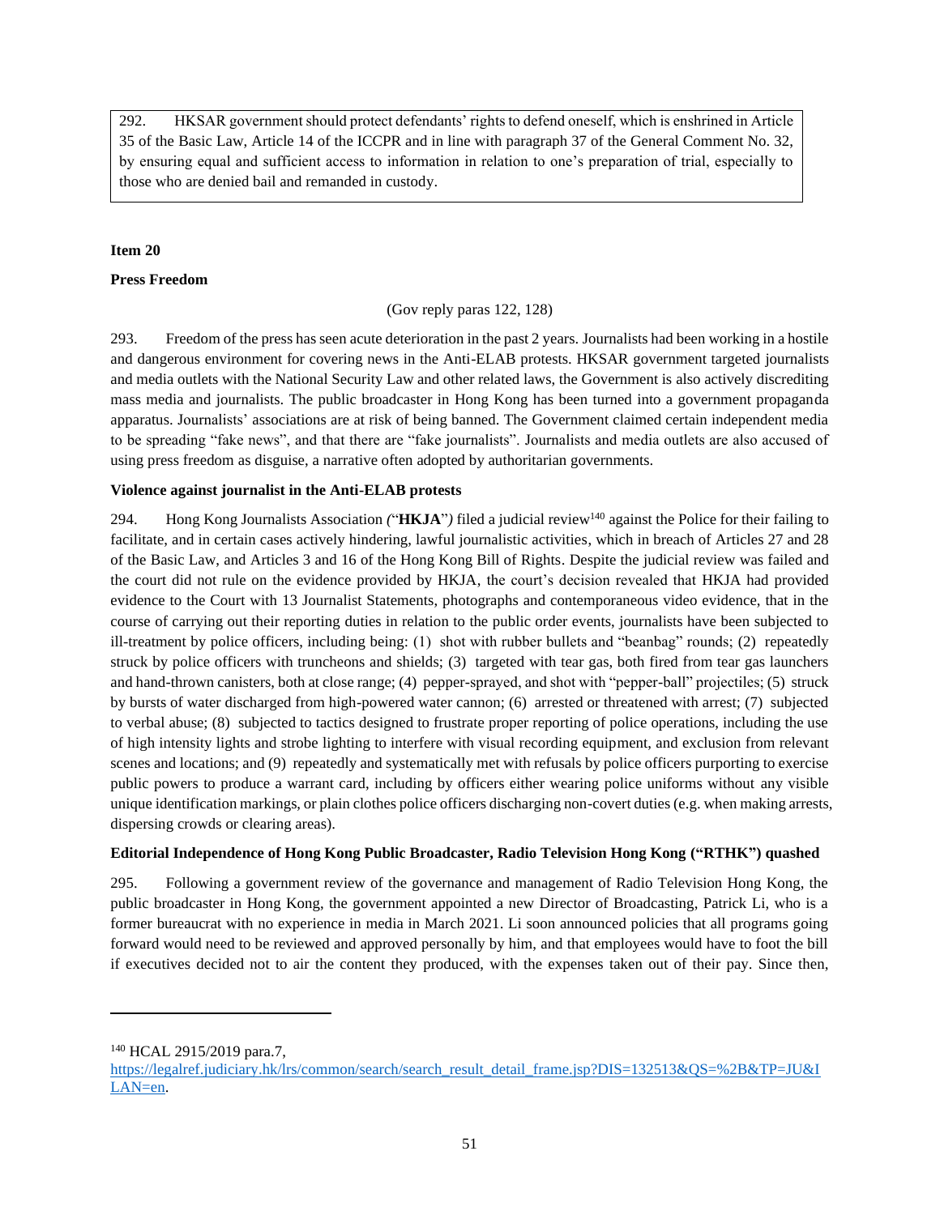292. HKSAR government should protect defendants' rights to defend oneself, which is enshrined in Article 35 of the Basic Law, Article 14 of the ICCPR and in line with paragraph 37 of the General Comment No. 32, by ensuring equal and sufficient access to information in relation to one's preparation of trial, especially to those who are denied bail and remanded in custody.

**Item 20**

**Press Freedom**

(Gov reply paras 122, 128)

293. Freedom of the press has seen acute deterioration in the past 2 years. Journalists had been working in a hostile and dangerous environment for covering news in the Anti-ELAB protests. HKSAR government targeted journalists and media outlets with the National Security Law and other related laws, the Government is also actively discrediting mass media and journalists. The public broadcaster in Hong Kong has been turned into a government propaganda apparatus. Journalists' associations are at risk of being banned. The Government claimed certain independent media to be spreading "fake news", and that there are "fake journalists". Journalists and media outlets are also accused of using press freedom as disguise, a narrative often adopted by authoritarian governments.

**Violence against journalist in the Anti-ELAB protests**

294. Hong Kong Journalists Association *(*"**HKJA**"*)* filed a judicial review[140] against the Police for their failing to facilitate, and in certain cases actively hindering, lawful journalistic activities, which in breach of Articles 27 and 28 of the Basic Law, and Articles 3 and 16 of the Hong Kong Bill of Rights. Despite the judicial review was failed and the court did not rule on the evidence provided by HKJA, the court's decision revealed that HKJA had provided evidence to the Court with 13 Journalist Statements, photographs and contemporaneous video evidence, that in the course of carrying out their reporting duties in relation to the public order events, journalists have been subjected to ill-treatment by police officers, including being: (1) shot with rubber bullets and "beanbag" rounds; (2) repeatedly struck by police officers with truncheons and shields; (3) targeted with tear gas, both fired from tear gas launchers and hand-thrown canisters, both at close range; (4) pepper-sprayed, and shot with "pepper-ball" projectiles; (5) struck by bursts of water discharged from high-powered water cannon; (6) arrested or threatened with arrest; (7) subjected to verbal abuse; (8) subjected to tactics designed to frustrate proper reporting of police operations, including the use of high intensity lights and strobe lighting to interfere with visual recording equipment, and exclusion from relevant scenes and locations; and (9) repeatedly and systematically met with refusals by police officers purporting to exercise public powers to produce a warrant card, including by officers either wearing police uniforms without any visible unique identification markings, or plain clothes police officers discharging non-covert duties (e.g. when making arrests, dispersing crowds or clearing areas).

**Editorial Independence of Hong Kong Public Broadcaster, Radio Television Hong Kong ("RTHK") quashed**

295. Following a government review of the governance and management of Radio Television Hong Kong, the public broadcaster in Hong Kong, the government appointed a new Director of Broadcasting, Patrick Li, who is a former bureaucrat with no experience in media in March 2021. Li soon announced policies that all programs going forward would need to be reviewed and approved personally by him, and that employees would have to foot the bill if executives decided not to air the content they produced, with the expenses taken out of their pay. Since then,

---

[140] HCAL 2915/2019 para.7, https://legalref.judiciary.hk/lrs/common/search/search_result_detail_frame.jsp?DIS=132513&QS=%2B&TP=JU&ILAN=en.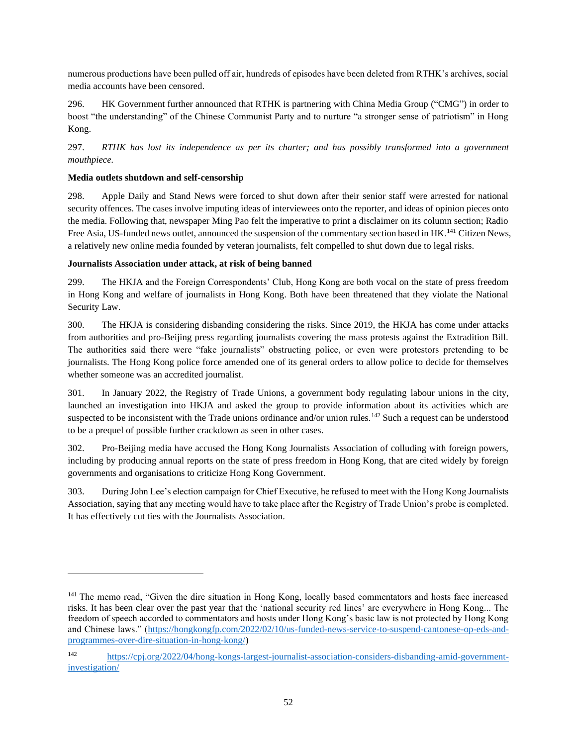numerous productions have been pulled off air, hundreds of episodes have been deleted from RTHK's archives, social media accounts have been censored.

296. HK Government further announced that RTHK is partnering with China Media Group ("CMG") in order to boost "the understanding" of the Chinese Communist Party and to nurture "a stronger sense of patriotism" in Hong Kong.

297. *RTHK has lost its independence as per its charter; and has possibly transformed into a government mouthpiece.*

**Media outlets shutdown and self-censorship**

298. Apple Daily and Stand News were forced to shut down after their senior staff were arrested for national security offences. The cases involve imputing ideas of interviewees onto the reporter, and ideas of opinion pieces onto the media. Following that, newspaper Ming Pao felt the imperative to print a disclaimer on its column section; Radio Free Asia, US-funded news outlet, announced the suspension of the commentary section based in HK.[141] Citizen News, a relatively new online media founded by veteran journalists, felt compelled to shut down due to legal risks.

**Journalists Association under attack, at risk of being banned**

299. The HKJA and the Foreign Correspondents' Club, Hong Kong are both vocal on the state of press freedom in Hong Kong and welfare of journalists in Hong Kong. Both have been threatened that they violate the National Security Law.

300. The HKJA is considering disbanding considering the risks. Since 2019, the HKJA has come under attacks from authorities and pro-Beijing press regarding journalists covering the mass protests against the Extradition Bill. The authorities said there were "fake journalists" obstructing police, or even were protestors pretending to be journalists. The Hong Kong police force amended one of its general orders to allow police to decide for themselves whether someone was an accredited journalist.

301. In January 2022, the Registry of Trade Unions, a government body regulating labour unions in the city, launched an investigation into HKJA and asked the group to provide information about its activities which are suspected to be inconsistent with the Trade unions ordinance and/or union rules.[142] Such a request can be understood to be a prequel of possible further crackdown as seen in other cases.

302. Pro-Beijing media have accused the Hong Kong Journalists Association of colluding with foreign powers, including by producing annual reports on the state of press freedom in Hong Kong, that are cited widely by foreign governments and organisations to criticize Hong Kong Government.

303. During John Lee's election campaign for Chief Executive, he refused to meet with the Hong Kong Journalists Association, saying that any meeting would have to take place after the Registry of Trade Union's probe is completed. It has effectively cut ties with the Journalists Association.

---

[141] The memo read, "Given the dire situation in Hong Kong, locally based commentators and hosts face increased risks. It has been clear over the past year that the 'national security red lines' are everywhere in Hong Kong... The freedom of speech accorded to commentators and hosts under Hong Kong's basic law is not protected by Hong Kong and Chinese laws." (https://hongkongfp.com/2022/02/10/us-funded-news-service-to-suspend-cantonese-op-eds-and-programmes-over-dire-situation-in-hong-kong/)

[142] https://cpj.org/2022/04/hong-kongs-largest-journalist-association-considers-disbanding-amid-government-investigation/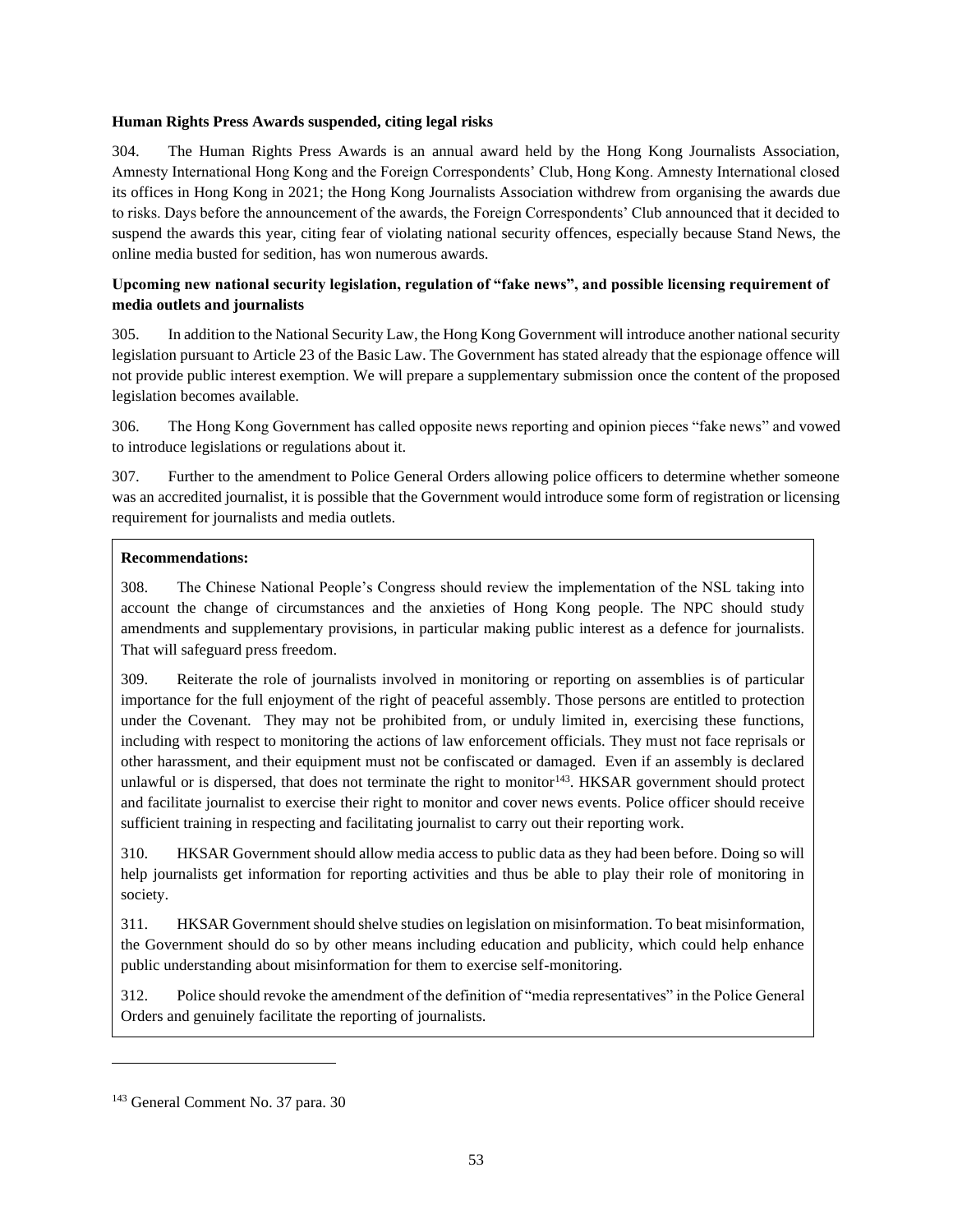**Human Rights Press Awards suspended, citing legal risks**

304. The Human Rights Press Awards is an annual award held by the Hong Kong Journalists Association, Amnesty International Hong Kong and the Foreign Correspondents' Club, Hong Kong. Amnesty International closed its offices in Hong Kong in 2021; the Hong Kong Journalists Association withdrew from organising the awards due to risks. Days before the announcement of the awards, the Foreign Correspondents' Club announced that it decided to suspend the awards this year, citing fear of violating national security offences, especially because Stand News, the online media busted for sedition, has won numerous awards.

**Upcoming new national security legislation, regulation of "fake news", and possible licensing requirement of media outlets and journalists**

305. In addition to the National Security Law, the Hong Kong Government will introduce another national security legislation pursuant to Article 23 of the Basic Law. The Government has stated already that the espionage offence will not provide public interest exemption. We will prepare a supplementary submission once the content of the proposed legislation becomes available.

306. The Hong Kong Government has called opposite news reporting and opinion pieces "fake news" and vowed to introduce legislations or regulations about it.

307. Further to the amendment to Police General Orders allowing police officers to determine whether someone was an accredited journalist, it is possible that the Government would introduce some form of registration or licensing requirement for journalists and media outlets.

**Recommendations:**

308. The Chinese National People's Congress should review the implementation of the NSL taking into account the change of circumstances and the anxieties of Hong Kong people. The NPC should study amendments and supplementary provisions, in particular making public interest as a defence for journalists. That will safeguard press freedom.

309. Reiterate the role of journalists involved in monitoring or reporting on assemblies is of particular importance for the full enjoyment of the right of peaceful assembly. Those persons are entitled to protection under the Covenant. They may not be prohibited from, or unduly limited in, exercising these functions, including with respect to monitoring the actions of law enforcement officials. They must not face reprisals or other harassment, and their equipment must not be confiscated or damaged. Even if an assembly is declared unlawful or is dispersed, that does not terminate the right to monitor[143]. HKSAR government should protect and facilitate journalist to exercise their right to monitor and cover news events. Police officer should receive sufficient training in respecting and facilitating journalist to carry out their reporting work.

310. HKSAR Government should allow media access to public data as they had been before. Doing so will help journalists get information for reporting activities and thus be able to play their role of monitoring in society.

311. HKSAR Government should shelve studies on legislation on misinformation. To beat misinformation, the Government should do so by other means including education and publicity, which could help enhance public understanding about misinformation for them to exercise self-monitoring.

312. Police should revoke the amendment of the definition of "media representatives" in the Police General Orders and genuinely facilitate the reporting of journalists.

---

[143] General Comment No. 37 para. 30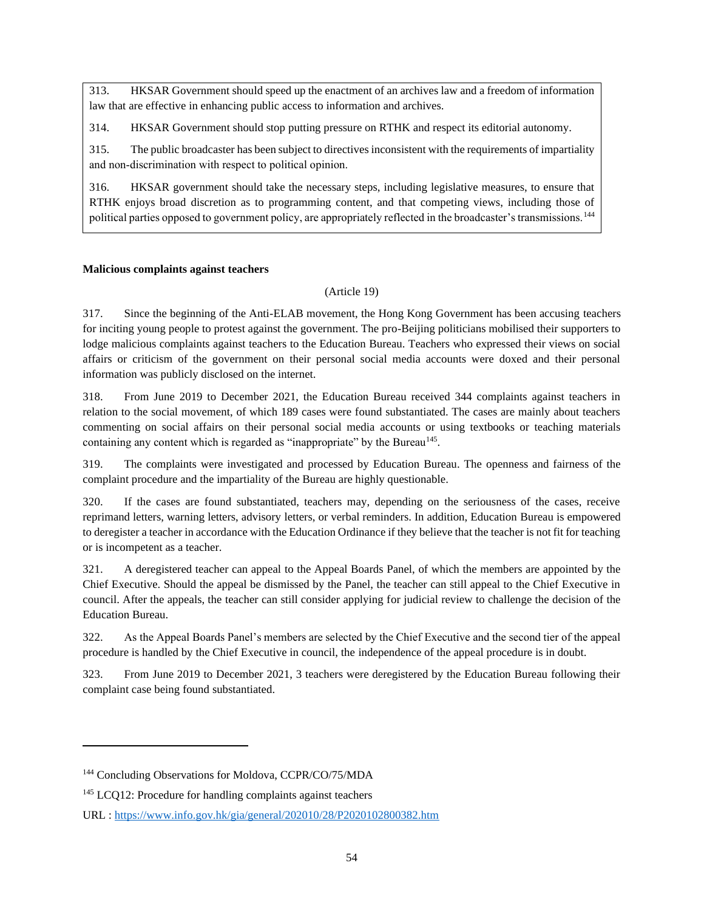313. HKSAR Government should speed up the enactment of an archives law and a freedom of information law that are effective in enhancing public access to information and archives.

314. HKSAR Government should stop putting pressure on RTHK and respect its editorial autonomy.

315. The public broadcaster has been subject to directives inconsistent with the requirements of impartiality and non-discrimination with respect to political opinion.

316. HKSAR government should take the necessary steps, including legislative measures, to ensure that RTHK enjoys broad discretion as to programming content, and that competing views, including those of political parties opposed to government policy, are appropriately reflected in the broadcaster's transmissions.[144]

**Malicious complaints against teachers**

(Article 19)

317. Since the beginning of the Anti-ELAB movement, the Hong Kong Government has been accusing teachers for inciting young people to protest against the government. The pro-Beijing politicians mobilised their supporters to lodge malicious complaints against teachers to the Education Bureau. Teachers who expressed their views on social affairs or criticism of the government on their personal social media accounts were doxed and their personal information was publicly disclosed on the internet.

318. From June 2019 to December 2021, the Education Bureau received 344 complaints against teachers in relation to the social movement, of which 189 cases were found substantiated. The cases are mainly about teachers commenting on social affairs on their personal social media accounts or using textbooks or teaching materials containing any content which is regarded as "inappropriate" by the Bureau[145].

319. The complaints were investigated and processed by Education Bureau. The openness and fairness of the complaint procedure and the impartiality of the Bureau are highly questionable.

320. If the cases are found substantiated, teachers may, depending on the seriousness of the cases, receive reprimand letters, warning letters, advisory letters, or verbal reminders. In addition, Education Bureau is empowered to deregister a teacher in accordance with the Education Ordinance if they believe that the teacher is not fit for teaching or is incompetent as a teacher.

321. A deregistered teacher can appeal to the Appeal Boards Panel, of which the members are appointed by the Chief Executive. Should the appeal be dismissed by the Panel, the teacher can still appeal to the Chief Executive in council. After the appeals, the teacher can still consider applying for judicial review to challenge the decision of the Education Bureau.

322. As the Appeal Boards Panel's members are selected by the Chief Executive and the second tier of the appeal procedure is handled by the Chief Executive in council, the independence of the appeal procedure is in doubt.

323. From June 2019 to December 2021, 3 teachers were deregistered by the Education Bureau following their complaint case being found substantiated.

---

[144] Concluding Observations for Moldova, CCPR/CO/75/MDA

[145] LCQ12: Procedure for handling complaints against teachers

URL : https://www.info.gov.hk/gia/general/202010/28/P2020102800382.htm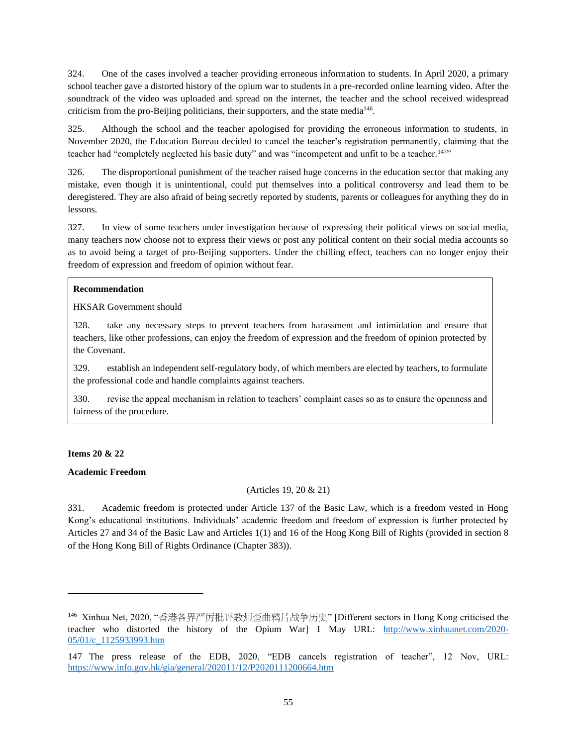324. One of the cases involved a teacher providing erroneous information to students. In April 2020, a primary school teacher gave a distorted history of the opium war to students in a pre-recorded online learning video. After the soundtrack of the video was uploaded and spread on the internet, the teacher and the school received widespread criticism from the pro-Beijing politicians, their supporters, and the state media[146].

325. Although the school and the teacher apologised for providing the erroneous information to students, in November 2020, the Education Bureau decided to cancel the teacher's registration permanently, claiming that the teacher had "completely neglected his basic duty" and was "incompetent and unfit to be a teacher.[147]"

326. The disproportional punishment of the teacher raised huge concerns in the education sector that making any mistake, even though it is unintentional, could put themselves into a political controversy and lead them to be deregistered. They are also afraid of being secretly reported by students, parents or colleagues for anything they do in lessons.

327. In view of some teachers under investigation because of expressing their political views on social media, many teachers now choose not to express their views or post any political content on their social media accounts so as to avoid being a target of pro-Beijing supporters. Under the chilling effect, teachers can no longer enjoy their freedom of expression and freedom of opinion without fear.

**Recommendation**

HKSAR Government should

328. take any necessary steps to prevent teachers from harassment and intimidation and ensure that teachers, like other professions, can enjoy the freedom of expression and the freedom of opinion protected by the Covenant.

329. establish an independent self-regulatory body, of which members are elected by teachers, to formulate the professional code and handle complaints against teachers.

330. revise the appeal mechanism in relation to teachers' complaint cases so as to ensure the openness and fairness of the procedure.

**Items 20 & 22**

**Academic Freedom**

(Articles 19, 20 & 21)

331. Academic freedom is protected under Article 137 of the Basic Law, which is a freedom vested in Hong Kong's educational institutions. Individuals' academic freedom and freedom of expression is further protected by Articles 27 and 34 of the Basic Law and Articles 1(1) and 16 of the Hong Kong Bill of Rights (provided in section 8 of the Hong Kong Bill of Rights Ordinance (Chapter 383)).

---

[146] Xinhua Net, 2020, "香港各界严厉批评教师歪曲鸦片战争历史" [Different sectors in Hong Kong criticised the teacher who distorted the history of the Opium War] 1 May URL: http://www.xinhuanet.com/2020-05/01/c_1125933993.htm

[147] The press release of the EDB, 2020, "EDB cancels registration of teacher", 12 Nov, URL: https://www.info.gov.hk/gia/general/202011/12/P2020111200664.htm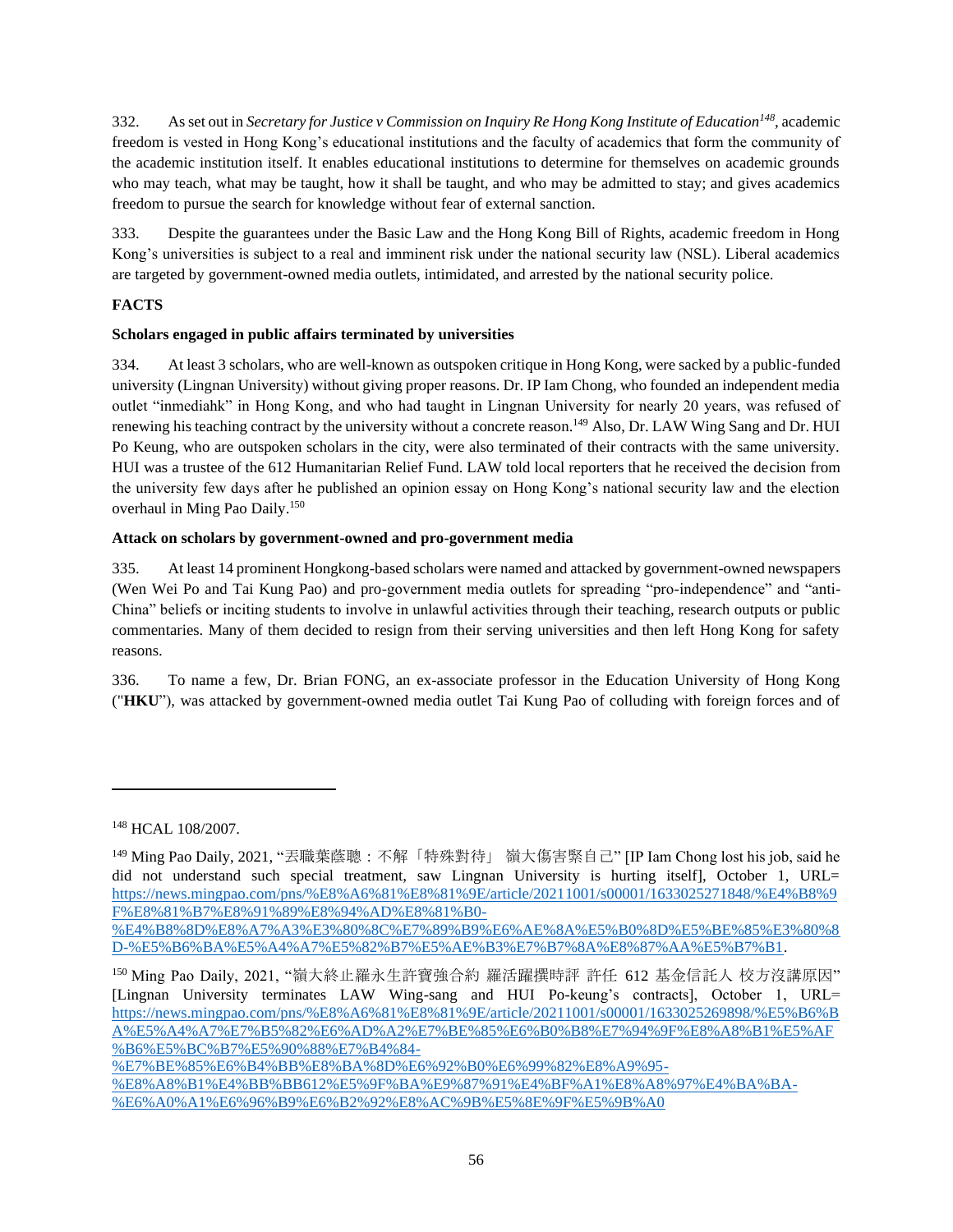332. As set out in *Secretary for Justice v Commission on Inquiry Re Hong Kong Institute of Education*[148], academic freedom is vested in Hong Kong's educational institutions and the faculty of academics that form the community of the academic institution itself. It enables educational institutions to determine for themselves on academic grounds who may teach, what may be taught, how it shall be taught, and who may be admitted to stay; and gives academics freedom to pursue the search for knowledge without fear of external sanction.

333. Despite the guarantees under the Basic Law and the Hong Kong Bill of Rights, academic freedom in Hong Kong's universities is subject to a real and imminent risk under the national security law (NSL). Liberal academics are targeted by government-owned media outlets, intimidated, and arrested by the national security police.

**FACTS**

**Scholars engaged in public affairs terminated by universities**

334. At least 3 scholars, who are well-known as outspoken critique in Hong Kong, were sacked by a public-funded university (Lingnan University) without giving proper reasons. Dr. IP Iam Chong, who founded an independent media outlet "inmediahk" in Hong Kong, and who had taught in Lingnan University for nearly 20 years, was refused of renewing his teaching contract by the university without a concrete reason.[149] Also, Dr. LAW Wing Sang and Dr. HUI Po Keung, who are outspoken scholars in the city, were also terminated of their contracts with the same university. HUI was a trustee of the 612 Humanitarian Relief Fund. LAW told local reporters that he received the decision from the university few days after he published an opinion essay on Hong Kong's national security law and the election overhaul in Ming Pao Daily.[150]

**Attack on scholars by government-owned and pro-government media**

335. At least 14 prominent Hongkong-based scholars were named and attacked by government-owned newspapers (Wen Wei Po and Tai Kung Pao) and pro-government media outlets for spreading "pro-independence" and "anti-China" beliefs or inciting students to involve in unlawful activities through their teaching, research outputs or public commentaries. Many of them decided to resign from their serving universities and then left Hong Kong for safety reasons.

336. To name a few, Dr. Brian FONG, an ex-associate professor in the Education University of Hong Kong ("**HKU**"), was attacked by government-owned media outlet Tai Kung Pao of colluding with foreign forces and of

---

[148] HCAL 108/2007.

[149] Ming Pao Daily, 2021, "丟職葉蔭聰：不解「特殊對待」 嶺大傷害緊自己" [IP Iam Chong lost his job, said he did not understand such special treatment, saw Lingnan University is hurting itself], October 1, URL= https://news.mingpao.com/pns/%E8%A6%81%E8%81%9E/article/20211001/s00001/1633025271848/%E4%B8%9F%E8%81%B7%E8%91%89%E8%94%AD%E8%81%B0-%E4%B8%8D%E8%A7%A3%E3%80%8C%E7%89%B9%E6%AE%8A%E5%B0%8D%E5%BE%85%E3%80%8D-%E5%B6%BA%E5%A4%A7%E5%82%B7%E5%AE%B3%E7%B7%8A%E8%87%AA%E5%B7%B1.

[150] Ming Pao Daily, 2021, "嶺大終止羅永生許寶強合約 羅活躍撰時評 許任 612 基金信託人 校方沒講原因" [Lingnan University terminates LAW Wing-sang and HUI Po-keung's contracts], October 1, URL= https://news.mingpao.com/pns/%E8%A6%81%E8%81%9E/article/20211001/s00001/1633025269898/%E5%B6%BA%E5%A4%A7%E7%B5%82%E6%AD%A2%E7%BE%85%E6%B0%B8%E7%94%9F%E8%A8%B1%E5%AF%B6%E5%BC%B7%E5%90%88%E7%B4%84-%E7%BE%85%E6%B4%BB%E8%BA%8D%E6%92%B0%E6%99%82%E8%A9%95-%E8%A8%B1%E4%BB%BB612%E5%9F%BA%E9%87%91%E4%BF%A1%E8%A8%97%E4%BA%BA-%E6%A0%A1%E6%96%B9%E6%B2%92%E8%AC%9B%E5%8E%9F%E5%9B%A0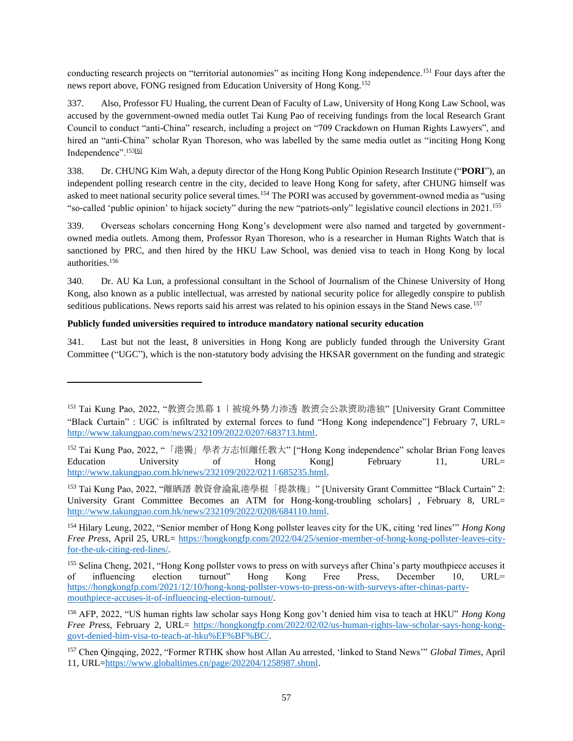conducting research projects on "territorial autonomies" as inciting Hong Kong independence.[151] Four days after the news report above, FONG resigned from Education University of Hong Kong.[152]

337. Also, Professor FU Hualing, the current Dean of Faculty of Law, University of Hong Kong Law School, was accused by the government-owned media outlet Tai Kung Pao of receiving fundings from the local Research Grant Council to conduct "anti-China" research, including a project on "709 Crackdown on Human Rights Lawyers", and hired an "anti-China" scholar Ryan Thoreson, who was labelled by the same media outlet as "inciting Hong Kong Independence".[153][6]

338. Dr. CHUNG Kim Wah, a deputy director of the Hong Kong Public Opinion Research Institute ("**PORI**"), an independent polling research centre in the city, decided to leave Hong Kong for safety, after CHUNG himself was asked to meet national security police several times.[154] The PORI was accused by government-owned media as "using "so-called 'public opinion' to hijack society" during the new "patriots-only" legislative council elections in 2021.[155]

339. Overseas scholars concerning Hong Kong's development were also named and targeted by government-owned media outlets. Among them, Professor Ryan Thoreson, who is a researcher in Human Rights Watch that is sanctioned by PRC, and then hired by the HKU Law School, was denied visa to teach in Hong Kong by local authorities.[156]

340. Dr. AU Ka Lun, a professional consultant in the School of Journalism of the Chinese University of Hong Kong, also known as a public intellectual, was arrested by national security police for allegedly conspire to publish seditious publications. News reports said his arrest was related to his opinion essays in the Stand News case.[157]

**Publicly funded universities required to introduce mandatory national security education**

341. Last but not the least, 8 universities in Hong Kong are publicly funded through the University Grant Committee ("UGC"), which is the non-statutory body advising the HKSAR government on the funding and strategic

---

[151] Tai Kung Pao, 2022, "教资会黑幕１丨被境外勢力滲透 教资会公款资助港独" [University Grant Committee "Black Curtain" : UGC is infiltrated by external forces to fund "Hong Kong independence"] February 7, URL= http://www.takungpao.com/news/232109/2022/0207/683713.html.

[152] Tai Kung Pao, 2022, "「港獨」學者方志恒離任教大" ["Hong Kong independence" scholar Brian Fong leaves Education University of Hong Kong] February 11, URL= http://www.takungpao.com.hk/news/232109/2022/0211/685235.html.

[153] Tai Kung Pao, 2022, "離晒譜 教資會淪亂港學棍「提款機」" [University Grant Committee "Black Curtain" 2: University Grant Committee Becomes an ATM for Hong-kong-troubling scholars] , February 8, URL= http://www.takungpao.com.hk/news/232109/2022/0208/684110.html.

[154] Hilary Leung, 2022, "Senior member of Hong Kong pollster leaves city for the UK, citing 'red lines'" *Hong Kong Free Press*, April 25, URL= https://hongkongfp.com/2022/04/25/senior-member-of-hong-kong-pollster-leaves-city-for-the-uk-citing-red-lines/.

[155] Selina Cheng, 2021, "Hong Kong pollster vows to press on with surveys after China's party mouthpiece accuses it of influencing election turnout" Hong Kong Free Press, December 10, URL= https://hongkongfp.com/2021/12/10/hong-kong-pollster-vows-to-press-on-with-surveys-after-chinas-party-mouthpiece-accuses-it-of-influencing-election-turnout/.

[156] AFP, 2022, "US human rights law scholar says Hong Kong gov't denied him visa to teach at HKU" *Hong Kong Free Press*, February 2, URL= https://hongkongfp.com/2022/02/02/us-human-rights-law-scholar-says-hong-kong-govt-denied-him-visa-to-teach-at-hku%EF%BF%BC/.

[157] Chen Qingqing, 2022, "Former RTHK show host Allan Au arrested, 'linked to Stand News'" *Global Times*, April 11, URL=https://www.globaltimes.cn/page/202204/1258987.shtml.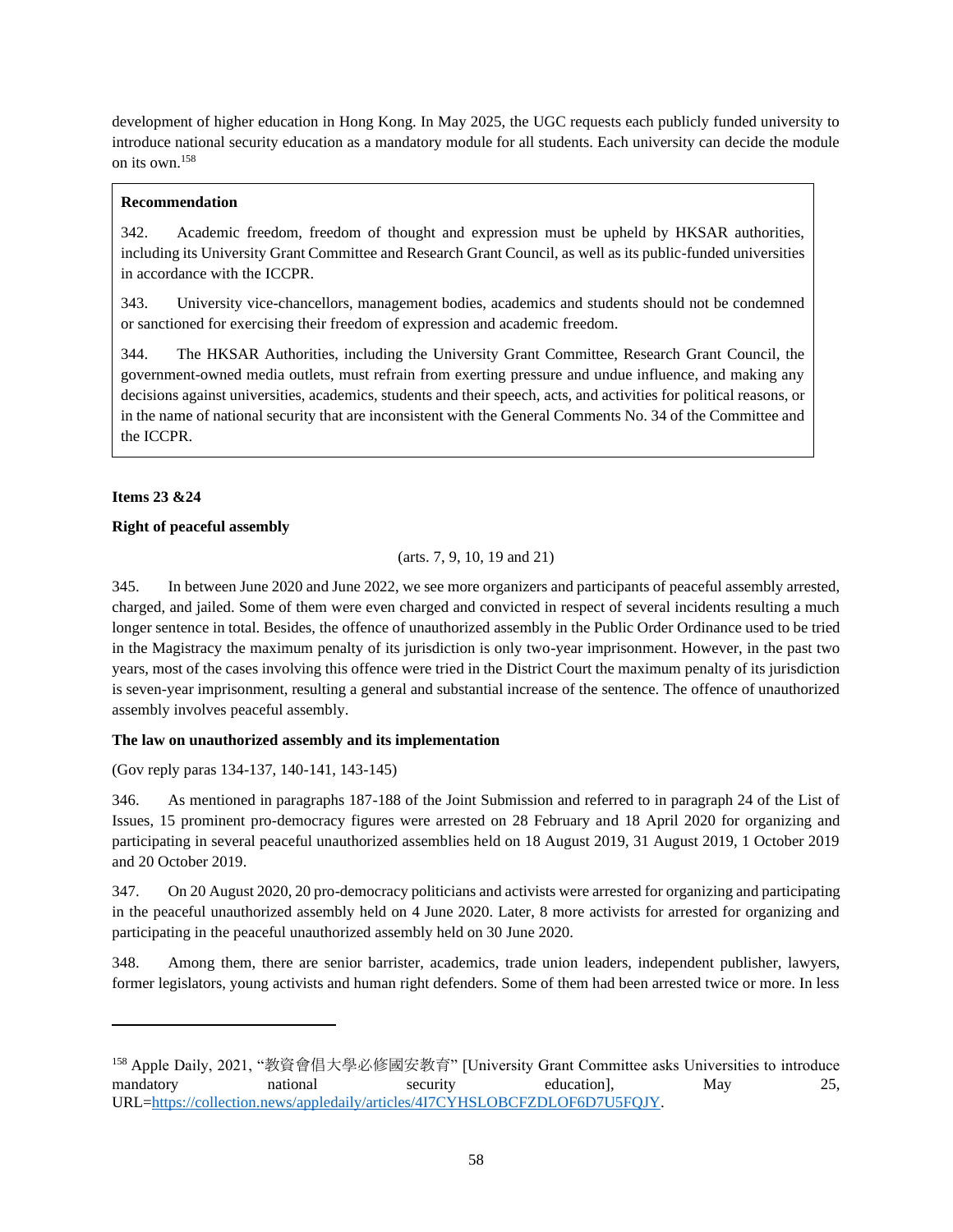development of higher education in Hong Kong. In May 2025, the UGC requests each publicly funded university to introduce national security education as a mandatory module for all students. Each university can decide the module on its own.[158]

> **Recommendation**
>
> 342. Academic freedom, freedom of thought and expression must be upheld by HKSAR authorities, including its University Grant Committee and Research Grant Council, as well as its public-funded universities in accordance with the ICCPR.
>
> 343. University vice-chancellors, management bodies, academics and students should not be condemned or sanctioned for exercising their freedom of expression and academic freedom.
>
> 344. The HKSAR Authorities, including the University Grant Committee, Research Grant Council, the government-owned media outlets, must refrain from exerting pressure and undue influence, and making any decisions against universities, academics, students and their speech, acts, and activities for political reasons, or in the name of national security that are inconsistent with the General Comments No. 34 of the Committee and the ICCPR.

**Items 23 &24**

**Right of peaceful assembly**

(arts. 7, 9, 10, 19 and 21)

345. In between June 2020 and June 2022, we see more organizers and participants of peaceful assembly arrested, charged, and jailed. Some of them were even charged and convicted in respect of several incidents resulting a much longer sentence in total. Besides, the offence of unauthorized assembly in the Public Order Ordinance used to be tried in the Magistracy the maximum penalty of its jurisdiction is only two-year imprisonment. However, in the past two years, most of the cases involving this offence were tried in the District Court the maximum penalty of its jurisdiction is seven-year imprisonment, resulting a general and substantial increase of the sentence. The offence of unauthorized assembly involves peaceful assembly.

**The law on unauthorized assembly and its implementation**

(Gov reply paras 134-137, 140-141, 143-145)

346. As mentioned in paragraphs 187-188 of the Joint Submission and referred to in paragraph 24 of the List of Issues, 15 prominent pro-democracy figures were arrested on 28 February and 18 April 2020 for organizing and participating in several peaceful unauthorized assemblies held on 18 August 2019, 31 August 2019, 1 October 2019 and 20 October 2019.

347. On 20 August 2020, 20 pro-democracy politicians and activists were arrested for organizing and participating in the peaceful unauthorized assembly held on 4 June 2020. Later, 8 more activists for arrested for organizing and participating in the peaceful unauthorized assembly held on 30 June 2020.

348. Among them, there are senior barrister, academics, trade union leaders, independent publisher, lawyers, former legislators, young activists and human right defenders. Some of them had been arrested twice or more. In less

---

[158] Apple Daily, 2021, "教資會倡大學必修國安教育" [University Grant Committee asks Universities to introduce mandatory national security education], May 25, URL=https://collection.news/appledaily/articles/4I7CYHSLOBCFZDLOF6D7U5FQJY.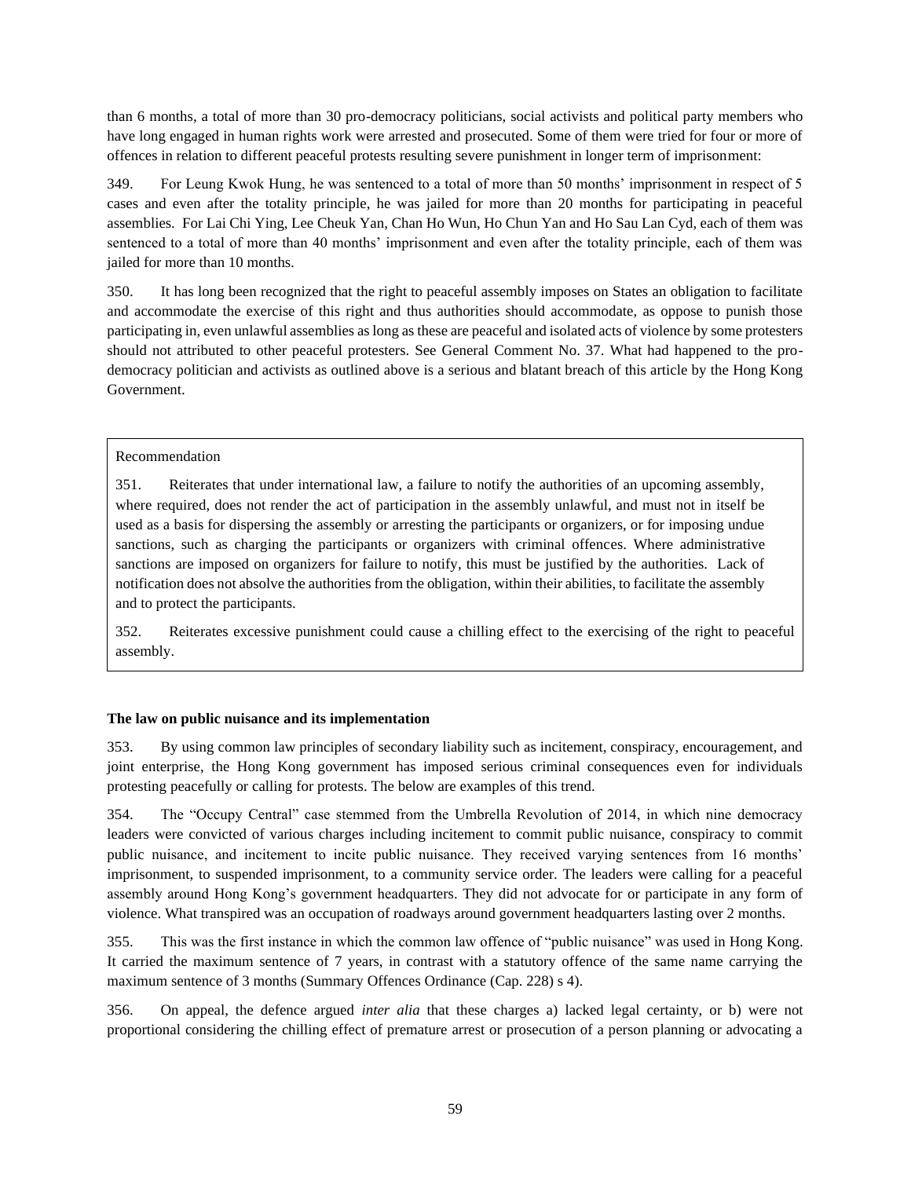than 6 months, a total of more than 30 pro-democracy politicians, social activists and political party members who have long engaged in human rights work were arrested and prosecuted. Some of them were tried for four or more of offences in relation to different peaceful protests resulting severe punishment in longer term of imprisonment:

349. For Leung Kwok Hung, he was sentenced to a total of more than 50 months' imprisonment in respect of 5 cases and even after the totality principle, he was jailed for more than 20 months for participating in peaceful assemblies. For Lai Chi Ying, Lee Cheuk Yan, Chan Ho Wun, Ho Chun Yan and Ho Sau Lan Cyd, each of them was sentenced to a total of more than 40 months' imprisonment and even after the totality principle, each of them was jailed for more than 10 months.

350. It has long been recognized that the right to peaceful assembly imposes on States an obligation to facilitate and accommodate the exercise of this right and thus authorities should accommodate, as oppose to punish those participating in, even unlawful assemblies as long as these are peaceful and isolated acts of violence by some protesters should not attributed to other peaceful protesters. See General Comment No. 37. What had happened to the pro-democracy politician and activists as outlined above is a serious and blatant breach of this article by the Hong Kong Government.

> Recommendation
>
> 351. Reiterates that under international law, a failure to notify the authorities of an upcoming assembly, where required, does not render the act of participation in the assembly unlawful, and must not in itself be used as a basis for dispersing the assembly or arresting the participants or organizers, or for imposing undue sanctions, such as charging the participants or organizers with criminal offences. Where administrative sanctions are imposed on organizers for failure to notify, this must be justified by the authorities. Lack of notification does not absolve the authorities from the obligation, within their abilities, to facilitate the assembly and to protect the participants.
>
> 352. Reiterates excessive punishment could cause a chilling effect to the exercising of the right to peaceful assembly.

**The law on public nuisance and its implementation**

353. By using common law principles of secondary liability such as incitement, conspiracy, encouragement, and joint enterprise, the Hong Kong government has imposed serious criminal consequences even for individuals protesting peacefully or calling for protests. The below are examples of this trend.

354. The "Occupy Central" case stemmed from the Umbrella Revolution of 2014, in which nine democracy leaders were convicted of various charges including incitement to commit public nuisance, conspiracy to commit public nuisance, and incitement to incite public nuisance. They received varying sentences from 16 months' imprisonment, to suspended imprisonment, to a community service order. The leaders were calling for a peaceful assembly around Hong Kong's government headquarters. They did not advocate for or participate in any form of violence. What transpired was an occupation of roadways around government headquarters lasting over 2 months.

355. This was the first instance in which the common law offence of "public nuisance" was used in Hong Kong. It carried the maximum sentence of 7 years, in contrast with a statutory offence of the same name carrying the maximum sentence of 3 months (Summary Offences Ordinance (Cap. 228) s 4).

356. On appeal, the defence argued *inter alia* that these charges a) lacked legal certainty, or b) were not proportional considering the chilling effect of premature arrest or prosecution of a person planning or advocating a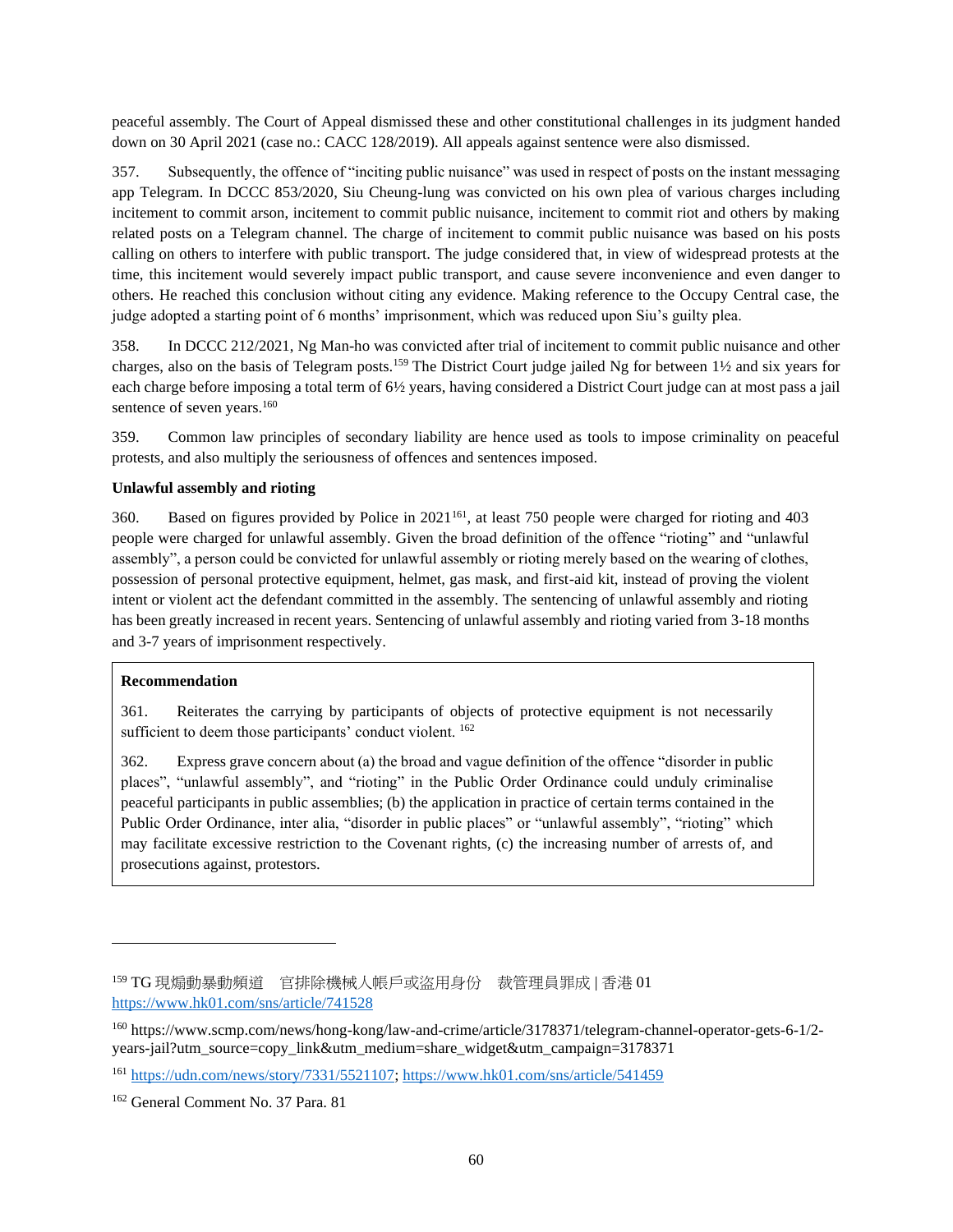peaceful assembly. The Court of Appeal dismissed these and other constitutional challenges in its judgment handed down on 30 April 2021 (case no.: CACC 128/2019). All appeals against sentence were also dismissed.

357. Subsequently, the offence of "inciting public nuisance" was used in respect of posts on the instant messaging app Telegram. In DCCC 853/2020, Siu Cheung-lung was convicted on his own plea of various charges including incitement to commit arson, incitement to commit public nuisance, incitement to commit riot and others by making related posts on a Telegram channel. The charge of incitement to commit public nuisance was based on his posts calling on others to interfere with public transport. The judge considered that, in view of widespread protests at the time, this incitement would severely impact public transport, and cause severe inconvenience and even danger to others. He reached this conclusion without citing any evidence. Making reference to the Occupy Central case, the judge adopted a starting point of 6 months' imprisonment, which was reduced upon Siu's guilty plea.

358. In DCCC 212/2021, Ng Man-ho was convicted after trial of incitement to commit public nuisance and other charges, also on the basis of Telegram posts.[159] The District Court judge jailed Ng for between 1½ and six years for each charge before imposing a total term of 6½ years, having considered a District Court judge can at most pass a jail sentence of seven years.[160]

359. Common law principles of secondary liability are hence used as tools to impose criminality on peaceful protests, and also multiply the seriousness of offences and sentences imposed.

**Unlawful assembly and rioting**

360. Based on figures provided by Police in 2021[161], at least 750 people were charged for rioting and 403 people were charged for unlawful assembly. Given the broad definition of the offence "rioting" and "unlawful assembly", a person could be convicted for unlawful assembly or rioting merely based on the wearing of clothes, possession of personal protective equipment, helmet, gas mask, and first-aid kit, instead of proving the violent intent or violent act the defendant committed in the assembly. The sentencing of unlawful assembly and rioting has been greatly increased in recent years. Sentencing of unlawful assembly and rioting varied from 3-18 months and 3-7 years of imprisonment respectively.

**Recommendation**

361. Reiterates the carrying by participants of objects of protective equipment is not necessarily sufficient to deem those participants' conduct violent. [162]

362. Express grave concern about (a) the broad and vague definition of the offence "disorder in public places", "unlawful assembly", and "rioting" in the Public Order Ordinance could unduly criminalise peaceful participants in public assemblies; (b) the application in practice of certain terms contained in the Public Order Ordinance, inter alia, "disorder in public places" or "unlawful assembly", "rioting" which may facilitate excessive restriction to the Covenant rights, (c) the increasing number of arrests of, and prosecutions against, protestors.

---

[159] TG 現煽動暴動頻道 官排除機械人帳戶或盜用身份 裁管理員罪成 | 香港 01 https://www.hk01.com/sns/article/741528

[160] https://www.scmp.com/news/hong-kong/law-and-crime/article/3178371/telegram-channel-operator-gets-6-1/2-years-jail?utm_source=copy_link&utm_medium=share_widget&utm_campaign=3178371

[161] https://udn.com/news/story/7331/5521107; https://www.hk01.com/sns/article/541459

[162] General Comment No. 37 Para. 81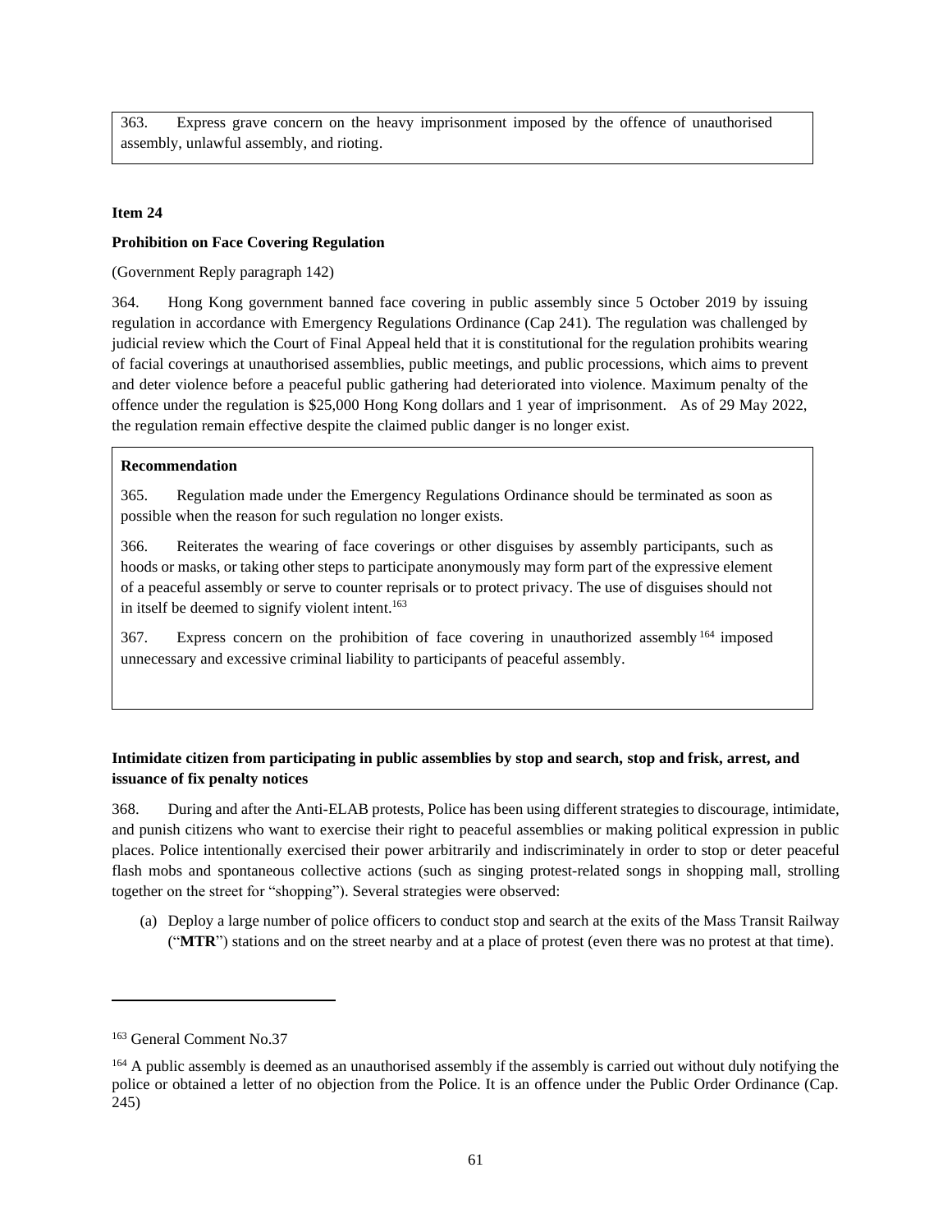363. Express grave concern on the heavy imprisonment imposed by the offence of unauthorised assembly, unlawful assembly, and rioting.

**Item 24**

**Prohibition on Face Covering Regulation**

(Government Reply paragraph 142)

364. Hong Kong government banned face covering in public assembly since 5 October 2019 by issuing regulation in accordance with Emergency Regulations Ordinance (Cap 241). The regulation was challenged by judicial review which the Court of Final Appeal held that it is constitutional for the regulation prohibits wearing of facial coverings at unauthorised assemblies, public meetings, and public processions, which aims to prevent and deter violence before a peaceful public gathering had deteriorated into violence. Maximum penalty of the offence under the regulation is $25,000 Hong Kong dollars and 1 year of imprisonment. As of 29 May 2022, the regulation remain effective despite the claimed public danger is no longer exist.

**Recommendation**

365. Regulation made under the Emergency Regulations Ordinance should be terminated as soon as possible when the reason for such regulation no longer exists.

366. Reiterates the wearing of face coverings or other disguises by assembly participants, such as hoods or masks, or taking other steps to participate anonymously may form part of the expressive element of a peaceful assembly or serve to counter reprisals or to protect privacy. The use of disguises should not in itself be deemed to signify violent intent.[163]

367. Express concern on the prohibition of face covering in unauthorized assembly[164] imposed unnecessary and excessive criminal liability to participants of peaceful assembly.

**Intimidate citizen from participating in public assemblies by stop and search, stop and frisk, arrest, and issuance of fix penalty notices**

368. During and after the Anti-ELAB protests, Police has been using different strategies to discourage, intimidate, and punish citizens who want to exercise their right to peaceful assemblies or making political expression in public places. Police intentionally exercised their power arbitrarily and indiscriminately in order to stop or deter peaceful flash mobs and spontaneous collective actions (such as singing protest-related songs in shopping mall, strolling together on the street for "shopping"). Several strategies were observed:

(a) Deploy a large number of police officers to conduct stop and search at the exits of the Mass Transit Railway ("**MTR**") stations and on the street nearby and at a place of protest (even there was no protest at that time).

---

[163] General Comment No.37

[164] A public assembly is deemed as an unauthorised assembly if the assembly is carried out without duly notifying the police or obtained a letter of no objection from the Police. It is an offence under the Public Order Ordinance (Cap. 245)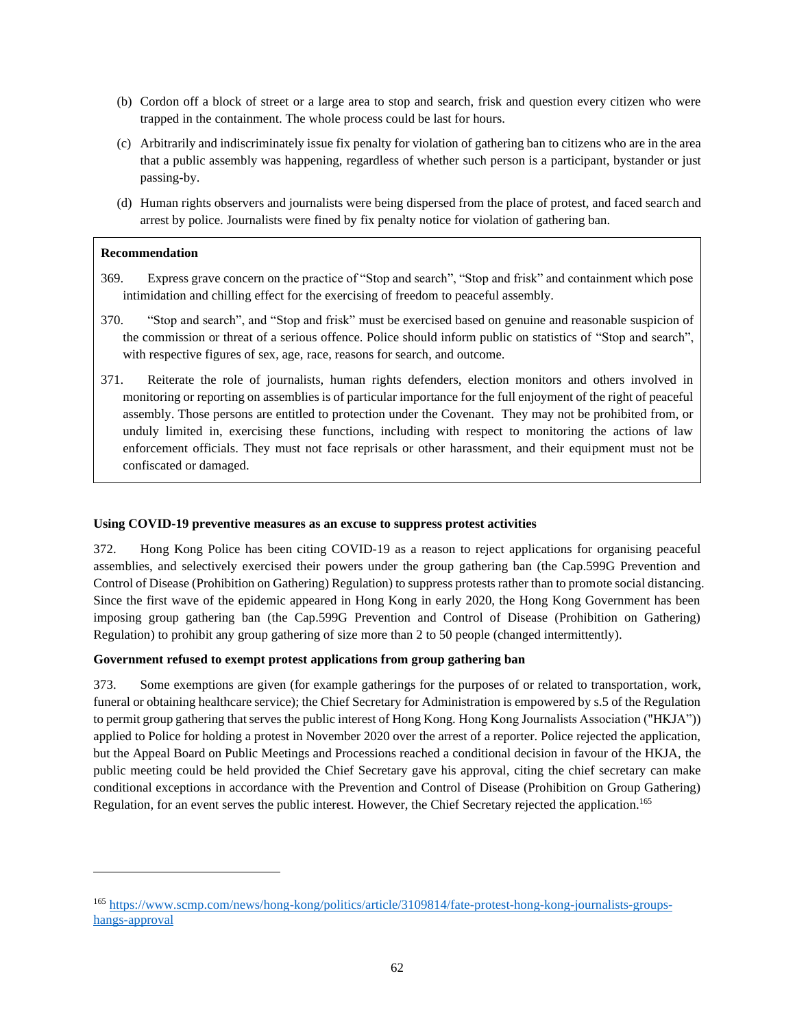(b) Cordon off a block of street or a large area to stop and search, frisk and question every citizen who were trapped in the containment. The whole process could be last for hours.

(c) Arbitrarily and indiscriminately issue fix penalty for violation of gathering ban to citizens who are in the area that a public assembly was happening, regardless of whether such person is a participant, bystander or just passing-by.

(d) Human rights observers and journalists were being dispersed from the place of protest, and faced search and arrest by police. Journalists were fined by fix penalty notice for violation of gathering ban.

**Recommendation**

369. Express grave concern on the practice of "Stop and search", "Stop and frisk" and containment which pose intimidation and chilling effect for the exercising of freedom to peaceful assembly.

370. "Stop and search", and "Stop and frisk" must be exercised based on genuine and reasonable suspicion of the commission or threat of a serious offence. Police should inform public on statistics of "Stop and search", with respective figures of sex, age, race, reasons for search, and outcome.

371. Reiterate the role of journalists, human rights defenders, election monitors and others involved in monitoring or reporting on assemblies is of particular importance for the full enjoyment of the right of peaceful assembly. Those persons are entitled to protection under the Covenant. They may not be prohibited from, or unduly limited in, exercising these functions, including with respect to monitoring the actions of law enforcement officials. They must not face reprisals or other harassment, and their equipment must not be confiscated or damaged.

**Using COVID-19 preventive measures as an excuse to suppress protest activities**

372. Hong Kong Police has been citing COVID-19 as a reason to reject applications for organising peaceful assemblies, and selectively exercised their powers under the group gathering ban (the Cap.599G Prevention and Control of Disease (Prohibition on Gathering) Regulation) to suppress protests rather than to promote social distancing. Since the first wave of the epidemic appeared in Hong Kong in early 2020, the Hong Kong Government has been imposing group gathering ban (the Cap.599G Prevention and Control of Disease (Prohibition on Gathering) Regulation) to prohibit any group gathering of size more than 2 to 50 people (changed intermittently).

**Government refused to exempt protest applications from group gathering ban**

373. Some exemptions are given (for example gatherings for the purposes of or related to transportation, work, funeral or obtaining healthcare service); the Chief Secretary for Administration is empowered by s.5 of the Regulation to permit group gathering that serves the public interest of Hong Kong. Hong Kong Journalists Association ("HKJA")) applied to Police for holding a protest in November 2020 over the arrest of a reporter. Police rejected the application, but the Appeal Board on Public Meetings and Processions reached a conditional decision in favour of the HKJA, the public meeting could be held provided the Chief Secretary gave his approval, citing the chief secretary can make conditional exceptions in accordance with the Prevention and Control of Disease (Prohibition on Group Gathering) Regulation, for an event serves the public interest. However, the Chief Secretary rejected the application.[165]

[165] https://www.scmp.com/news/hong-kong/politics/article/3109814/fate-protest-hong-kong-journalists-groups-hangs-approval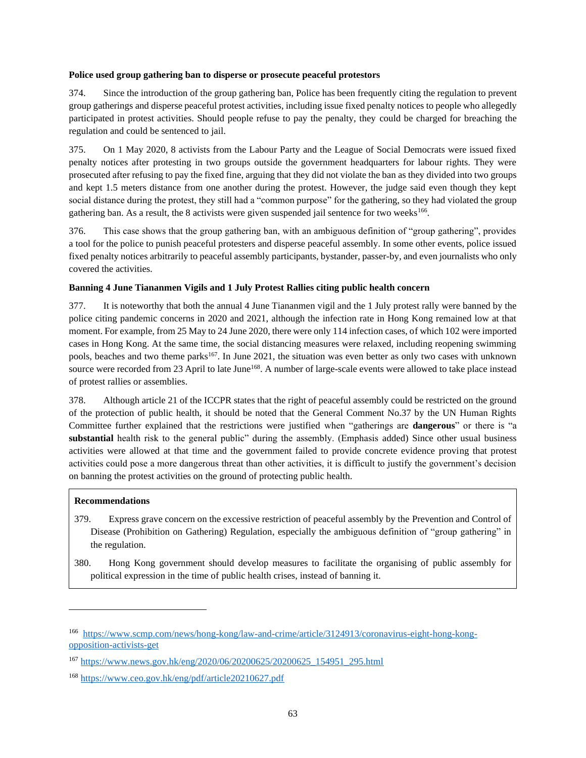**Police used group gathering ban to disperse or prosecute peaceful protestors**

374. Since the introduction of the group gathering ban, Police has been frequently citing the regulation to prevent group gatherings and disperse peaceful protest activities, including issue fixed penalty notices to people who allegedly participated in protest activities. Should people refuse to pay the penalty, they could be charged for breaching the regulation and could be sentenced to jail.

375. On 1 May 2020, 8 activists from the Labour Party and the League of Social Democrats were issued fixed penalty notices after protesting in two groups outside the government headquarters for labour rights. They were prosecuted after refusing to pay the fixed fine, arguing that they did not violate the ban as they divided into two groups and kept 1.5 meters distance from one another during the protest. However, the judge said even though they kept social distance during the protest, they still had a "common purpose" for the gathering, so they had violated the group gathering ban. As a result, the 8 activists were given suspended jail sentence for two weeks[166].

376. This case shows that the group gathering ban, with an ambiguous definition of "group gathering", provides a tool for the police to punish peaceful protesters and disperse peaceful assembly. In some other events, police issued fixed penalty notices arbitrarily to peaceful assembly participants, bystander, passer-by, and even journalists who only covered the activities.

**Banning 4 June Tiananmen Vigils and 1 July Protest Rallies citing public health concern**

377. It is noteworthy that both the annual 4 June Tiananmen vigil and the 1 July protest rally were banned by the police citing pandemic concerns in 2020 and 2021, although the infection rate in Hong Kong remained low at that moment. For example, from 25 May to 24 June 2020, there were only 114 infection cases, of which 102 were imported cases in Hong Kong. At the same time, the social distancing measures were relaxed, including reopening swimming pools, beaches and two theme parks[167]. In June 2021, the situation was even better as only two cases with unknown source were recorded from 23 April to late June[168]. A number of large-scale events were allowed to take place instead of protest rallies or assemblies.

378. Although article 21 of the ICCPR states that the right of peaceful assembly could be restricted on the ground of the protection of public health, it should be noted that the General Comment No.37 by the UN Human Rights Committee further explained that the restrictions were justified when "gatherings are **dangerous**" or there is "a **substantial** health risk to the general public" during the assembly. (Emphasis added) Since other usual business activities were allowed at that time and the government failed to provide concrete evidence proving that protest activities could pose a more dangerous threat than other activities, it is difficult to justify the government's decision on banning the protest activities on the ground of protecting public health.

**Recommendations**

379. Express grave concern on the excessive restriction of peaceful assembly by the Prevention and Control of Disease (Prohibition on Gathering) Regulation, especially the ambiguous definition of "group gathering" in the regulation.

380. Hong Kong government should develop measures to facilitate the organising of public assembly for political expression in the time of public health crises, instead of banning it.

---

[166] https://www.scmp.com/news/hong-kong/law-and-crime/article/3124913/coronavirus-eight-hong-kong-opposition-activists-get

[167] https://www.news.gov.hk/eng/2020/06/20200625/20200625_154951_295.html

[168] https://www.ceo.gov.hk/eng/pdf/article20210627.pdf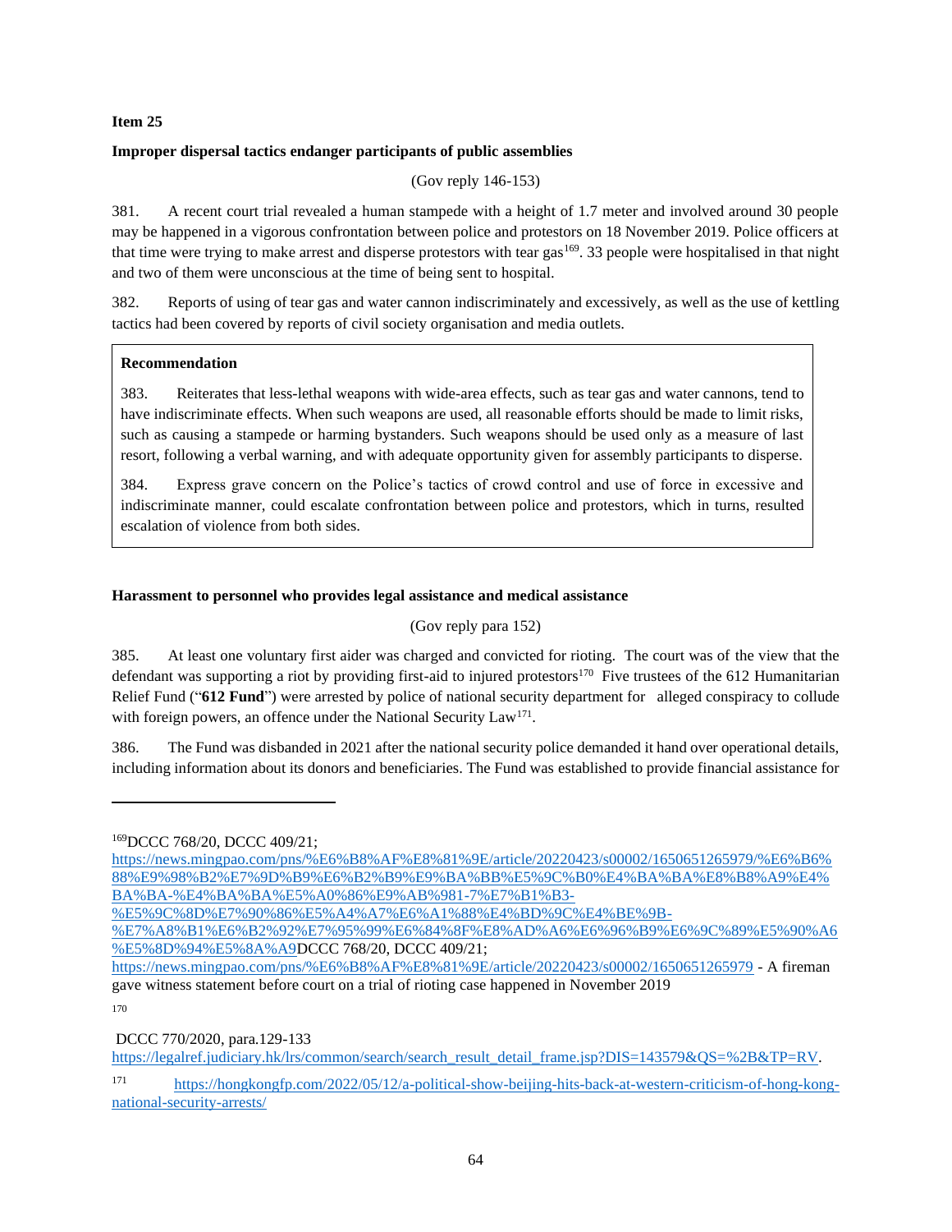**Item 25**

**Improper dispersal tactics endanger participants of public assemblies**

(Gov reply 146-153)

381. A recent court trial revealed a human stampede with a height of 1.7 meter and involved around 30 people may be happened in a vigorous confrontation between police and protestors on 18 November 2019. Police officers at that time were trying to make arrest and disperse protestors with tear gas[169]. 33 people were hospitalised in that night and two of them were unconscious at the time of being sent to hospital.

382. Reports of using of tear gas and water cannon indiscriminately and excessively, as well as the use of kettling tactics had been covered by reports of civil society organisation and media outlets.

> **Recommendation**
>
> 383. Reiterates that less-lethal weapons with wide-area effects, such as tear gas and water cannons, tend to have indiscriminate effects. When such weapons are used, all reasonable efforts should be made to limit risks, such as causing a stampede or harming bystanders. Such weapons should be used only as a measure of last resort, following a verbal warning, and with adequate opportunity given for assembly participants to disperse.
>
> 384. Express grave concern on the Police's tactics of crowd control and use of force in excessive and indiscriminate manner, could escalate confrontation between police and protestors, which in turns, resulted escalation of violence from both sides.

**Harassment to personnel who provides legal assistance and medical assistance**

(Gov reply para 152)

385. At least one voluntary first aider was charged and convicted for rioting. The court was of the view that the defendant was supporting a riot by providing first-aid to injured protestors[170] Five trustees of the 612 Humanitarian Relief Fund ("**612 Fund**") were arrested by police of national security department for alleged conspiracy to collude with foreign powers, an offence under the National Security Law[171].

386. The Fund was disbanded in 2021 after the national security police demanded it hand over operational details, including information about its donors and beneficiaries. The Fund was established to provide financial assistance for

---

[169] DCCC 768/20, DCCC 409/21; https://news.mingpao.com/pns/%E6%B8%AF%E8%81%9E/article/20220423/s00002/1650651265979/%E6%B6%88%E9%98%B2%E7%9D%B9%E6%B2%B9%E9%BA%BB%E5%9C%B0%E4%BA%BA%E8%B8%A9%E4%BA%BA-%E4%BA%BA%E5%A0%86%E9%AB%981-7%E7%B1%B3-%E5%9C%8D%E7%90%86%E5%A4%A7%E6%A1%88%E4%BD%9C%E4%BE%9B-%E7%A8%B1%E6%B2%92%E7%95%99%E6%84%8F%E8%AD%A6%E6%96%B9%E6%9C%89%E5%90%A6%E5%8D%94%E5%8A%A9DCCC 768/20, DCCC 409/21; https://news.mingpao.com/pns/%E6%B8%AF%E8%81%9E/article/20220423/s00002/1650651265979 - A fireman gave witness statement before court on a trial of rioting case happened in November 2019

[170] DCCC 770/2020, para.129-133 https://legalref.judiciary.hk/lrs/common/search/search_result_detail_frame.jsp?DIS=143579&QS=%2B&TP=RV.

[171] https://hongkongfp.com/2022/05/12/a-political-show-beijing-hits-back-at-western-criticism-of-hong-kong-national-security-arrests/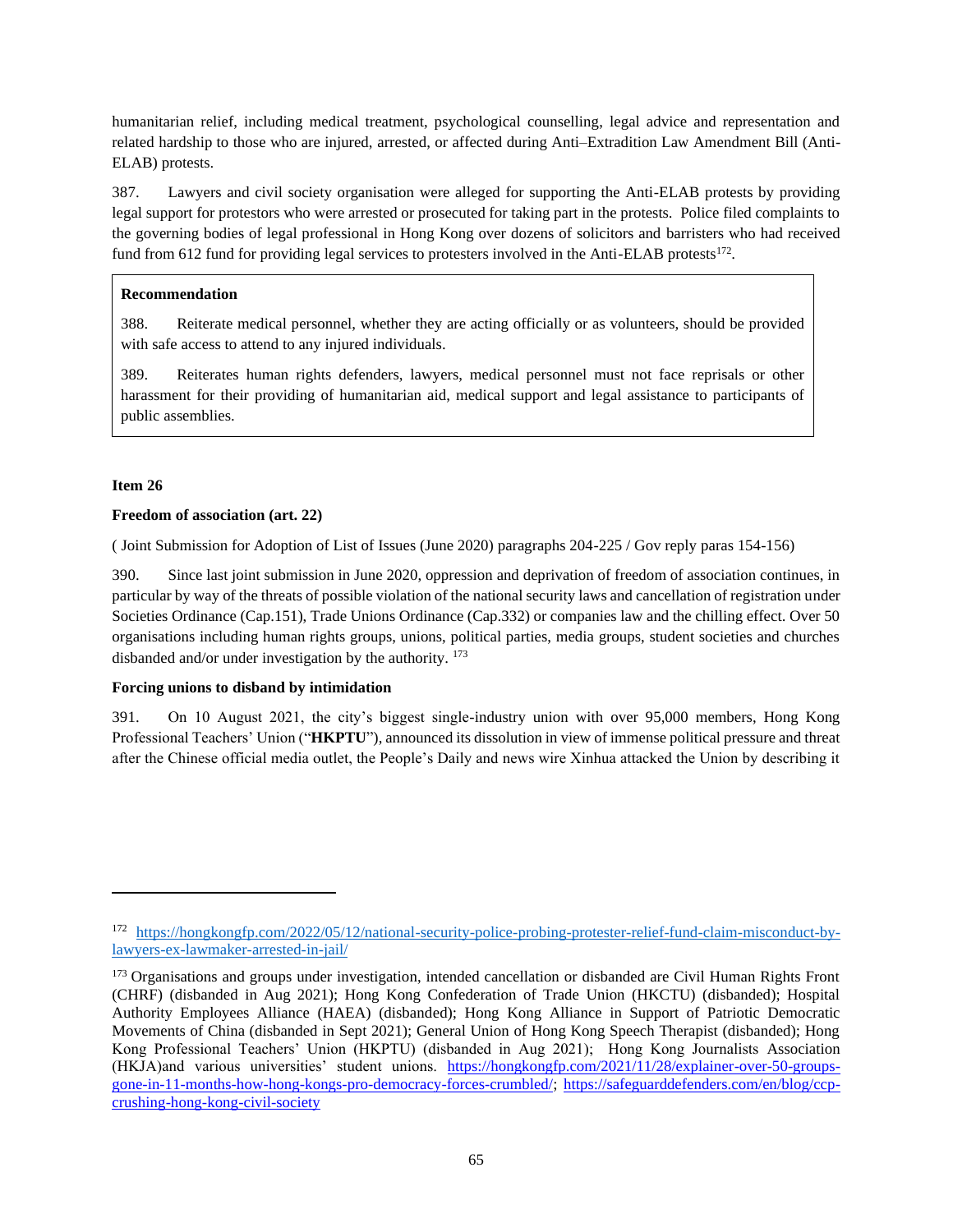humanitarian relief, including medical treatment, psychological counselling, legal advice and representation and related hardship to those who are injured, arrested, or affected during Anti–Extradition Law Amendment Bill (Anti-ELAB) protests.

387. Lawyers and civil society organisation were alleged for supporting the Anti-ELAB protests by providing legal support for protestors who were arrested or prosecuted for taking part in the protests. Police filed complaints to the governing bodies of legal professional in Hong Kong over dozens of solicitors and barristers who had received fund from 612 fund for providing legal services to protesters involved in the Anti-ELAB protests[172].

> **Recommendation**
>
> 388. Reiterate medical personnel, whether they are acting officially or as volunteers, should be provided with safe access to attend to any injured individuals.
>
> 389. Reiterates human rights defenders, lawyers, medical personnel must not face reprisals or other harassment for their providing of humanitarian aid, medical support and legal assistance to participants of public assemblies.

**Item 26**

**Freedom of association (art. 22)**

( Joint Submission for Adoption of List of Issues (June 2020) paragraphs 204-225 / Gov reply paras 154-156)

390. Since last joint submission in June 2020, oppression and deprivation of freedom of association continues, in particular by way of the threats of possible violation of the national security laws and cancellation of registration under Societies Ordinance (Cap.151), Trade Unions Ordinance (Cap.332) or companies law and the chilling effect. Over 50 organisations including human rights groups, unions, political parties, media groups, student societies and churches disbanded and/or under investigation by the authority. [173]

**Forcing unions to disband by intimidation**

391. On 10 August 2021, the city's biggest single-industry union with over 95,000 members, Hong Kong Professional Teachers' Union ("**HKPTU**"), announced its dissolution in view of immense political pressure and threat after the Chinese official media outlet, the People's Daily and news wire Xinhua attacked the Union by describing it

---

[172] https://hongkongfp.com/2022/05/12/national-security-police-probing-protester-relief-fund-claim-misconduct-by-lawyers-ex-lawmaker-arrested-in-jail/

[173] Organisations and groups under investigation, intended cancellation or disbanded are Civil Human Rights Front (CHRF) (disbanded in Aug 2021); Hong Kong Confederation of Trade Union (HKCTU) (disbanded); Hospital Authority Employees Alliance (HAEA) (disbanded); Hong Kong Alliance in Support of Patriotic Democratic Movements of China (disbanded in Sept 2021); General Union of Hong Kong Speech Therapist (disbanded); Hong Kong Professional Teachers' Union (HKPTU) (disbanded in Aug 2021); Hong Kong Journalists Association (HKJA)and various universities' student unions. https://hongkongfp.com/2021/11/28/explainer-over-50-groups-gone-in-11-months-how-hong-kongs-pro-democracy-forces-crumbled/; https://safeguarddefenders.com/en/blog/ccp-crushing-hong-kong-civil-society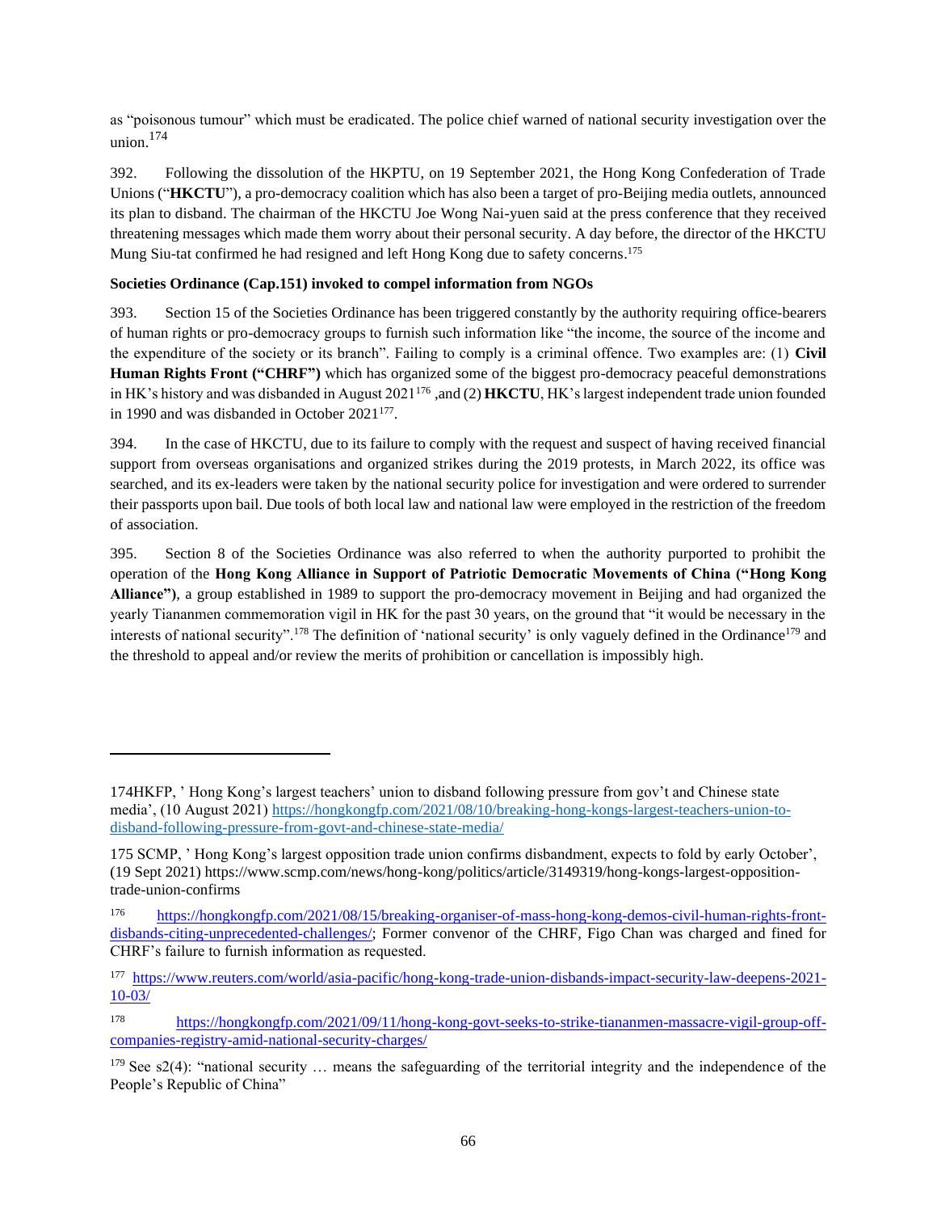as "poisonous tumour" which must be eradicated. The police chief warned of national security investigation over the union.[174]

392. Following the dissolution of the HKPTU, on 19 September 2021, the Hong Kong Confederation of Trade Unions ("**HKCTU**"), a pro-democracy coalition which has also been a target of pro-Beijing media outlets, announced its plan to disband. The chairman of the HKCTU Joe Wong Nai-yuen said at the press conference that they received threatening messages which made them worry about their personal security. A day before, the director of the HKCTU Mung Siu-tat confirmed he had resigned and left Hong Kong due to safety concerns.[175]

**Societies Ordinance (Cap.151) invoked to compel information from NGOs**

393. Section 15 of the Societies Ordinance has been triggered constantly by the authority requiring office-bearers of human rights or pro-democracy groups to furnish such information like "the income, the source of the income and the expenditure of the society or its branch". Failing to comply is a criminal offence. Two examples are: (1) **Civil Human Rights Front ("CHRF")** which has organized some of the biggest pro-democracy peaceful demonstrations in HK's history and was disbanded in August 2021[176] ,and (2) **HKCTU**, HK's largest independent trade union founded in 1990 and was disbanded in October 2021[177].

394. In the case of HKCTU, due to its failure to comply with the request and suspect of having received financial support from overseas organisations and organized strikes during the 2019 protests, in March 2022, its office was searched, and its ex-leaders were taken by the national security police for investigation and were ordered to surrender their passports upon bail. Due tools of both local law and national law were employed in the restriction of the freedom of association.

395. Section 8 of the Societies Ordinance was also referred to when the authority purported to prohibit the operation of the **Hong Kong Alliance in Support of Patriotic Democratic Movements of China ("Hong Kong Alliance")**, a group established in 1989 to support the pro-democracy movement in Beijing and had organized the yearly Tiananmen commemoration vigil in HK for the past 30 years, on the ground that "it would be necessary in the interests of national security".[178] The definition of 'national security' is only vaguely defined in the Ordinance[179] and the threshold to appeal and/or review the merits of prohibition or cancellation is impossibly high.

---

174HKFP, ' Hong Kong's largest teachers' union to disband following pressure from gov't and Chinese state media', (10 August 2021) https://hongkongfp.com/2021/08/10/breaking-hong-kongs-largest-teachers-union-to-disband-following-pressure-from-govt-and-chinese-state-media/

175 SCMP, ' Hong Kong's largest opposition trade union confirms disbandment, expects to fold by early October', (19 Sept 2021) https://www.scmp.com/news/hong-kong/politics/article/3149319/hong-kongs-largest-opposition-trade-union-confirms

176 https://hongkongfp.com/2021/08/15/breaking-organiser-of-mass-hong-kong-demos-civil-human-rights-front-disbands-citing-unprecedented-challenges/; Former convenor of the CHRF, Figo Chan was charged and fined for CHRF's failure to furnish information as requested.

177 https://www.reuters.com/world/asia-pacific/hong-kong-trade-union-disbands-impact-security-law-deepens-2021-10-03/

178 https://hongkongfp.com/2021/09/11/hong-kong-govt-seeks-to-strike-tiananmen-massacre-vigil-group-off-companies-registry-amid-national-security-charges/

179 See s2(4): "national security … means the safeguarding of the territorial integrity and the independence of the People's Republic of China"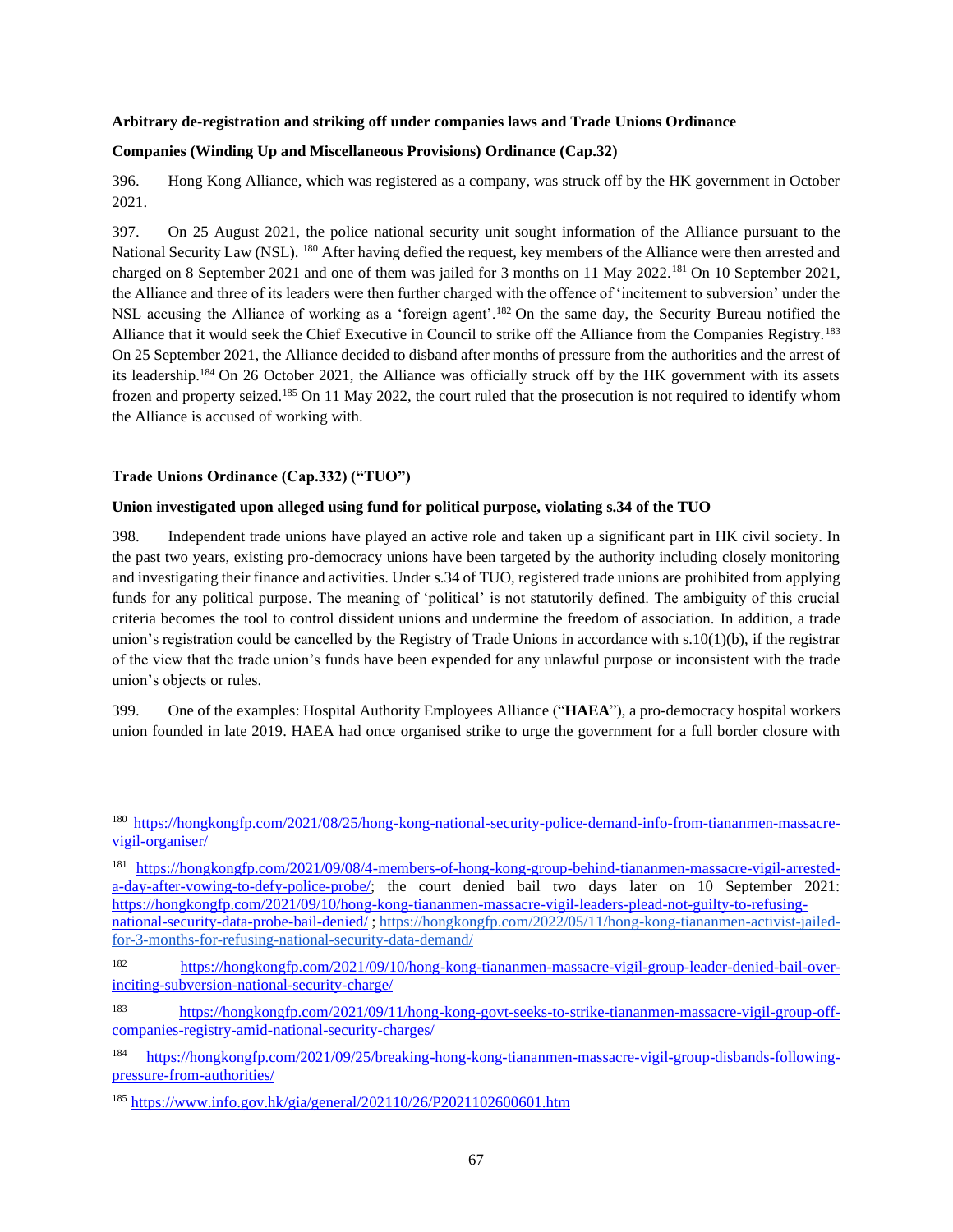**Arbitrary de-registration and striking off under companies laws and Trade Unions Ordinance**

**Companies (Winding Up and Miscellaneous Provisions) Ordinance (Cap.32)**

396. Hong Kong Alliance, which was registered as a company, was struck off by the HK government in October 2021.

397. On 25 August 2021, the police national security unit sought information of the Alliance pursuant to the National Security Law (NSL). [180] After having defied the request, key members of the Alliance were then arrested and charged on 8 September 2021 and one of them was jailed for 3 months on 11 May 2022.[181] On 10 September 2021, the Alliance and three of its leaders were then further charged with the offence of 'incitement to subversion' under the NSL accusing the Alliance of working as a 'foreign agent'.[182] On the same day, the Security Bureau notified the Alliance that it would seek the Chief Executive in Council to strike off the Alliance from the Companies Registry.[183] On 25 September 2021, the Alliance decided to disband after months of pressure from the authorities and the arrest of its leadership.[184] On 26 October 2021, the Alliance was officially struck off by the HK government with its assets frozen and property seized.[185] On 11 May 2022, the court ruled that the prosecution is not required to identify whom the Alliance is accused of working with.

**Trade Unions Ordinance (Cap.332) ("TUO")**

**Union investigated upon alleged using fund for political purpose, violating s.34 of the TUO**

398. Independent trade unions have played an active role and taken up a significant part in HK civil society. In the past two years, existing pro-democracy unions have been targeted by the authority including closely monitoring and investigating their finance and activities. Under s.34 of TUO, registered trade unions are prohibited from applying funds for any political purpose. The meaning of 'political' is not statutorily defined. The ambiguity of this crucial criteria becomes the tool to control dissident unions and undermine the freedom of association. In addition, a trade union's registration could be cancelled by the Registry of Trade Unions in accordance with s.10(1)(b), if the registrar of the view that the trade union's funds have been expended for any unlawful purpose or inconsistent with the trade union's objects or rules.

399. One of the examples: Hospital Authority Employees Alliance ("**HAEA**"), a pro-democracy hospital workers union founded in late 2019. HAEA had once organised strike to urge the government for a full border closure with

---

[180] https://hongkongfp.com/2021/08/25/hong-kong-national-security-police-demand-info-from-tiananmen-massacre-vigil-organiser/

[181] https://hongkongfp.com/2021/09/08/4-members-of-hong-kong-group-behind-tiananmen-massacre-vigil-arrested-a-day-after-vowing-to-defy-police-probe/; the court denied bail two days later on 10 September 2021: https://hongkongfp.com/2021/09/10/hong-kong-tiananmen-massacre-vigil-leaders-plead-not-guilty-to-refusing-national-security-data-probe-bail-denied/ ; https://hongkongfp.com/2022/05/11/hong-kong-tiananmen-activist-jailed-for-3-months-for-refusing-national-security-data-demand/

[182] https://hongkongfp.com/2021/09/10/hong-kong-tiananmen-massacre-vigil-group-leader-denied-bail-over-inciting-subversion-national-security-charge/

[183] https://hongkongfp.com/2021/09/11/hong-kong-govt-seeks-to-strike-tiananmen-massacre-vigil-group-off-companies-registry-amid-national-security-charges/

[184] https://hongkongfp.com/2021/09/25/breaking-hong-kong-tiananmen-massacre-vigil-group-disbands-following-pressure-from-authorities/

[185] https://www.info.gov.hk/gia/general/202110/26/P2021102600601.htm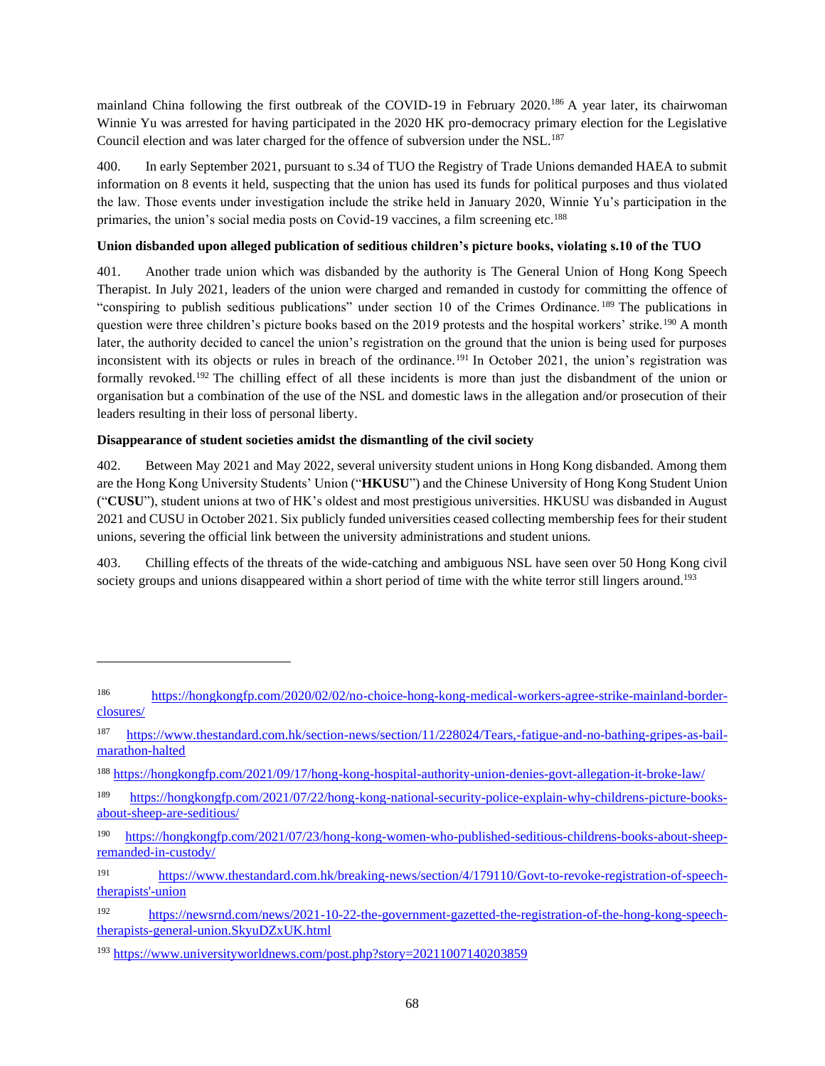mainland China following the first outbreak of the COVID-19 in February 2020.[186] A year later, its chairwoman Winnie Yu was arrested for having participated in the 2020 HK pro-democracy primary election for the Legislative Council election and was later charged for the offence of subversion under the NSL.[187]

400. In early September 2021, pursuant to s.34 of TUO the Registry of Trade Unions demanded HAEA to submit information on 8 events it held, suspecting that the union has used its funds for political purposes and thus violated the law. Those events under investigation include the strike held in January 2020, Winnie Yu's participation in the primaries, the union's social media posts on Covid-19 vaccines, a film screening etc.[188]

**Union disbanded upon alleged publication of seditious children's picture books, violating s.10 of the TUO**

401. Another trade union which was disbanded by the authority is The General Union of Hong Kong Speech Therapist. In July 2021, leaders of the union were charged and remanded in custody for committing the offence of "conspiring to publish seditious publications" under section 10 of the Crimes Ordinance.[189] The publications in question were three children's picture books based on the 2019 protests and the hospital workers' strike.[190] A month later, the authority decided to cancel the union's registration on the ground that the union is being used for purposes inconsistent with its objects or rules in breach of the ordinance.[191] In October 2021, the union's registration was formally revoked.[192] The chilling effect of all these incidents is more than just the disbandment of the union or organisation but a combination of the use of the NSL and domestic laws in the allegation and/or prosecution of their leaders resulting in their loss of personal liberty.

**Disappearance of student societies amidst the dismantling of the civil society**

402. Between May 2021 and May 2022, several university student unions in Hong Kong disbanded. Among them are the Hong Kong University Students' Union ("**HKUSU**") and the Chinese University of Hong Kong Student Union ("**CUSU**"), student unions at two of HK's oldest and most prestigious universities. HKUSU was disbanded in August 2021 and CUSU in October 2021. Six publicly funded universities ceased collecting membership fees for their student unions, severing the official link between the university administrations and student unions.

403. Chilling effects of the threats of the wide-catching and ambiguous NSL have seen over 50 Hong Kong civil society groups and unions disappeared within a short period of time with the white terror still lingers around.[193]

---

[186] https://hongkongfp.com/2020/02/02/no-choice-hong-kong-medical-workers-agree-strike-mainland-border-closures/

[187] https://www.thestandard.com.hk/section-news/section/11/228024/Tears,-fatigue-and-no-bathing-gripes-as-bail-marathon-halted

[188] https://hongkongfp.com/2021/09/17/hong-kong-hospital-authority-union-denies-govt-allegation-it-broke-law/

[189] https://hongkongfp.com/2021/07/22/hong-kong-national-security-police-explain-why-childrens-picture-books-about-sheep-are-seditious/

[190] https://hongkongfp.com/2021/07/23/hong-kong-women-who-published-seditious-childrens-books-about-sheep-remanded-in-custody/

[191] https://www.thestandard.com.hk/breaking-news/section/4/179110/Govt-to-revoke-registration-of-speech-therapists'-union

[192] https://newsrnd.com/news/2021-10-22-the-government-gazetted-the-registration-of-the-hong-kong-speech-therapists-general-union.SkyuDZxUK.html

[193] https://www.universityworldnews.com/post.php?story=20211007140203859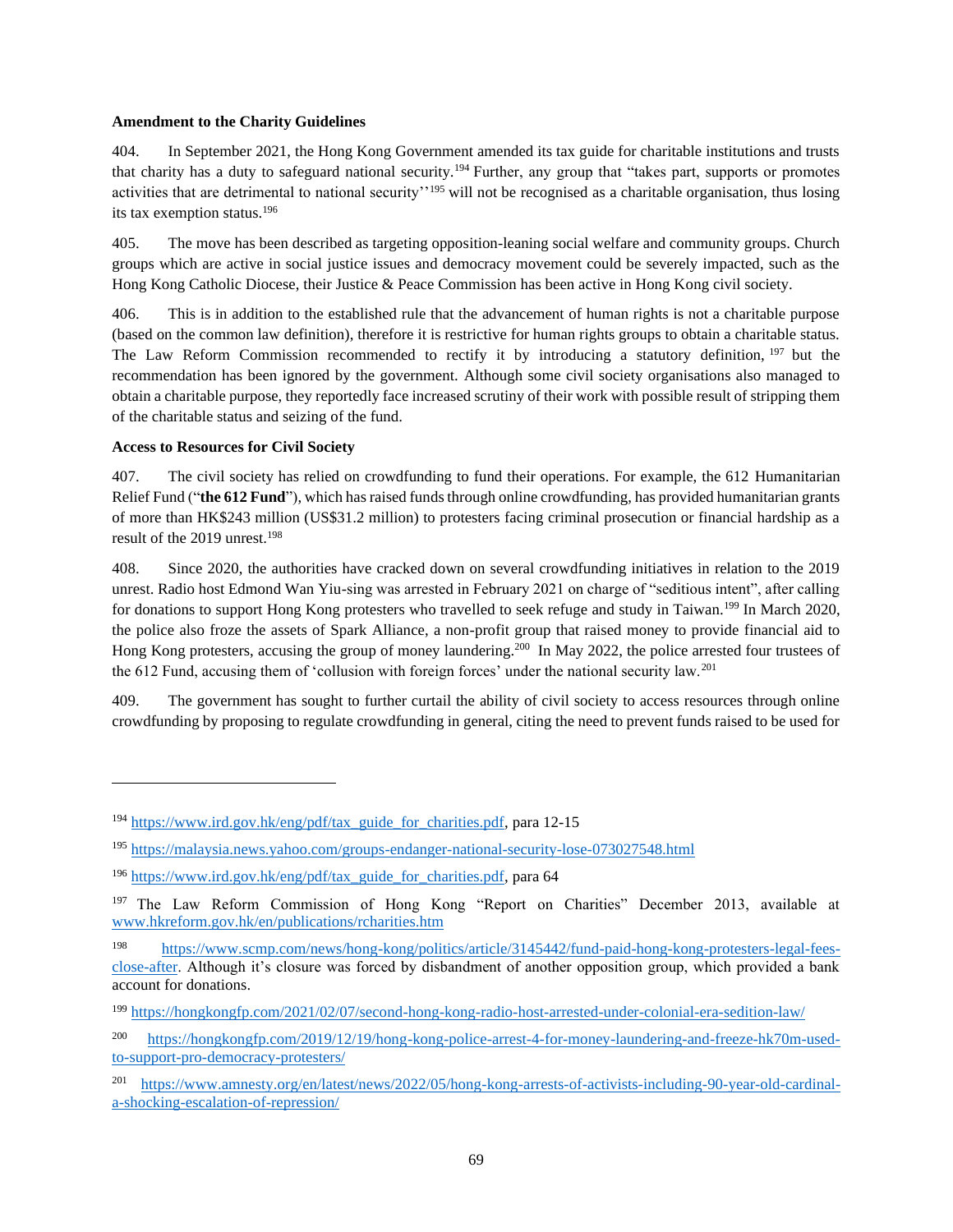**Amendment to the Charity Guidelines**

404. In September 2021, the Hong Kong Government amended its tax guide for charitable institutions and trusts that charity has a duty to safeguard national security.[194] Further, any group that "takes part, supports or promotes activities that are detrimental to national security''[195] will not be recognised as a charitable organisation, thus losing its tax exemption status.[196]

405. The move has been described as targeting opposition-leaning social welfare and community groups. Church groups which are active in social justice issues and democracy movement could be severely impacted, such as the Hong Kong Catholic Diocese, their Justice & Peace Commission has been active in Hong Kong civil society.

406. This is in addition to the established rule that the advancement of human rights is not a charitable purpose (based on the common law definition), therefore it is restrictive for human rights groups to obtain a charitable status. The Law Reform Commission recommended to rectify it by introducing a statutory definition,[197] but the recommendation has been ignored by the government. Although some civil society organisations also managed to obtain a charitable purpose, they reportedly face increased scrutiny of their work with possible result of stripping them of the charitable status and seizing of the fund.

**Access to Resources for Civil Society**

407. The civil society has relied on crowdfunding to fund their operations. For example, the 612 Humanitarian Relief Fund ("**the 612 Fund**"), which has raised funds through online crowdfunding, has provided humanitarian grants of more than HK$243 million (US$31.2 million) to protesters facing criminal prosecution or financial hardship as a result of the 2019 unrest.[198]

408. Since 2020, the authorities have cracked down on several crowdfunding initiatives in relation to the 2019 unrest. Radio host Edmond Wan Yiu-sing was arrested in February 2021 on charge of "seditious intent", after calling for donations to support Hong Kong protesters who travelled to seek refuge and study in Taiwan.[199] In March 2020, the police also froze the assets of Spark Alliance, a non-profit group that raised money to provide financial aid to Hong Kong protesters, accusing the group of money laundering.[200] In May 2022, the police arrested four trustees of the 612 Fund, accusing them of 'collusion with foreign forces' under the national security law.[201]

409. The government has sought to further curtail the ability of civil society to access resources through online crowdfunding by proposing to regulate crowdfunding in general, citing the need to prevent funds raised to be used for

---

[194] https://www.ird.gov.hk/eng/pdf/tax_guide_for_charities.pdf, para 12-15

[195] https://malaysia.news.yahoo.com/groups-endanger-national-security-lose-073027548.html

[196] https://www.ird.gov.hk/eng/pdf/tax_guide_for_charities.pdf, para 64

[197] The Law Reform Commission of Hong Kong "Report on Charities" December 2013, available at www.hkreform.gov.hk/en/publications/rcharities.htm

[198] https://www.scmp.com/news/hong-kong/politics/article/3145442/fund-paid-hong-kong-protesters-legal-fees-close-after. Although it's closure was forced by disbandment of another opposition group, which provided a bank account for donations.

[199] https://hongkongfp.com/2021/02/07/second-hong-kong-radio-host-arrested-under-colonial-era-sedition-law/

[200] https://hongkongfp.com/2019/12/19/hong-kong-police-arrest-4-for-money-laundering-and-freeze-hk70m-used-to-support-pro-democracy-protesters/

[201] https://www.amnesty.org/en/latest/news/2022/05/hong-kong-arrests-of-activists-including-90-year-old-cardinal-a-shocking-escalation-of-repression/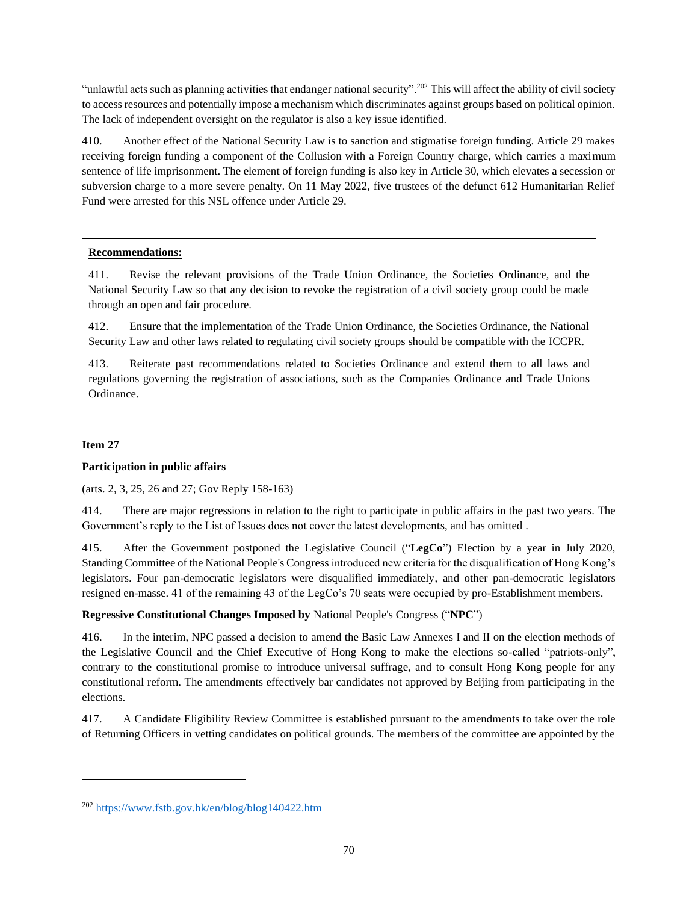"unlawful acts such as planning activities that endanger national security".[202] This will affect the ability of civil society to access resources and potentially impose a mechanism which discriminates against groups based on political opinion. The lack of independent oversight on the regulator is also a key issue identified.

410. Another effect of the National Security Law is to sanction and stigmatise foreign funding. Article 29 makes receiving foreign funding a component of the Collusion with a Foreign Country charge, which carries a maximum sentence of life imprisonment. The element of foreign funding is also key in Article 30, which elevates a secession or subversion charge to a more severe penalty. On 11 May 2022, five trustees of the defunct 612 Humanitarian Relief Fund were arrested for this NSL offence under Article 29.

**Recommendations:**

411. Revise the relevant provisions of the Trade Union Ordinance, the Societies Ordinance, and the National Security Law so that any decision to revoke the registration of a civil society group could be made through an open and fair procedure.

412. Ensure that the implementation of the Trade Union Ordinance, the Societies Ordinance, the National Security Law and other laws related to regulating civil society groups should be compatible with the ICCPR.

413. Reiterate past recommendations related to Societies Ordinance and extend them to all laws and regulations governing the registration of associations, such as the Companies Ordinance and Trade Unions Ordinance.

**Item 27**

**Participation in public affairs**

(arts. 2, 3, 25, 26 and 27; Gov Reply 158-163)

414. There are major regressions in relation to the right to participate in public affairs in the past two years. The Government's reply to the List of Issues does not cover the latest developments, and has omitted .

415. After the Government postponed the Legislative Council ("**LegCo**") Election by a year in July 2020, Standing Committee of the National People's Congress introduced new criteria for the disqualification of Hong Kong's legislators. Four pan-democratic legislators were disqualified immediately, and other pan-democratic legislators resigned en-masse. 41 of the remaining 43 of the LegCo's 70 seats were occupied by pro-Establishment members.

**Regressive Constitutional Changes Imposed by** National People's Congress ("**NPC**")

416. In the interim, NPC passed a decision to amend the Basic Law Annexes I and II on the election methods of the Legislative Council and the Chief Executive of Hong Kong to make the elections so-called "patriots-only", contrary to the constitutional promise to introduce universal suffrage, and to consult Hong Kong people for any constitutional reform. The amendments effectively bar candidates not approved by Beijing from participating in the elections.

417. A Candidate Eligibility Review Committee is established pursuant to the amendments to take over the role of Returning Officers in vetting candidates on political grounds. The members of the committee are appointed by the

[202] https://www.fstb.gov.hk/en/blog/blog140422.htm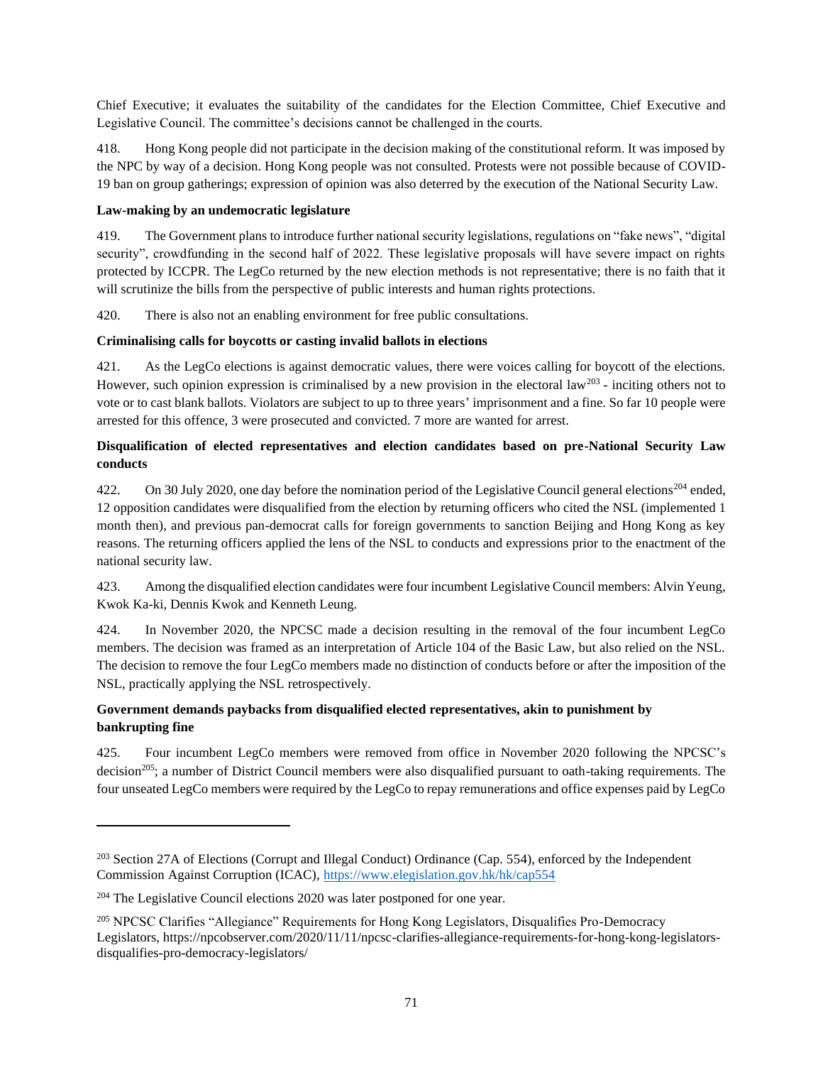Chief Executive; it evaluates the suitability of the candidates for the Election Committee, Chief Executive and Legislative Council. The committee's decisions cannot be challenged in the courts.

418. Hong Kong people did not participate in the decision making of the constitutional reform. It was imposed by the NPC by way of a decision. Hong Kong people was not consulted. Protests were not possible because of COVID-19 ban on group gatherings; expression of opinion was also deterred by the execution of the National Security Law.

**Law-making by an undemocratic legislature**

419. The Government plans to introduce further national security legislations, regulations on "fake news", "digital security", crowdfunding in the second half of 2022. These legislative proposals will have severe impact on rights protected by ICCPR. The LegCo returned by the new election methods is not representative; there is no faith that it will scrutinize the bills from the perspective of public interests and human rights protections.

420. There is also not an enabling environment for free public consultations.

**Criminalising calls for boycotts or casting invalid ballots in elections**

421. As the LegCo elections is against democratic values, there were voices calling for boycott of the elections. However, such opinion expression is criminalised by a new provision in the electoral law[203] - inciting others not to vote or to cast blank ballots. Violators are subject to up to three years' imprisonment and a fine. So far 10 people were arrested for this offence, 3 were prosecuted and convicted. 7 more are wanted for arrest.

**Disqualification of elected representatives and election candidates based on pre-National Security Law conducts**

422. On 30 July 2020, one day before the nomination period of the Legislative Council general elections[204] ended, 12 opposition candidates were disqualified from the election by returning officers who cited the NSL (implemented 1 month then), and previous pan-democrat calls for foreign governments to sanction Beijing and Hong Kong as key reasons. The returning officers applied the lens of the NSL to conducts and expressions prior to the enactment of the national security law.

423. Among the disqualified election candidates were four incumbent Legislative Council members: Alvin Yeung, Kwok Ka-ki, Dennis Kwok and Kenneth Leung.

424. In November 2020, the NPCSC made a decision resulting in the removal of the four incumbent LegCo members. The decision was framed as an interpretation of Article 104 of the Basic Law, but also relied on the NSL. The decision to remove the four LegCo members made no distinction of conducts before or after the imposition of the NSL, practically applying the NSL retrospectively.

**Government demands paybacks from disqualified elected representatives, akin to punishment by bankrupting fine**

425. Four incumbent LegCo members were removed from office in November 2020 following the NPCSC's decision[205]; a number of District Council members were also disqualified pursuant to oath-taking requirements. The four unseated LegCo members were required by the LegCo to repay remunerations and office expenses paid by LegCo

---

[203] Section 27A of Elections (Corrupt and Illegal Conduct) Ordinance (Cap. 554), enforced by the Independent Commission Against Corruption (ICAC), https://www.elegislation.gov.hk/hk/cap554

[204] The Legislative Council elections 2020 was later postponed for one year.

[205] NPCSC Clarifies "Allegiance" Requirements for Hong Kong Legislators, Disqualifies Pro-Democracy Legislators, https://npcobserver.com/2020/11/11/npcsc-clarifies-allegiance-requirements-for-hong-kong-legislators-disqualifies-pro-democracy-legislators/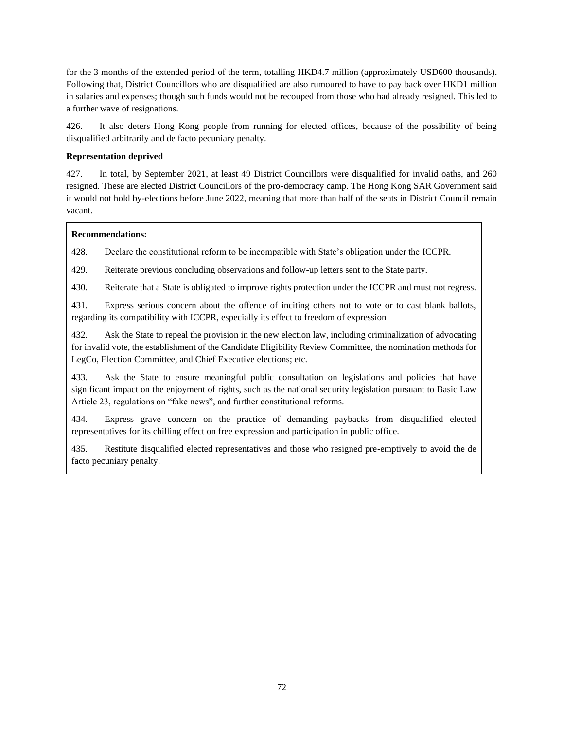for the 3 months of the extended period of the term, totalling HKD4.7 million (approximately USD600 thousands). Following that, District Councillors who are disqualified are also rumoured to have to pay back over HKD1 million in salaries and expenses; though such funds would not be recouped from those who had already resigned. This led to a further wave of resignations.

426. It also deters Hong Kong people from running for elected offices, because of the possibility of being disqualified arbitrarily and de facto pecuniary penalty.

**Representation deprived**

427. In total, by September 2021, at least 49 District Councillors were disqualified for invalid oaths, and 260 resigned. These are elected District Councillors of the pro-democracy camp. The Hong Kong SAR Government said it would not hold by-elections before June 2022, meaning that more than half of the seats in District Council remain vacant.

**Recommendations:**

428. Declare the constitutional reform to be incompatible with State's obligation under the ICCPR.

429. Reiterate previous concluding observations and follow-up letters sent to the State party.

430. Reiterate that a State is obligated to improve rights protection under the ICCPR and must not regress.

431. Express serious concern about the offence of inciting others not to vote or to cast blank ballots, regarding its compatibility with ICCPR, especially its effect to freedom of expression

432. Ask the State to repeal the provision in the new election law, including criminalization of advocating for invalid vote, the establishment of the Candidate Eligibility Review Committee, the nomination methods for LegCo, Election Committee, and Chief Executive elections; etc.

433. Ask the State to ensure meaningful public consultation on legislations and policies that have significant impact on the enjoyment of rights, such as the national security legislation pursuant to Basic Law Article 23, regulations on "fake news", and further constitutional reforms.

434. Express grave concern on the practice of demanding paybacks from disqualified elected representatives for its chilling effect on free expression and participation in public office.

435. Restitute disqualified elected representatives and those who resigned pre-emptively to avoid the de facto pecuniary penalty.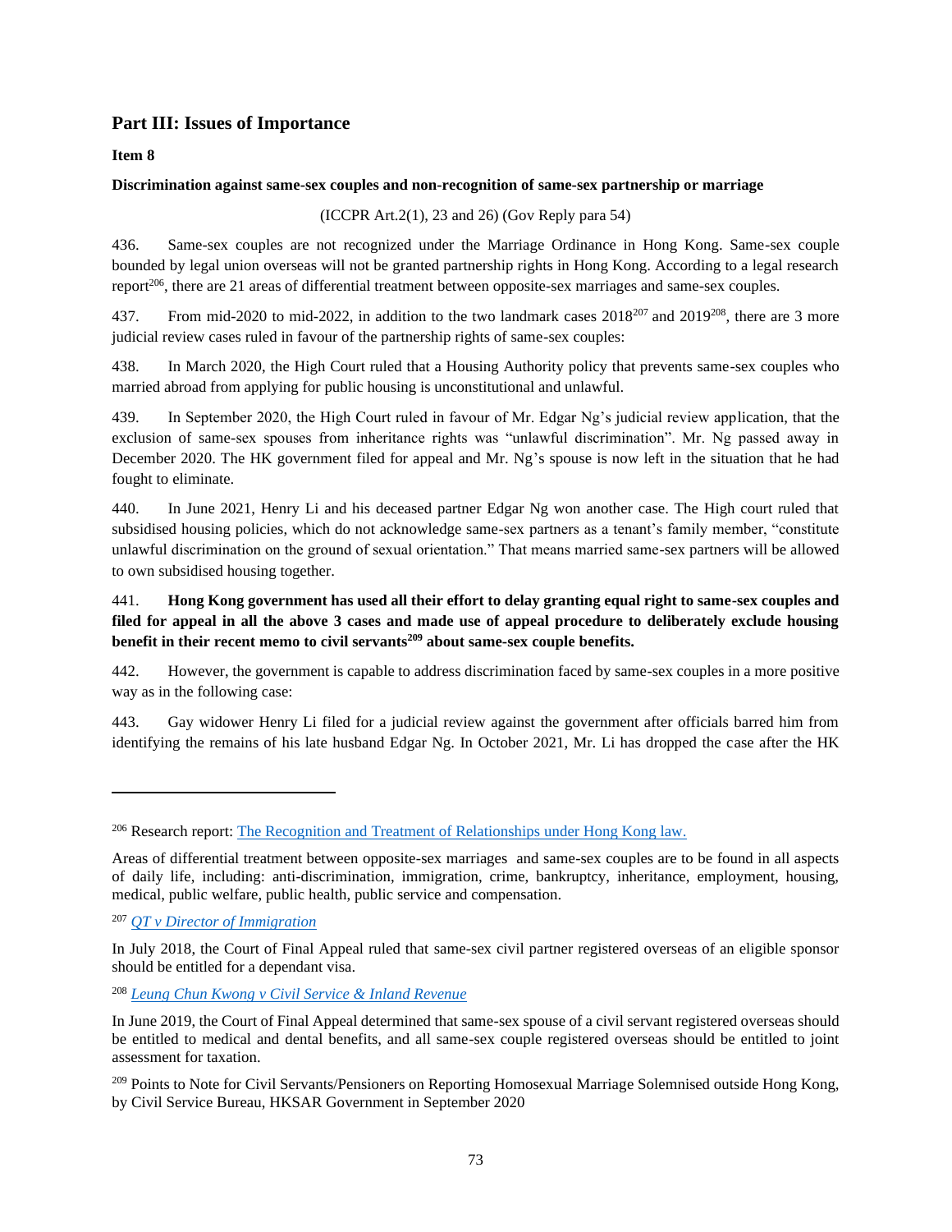## Part III: Issues of Importance

**Item 8**

**Discrimination against same-sex couples and non-recognition of same-sex partnership or marriage**

(ICCPR Art.2(1), 23 and 26) (Gov Reply para 54)

436. Same-sex couples are not recognized under the Marriage Ordinance in Hong Kong. Same-sex couple bounded by legal union overseas will not be granted partnership rights in Hong Kong. According to a legal research report[206], there are 21 areas of differential treatment between opposite-sex marriages and same-sex couples.

437. From mid-2020 to mid-2022, in addition to the two landmark cases 2018[207] and 2019[208], there are 3 more judicial review cases ruled in favour of the partnership rights of same-sex couples:

438. In March 2020, the High Court ruled that a Housing Authority policy that prevents same-sex couples who married abroad from applying for public housing is unconstitutional and unlawful.

439. In September 2020, the High Court ruled in favour of Mr. Edgar Ng's judicial review application, that the exclusion of same-sex spouses from inheritance rights was "unlawful discrimination". Mr. Ng passed away in December 2020. The HK government filed for appeal and Mr. Ng's spouse is now left in the situation that he had fought to eliminate.

440. In June 2021, Henry Li and his deceased partner Edgar Ng won another case. The High court ruled that subsidised housing policies, which do not acknowledge same-sex partners as a tenant's family member, "constitute unlawful discrimination on the ground of sexual orientation." That means married same-sex partners will be allowed to own subsidised housing together.

441. **Hong Kong government has used all their effort to delay granting equal right to same-sex couples and filed for appeal in all the above 3 cases and made use of appeal procedure to deliberately exclude housing benefit in their recent memo to civil servants[209] about same-sex couple benefits.**

442. However, the government is capable to address discrimination faced by same-sex couples in a more positive way as in the following case:

443. Gay widower Henry Li filed for a judicial review against the government after officials barred him from identifying the remains of his late husband Edgar Ng. In October 2021, Mr. Li has dropped the case after the HK

---

[206] Research report: [The Recognition and Treatment of Relationships under Hong Kong law.]()

Areas of differential treatment between opposite-sex marriages and same-sex couples are to be found in all aspects of daily life, including: anti-discrimination, immigration, crime, bankruptcy, inheritance, employment, housing, medical, public welfare, public health, public service and compensation.

[207] *[QT v Director of Immigration]()*

In July 2018, the Court of Final Appeal ruled that same-sex civil partner registered overseas of an eligible sponsor should be entitled for a dependant visa.

[208] *[Leung Chun Kwong v Civil Service & Inland Revenue]()*

In June 2019, the Court of Final Appeal determined that same-sex spouse of a civil servant registered overseas should be entitled to medical and dental benefits, and all same-sex couple registered overseas should be entitled to joint assessment for taxation.

[209] Points to Note for Civil Servants/Pensioners on Reporting Homosexual Marriage Solemnised outside Hong Kong, by Civil Service Bureau, HKSAR Government in September 2020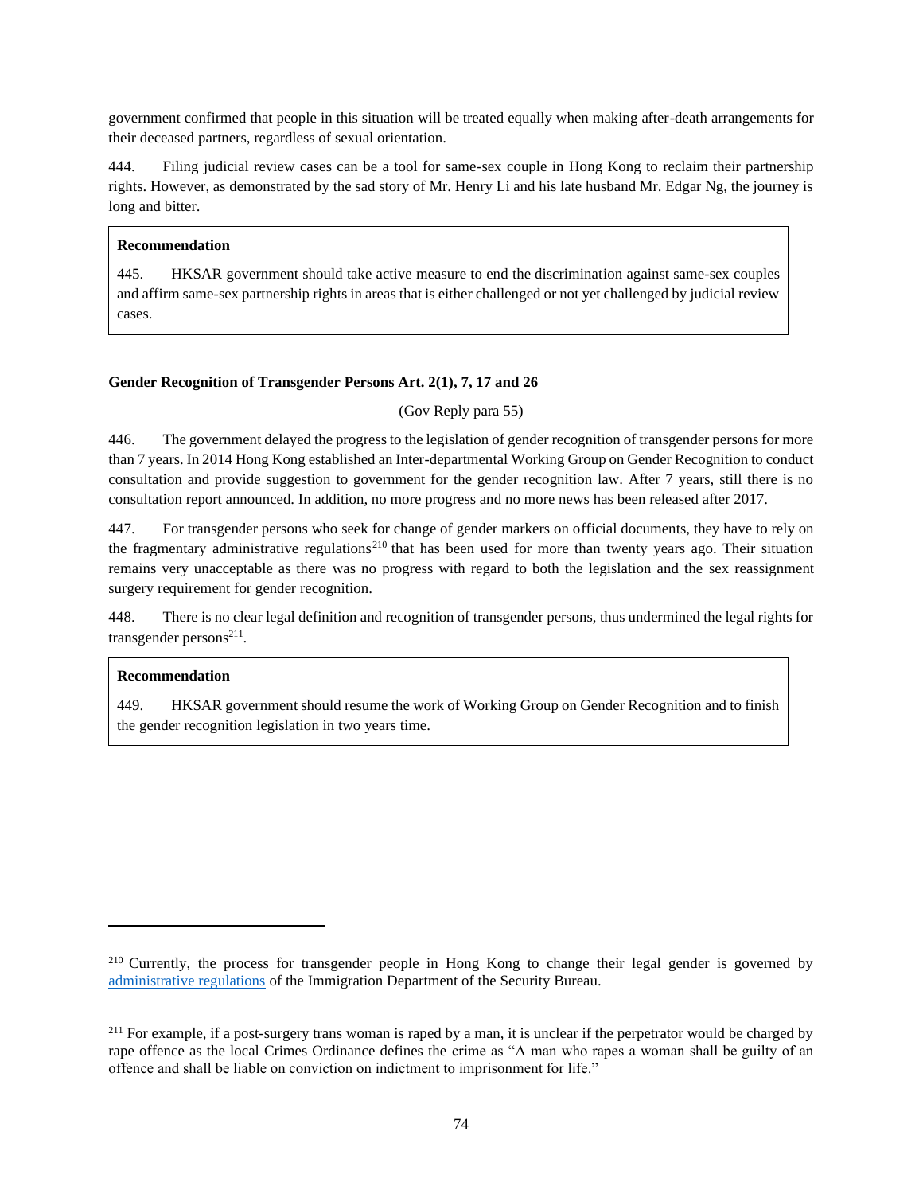government confirmed that people in this situation will be treated equally when making after-death arrangements for their deceased partners, regardless of sexual orientation.

444. Filing judicial review cases can be a tool for same-sex couple in Hong Kong to reclaim their partnership rights. However, as demonstrated by the sad story of Mr. Henry Li and his late husband Mr. Edgar Ng, the journey is long and bitter.

> **Recommendation**
>
> 445. HKSAR government should take active measure to end the discrimination against same-sex couples and affirm same-sex partnership rights in areas that is either challenged or not yet challenged by judicial review cases.

**Gender Recognition of Transgender Persons Art. 2(1), 7, 17 and 26**

(Gov Reply para 55)

446. The government delayed the progress to the legislation of gender recognition of transgender persons for more than 7 years. In 2014 Hong Kong established an Inter-departmental Working Group on Gender Recognition to conduct consultation and provide suggestion to government for the gender recognition law. After 7 years, still there is no consultation report announced. In addition, no more progress and no more news has been released after 2017.

447. For transgender persons who seek for change of gender markers on official documents, they have to rely on the fragmentary administrative regulations[210] that has been used for more than twenty years ago. Their situation remains very unacceptable as there was no progress with regard to both the legislation and the sex reassignment surgery requirement for gender recognition.

448. There is no clear legal definition and recognition of transgender persons, thus undermined the legal rights for transgender persons[211].

> **Recommendation**
>
> 449. HKSAR government should resume the work of Working Group on Gender Recognition and to finish the gender recognition legislation in two years time.

---

[210] Currently, the process for transgender people in Hong Kong to change their legal gender is governed by administrative regulations of the Immigration Department of the Security Bureau.

[211] For example, if a post-surgery trans woman is raped by a man, it is unclear if the perpetrator would be charged by rape offence as the local Crimes Ordinance defines the crime as "A man who rapes a woman shall be guilty of an offence and shall be liable on conviction on indictment to imprisonment for life."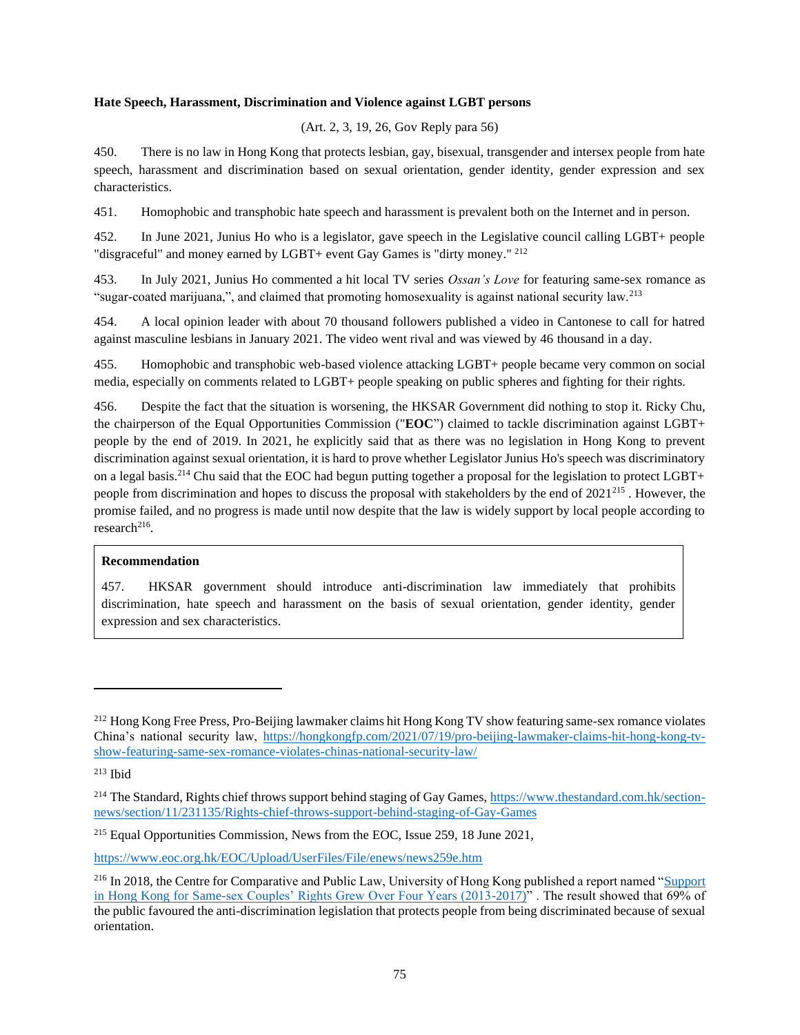**Hate Speech, Harassment, Discrimination and Violence against LGBT persons**

(Art. 2, 3, 19, 26, Gov Reply para 56)

450. There is no law in Hong Kong that protects lesbian, gay, bisexual, transgender and intersex people from hate speech, harassment and discrimination based on sexual orientation, gender identity, gender expression and sex characteristics.

451. Homophobic and transphobic hate speech and harassment is prevalent both on the Internet and in person.

452. In June 2021, Junius Ho who is a legislator, gave speech in the Legislative council calling LGBT+ people "disgraceful" and money earned by LGBT+ event Gay Games is "dirty money." [212]

453. In July 2021, Junius Ho commented a hit local TV series *Ossan's Love* for featuring same-sex romance as "sugar-coated marijuana,", and claimed that promoting homosexuality is against national security law.[213]

454. A local opinion leader with about 70 thousand followers published a video in Cantonese to call for hatred against masculine lesbians in January 2021. The video went rival and was viewed by 46 thousand in a day.

455. Homophobic and transphobic web-based violence attacking LGBT+ people became very common on social media, especially on comments related to LGBT+ people speaking on public spheres and fighting for their rights.

456. Despite the fact that the situation is worsening, the HKSAR Government did nothing to stop it. Ricky Chu, the chairperson of the Equal Opportunities Commission ("**EOC**") claimed to tackle discrimination against LGBT+ people by the end of 2019. In 2021, he explicitly said that as there was no legislation in Hong Kong to prevent discrimination against sexual orientation, it is hard to prove whether Legislator Junius Ho's speech was discriminatory on a legal basis.[214] Chu said that the EOC had begun putting together a proposal for the legislation to protect LGBT+ people from discrimination and hopes to discuss the proposal with stakeholders by the end of 2021[215] . However, the promise failed, and no progress is made until now despite that the law is widely support by local people according to research[216].

> **Recommendation**
>
> 457. HKSAR government should introduce anti-discrimination law immediately that prohibits discrimination, hate speech and harassment on the basis of sexual orientation, gender identity, gender expression and sex characteristics.

---

[212] Hong Kong Free Press, Pro-Beijing lawmaker claims hit Hong Kong TV show featuring same-sex romance violates China's national security law, https://hongkongfp.com/2021/07/19/pro-beijing-lawmaker-claims-hit-hong-kong-tv-show-featuring-same-sex-romance-violates-chinas-national-security-law/

[213] Ibid

[214] The Standard, Rights chief throws support behind staging of Gay Games, https://www.thestandard.com.hk/section-news/section/11/231135/Rights-chief-throws-support-behind-staging-of-Gay-Games

[215] Equal Opportunities Commission, News from the EOC, Issue 259, 18 June 2021,

https://www.eoc.org.hk/EOC/Upload/UserFiles/File/enews/news259e.htm

[216] In 2018, the Centre for Comparative and Public Law, University of Hong Kong published a report named "Support in Hong Kong for Same-sex Couples' Rights Grew Over Four Years (2013-2017)" . The result showed that 69% of the public favoured the anti-discrimination legislation that protects people from being discriminated because of sexual orientation.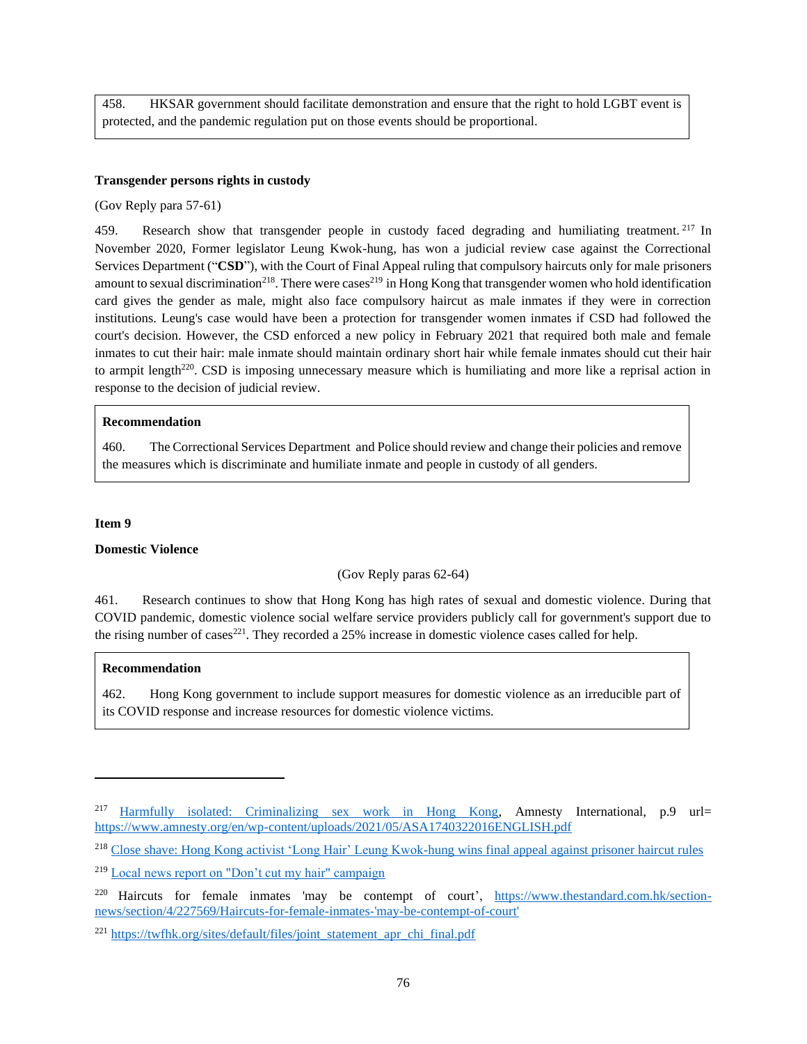458. HKSAR government should facilitate demonstration and ensure that the right to hold LGBT event is protected, and the pandemic regulation put on those events should be proportional.

**Transgender persons rights in custody**

(Gov Reply para 57-61)

459. Research show that transgender people in custody faced degrading and humiliating treatment.[217] In November 2020, Former legislator Leung Kwok-hung, has won a judicial review case against the Correctional Services Department ("**CSD**"), with the Court of Final Appeal ruling that compulsory haircuts only for male prisoners amount to sexual discrimination[218]. There were cases[219] in Hong Kong that transgender women who hold identification card gives the gender as male, might also face compulsory haircut as male inmates if they were in correction institutions. Leung's case would have been a protection for transgender women inmates if CSD had followed the court's decision. However, the CSD enforced a new policy in February 2021 that required both male and female inmates to cut their hair: male inmate should maintain ordinary short hair while female inmates should cut their hair to armpit length[220]. CSD is imposing unnecessary measure which is humiliating and more like a reprisal action in response to the decision of judicial review.

**Recommendation**

460. The Correctional Services Department and Police should review and change their policies and remove the measures which is discriminate and humiliate inmate and people in custody of all genders.

**Item 9**

**Domestic Violence**

(Gov Reply paras 62-64)

461. Research continues to show that Hong Kong has high rates of sexual and domestic violence. During that COVID pandemic, domestic violence social welfare service providers publicly call for government's support due to the rising number of cases[221]. They recorded a 25% increase in domestic violence cases called for help.

**Recommendation**

462. Hong Kong government to include support measures for domestic violence as an irreducible part of its COVID response and increase resources for domestic violence victims.

---

[217] Harmfully isolated: Criminalizing sex work in Hong Kong, Amnesty International, p.9 url= https://www.amnesty.org/en/wp-content/uploads/2021/05/ASA1740322016ENGLISH.pdf

[218] Close shave: Hong Kong activist 'Long Hair' Leung Kwok-hung wins final appeal against prisoner haircut rules

[219] Local news report on "Don't cut my hair" campaign

[220] Haircuts for female inmates 'may be contempt of court', https://www.thestandard.com.hk/section-news/section/4/227569/Haircuts-for-female-inmates-'may-be-contempt-of-court'

[221] https://twfhk.org/sites/default/files/joint_statement_apr_chi_final.pdf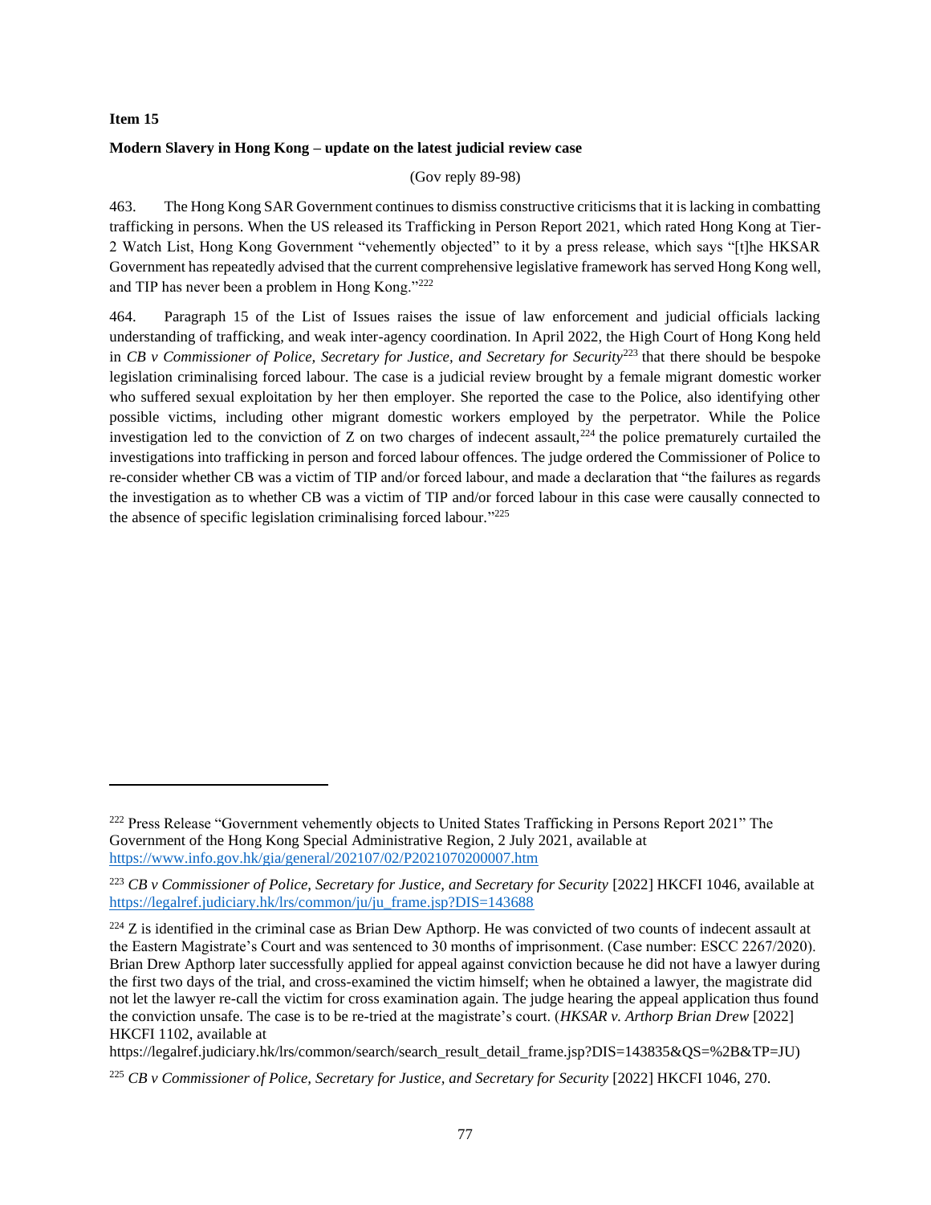**Item 15**

**Modern Slavery in Hong Kong – update on the latest judicial review case**

(Gov reply 89-98)

463. The Hong Kong SAR Government continues to dismiss constructive criticisms that it is lacking in combatting trafficking in persons. When the US released its Trafficking in Person Report 2021, which rated Hong Kong at Tier-2 Watch List, Hong Kong Government "vehemently objected" to it by a press release, which says "[t]he HKSAR Government has repeatedly advised that the current comprehensive legislative framework has served Hong Kong well, and TIP has never been a problem in Hong Kong."[222]

464. Paragraph 15 of the List of Issues raises the issue of law enforcement and judicial officials lacking understanding of trafficking, and weak inter-agency coordination. In April 2022, the High Court of Hong Kong held in *CB v Commissioner of Police, Secretary for Justice, and Secretary for Security*[223] that there should be bespoke legislation criminalising forced labour. The case is a judicial review brought by a female migrant domestic worker who suffered sexual exploitation by her then employer. She reported the case to the Police, also identifying other possible victims, including other migrant domestic workers employed by the perpetrator. While the Police investigation led to the conviction of Z on two charges of indecent assault,[224] the police prematurely curtailed the investigations into trafficking in person and forced labour offences. The judge ordered the Commissioner of Police to re-consider whether CB was a victim of TIP and/or forced labour, and made a declaration that "the failures as regards the investigation as to whether CB was a victim of TIP and/or forced labour in this case were causally connected to the absence of specific legislation criminalising forced labour."[225]

---

[222] Press Release "Government vehemently objects to United States Trafficking in Persons Report 2021" The Government of the Hong Kong Special Administrative Region, 2 July 2021, available at https://www.info.gov.hk/gia/general/202107/02/P2021070200007.htm

[223] *CB v Commissioner of Police, Secretary for Justice, and Secretary for Security* [2022] HKCFI 1046, available at https://legalref.judiciary.hk/lrs/common/ju/ju_frame.jsp?DIS=143688

[224] Z is identified in the criminal case as Brian Dew Apthorp. He was convicted of two counts of indecent assault at the Eastern Magistrate's Court and was sentenced to 30 months of imprisonment. (Case number: ESCC 2267/2020). Brian Drew Apthorp later successfully applied for appeal against conviction because he did not have a lawyer during the first two days of the trial, and cross-examined the victim himself; when he obtained a lawyer, the magistrate did not let the lawyer re-call the victim for cross examination again. The judge hearing the appeal application thus found the conviction unsafe. The case is to be re-tried at the magistrate's court. (*HKSAR v. Arthorp Brian Drew* [2022] HKCFI 1102, available at https://legalref.judiciary.hk/lrs/common/search/search_result_detail_frame.jsp?DIS=143835&QS=%2B&TP=JU)

[225] *CB v Commissioner of Police, Secretary for Justice, and Secretary for Security* [2022] HKCFI 1046, 270.